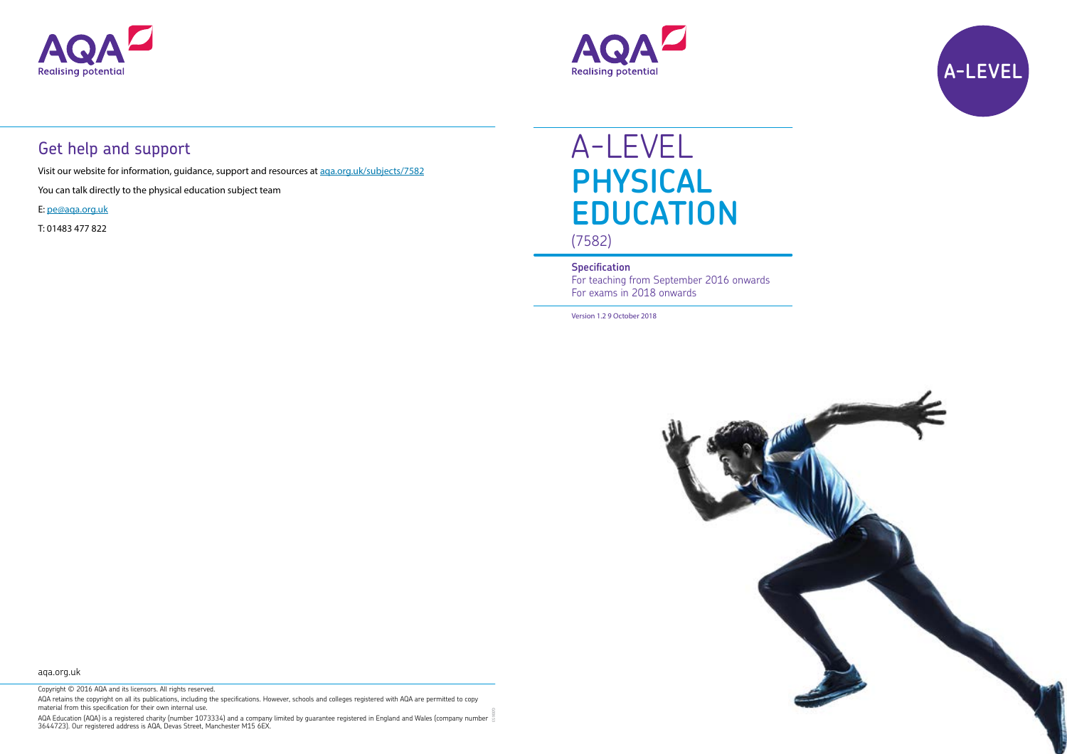AQA Realising potential

## Get help and support

Visit our website for information, guidance, support and resources at [aqa.org.uk/subjects/7582](aqa.org.uk/subjects/7582)

You can talk directly to the physical education subject team

E: [pe@aqa.org.uk](mailto:pe@aqa.org.uk)

T: 01483 477 822

aqa.org.uk

Copyright © 2016 AQA and its licensors. All rights reserved.

AQA retains the copyright on all its publications, including the specifications. However, schools and colleges registered with AQA are permitted to copy material from this specification for their own internal use.

AQA Education (AQA) is a registered charity (number 1073334) and a company limited by guarantee registered in England and Wales (company number 3644723). Our registered address is AQA, Devas Street, Manchester M15 6EX.

AQA Realising potential

A-LEVEL

# A-LEVEL PHYSICAL EDUCATION

(7582)

**Specification**

For teaching from September 2016 onwards

For exams in 2018 onwards

Version 1.2 9 October 2018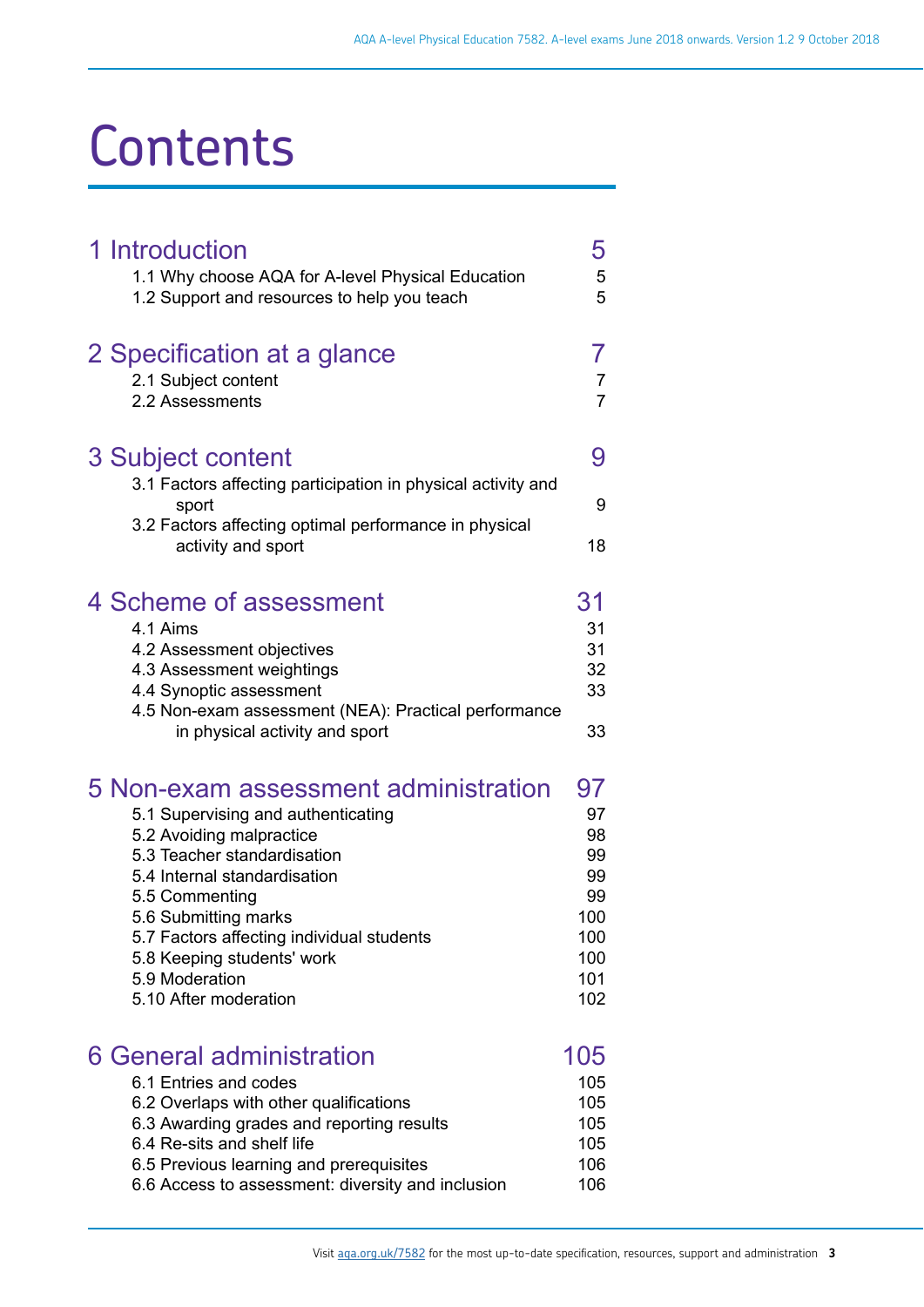# Contents

| | |
|---|---|
| **1 Introduction** | **5** |
| 1.1 Why choose AQA for A-level Physical Education | 5 |
| 1.2 Support and resources to help you teach | 5 |
| **2 Specification at a glance** | **7** |
| 2.1 Subject content | 7 |
| 2.2 Assessments | 7 |
| **3 Subject content** | **9** |
| 3.1 Factors affecting participation in physical activity and sport | 9 |
| 3.2 Factors affecting optimal performance in physical activity and sport | 18 |
| **4 Scheme of assessment** | **31** |
| 4.1 Aims | 31 |
| 4.2 Assessment objectives | 31 |
| 4.3 Assessment weightings | 32 |
| 4.4 Synoptic assessment | 33 |
| 4.5 Non-exam assessment (NEA): Practical performance in physical activity and sport | 33 |
| **5 Non-exam assessment administration** | **97** |
| 5.1 Supervising and authenticating | 97 |
| 5.2 Avoiding malpractice | 98 |
| 5.3 Teacher standardisation | 99 |
| 5.4 Internal standardisation | 99 |
| 5.5 Commenting | 99 |
| 5.6 Submitting marks | 100 |
| 5.7 Factors affecting individual students | 100 |
| 5.8 Keeping students' work | 100 |
| 5.9 Moderation | 101 |
| 5.10 After moderation | 102 |
| **6 General administration** | **105** |
| 6.1 Entries and codes | 105 |
| 6.2 Overlaps with other qualifications | 105 |
| 6.3 Awarding grades and reporting results | 105 |
| 6.4 Re-sits and shelf life | 105 |
| 6.5 Previous learning and prerequisites | 106 |
| 6.6 Access to assessment: diversity and inclusion | 106 |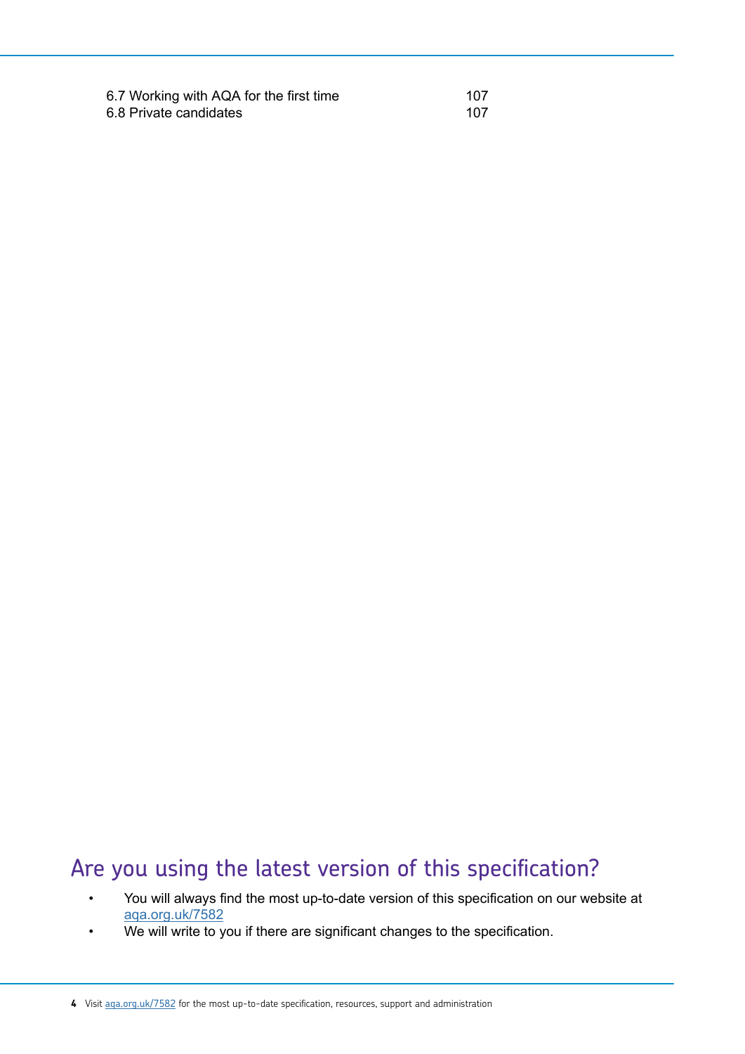| | |
|---|---|
| 6.7 Working with AQA for the first time | 107 |
| 6.8 Private candidates | 107 |

## Are you using the latest version of this specification?

- You will always find the most up-to-date version of this specification on our website at aqa.org.uk/7582
- We will write to you if there are significant changes to the specification.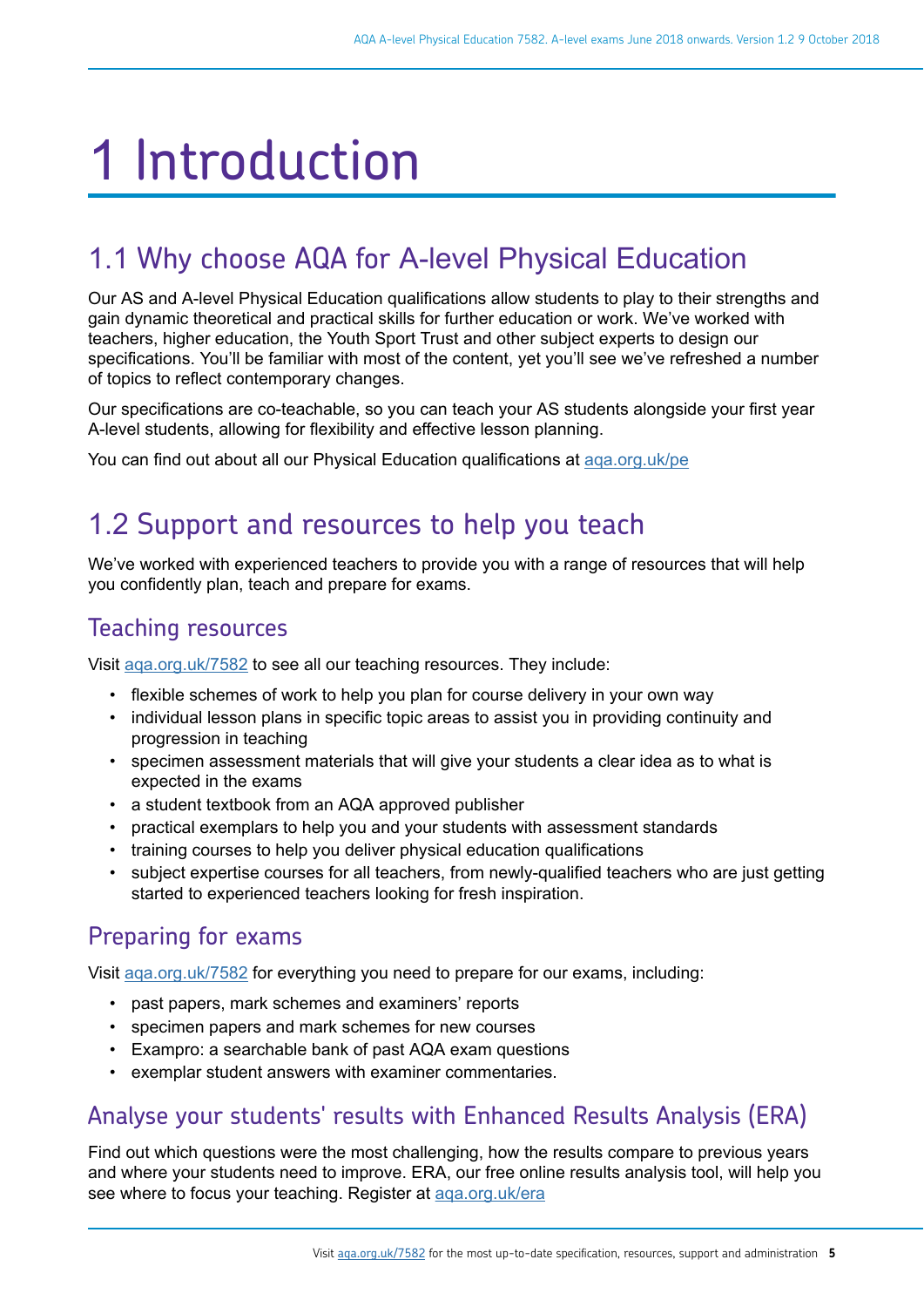# 1 Introduction

## 1.1 Why choose AQA for A-level Physical Education

Our AS and A-level Physical Education qualifications allow students to play to their strengths and gain dynamic theoretical and practical skills for further education or work. We've worked with teachers, higher education, the Youth Sport Trust and other subject experts to design our specifications. You'll be familiar with most of the content, yet you'll see we've refreshed a number of topics to reflect contemporary changes.

Our specifications are co-teachable, so you can teach your AS students alongside your first year A-level students, allowing for flexibility and effective lesson planning.

You can find out about all our Physical Education qualifications at aqa.org.uk/pe

## 1.2 Support and resources to help you teach

We've worked with experienced teachers to provide you with a range of resources that will help you confidently plan, teach and prepare for exams.

### Teaching resources

Visit aqa.org.uk/7582 to see all our teaching resources. They include:

- flexible schemes of work to help you plan for course delivery in your own way
- individual lesson plans in specific topic areas to assist you in providing continuity and progression in teaching
- specimen assessment materials that will give your students a clear idea as to what is expected in the exams
- a student textbook from an AQA approved publisher
- practical exemplars to help you and your students with assessment standards
- training courses to help you deliver physical education qualifications
- subject expertise courses for all teachers, from newly-qualified teachers who are just getting started to experienced teachers looking for fresh inspiration.

### Preparing for exams

Visit aqa.org.uk/7582 for everything you need to prepare for our exams, including:

- past papers, mark schemes and examiners' reports
- specimen papers and mark schemes for new courses
- Exampro: a searchable bank of past AQA exam questions
- exemplar student answers with examiner commentaries.

### Analyse your students' results with Enhanced Results Analysis (ERA)

Find out which questions were the most challenging, how the results compare to previous years and where your students need to improve. ERA, our free online results analysis tool, will help you see where to focus your teaching. Register at aqa.org.uk/era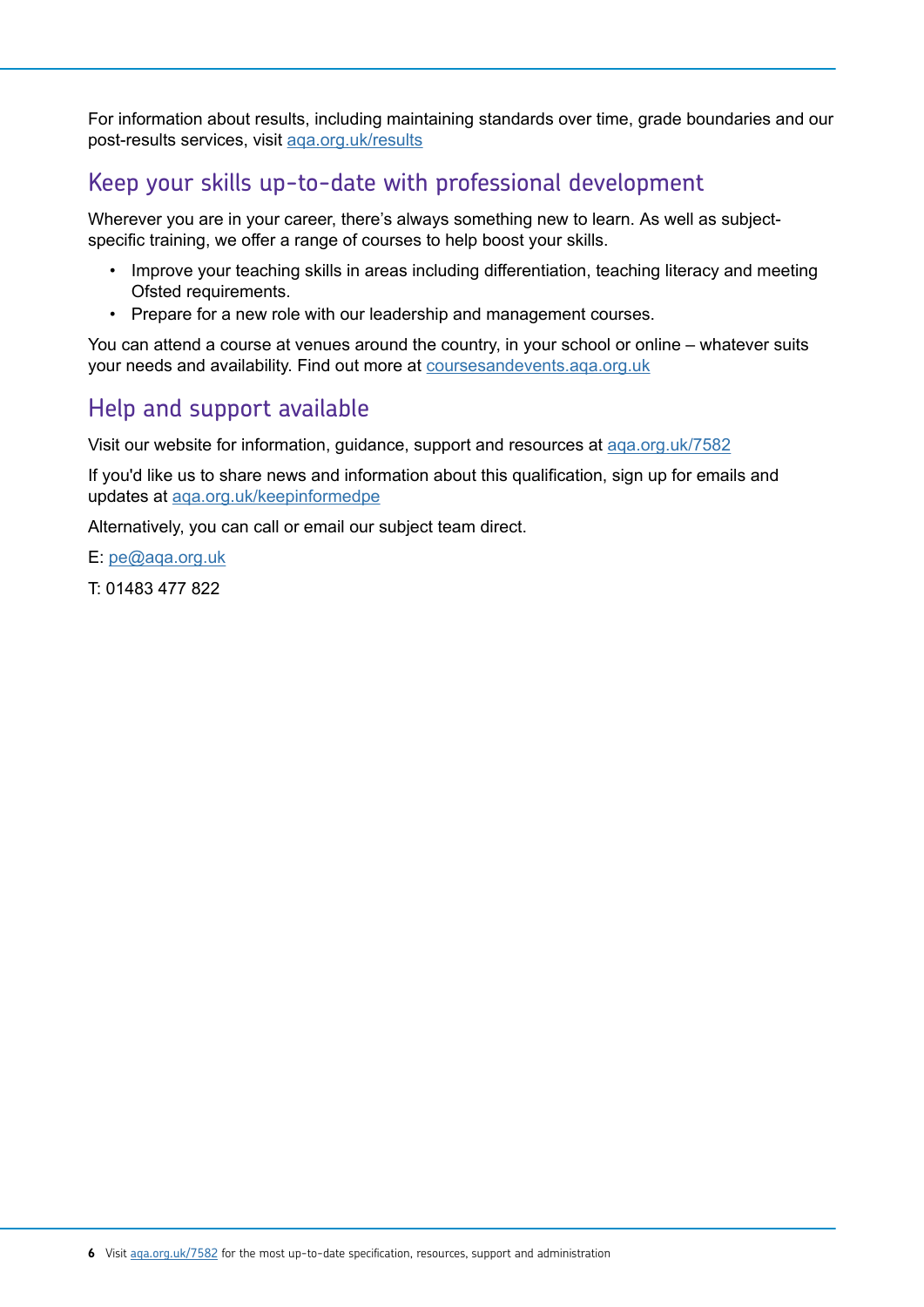For information about results, including maintaining standards over time, grade boundaries and our post-results services, visit aqa.org.uk/results

## Keep your skills up-to-date with professional development

Wherever you are in your career, there's always something new to learn. As well as subject-specific training, we offer a range of courses to help boost your skills.

- Improve your teaching skills in areas including differentiation, teaching literacy and meeting Ofsted requirements.
- Prepare for a new role with our leadership and management courses.

You can attend a course at venues around the country, in your school or online – whatever suits your needs and availability. Find out more at coursesandevents.aqa.org.uk

## Help and support available

Visit our website for information, guidance, support and resources at aqa.org.uk/7582

If you'd like us to share news and information about this qualification, sign up for emails and updates at aqa.org.uk/keepinformedpe

Alternatively, you can call or email our subject team direct.

E: pe@aqa.org.uk

T: 01483 477 822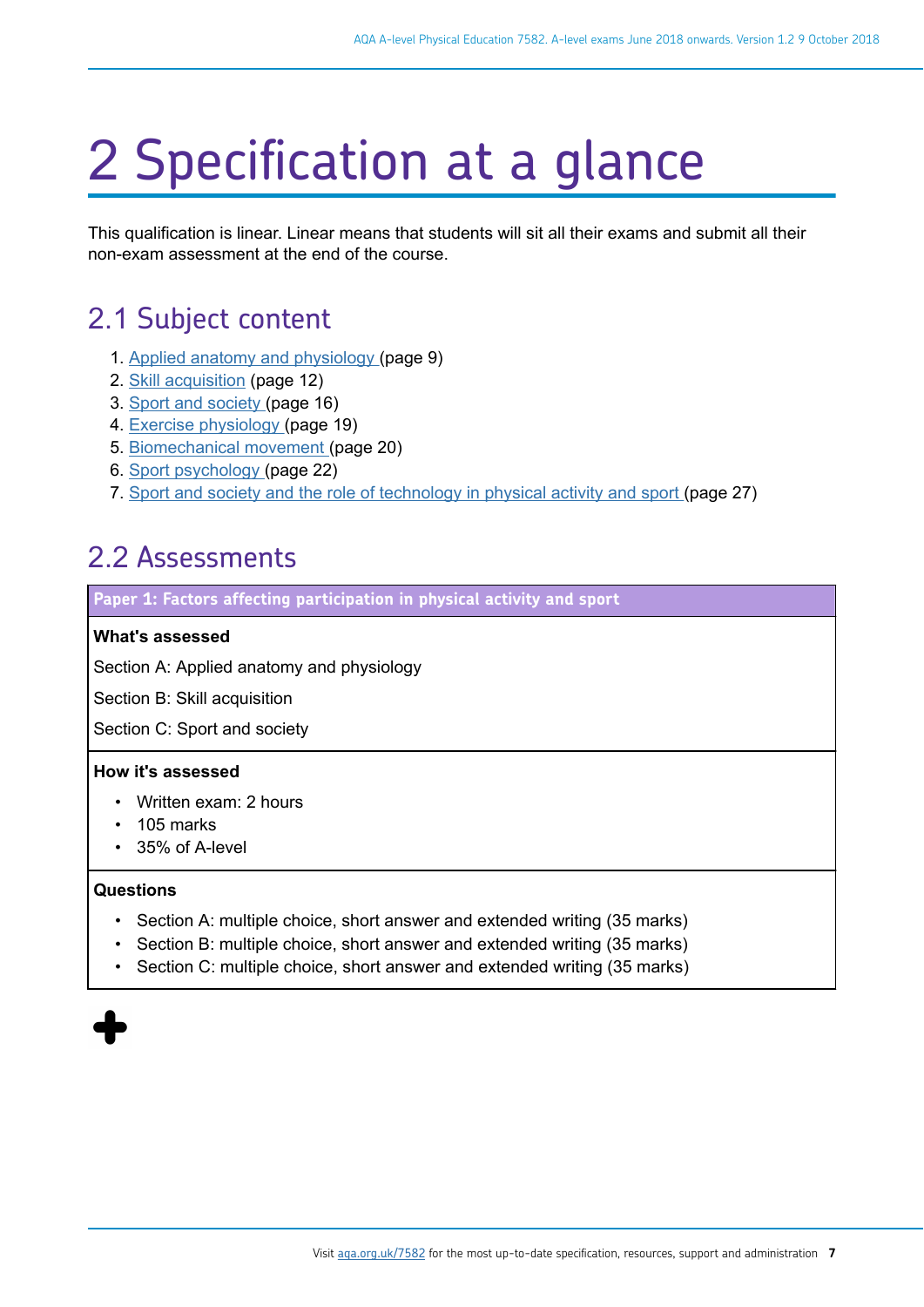# 2 Specification at a glance

This qualification is linear. Linear means that students will sit all their exams and submit all their non-exam assessment at the end of the course.

## 2.1 Subject content

1. Applied anatomy and physiology (page 9)
2. Skill acquisition (page 12)
3. Sport and society (page 16)
4. Exercise physiology (page 19)
5. Biomechanical movement (page 20)
6. Sport psychology (page 22)
7. Sport and society and the role of technology in physical activity and sport (page 27)

## 2.2 Assessments

**Paper 1: Factors affecting participation in physical activity and sport**

**What's assessed**

Section A: Applied anatomy and physiology

Section B: Skill acquisition

Section C: Sport and society

**How it's assessed**

- Written exam: 2 hours
- 105 marks
- 35% of A-level

**Questions**

- Section A: multiple choice, short answer and extended writing (35 marks)
- Section B: multiple choice, short answer and extended writing (35 marks)
- Section C: multiple choice, short answer and extended writing (35 marks)

+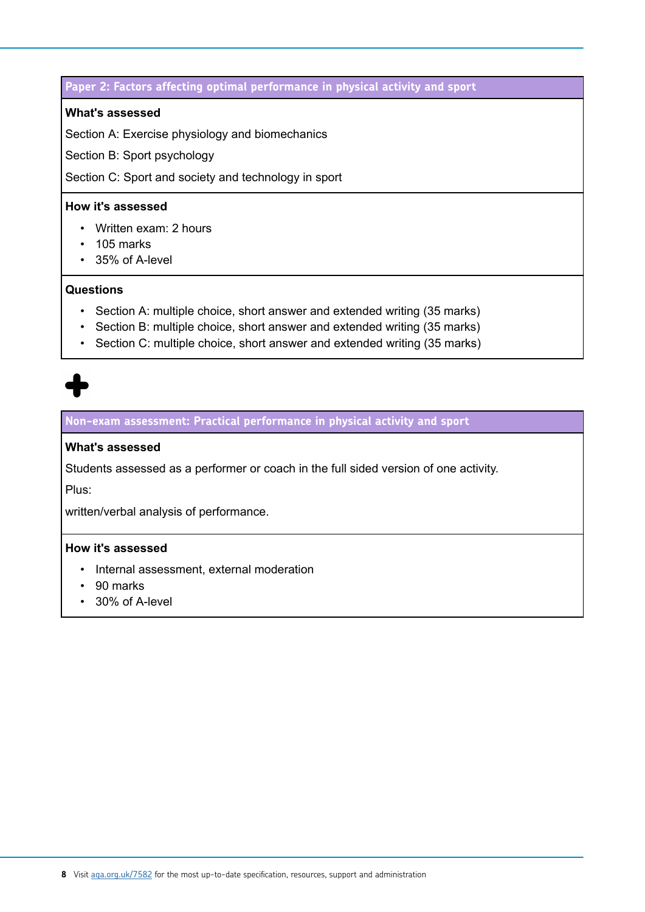### Paper 2: Factors affecting optimal performance in physical activity and sport

**What's assessed**

Section A: Exercise physiology and biomechanics

Section B: Sport psychology

Section C: Sport and society and technology in sport

**How it's assessed**

- Written exam: 2 hours
- 105 marks
- 35% of A-level

**Questions**

- Section A: multiple choice, short answer and extended writing (35 marks)
- Section B: multiple choice, short answer and extended writing (35 marks)
- Section C: multiple choice, short answer and extended writing (35 marks)

+

### Non-exam assessment: Practical performance in physical activity and sport

**What's assessed**

Students assessed as a performer or coach in the full sided version of one activity.

Plus:

written/verbal analysis of performance.

**How it's assessed**

- Internal assessment, external moderation
- 90 marks
- 30% of A-level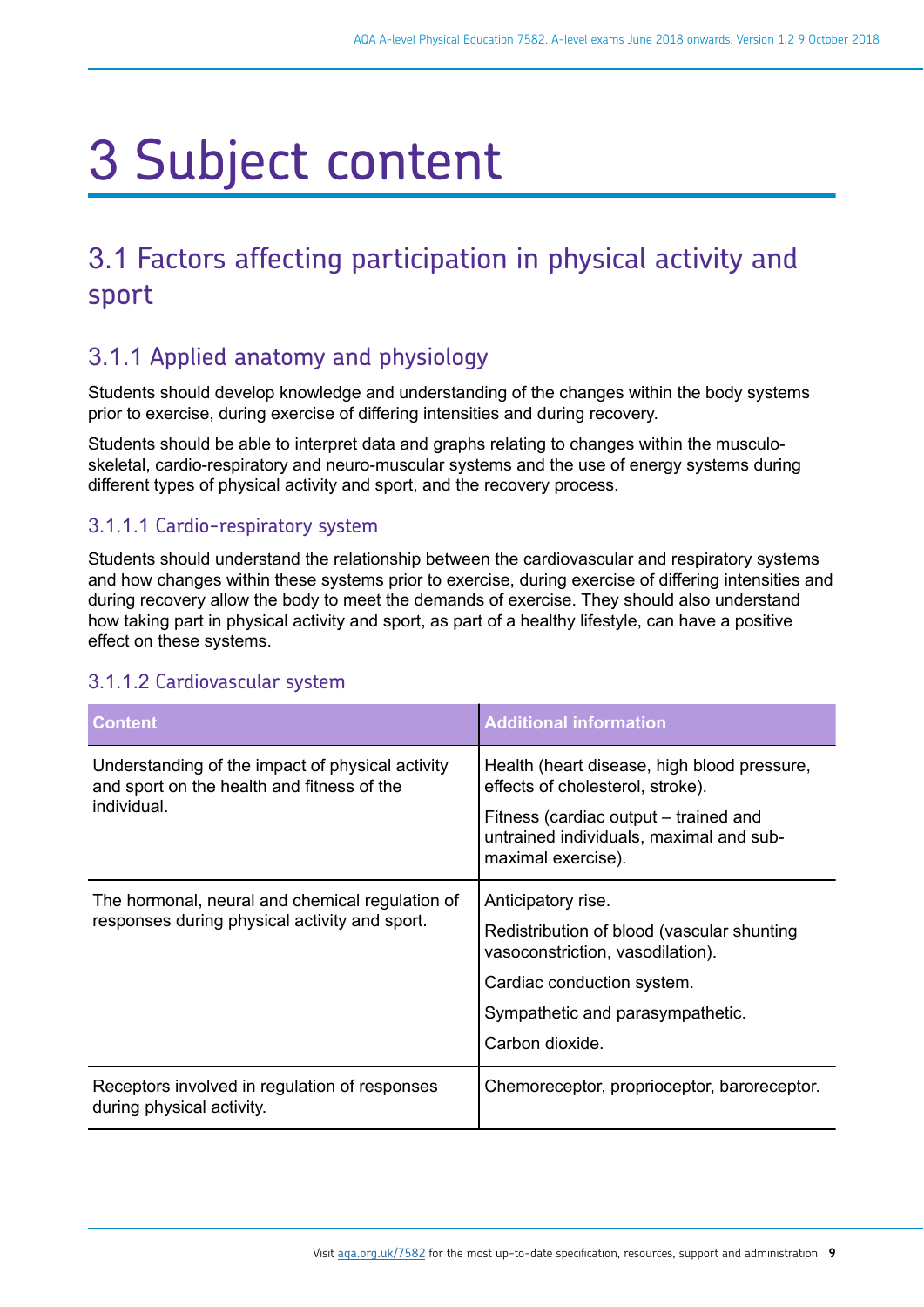# 3 Subject content

## 3.1 Factors affecting participation in physical activity and sport

### 3.1.1 Applied anatomy and physiology

Students should develop knowledge and understanding of the changes within the body systems prior to exercise, during exercise of differing intensities and during recovery.

Students should be able to interpret data and graphs relating to changes within the musculo-skeletal, cardio-respiratory and neuro-muscular systems and the use of energy systems during different types of physical activity and sport, and the recovery process.

#### 3.1.1.1 Cardio-respiratory system

Students should understand the relationship between the cardiovascular and respiratory systems and how changes within these systems prior to exercise, during exercise of differing intensities and during recovery allow the body to meet the demands of exercise. They should also understand how taking part in physical activity and sport, as part of a healthy lifestyle, can have a positive effect on these systems.

#### 3.1.1.2 Cardiovascular system

| Content | Additional information |
| --- | --- |
| Understanding of the impact of physical activity and sport on the health and fitness of the individual. | Health (heart disease, high blood pressure, effects of cholesterol, stroke).<br><br>Fitness (cardiac output – trained and untrained individuals, maximal and sub-maximal exercise). |
| The hormonal, neural and chemical regulation of responses during physical activity and sport. | Anticipatory rise.<br><br>Redistribution of blood (vascular shunting vasoconstriction, vasodilation).<br><br>Cardiac conduction system.<br><br>Sympathetic and parasympathetic.<br><br>Carbon dioxide. |
| Receptors involved in regulation of responses during physical activity. | Chemoreceptor, proprioceptor, baroreceptor. |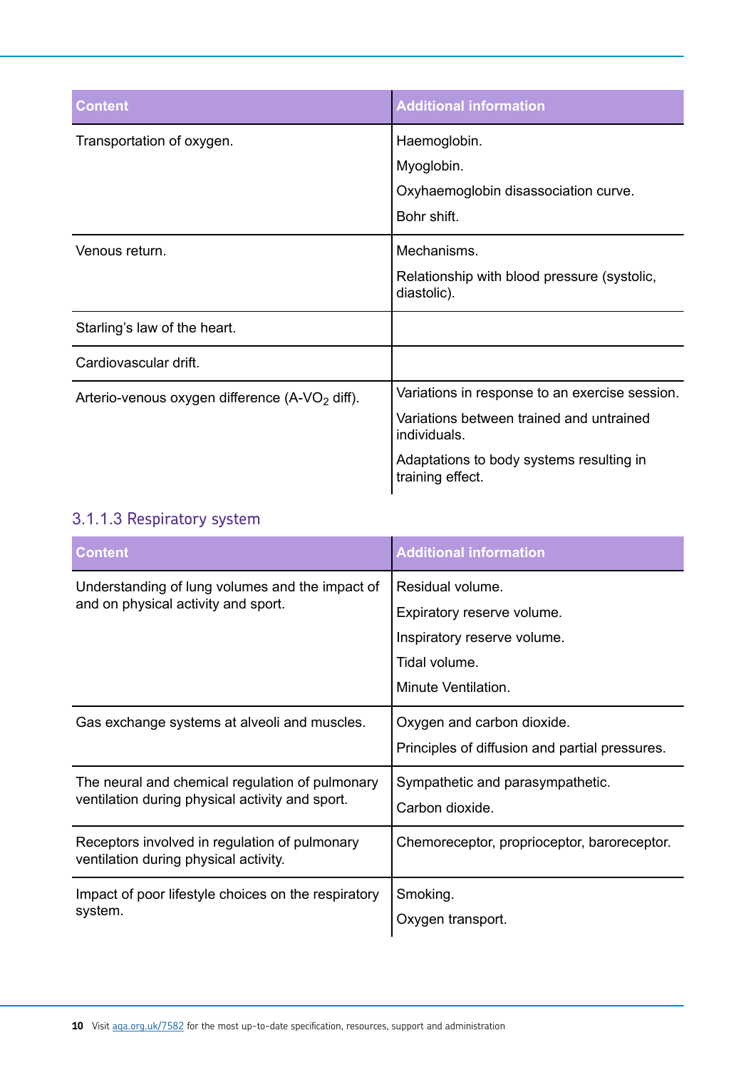| Content | Additional information |
| --- | --- |
| Transportation of oxygen. | Haemoglobin.<br>Myoglobin.<br>Oxyhaemoglobin disassociation curve.<br>Bohr shift. |
| Venous return. | Mechanisms.<br>Relationship with blood pressure (systolic, diastolic). |
| Starling's law of the heart. | |
| Cardiovascular drift. | |
| Arterio-venous oxygen difference (A-$VO_2$ diff). | Variations in response to an exercise session.<br>Variations between trained and untrained individuals.<br>Adaptations to body systems resulting in training effect. |

### 3.1.1.3 Respiratory system

| Content | Additional information |
| --- | --- |
| Understanding of lung volumes and the impact of and on physical activity and sport. | Residual volume.<br>Expiratory reserve volume.<br>Inspiratory reserve volume.<br>Tidal volume.<br>Minute Ventilation. |
| Gas exchange systems at alveoli and muscles. | Oxygen and carbon dioxide.<br>Principles of diffusion and partial pressures. |
| The neural and chemical regulation of pulmonary ventilation during physical activity and sport. | Sympathetic and parasympathetic.<br>Carbon dioxide. |
| Receptors involved in regulation of pulmonary ventilation during physical activity. | Chemoreceptor, proprioceptor, baroreceptor. |
| Impact of poor lifestyle choices on the respiratory system. | Smoking.<br>Oxygen transport. |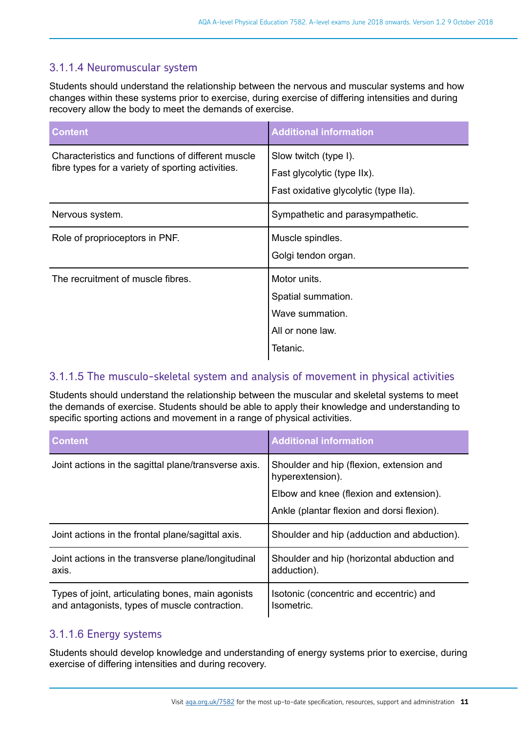### 3.1.1.4 Neuromuscular system

Students should understand the relationship between the nervous and muscular systems and how changes within these systems prior to exercise, during exercise of differing intensities and during recovery allow the body to meet the demands of exercise.

| Content | Additional information |
|---|---|
| Characteristics and functions of different muscle fibre types for a variety of sporting activities. | Slow twitch (type I).<br>Fast glycolytic (type IIx).<br>Fast oxidative glycolytic (type IIa). |
| Nervous system. | Sympathetic and parasympathetic. |
| Role of proprioceptors in PNF. | Muscle spindles.<br>Golgi tendon organ. |
| The recruitment of muscle fibres. | Motor units.<br>Spatial summation.<br>Wave summation.<br>All or none law.<br>Tetanic. |

### 3.1.1.5 The musculo-skeletal system and analysis of movement in physical activities

Students should understand the relationship between the muscular and skeletal systems to meet the demands of exercise. Students should be able to apply their knowledge and understanding to specific sporting actions and movement in a range of physical activities.

| Content | Additional information |
|---|---|
| Joint actions in the sagittal plane/transverse axis. | Shoulder and hip (flexion, extension and hyperextension).<br>Elbow and knee (flexion and extension).<br>Ankle (plantar flexion and dorsi flexion). |
| Joint actions in the frontal plane/sagittal axis. | Shoulder and hip (adduction and abduction). |
| Joint actions in the transverse plane/longitudinal axis. | Shoulder and hip (horizontal abduction and adduction). |
| Types of joint, articulating bones, main agonists and antagonists, types of muscle contraction. | Isotonic (concentric and eccentric) and Isometric. |

### 3.1.1.6 Energy systems

Students should develop knowledge and understanding of energy systems prior to exercise, during exercise of differing intensities and during recovery.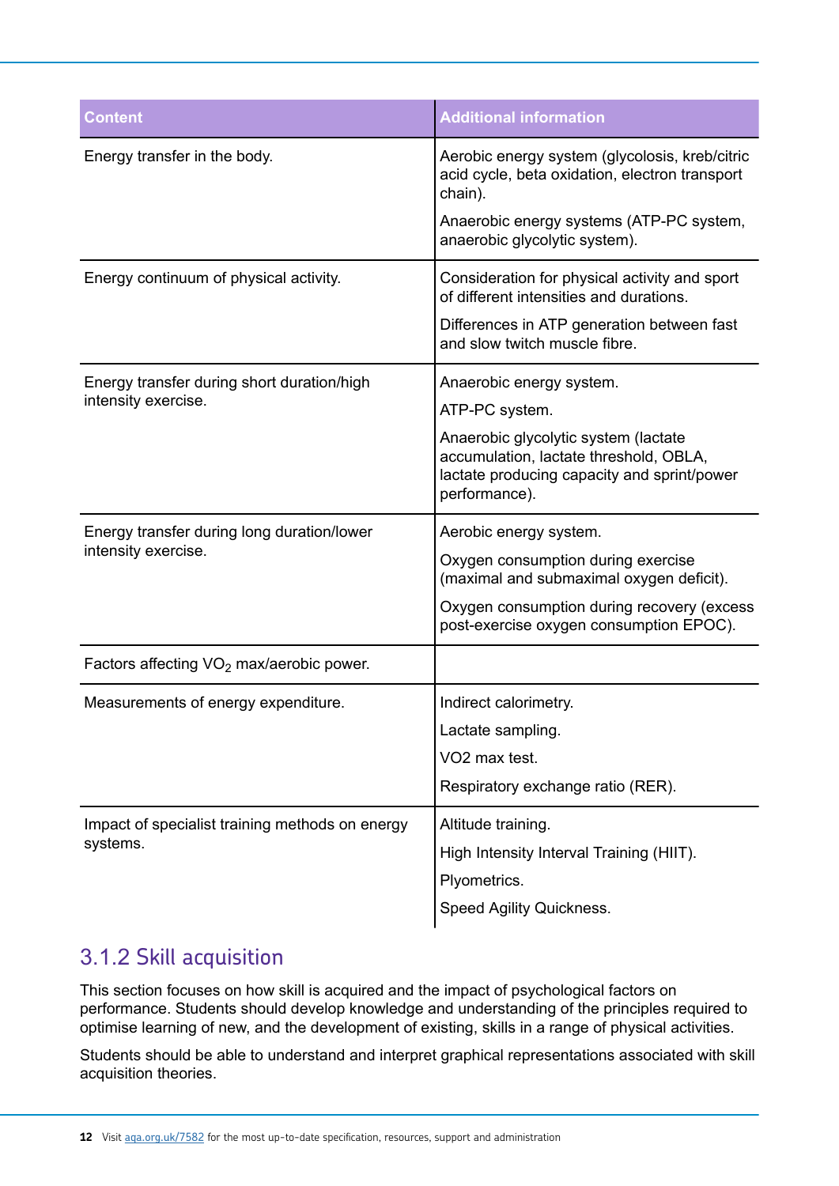| Content | Additional information |
|---|---|
| Energy transfer in the body. | Aerobic energy system (glycolosis, kreb/citric acid cycle, beta oxidation, electron transport chain).<br><br>Anaerobic energy systems (ATP-PC system, anaerobic glycolytic system). |
| Energy continuum of physical activity. | Consideration for physical activity and sport of different intensities and durations.<br><br>Differences in ATP generation between fast and slow twitch muscle fibre. |
| Energy transfer during short duration/high intensity exercise. | Anaerobic energy system.<br><br>ATP-PC system.<br><br>Anaerobic glycolytic system (lactate accumulation, lactate threshold, OBLA, lactate producing capacity and sprint/power performance). |
| Energy transfer during long duration/lower intensity exercise. | Aerobic energy system.<br><br>Oxygen consumption during exercise (maximal and submaximal oxygen deficit).<br><br>Oxygen consumption during recovery (excess post-exercise oxygen consumption EPOC). |
| Factors affecting $VO_2$ max/aerobic power. | |
| Measurements of energy expenditure. | Indirect calorimetry.<br><br>Lactate sampling.<br><br>VO2 max test.<br><br>Respiratory exchange ratio (RER). |
| Impact of specialist training methods on energy systems. | Altitude training.<br><br>High Intensity Interval Training (HIIT).<br><br>Plyometrics.<br><br>Speed Agility Quickness. |

### 3.1.2 Skill acquisition

This section focuses on how skill is acquired and the impact of psychological factors on performance. Students should develop knowledge and understanding of the principles required to optimise learning of new, and the development of existing, skills in a range of physical activities.

Students should be able to understand and interpret graphical representations associated with skill acquisition theories.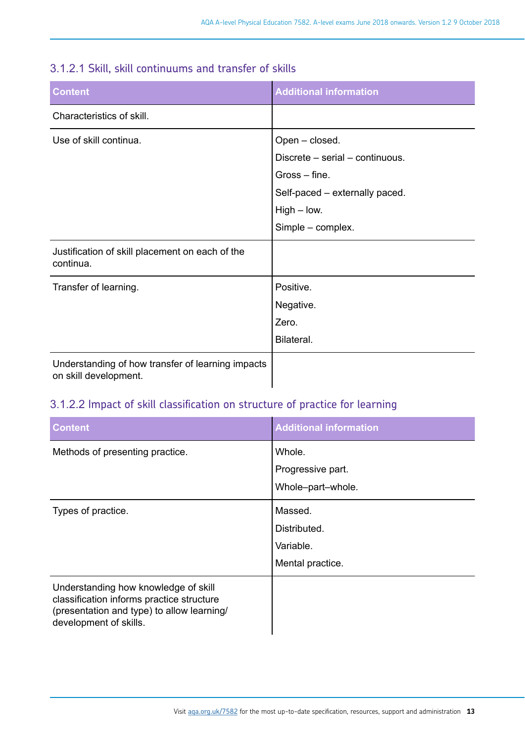### 3.1.2.1 Skill, skill continuums and transfer of skills

| Content | Additional information |
| --- | --- |
| Characteristics of skill. | |
| Use of skill continua. | Open – closed.<br>Discrete – serial – continuous.<br>Gross – fine.<br>Self-paced – externally paced.<br>High – low.<br>Simple – complex. |
| Justification of skill placement on each of the continua. | |
| Transfer of learning. | Positive.<br>Negative.<br>Zero.<br>Bilateral. |
| Understanding of how transfer of learning impacts on skill development. | |

### 3.1.2.2 Impact of skill classification on structure of practice for learning

| Content | Additional information |
| --- | --- |
| Methods of presenting practice. | Whole.<br>Progressive part.<br>Whole–part–whole. |
| Types of practice. | Massed.<br>Distributed.<br>Variable.<br>Mental practice. |
| Understanding how knowledge of skill classification informs practice structure (presentation and type) to allow learning/ development of skills. | |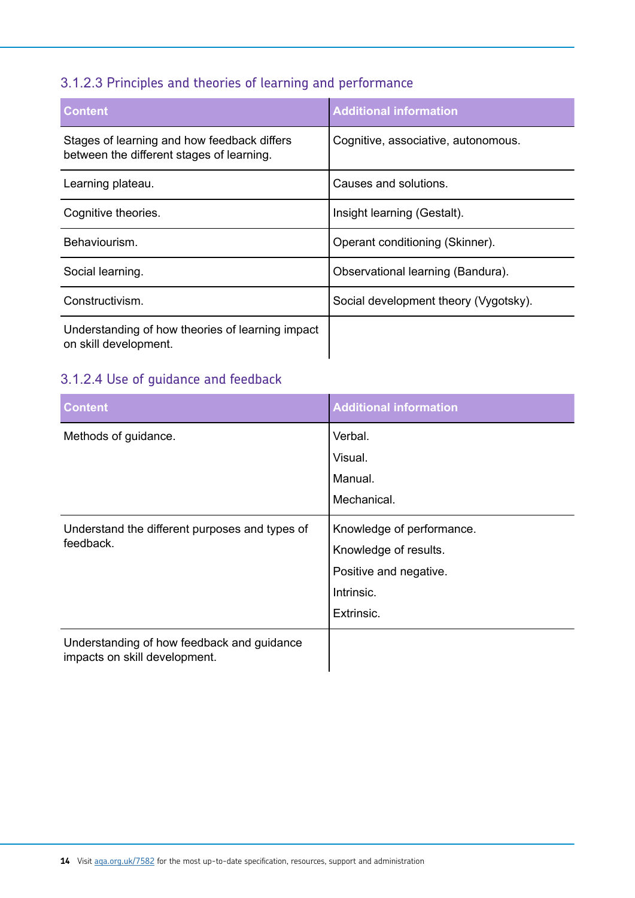### 3.1.2.3 Principles and theories of learning and performance

| Content | Additional information |
|---|---|
| Stages of learning and how feedback differs between the different stages of learning. | Cognitive, associative, autonomous. |
| Learning plateau. | Causes and solutions. |
| Cognitive theories. | Insight learning (Gestalt). |
| Behaviourism. | Operant conditioning (Skinner). |
| Social learning. | Observational learning (Bandura). |
| Constructivism. | Social development theory (Vygotsky). |
| Understanding of how theories of learning impact on skill development. | |

### 3.1.2.4 Use of guidance and feedback

| Content | Additional information |
|---|---|
| Methods of guidance. | Verbal.<br>Visual.<br>Manual.<br>Mechanical. |
| Understand the different purposes and types of feedback. | Knowledge of performance.<br>Knowledge of results.<br>Positive and negative.<br>Intrinsic.<br>Extrinsic. |
| Understanding of how feedback and guidance impacts on skill development. | |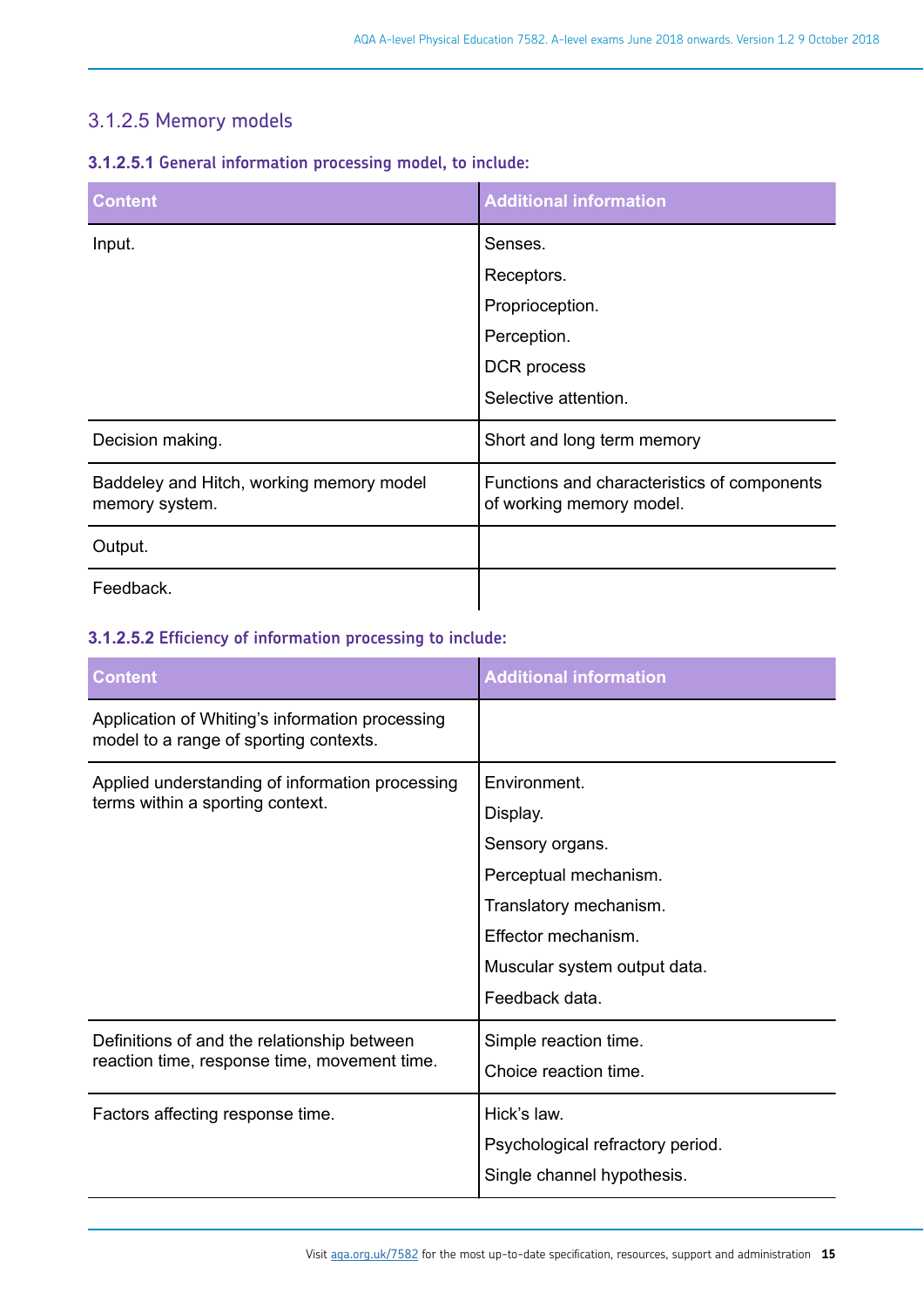## 3.1.2.5 Memory models

### 3.1.2.5.1 General information processing model, to include:

| Content | Additional information |
| --- | --- |
| Input. | Senses.<br>Receptors.<br>Proprioception.<br>Perception.<br>DCR process<br>Selective attention. |
| Decision making. | Short and long term memory |
| Baddeley and Hitch, working memory model memory system. | Functions and characteristics of components of working memory model. |
| Output. | |
| Feedback. | |

### 3.1.2.5.2 Efficiency of information processing to include:

| Content | Additional information |
| --- | --- |
| Application of Whiting's information processing model to a range of sporting contexts. | |
| Applied understanding of information processing terms within a sporting context. | Environment.<br>Display.<br>Sensory organs.<br>Perceptual mechanism.<br>Translatory mechanism.<br>Effector mechanism.<br>Muscular system output data.<br>Feedback data. |
| Definitions of and the relationship between reaction time, response time, movement time. | Simple reaction time.<br>Choice reaction time. |
| Factors affecting response time. | Hick's law.<br>Psychological refractory period.<br>Single channel hypothesis. |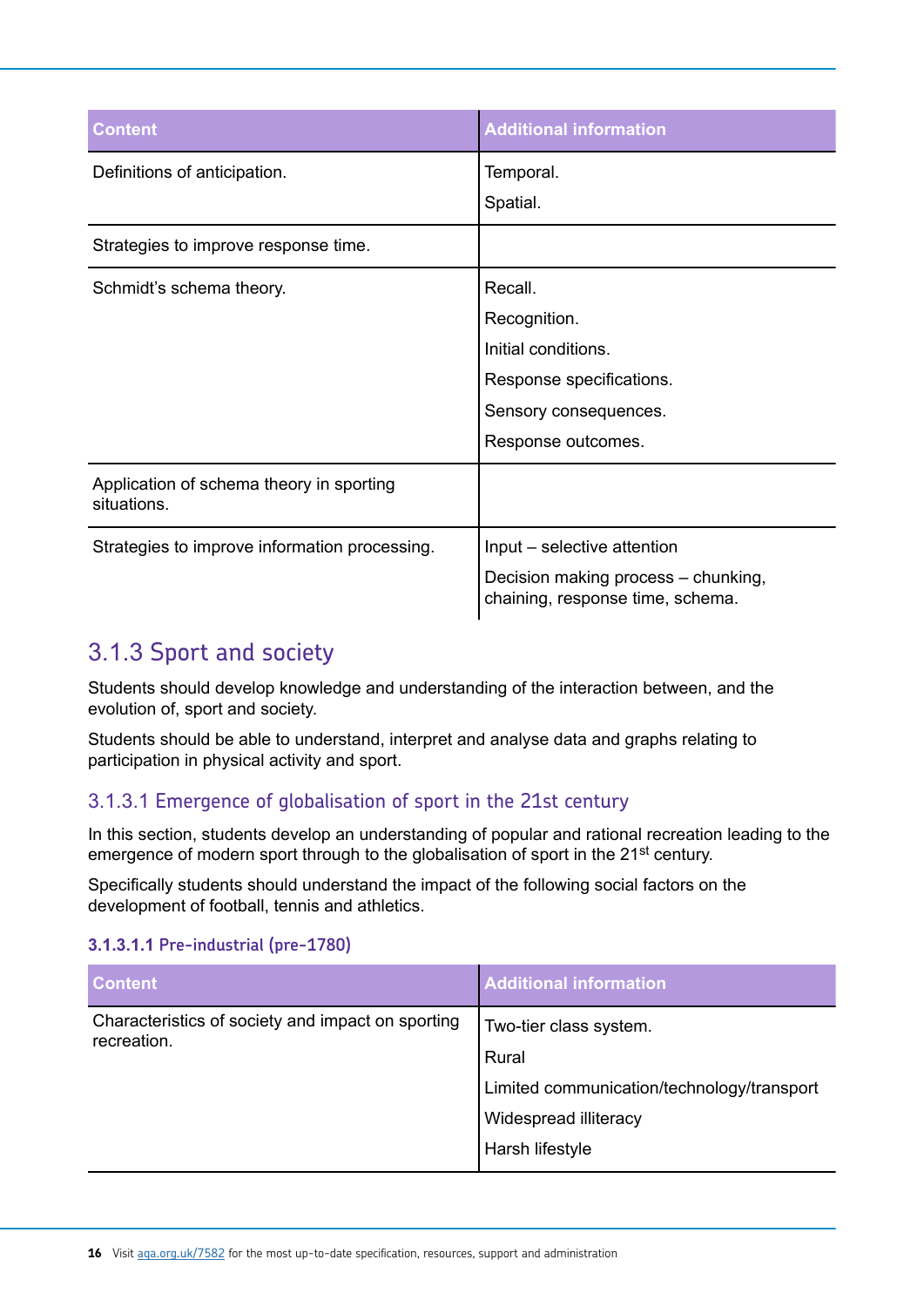| Content | Additional information |
|---|---|
| Definitions of anticipation. | Temporal.<br>Spatial. |
| Strategies to improve response time. | |
| Schmidt's schema theory. | Recall.<br>Recognition.<br>Initial conditions.<br>Response specifications.<br>Sensory consequences.<br>Response outcomes. |
| Application of schema theory in sporting situations. | |
| Strategies to improve information processing. | Input – selective attention<br>Decision making process – chunking, chaining, response time, schema. |

## 3.1.3 Sport and society

Students should develop knowledge and understanding of the interaction between, and the evolution of, sport and society.

Students should be able to understand, interpret and analyse data and graphs relating to participation in physical activity and sport.

### 3.1.3.1 Emergence of globalisation of sport in the 21st century

In this section, students develop an understanding of popular and rational recreation leading to the emergence of modern sport through to the globalisation of sport in the 21st century.

Specifically students should understand the impact of the following social factors on the development of football, tennis and athletics.

#### 3.1.3.1.1 Pre-industrial (pre-1780)

| Content | Additional information |
|---|---|
| Characteristics of society and impact on sporting recreation. | Two-tier class system.<br>Rural<br>Limited communication/technology/transport<br>Widespread illiteracy<br>Harsh lifestyle |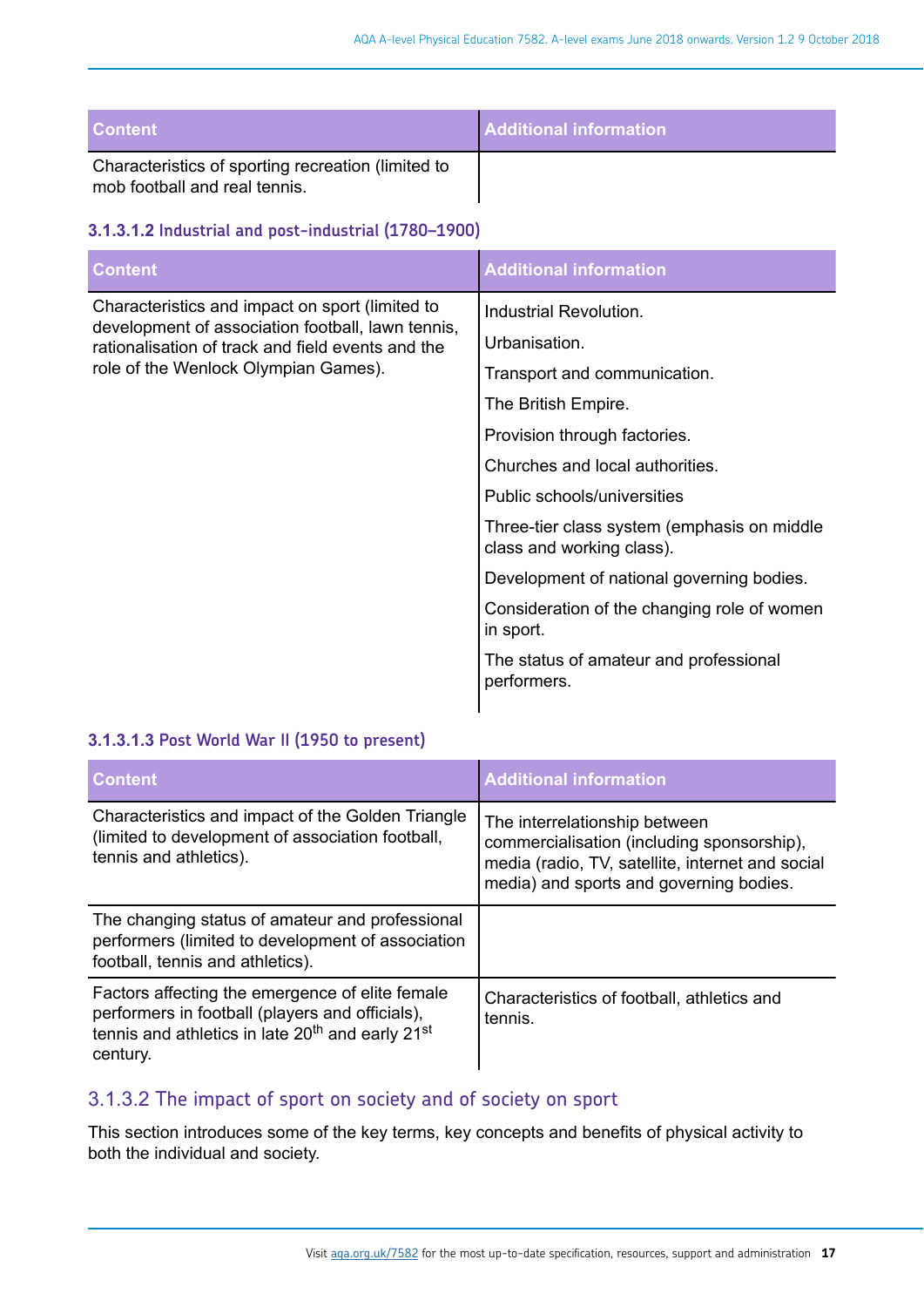| Content | Additional information |
|---|---|
| Characteristics of sporting recreation (limited to mob football and real tennis. | |

#### 3.1.3.1.2 Industrial and post-industrial (1780–1900)

| Content | Additional information |
|---|---|
| Characteristics and impact on sport (limited to development of association football, lawn tennis, rationalisation of track and field events and the role of the Wenlock Olympian Games). | Industrial Revolution.<br><br>Urbanisation.<br><br>Transport and communication.<br><br>The British Empire.<br><br>Provision through factories.<br><br>Churches and local authorities.<br><br>Public schools/universities<br><br>Three-tier class system (emphasis on middle class and working class).<br><br>Development of national governing bodies.<br><br>Consideration of the changing role of women in sport.<br><br>The status of amateur and professional performers. |

#### 3.1.3.1.3 Post World War II (1950 to present)

| Content | Additional information |
|---|---|
| Characteristics and impact of the Golden Triangle (limited to development of association football, tennis and athletics). | The interrelationship between commercialisation (including sponsorship), media (radio, TV, satellite, internet and social media) and sports and governing bodies. |
| The changing status of amateur and professional performers (limited to development of association football, tennis and athletics). | |
| Factors affecting the emergence of elite female performers in football (players and officials), tennis and athletics in late 20th and early 21st century. | Characteristics of football, athletics and tennis. |

### 3.1.3.2 The impact of sport on society and of society on sport

This section introduces some of the key terms, key concepts and benefits of physical activity to both the individual and society.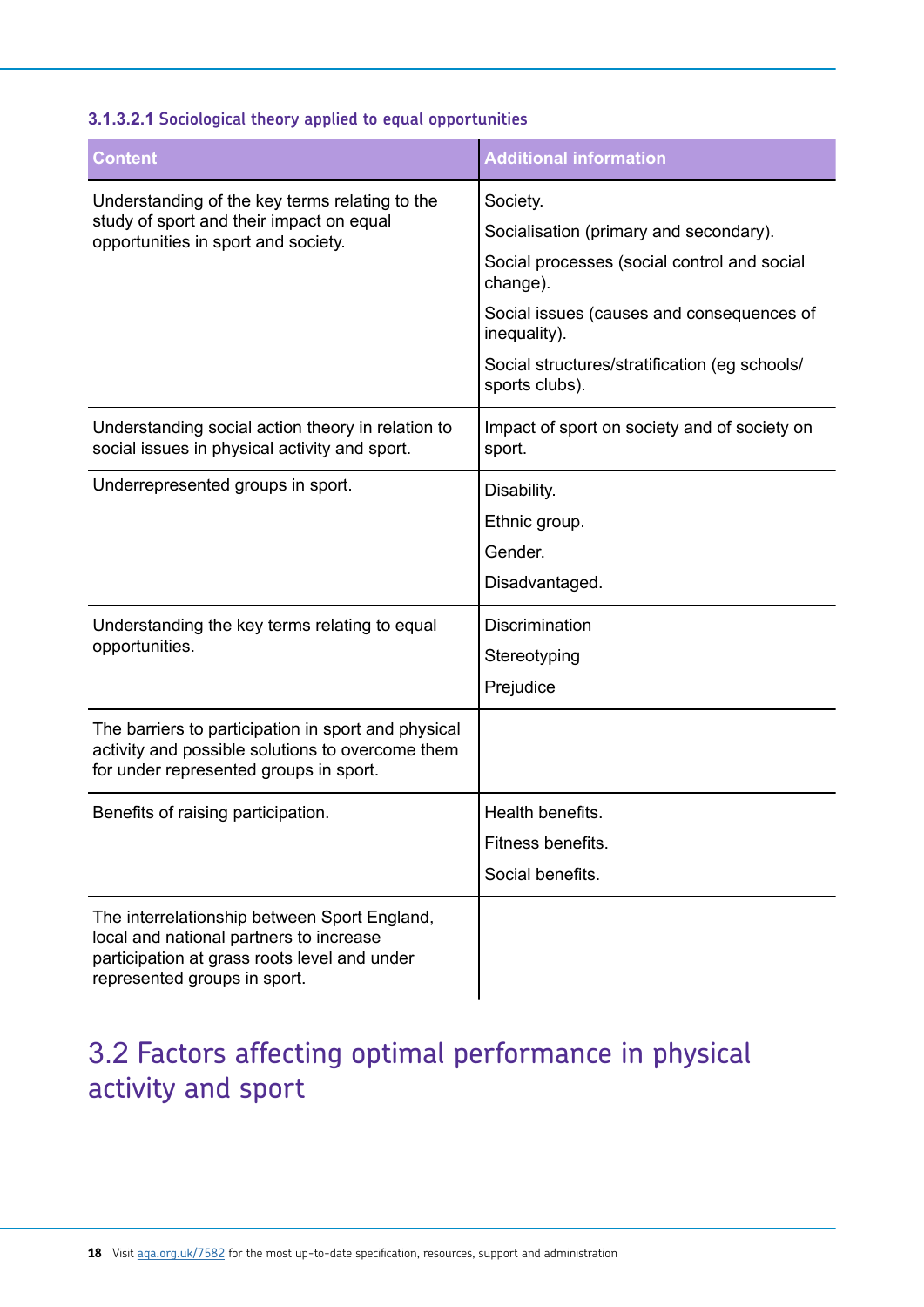#### 3.1.3.2.1 Sociological theory applied to equal opportunities

| Content | Additional information |
|---|---|
| Understanding of the key terms relating to the study of sport and their impact on equal opportunities in sport and society. | Society.<br>Socialisation (primary and secondary).<br>Social processes (social control and social change).<br>Social issues (causes and consequences of inequality).<br>Social structures/stratification (eg schools/ sports clubs). |
| Understanding social action theory in relation to social issues in physical activity and sport. | Impact of sport on society and of society on sport. |
| Underrepresented groups in sport. | Disability.<br>Ethnic group.<br>Gender.<br>Disadvantaged. |
| Understanding the key terms relating to equal opportunities. | Discrimination<br>Stereotyping<br>Prejudice |
| The barriers to participation in sport and physical activity and possible solutions to overcome them for under represented groups in sport. | |
| Benefits of raising participation. | Health benefits.<br>Fitness benefits.<br>Social benefits. |
| The interrelationship between Sport England, local and national partners to increase participation at grass roots level and under represented groups in sport. | |

## 3.2 Factors affecting optimal performance in physical activity and sport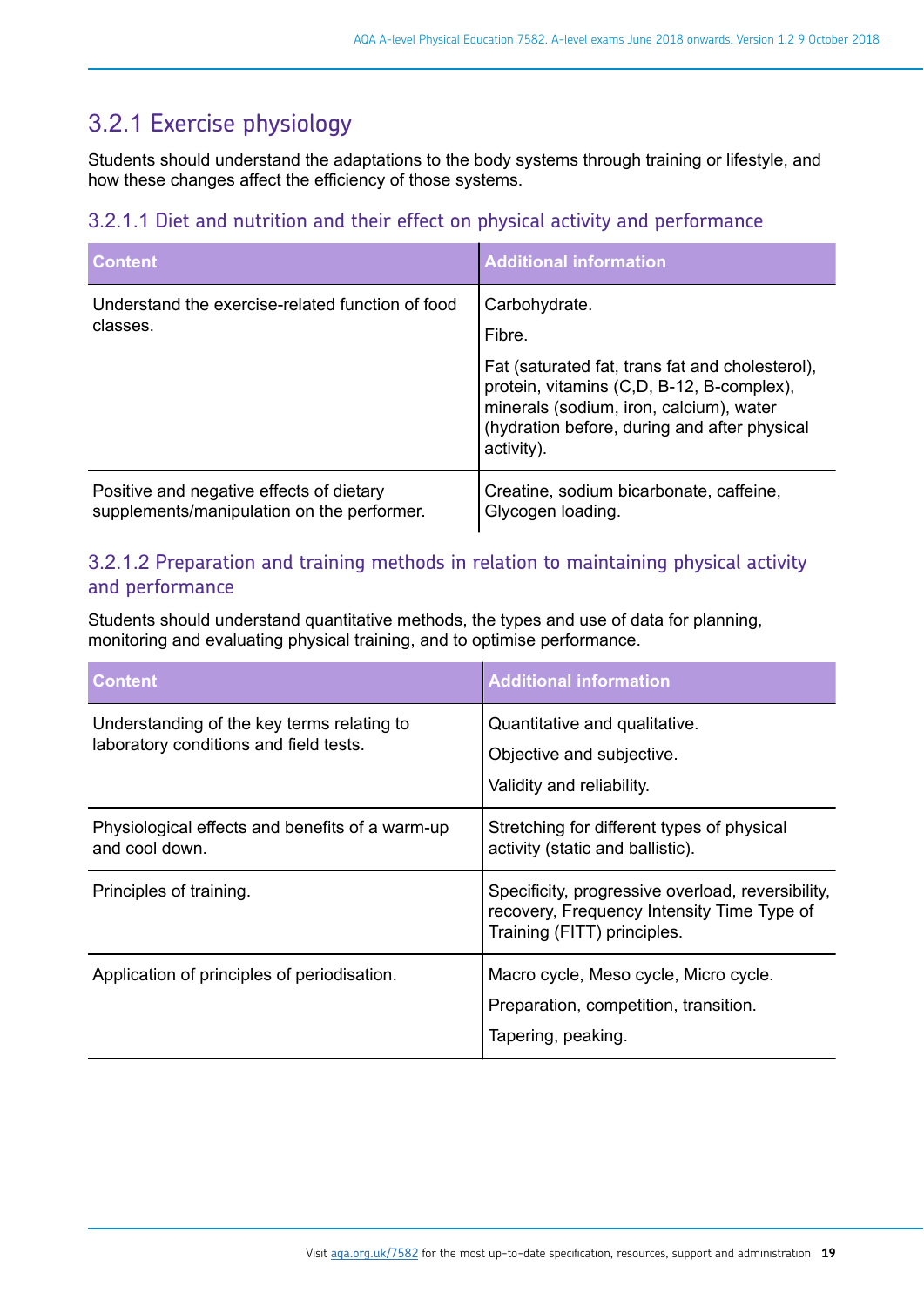## 3.2.1 Exercise physiology

Students should understand the adaptations to the body systems through training or lifestyle, and how these changes affect the efficiency of those systems.

### 3.2.1.1 Diet and nutrition and their effect on physical activity and performance

| Content | Additional information |
|---|---|
| Understand the exercise-related function of food classes. | Carbohydrate.<br><br>Fibre.<br><br>Fat (saturated fat, trans fat and cholesterol), protein, vitamins (C,D, B-12, B-complex), minerals (sodium, iron, calcium), water (hydration before, during and after physical activity). |
| Positive and negative effects of dietary supplements/manipulation on the performer. | Creatine, sodium bicarbonate, caffeine, Glycogen loading. |

### 3.2.1.2 Preparation and training methods in relation to maintaining physical activity and performance

Students should understand quantitative methods, the types and use of data for planning, monitoring and evaluating physical training, and to optimise performance.

| Content | Additional information |
|---|---|
| Understanding of the key terms relating to laboratory conditions and field tests. | Quantitative and qualitative.<br><br>Objective and subjective.<br><br>Validity and reliability. |
| Physiological effects and benefits of a warm-up and cool down. | Stretching for different types of physical activity (static and ballistic). |
| Principles of training. | Specificity, progressive overload, reversibility, recovery, Frequency Intensity Time Type of Training (FITT) principles. |
| Application of principles of periodisation. | Macro cycle, Meso cycle, Micro cycle.<br><br>Preparation, competition, transition.<br><br>Tapering, peaking. |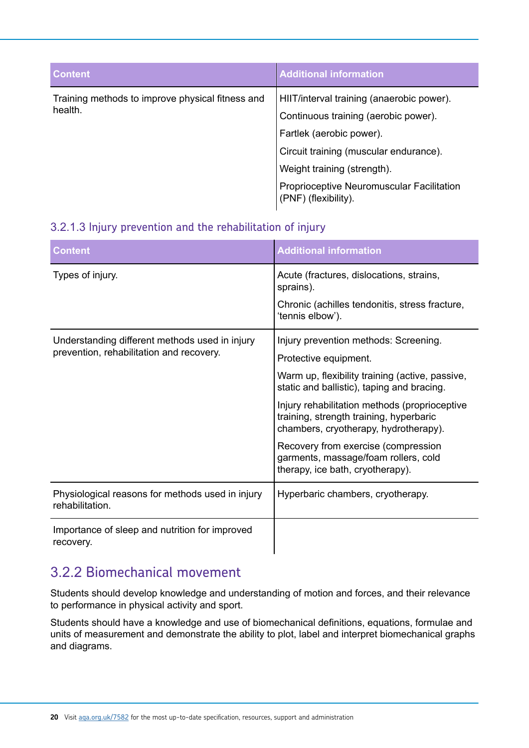| Content | Additional information |
|---|---|
| Training methods to improve physical fitness and health. | HIIT/interval training (anaerobic power).<br>Continuous training (aerobic power).<br>Fartlek (aerobic power).<br>Circuit training (muscular endurance).<br>Weight training (strength).<br>Proprioceptive Neuromuscular Facilitation (PNF) (flexibility). |

### 3.2.1.3 Injury prevention and the rehabilitation of injury

| Content | Additional information |
|---|---|
| Types of injury. | Acute (fractures, dislocations, strains, sprains).<br>Chronic (achilles tendonitis, stress fracture, 'tennis elbow'). |
| Understanding different methods used in injury prevention, rehabilitation and recovery. | Injury prevention methods: Screening.<br>Protective equipment.<br>Warm up, flexibility training (active, passive, static and ballistic), taping and bracing.<br>Injury rehabilitation methods (proprioceptive training, strength training, hyperbaric chambers, cryotherapy, hydrotherapy).<br>Recovery from exercise (compression garments, massage/foam rollers, cold therapy, ice bath, cryotherapy). |
| Physiological reasons for methods used in injury rehabilitation. | Hyperbaric chambers, cryotherapy. |
| Importance of sleep and nutrition for improved recovery. | |

## 3.2.2 Biomechanical movement

Students should develop knowledge and understanding of motion and forces, and their relevance to performance in physical activity and sport.

Students should have a knowledge and use of biomechanical definitions, equations, formulae and units of measurement and demonstrate the ability to plot, label and interpret biomechanical graphs and diagrams.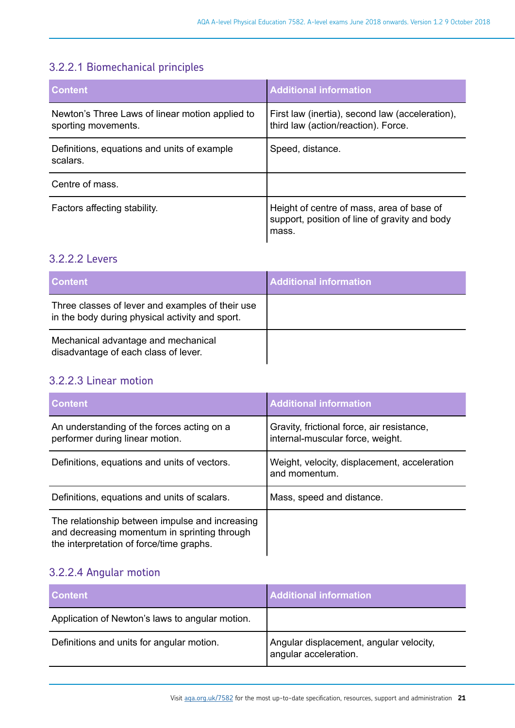### 3.2.2.1 Biomechanical principles

| Content | Additional information |
|---|---|
| Newton's Three Laws of linear motion applied to sporting movements. | First law (inertia), second law (acceleration), third law (action/reaction). Force. |
| Definitions, equations and units of example scalars. | Speed, distance. |
| Centre of mass. | |
| Factors affecting stability. | Height of centre of mass, area of base of support, position of line of gravity and body mass. |

### 3.2.2.2 Levers

| Content | Additional information |
|---|---|
| Three classes of lever and examples of their use in the body during physical activity and sport. | |
| Mechanical advantage and mechanical disadvantage of each class of lever. | |

### 3.2.2.3 Linear motion

| Content | Additional information |
|---|---|
| An understanding of the forces acting on a performer during linear motion. | Gravity, frictional force, air resistance, internal-muscular force, weight. |
| Definitions, equations and units of vectors. | Weight, velocity, displacement, acceleration and momentum. |
| Definitions, equations and units of scalars. | Mass, speed and distance. |
| The relationship between impulse and increasing and decreasing momentum in sprinting through the interpretation of force/time graphs. | |

### 3.2.2.4 Angular motion

| Content | Additional information |
|---|---|
| Application of Newton's laws to angular motion. | |
| Definitions and units for angular motion. | Angular displacement, angular velocity, angular acceleration. |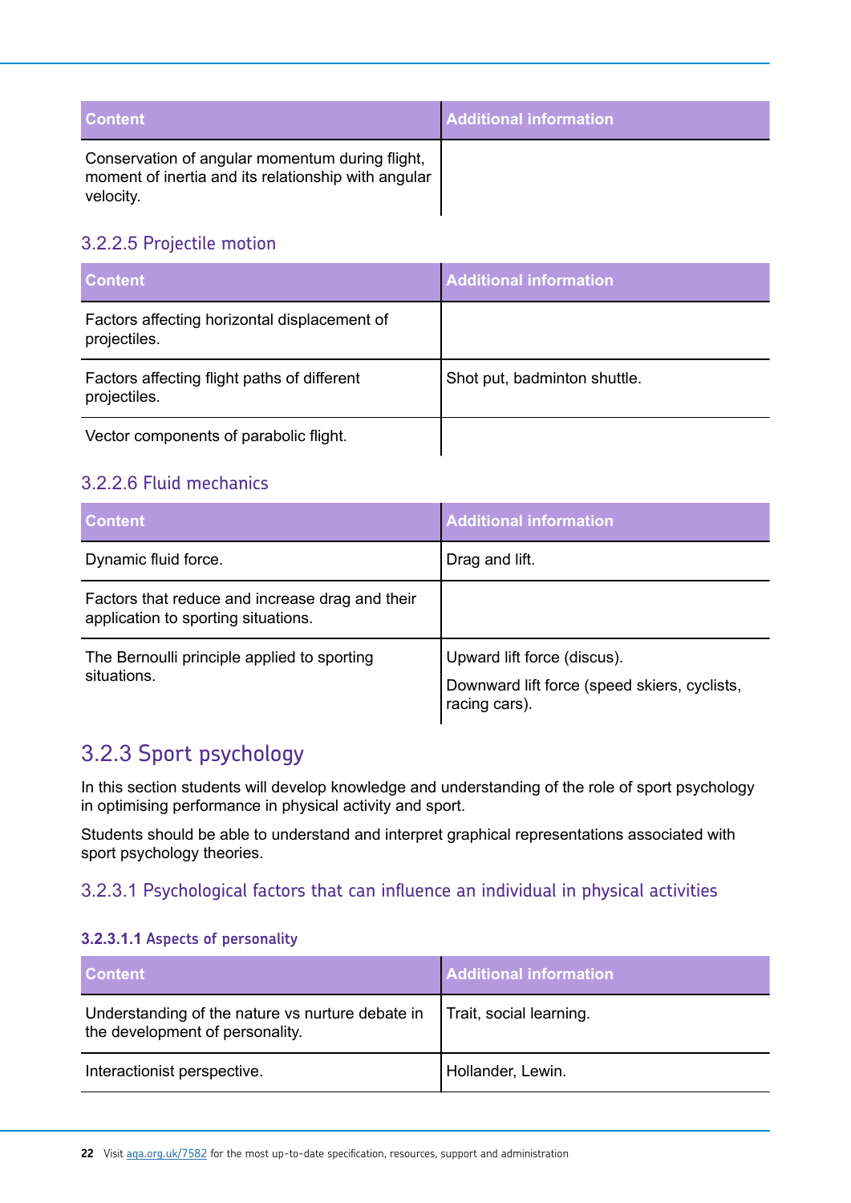| Content | Additional information |
|---|---|
| Conservation of angular momentum during flight, moment of inertia and its relationship with angular velocity. | |

### 3.2.2.5 Projectile motion

| Content | Additional information |
|---|---|
| Factors affecting horizontal displacement of projectiles. | |
| Factors affecting flight paths of different projectiles. | Shot put, badminton shuttle. |
| Vector components of parabolic flight. | |

### 3.2.2.6 Fluid mechanics

| Content | Additional information |
|---|---|
| Dynamic fluid force. | Drag and lift. |
| Factors that reduce and increase drag and their application to sporting situations. | |
| The Bernoulli principle applied to sporting situations. | Upward lift force (discus).<br>Downward lift force (speed skiers, cyclists, racing cars). |

## 3.2.3 Sport psychology

In this section students will develop knowledge and understanding of the role of sport psychology in optimising performance in physical activity and sport.

Students should be able to understand and interpret graphical representations associated with sport psychology theories.

### 3.2.3.1 Psychological factors that can influence an individual in physical activities

#### 3.2.3.1.1 Aspects of personality

| Content | Additional information |
|---|---|
| Understanding of the nature vs nurture debate in the development of personality. | Trait, social learning. |
| Interactionist perspective. | Hollander, Lewin. |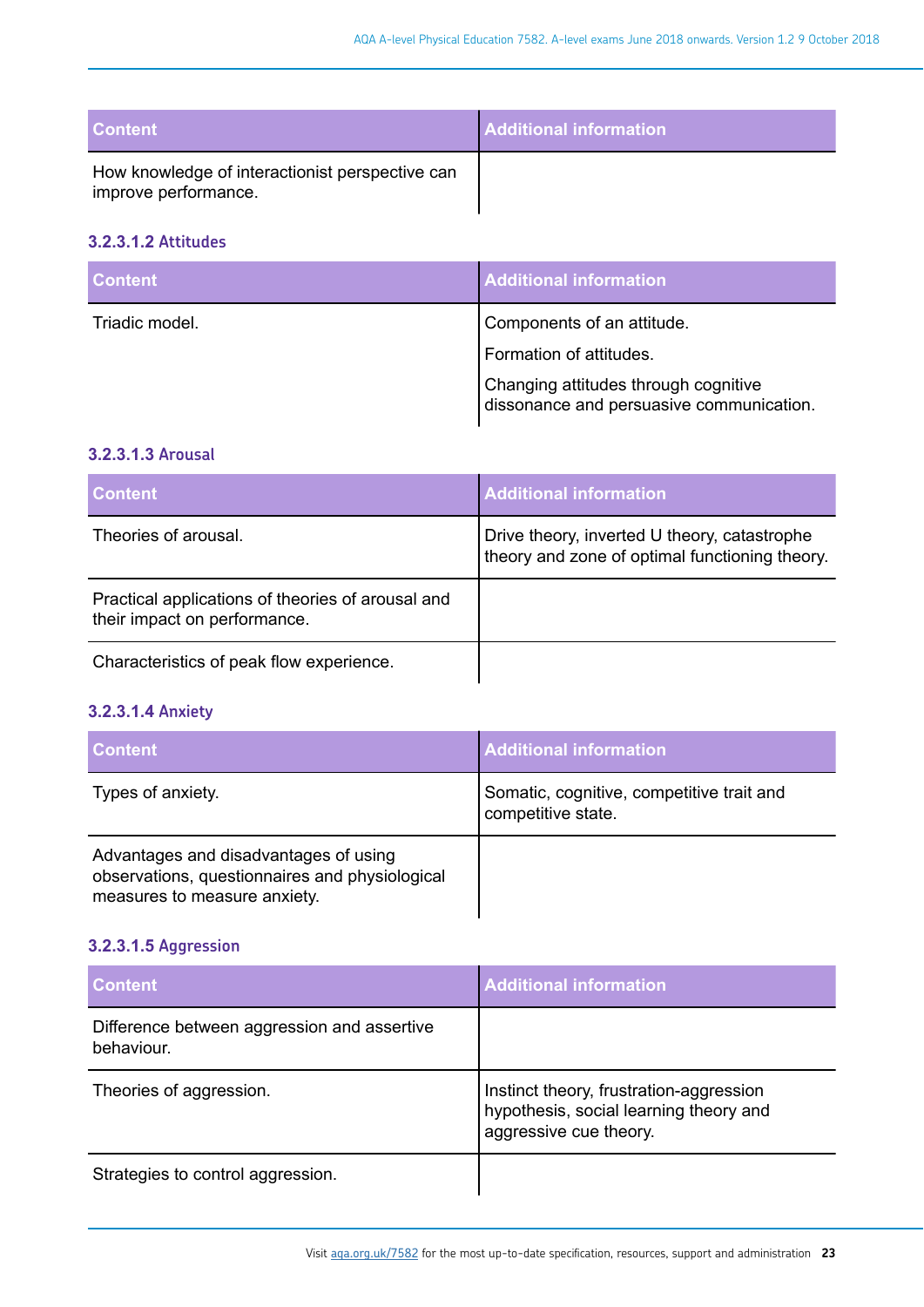| Content | Additional information |
|---|---|
| How knowledge of interactionist perspective can improve performance. | |

#### 3.2.3.1.2 Attitudes

| Content | Additional information |
|---|---|
| Triadic model. | Components of an attitude.<br>Formation of attitudes.<br>Changing attitudes through cognitive dissonance and persuasive communication. |

#### 3.2.3.1.3 Arousal

| Content | Additional information |
|---|---|
| Theories of arousal. | Drive theory, inverted U theory, catastrophe theory and zone of optimal functioning theory. |
| Practical applications of theories of arousal and their impact on performance. | |
| Characteristics of peak flow experience. | |

#### 3.2.3.1.4 Anxiety

| Content | Additional information |
|---|---|
| Types of anxiety. | Somatic, cognitive, competitive trait and competitive state. |
| Advantages and disadvantages of using observations, questionnaires and physiological measures to measure anxiety. | |

#### 3.2.3.1.5 Aggression

| Content | Additional information |
|---|---|
| Difference between aggression and assertive behaviour. | |
| Theories of aggression. | Instinct theory, frustration-aggression hypothesis, social learning theory and aggressive cue theory. |
| Strategies to control aggression. | |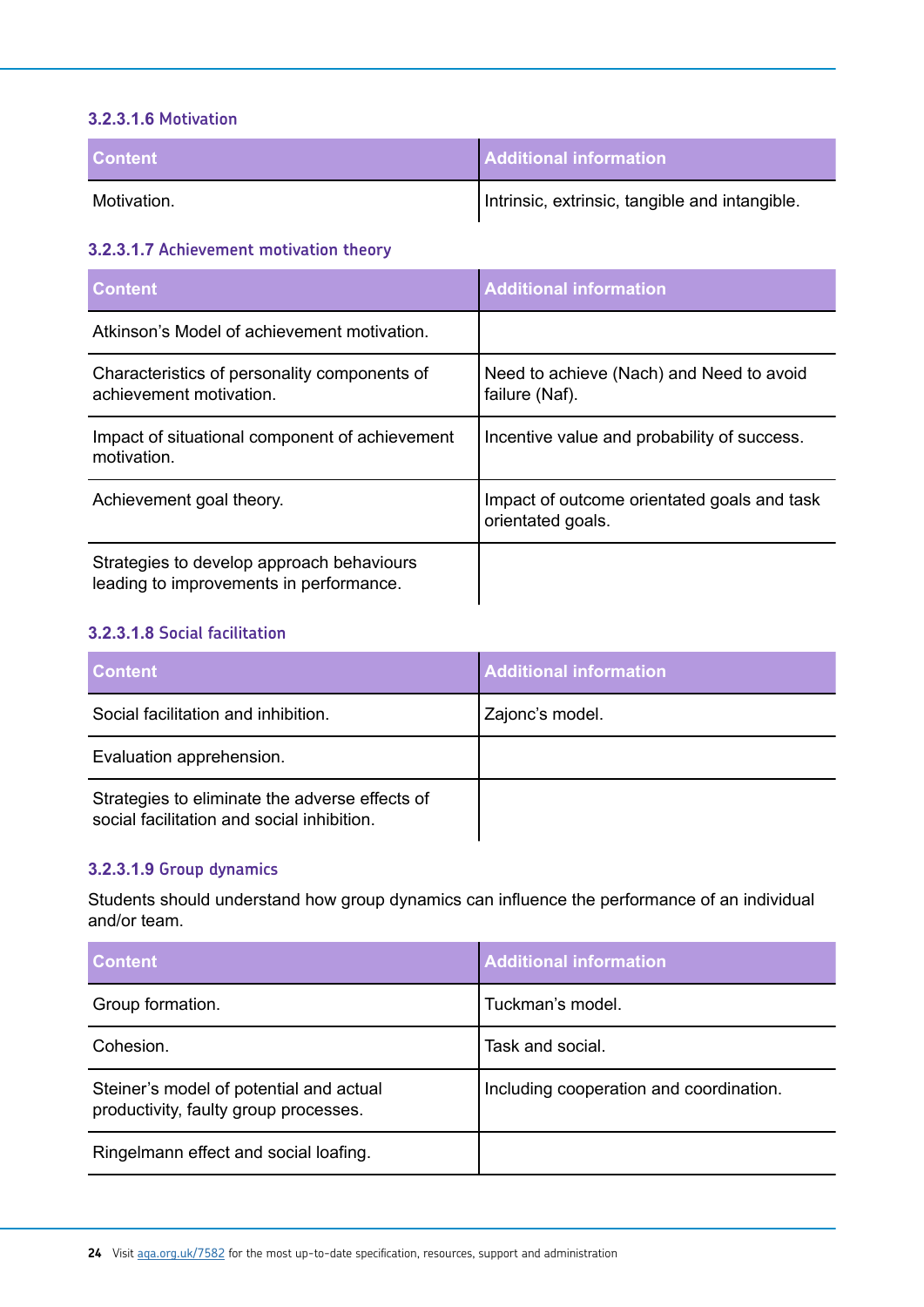#### 3.2.3.1.6 Motivation

| Content | Additional information |
|---|---|
| Motivation. | Intrinsic, extrinsic, tangible and intangible. |

#### 3.2.3.1.7 Achievement motivation theory

| Content | Additional information |
|---|---|
| Atkinson's Model of achievement motivation. | |
| Characteristics of personality components of achievement motivation. | Need to achieve (Nach) and Need to avoid failure (Naf). |
| Impact of situational component of achievement motivation. | Incentive value and probability of success. |
| Achievement goal theory. | Impact of outcome orientated goals and task orientated goals. |
| Strategies to develop approach behaviours leading to improvements in performance. | |

#### 3.2.3.1.8 Social facilitation

| Content | Additional information |
|---|---|
| Social facilitation and inhibition. | Zajonc's model. |
| Evaluation apprehension. | |
| Strategies to eliminate the adverse effects of social facilitation and social inhibition. | |

#### 3.2.3.1.9 Group dynamics

Students should understand how group dynamics can influence the performance of an individual and/or team.

| Content | Additional information |
|---|---|
| Group formation. | Tuckman's model. |
| Cohesion. | Task and social. |
| Steiner's model of potential and actual productivity, faulty group processes. | Including cooperation and coordination. |
| Ringelmann effect and social loafing. | |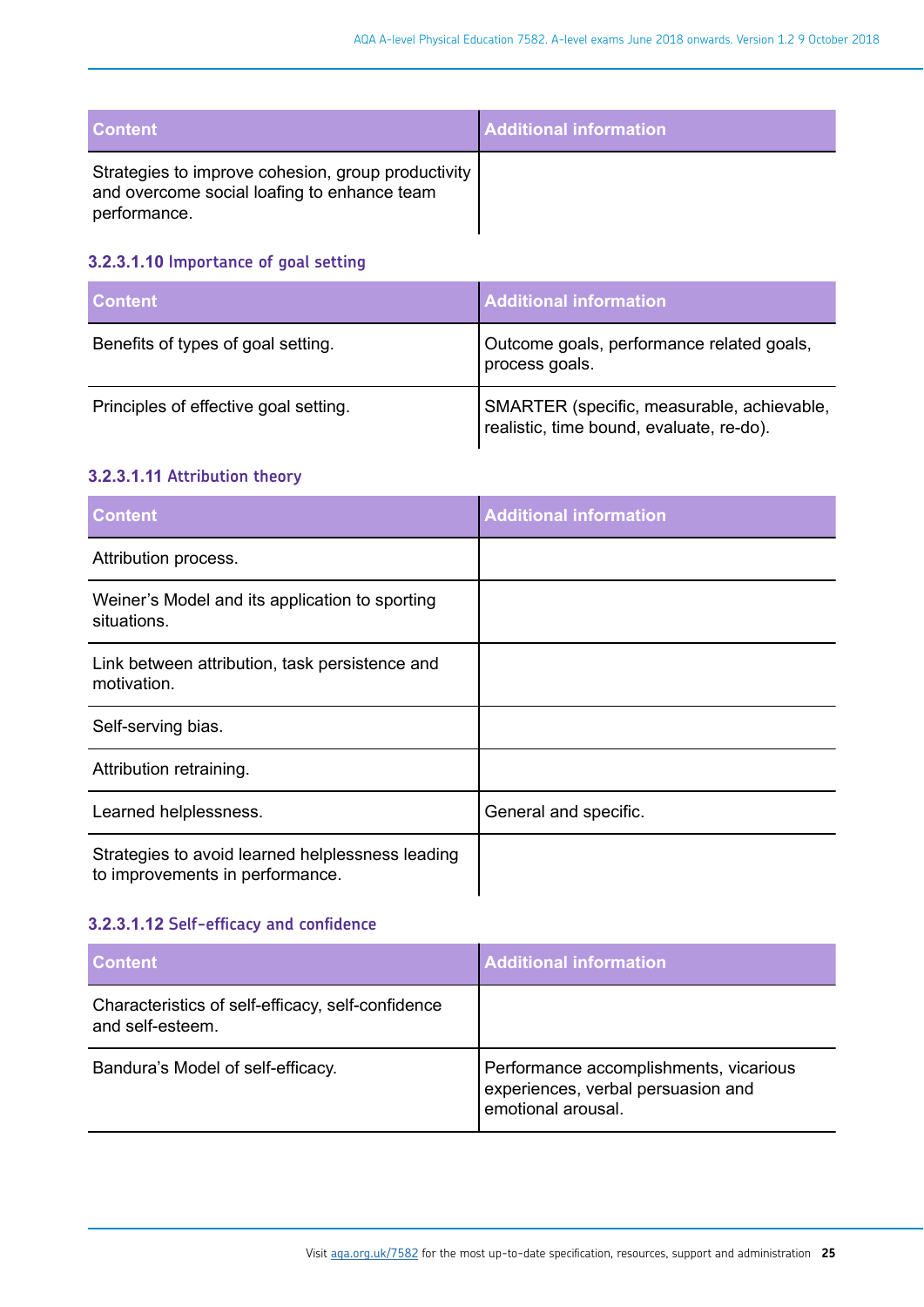| Content | Additional information |
| --- | --- |
| Strategies to improve cohesion, group productivity and overcome social loafing to enhance team performance. | |

### 3.2.3.1.10 Importance of goal setting

| Content | Additional information |
| --- | --- |
| Benefits of types of goal setting. | Outcome goals, performance related goals, process goals. |
| Principles of effective goal setting. | SMARTER (specific, measurable, achievable, realistic, time bound, evaluate, re-do). |

### 3.2.3.1.11 Attribution theory

| Content | Additional information |
| --- | --- |
| Attribution process. | |
| Weiner's Model and its application to sporting situations. | |
| Link between attribution, task persistence and motivation. | |
| Self-serving bias. | |
| Attribution retraining. | |
| Learned helplessness. | General and specific. |
| Strategies to avoid learned helplessness leading to improvements in performance. | |

### 3.2.3.1.12 Self-efficacy and confidence

| Content | Additional information |
| --- | --- |
| Characteristics of self-efficacy, self-confidence and self-esteem. | |
| Bandura's Model of self-efficacy. | Performance accomplishments, vicarious experiences, verbal persuasion and emotional arousal. |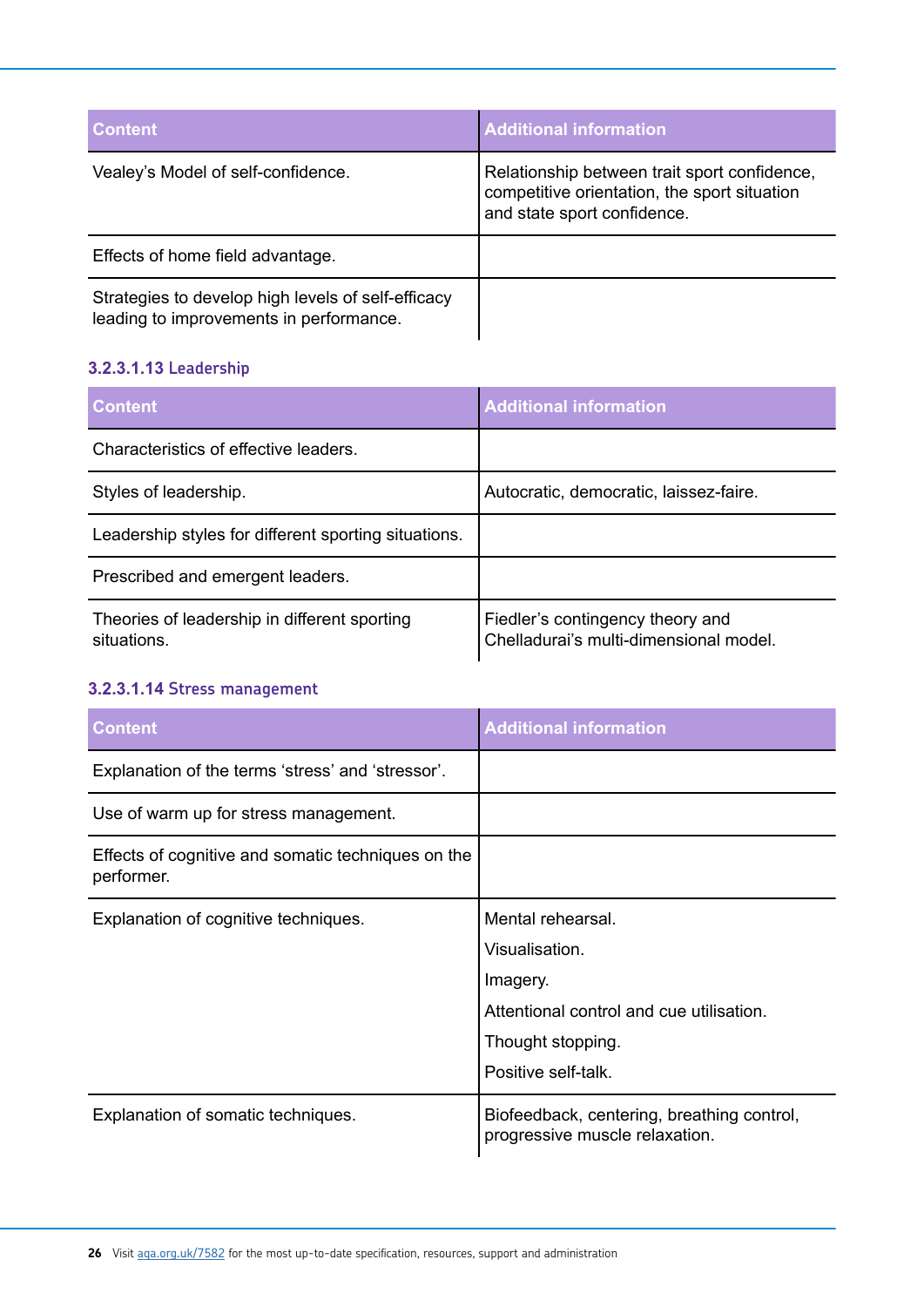| Content | Additional information |
|---|---|
| Vealey's Model of self-confidence. | Relationship between trait sport confidence, competitive orientation, the sport situation and state sport confidence. |
| Effects of home field advantage. | |
| Strategies to develop high levels of self-efficacy leading to improvements in performance. | |

#### 3.2.3.1.13 Leadership

| Content | Additional information |
|---|---|
| Characteristics of effective leaders. | |
| Styles of leadership. | Autocratic, democratic, laissez-faire. |
| Leadership styles for different sporting situations. | |
| Prescribed and emergent leaders. | |
| Theories of leadership in different sporting situations. | Fiedler's contingency theory and Chelladurai's multi-dimensional model. |

#### 3.2.3.1.14 Stress management

| Content | Additional information |
|---|---|
| Explanation of the terms 'stress' and 'stressor'. | |
| Use of warm up for stress management. | |
| Effects of cognitive and somatic techniques on the performer. | |
| Explanation of cognitive techniques. | Mental rehearsal.<br>Visualisation.<br>Imagery.<br>Attentional control and cue utilisation.<br>Thought stopping.<br>Positive self-talk. |
| Explanation of somatic techniques. | Biofeedback, centering, breathing control, progressive muscle relaxation. |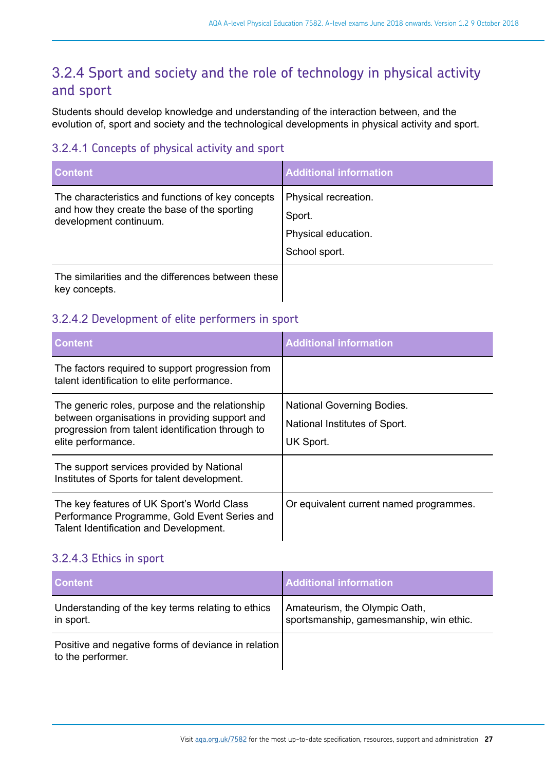## 3.2.4 Sport and society and the role of technology in physical activity and sport

Students should develop knowledge and understanding of the interaction between, and the evolution of, sport and society and the technological developments in physical activity and sport.

### 3.2.4.1 Concepts of physical activity and sport

| Content | Additional information |
|---|---|
| The characteristics and functions of key concepts and how they create the base of the sporting development continuum. | Physical recreation.<br>Sport.<br>Physical education.<br>School sport. |
| The similarities and the differences between these key concepts. | |

### 3.2.4.2 Development of elite performers in sport

| Content | Additional information |
|---|---|
| The factors required to support progression from talent identification to elite performance. | |
| The generic roles, purpose and the relationship between organisations in providing support and progression from talent identification through to elite performance. | National Governing Bodies.<br>National Institutes of Sport.<br>UK Sport. |
| The support services provided by National Institutes of Sports for talent development. | |
| The key features of UK Sport's World Class Performance Programme, Gold Event Series and Talent Identification and Development. | Or equivalent current named programmes. |

### 3.2.4.3 Ethics in sport

| Content | Additional information |
|---|---|
| Understanding of the key terms relating to ethics in sport. | Amateurism, the Olympic Oath, sportsmanship, gamesmanship, win ethic. |
| Positive and negative forms of deviance in relation to the performer. | |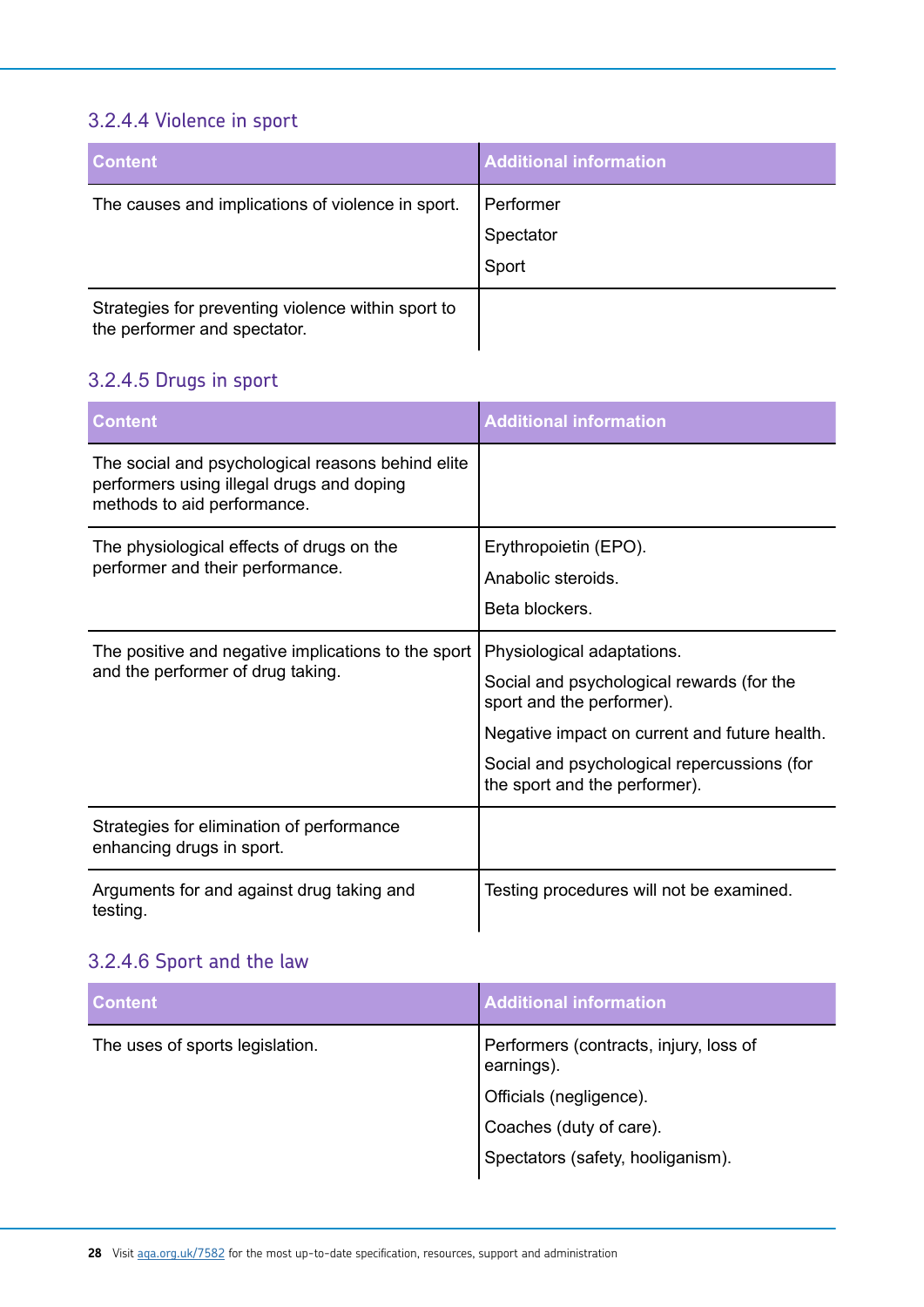### 3.2.4.4 Violence in sport

| Content | Additional information |
|---|---|
| The causes and implications of violence in sport. | Performer<br>Spectator<br>Sport |
| Strategies for preventing violence within sport to the performer and spectator. | |

### 3.2.4.5 Drugs in sport

| Content | Additional information |
|---|---|
| The social and psychological reasons behind elite performers using illegal drugs and doping methods to aid performance. | |
| The physiological effects of drugs on the performer and their performance. | Erythropoietin (EPO).<br>Anabolic steroids.<br>Beta blockers. |
| The positive and negative implications to the sport and the performer of drug taking. | Physiological adaptations.<br>Social and psychological rewards (for the sport and the performer).<br>Negative impact on current and future health.<br>Social and psychological repercussions (for the sport and the performer). |
| Strategies for elimination of performance enhancing drugs in sport. | |
| Arguments for and against drug taking and testing. | Testing procedures will not be examined. |

### 3.2.4.6 Sport and the law

| Content | Additional information |
|---|---|
| The uses of sports legislation. | Performers (contracts, injury, loss of earnings).<br>Officials (negligence).<br>Coaches (duty of care).<br>Spectators (safety, hooliganism). |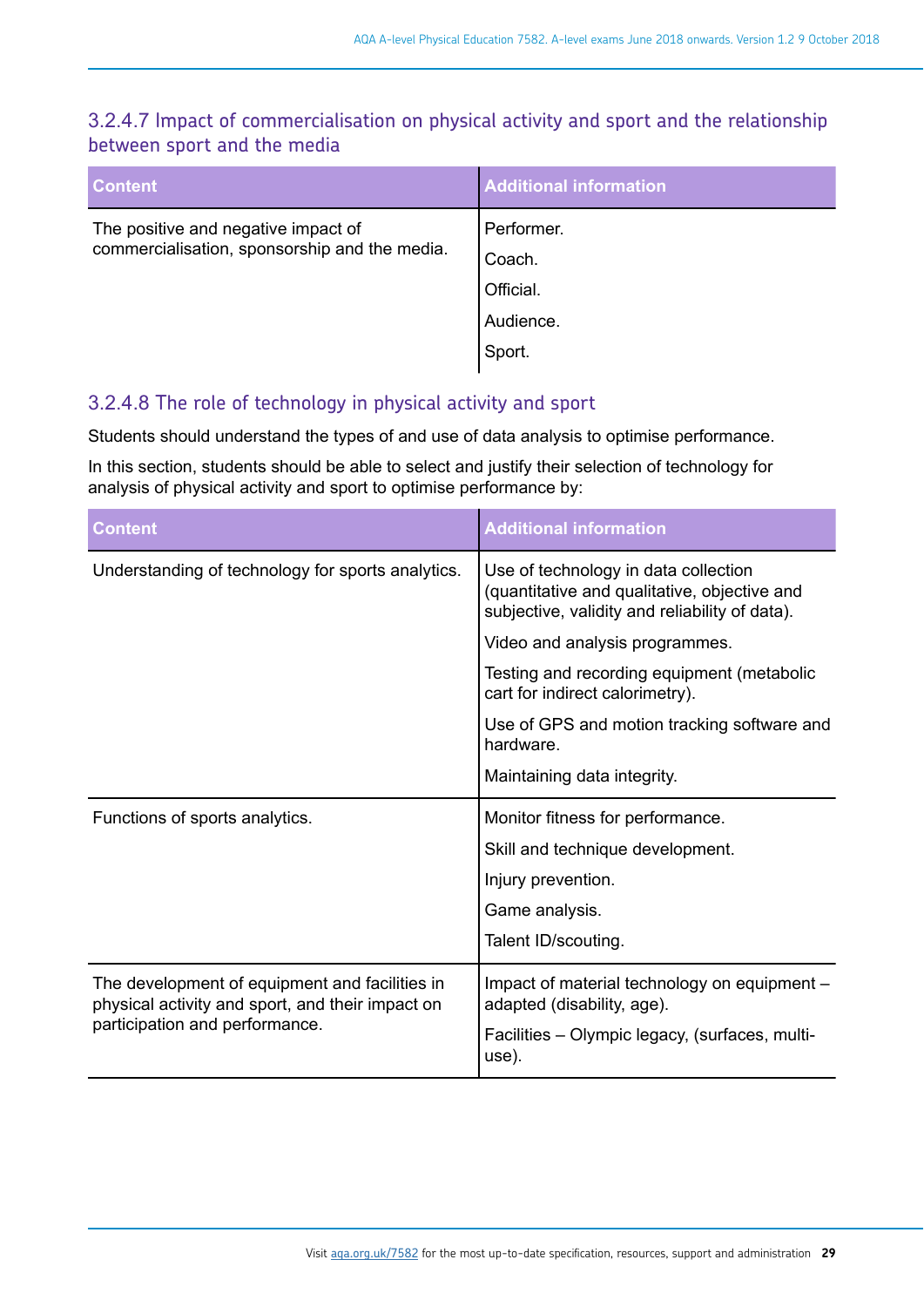### 3.2.4.7 Impact of commercialisation on physical activity and sport and the relationship between sport and the media

| Content | Additional information |
| --- | --- |
| The positive and negative impact of commercialisation, sponsorship and the media. | Performer.<br>Coach.<br>Official.<br>Audience.<br>Sport. |

### 3.2.4.8 The role of technology in physical activity and sport

Students should understand the types of and use of data analysis to optimise performance.

In this section, students should be able to select and justify their selection of technology for analysis of physical activity and sport to optimise performance by:

| Content | Additional information |
| --- | --- |
| Understanding of technology for sports analytics. | Use of technology in data collection (quantitative and qualitative, objective and subjective, validity and reliability of data).<br>Video and analysis programmes.<br>Testing and recording equipment (metabolic cart for indirect calorimetry).<br>Use of GPS and motion tracking software and hardware.<br>Maintaining data integrity. |
| Functions of sports analytics. | Monitor fitness for performance.<br>Skill and technique development.<br>Injury prevention.<br>Game analysis.<br>Talent ID/scouting. |
| The development of equipment and facilities in physical activity and sport, and their impact on participation and performance. | Impact of material technology on equipment – adapted (disability, age).<br>Facilities – Olympic legacy, (surfaces, multi-use). |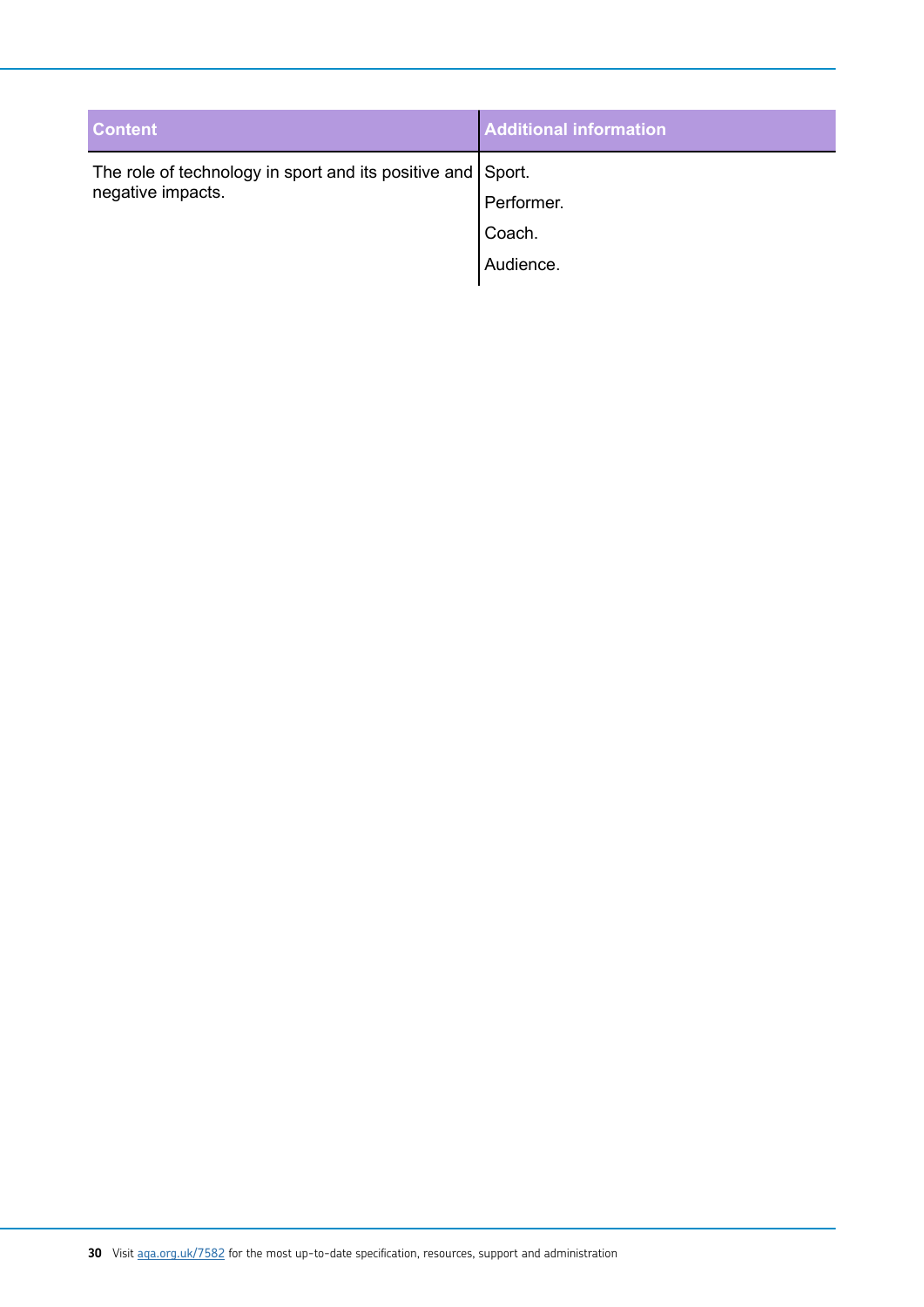| Content | Additional information |
|---|---|
| The role of technology in sport and its positive and negative impacts. | Sport.<br>Performer.<br>Coach.<br>Audience. |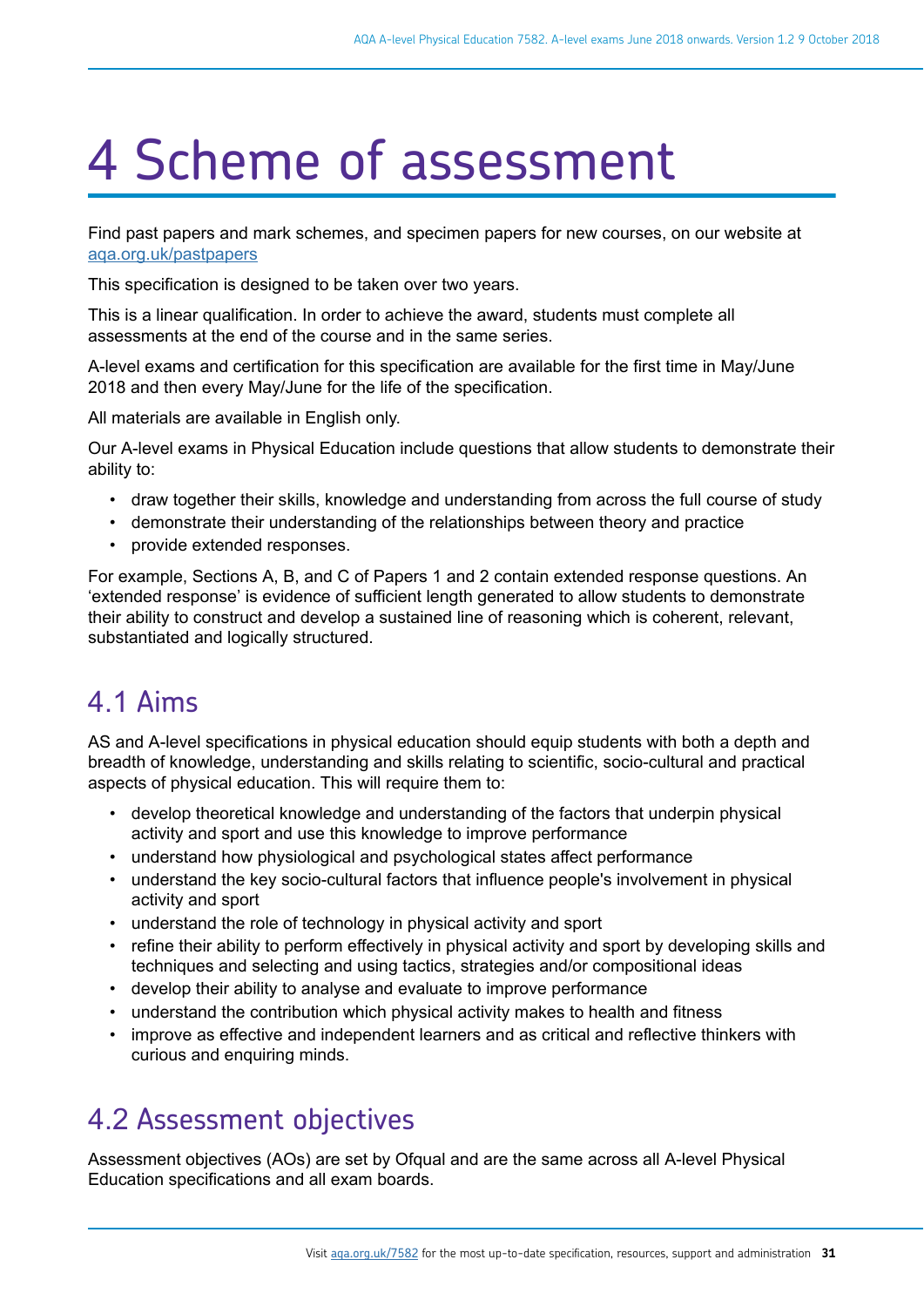# 4 Scheme of assessment

Find past papers and mark schemes, and specimen papers for new courses, on our website at aqa.org.uk/pastpapers

This specification is designed to be taken over two years.

This is a linear qualification. In order to achieve the award, students must complete all assessments at the end of the course and in the same series.

A-level exams and certification for this specification are available for the first time in May/June 2018 and then every May/June for the life of the specification.

All materials are available in English only.

Our A-level exams in Physical Education include questions that allow students to demonstrate their ability to:

- draw together their skills, knowledge and understanding from across the full course of study
- demonstrate their understanding of the relationships between theory and practice
- provide extended responses.

For example, Sections A, B, and C of Papers 1 and 2 contain extended response questions. An 'extended response' is evidence of sufficient length generated to allow students to demonstrate their ability to construct and develop a sustained line of reasoning which is coherent, relevant, substantiated and logically structured.

## 4.1 Aims

AS and A-level specifications in physical education should equip students with both a depth and breadth of knowledge, understanding and skills relating to scientific, socio-cultural and practical aspects of physical education. This will require them to:

- develop theoretical knowledge and understanding of the factors that underpin physical activity and sport and use this knowledge to improve performance
- understand how physiological and psychological states affect performance
- understand the key socio-cultural factors that influence people's involvement in physical activity and sport
- understand the role of technology in physical activity and sport
- refine their ability to perform effectively in physical activity and sport by developing skills and techniques and selecting and using tactics, strategies and/or compositional ideas
- develop their ability to analyse and evaluate to improve performance
- understand the contribution which physical activity makes to health and fitness
- improve as effective and independent learners and as critical and reflective thinkers with curious and enquiring minds.

## 4.2 Assessment objectives

Assessment objectives (AOs) are set by Ofqual and are the same across all A-level Physical Education specifications and all exam boards.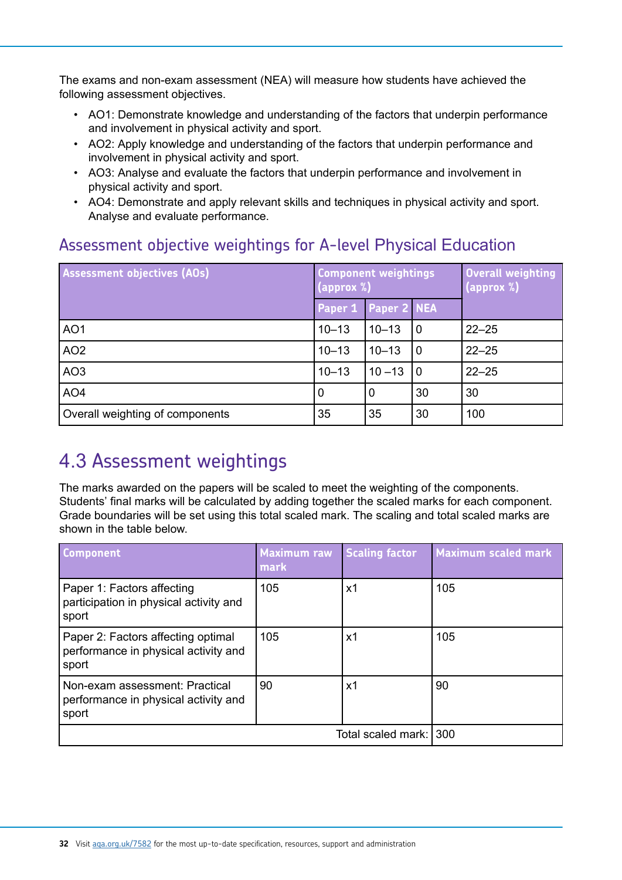The exams and non-exam assessment (NEA) will measure how students have achieved the following assessment objectives.

- AO1: Demonstrate knowledge and understanding of the factors that underpin performance and involvement in physical activity and sport.
- AO2: Apply knowledge and understanding of the factors that underpin performance and involvement in physical activity and sport.
- AO3: Analyse and evaluate the factors that underpin performance and involvement in physical activity and sport.
- AO4: Demonstrate and apply relevant skills and techniques in physical activity and sport. Analyse and evaluate performance.

### Assessment objective weightings for A-level Physical Education

| Assessment objectives (AOs) | Component weightings (approx %) | | | Overall weighting (approx %) |
|---|---|---|---|---|
| | Paper 1 | Paper 2 | NEA | |
| AO1 | 10–13 | 10–13 | 0 | 22–25 |
| AO2 | 10–13 | 10–13 | 0 | 22–25 |
| AO3 | 10–13 | 10 –13 | 0 | 22–25 |
| AO4 | 0 | 0 | 30 | 30 |
| Overall weighting of components | 35 | 35 | 30 | 100 |

## 4.3 Assessment weightings

The marks awarded on the papers will be scaled to meet the weighting of the components. Students' final marks will be calculated by adding together the scaled marks for each component. Grade boundaries will be set using this total scaled mark. The scaling and total scaled marks are shown in the table below.

| Component | Maximum raw mark | Scaling factor | Maximum scaled mark |
|---|---|---|---|
| Paper 1: Factors affecting participation in physical activity and sport | 105 | x1 | 105 |
| Paper 2: Factors affecting optimal performance in physical activity and sport | 105 | x1 | 105 |
| Non-exam assessment: Practical performance in physical activity and sport | 90 | x1 | 90 |
| | | Total scaled mark: | 300 |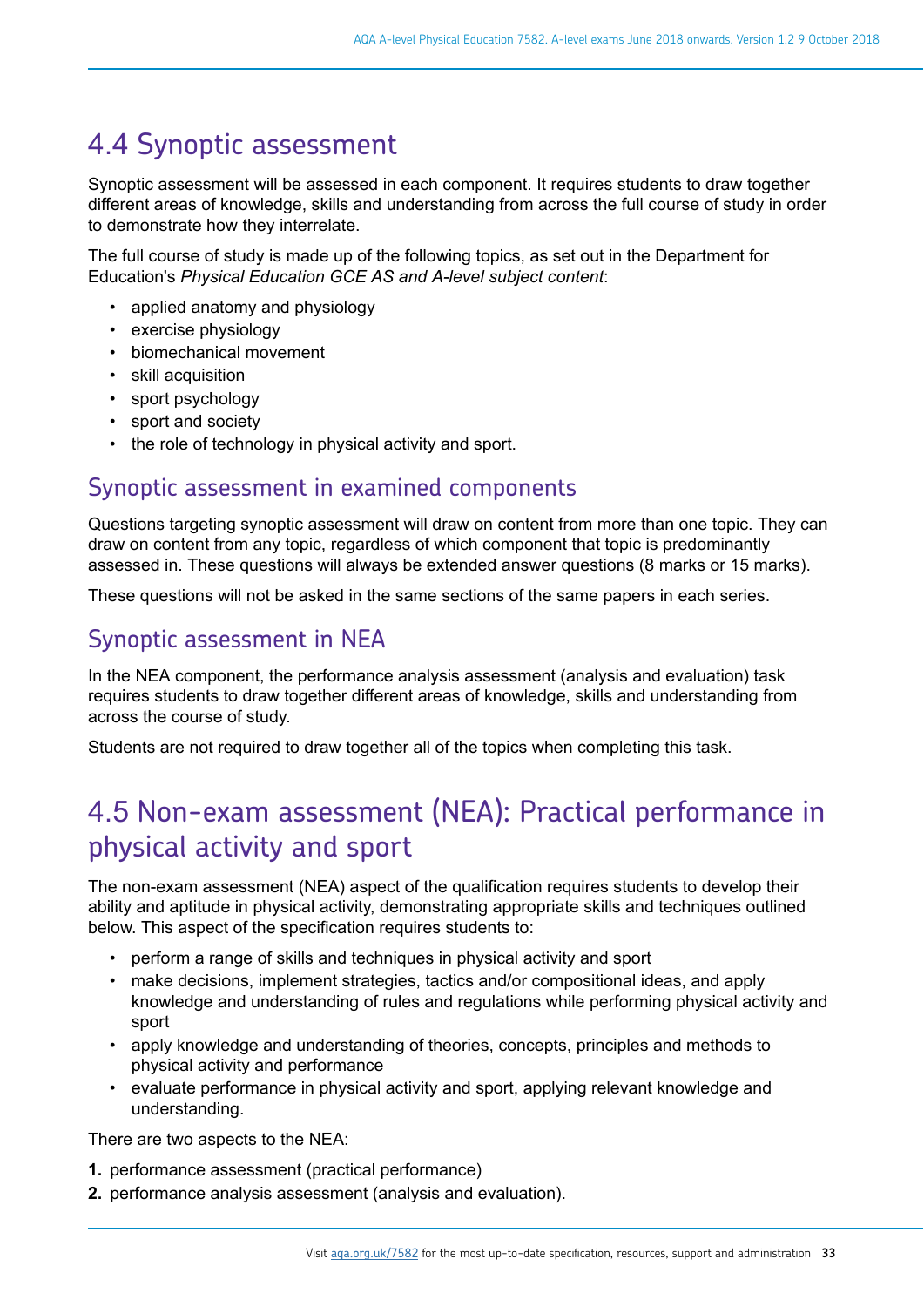## 4.4 Synoptic assessment

Synoptic assessment will be assessed in each component. It requires students to draw together different areas of knowledge, skills and understanding from across the full course of study in order to demonstrate how they interrelate.

The full course of study is made up of the following topics, as set out in the Department for Education's *Physical Education GCE AS and A-level subject content*:

- applied anatomy and physiology
- exercise physiology
- biomechanical movement
- skill acquisition
- sport psychology
- sport and society
- the role of technology in physical activity and sport.

### Synoptic assessment in examined components

Questions targeting synoptic assessment will draw on content from more than one topic. They can draw on content from any topic, regardless of which component that topic is predominantly assessed in. These questions will always be extended answer questions (8 marks or 15 marks).

These questions will not be asked in the same sections of the same papers in each series.

### Synoptic assessment in NEA

In the NEA component, the performance analysis assessment (analysis and evaluation) task requires students to draw together different areas of knowledge, skills and understanding from across the course of study.

Students are not required to draw together all of the topics when completing this task.

## 4.5 Non-exam assessment (NEA): Practical performance in physical activity and sport

The non-exam assessment (NEA) aspect of the qualification requires students to develop their ability and aptitude in physical activity, demonstrating appropriate skills and techniques outlined below. This aspect of the specification requires students to:

- perform a range of skills and techniques in physical activity and sport
- make decisions, implement strategies, tactics and/or compositional ideas, and apply knowledge and understanding of rules and regulations while performing physical activity and sport
- apply knowledge and understanding of theories, concepts, principles and methods to physical activity and performance
- evaluate performance in physical activity and sport, applying relevant knowledge and understanding.

There are two aspects to the NEA:

1. performance assessment (practical performance)
2. performance analysis assessment (analysis and evaluation).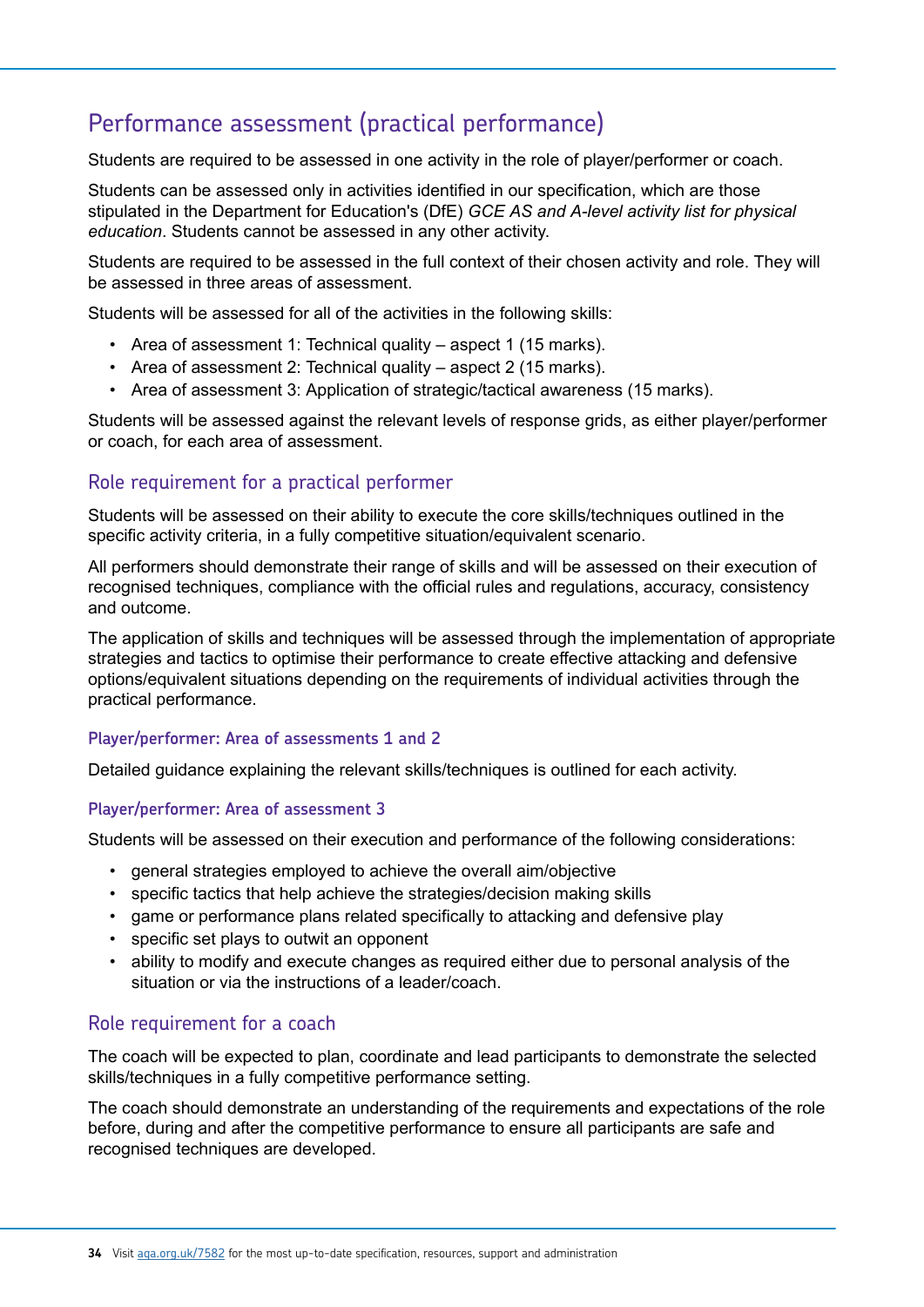## Performance assessment (practical performance)

Students are required to be assessed in one activity in the role of player/performer or coach.

Students can be assessed only in activities identified in our specification, which are those stipulated in the Department for Education's (DfE) *GCE AS and A-level activity list for physical education*. Students cannot be assessed in any other activity.

Students are required to be assessed in the full context of their chosen activity and role. They will be assessed in three areas of assessment.

Students will be assessed for all of the activities in the following skills:

- Area of assessment 1: Technical quality – aspect 1 (15 marks).
- Area of assessment 2: Technical quality – aspect 2 (15 marks).
- Area of assessment 3: Application of strategic/tactical awareness (15 marks).

Students will be assessed against the relevant levels of response grids, as either player/performer or coach, for each area of assessment.

### Role requirement for a practical performer

Students will be assessed on their ability to execute the core skills/techniques outlined in the specific activity criteria, in a fully competitive situation/equivalent scenario.

All performers should demonstrate their range of skills and will be assessed on their execution of recognised techniques, compliance with the official rules and regulations, accuracy, consistency and outcome.

The application of skills and techniques will be assessed through the implementation of appropriate strategies and tactics to optimise their performance to create effective attacking and defensive options/equivalent situations depending on the requirements of individual activities through the practical performance.

#### Player/performer: Area of assessments 1 and 2

Detailed guidance explaining the relevant skills/techniques is outlined for each activity.

#### Player/performer: Area of assessment 3

Students will be assessed on their execution and performance of the following considerations:

- general strategies employed to achieve the overall aim/objective
- specific tactics that help achieve the strategies/decision making skills
- game or performance plans related specifically to attacking and defensive play
- specific set plays to outwit an opponent
- ability to modify and execute changes as required either due to personal analysis of the situation or via the instructions of a leader/coach.

### Role requirement for a coach

The coach will be expected to plan, coordinate and lead participants to demonstrate the selected skills/techniques in a fully competitive performance setting.

The coach should demonstrate an understanding of the requirements and expectations of the role before, during and after the competitive performance to ensure all participants are safe and recognised techniques are developed.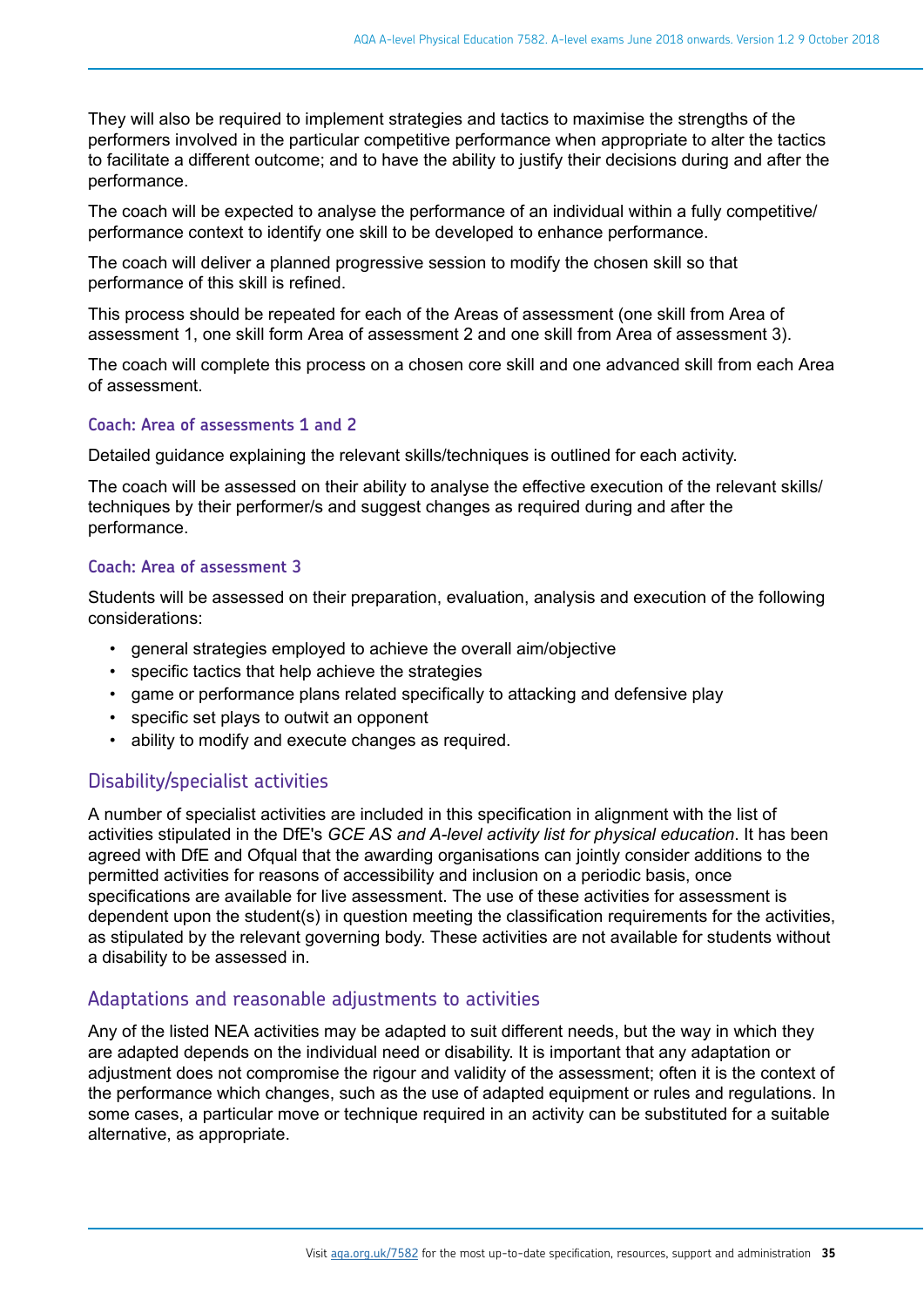They will also be required to implement strategies and tactics to maximise the strengths of the performers involved in the particular competitive performance when appropriate to alter the tactics to facilitate a different outcome; and to have the ability to justify their decisions during and after the performance.

The coach will be expected to analyse the performance of an individual within a fully competitive/performance context to identify one skill to be developed to enhance performance.

The coach will deliver a planned progressive session to modify the chosen skill so that performance of this skill is refined.

This process should be repeated for each of the Areas of assessment (one skill from Area of assessment 1, one skill form Area of assessment 2 and one skill from Area of assessment 3).

The coach will complete this process on a chosen core skill and one advanced skill from each Area of assessment.

#### Coach: Area of assessments 1 and 2

Detailed guidance explaining the relevant skills/techniques is outlined for each activity.

The coach will be assessed on their ability to analyse the effective execution of the relevant skills/techniques by their performer/s and suggest changes as required during and after the performance.

#### Coach: Area of assessment 3

Students will be assessed on their preparation, evaluation, analysis and execution of the following considerations:

- general strategies employed to achieve the overall aim/objective
- specific tactics that help achieve the strategies
- game or performance plans related specifically to attacking and defensive play
- specific set plays to outwit an opponent
- ability to modify and execute changes as required.

### Disability/specialist activities

A number of specialist activities are included in this specification in alignment with the list of activities stipulated in the DfE's *GCE AS and A-level activity list for physical education*. It has been agreed with DfE and Ofqual that the awarding organisations can jointly consider additions to the permitted activities for reasons of accessibility and inclusion on a periodic basis, once specifications are available for live assessment. The use of these activities for assessment is dependent upon the student(s) in question meeting the classification requirements for the activities, as stipulated by the relevant governing body. These activities are not available for students without a disability to be assessed in.

### Adaptations and reasonable adjustments to activities

Any of the listed NEA activities may be adapted to suit different needs, but the way in which they are adapted depends on the individual need or disability. It is important that any adaptation or adjustment does not compromise the rigour and validity of the assessment; often it is the context of the performance which changes, such as the use of adapted equipment or rules and regulations. In some cases, a particular move or technique required in an activity can be substituted for a suitable alternative, as appropriate.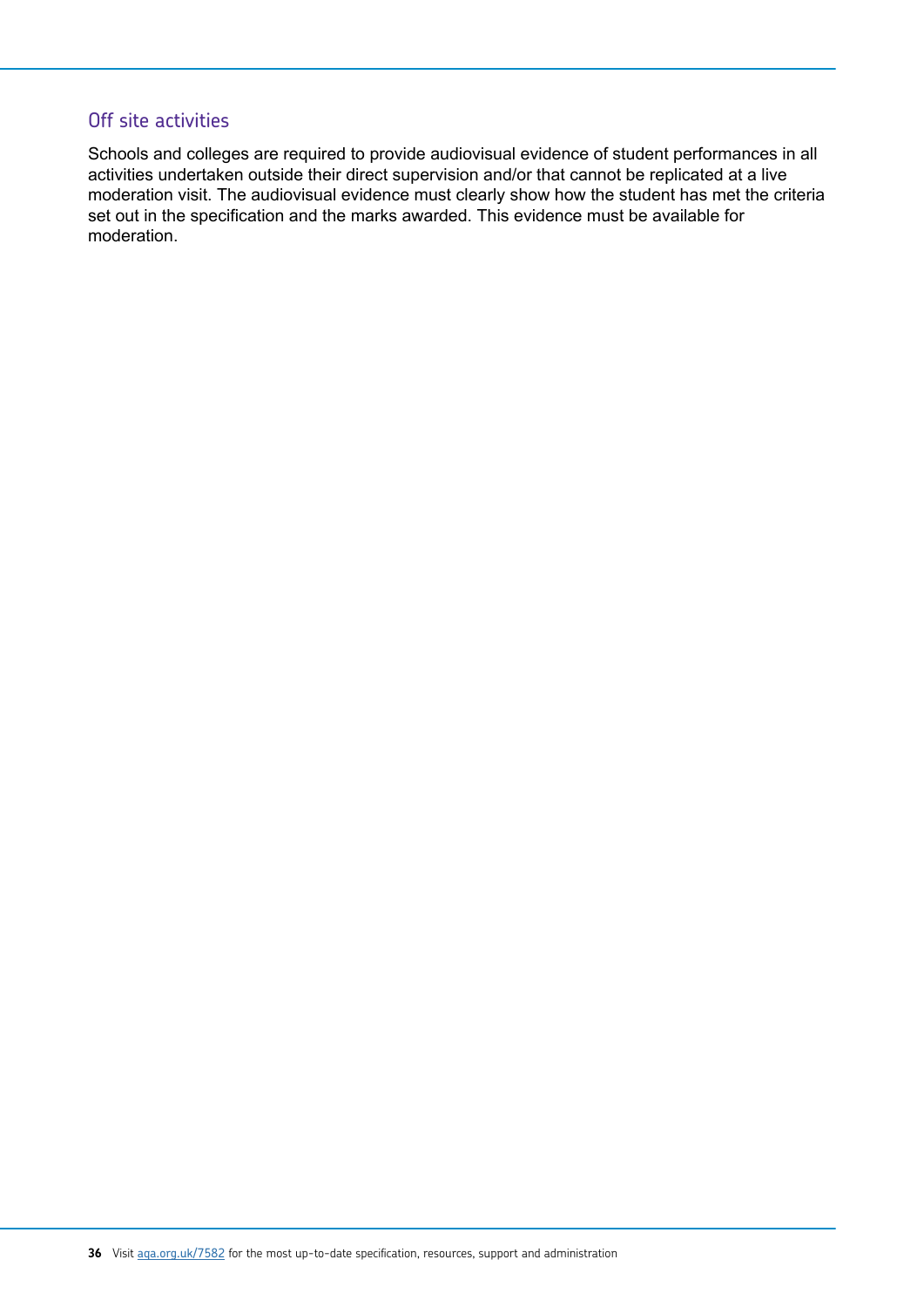### Off site activities

Schools and colleges are required to provide audiovisual evidence of student performances in all activities undertaken outside their direct supervision and/or that cannot be replicated at a live moderation visit. The audiovisual evidence must clearly show how the student has met the criteria set out in the specification and the marks awarded. This evidence must be available for moderation.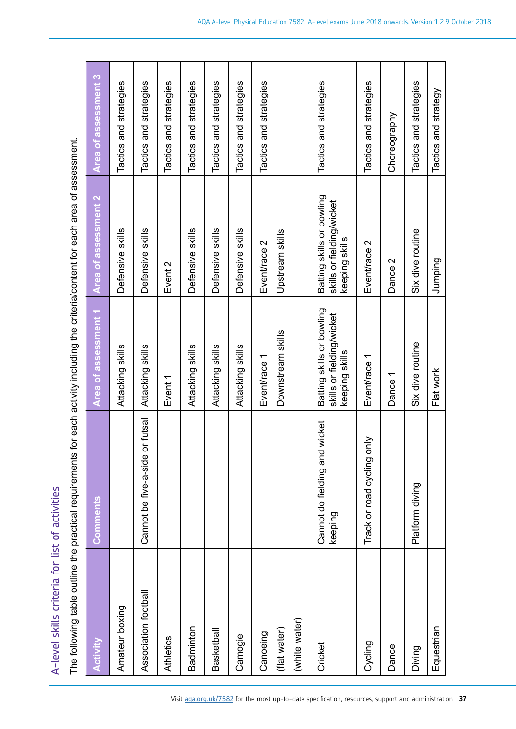## A-level skills criteria for list of activities

The following table outline the practical requirements for each activity including the criteria/content for each area of assessment.

| Activity | Comments | Area of assessment 1 | Area of assessment 2 | Area of assessment 3 |
|---|---|---|---|---|
| Amateur boxing | | Attacking skills | Defensive skills | Tactics and strategies |
| Association football | Cannot be five-a-side or futsal | Attacking skills | Defensive skills | Tactics and strategies |
| Athletics | | Event 1 | Event 2 | Tactics and strategies |
| Badminton | | Attacking skills | Defensive skills | Tactics and strategies |
| Basketball | | Attacking skills | Defensive skills | Tactics and strategies |
| Camogie | | Attacking skills | Defensive skills | Tactics and strategies |
| Canoeing (flat water) (white water) | | Event/race 1 Downstream skills | Event/race 2 Upstream skills | Tactics and strategies |
| Cricket | Cannot do fielding and wicket keeping | Batting skills or bowling skills or fielding/wicket keeping skills | Batting skills or bowling skills or fielding/wicket keeping skills | Tactics and strategies |
| Cycling | Track or road cycling only | Event/race 1 | Event/race 2 | Tactics and strategies |
| Dance | | Dance 1 | Dance 2 | Choreography |
| Diving | Platform diving | Six dive routine | Six dive routine | Tactics and strategies |
| Equestrian | | Flat work | Jumping | Tactics and strategy |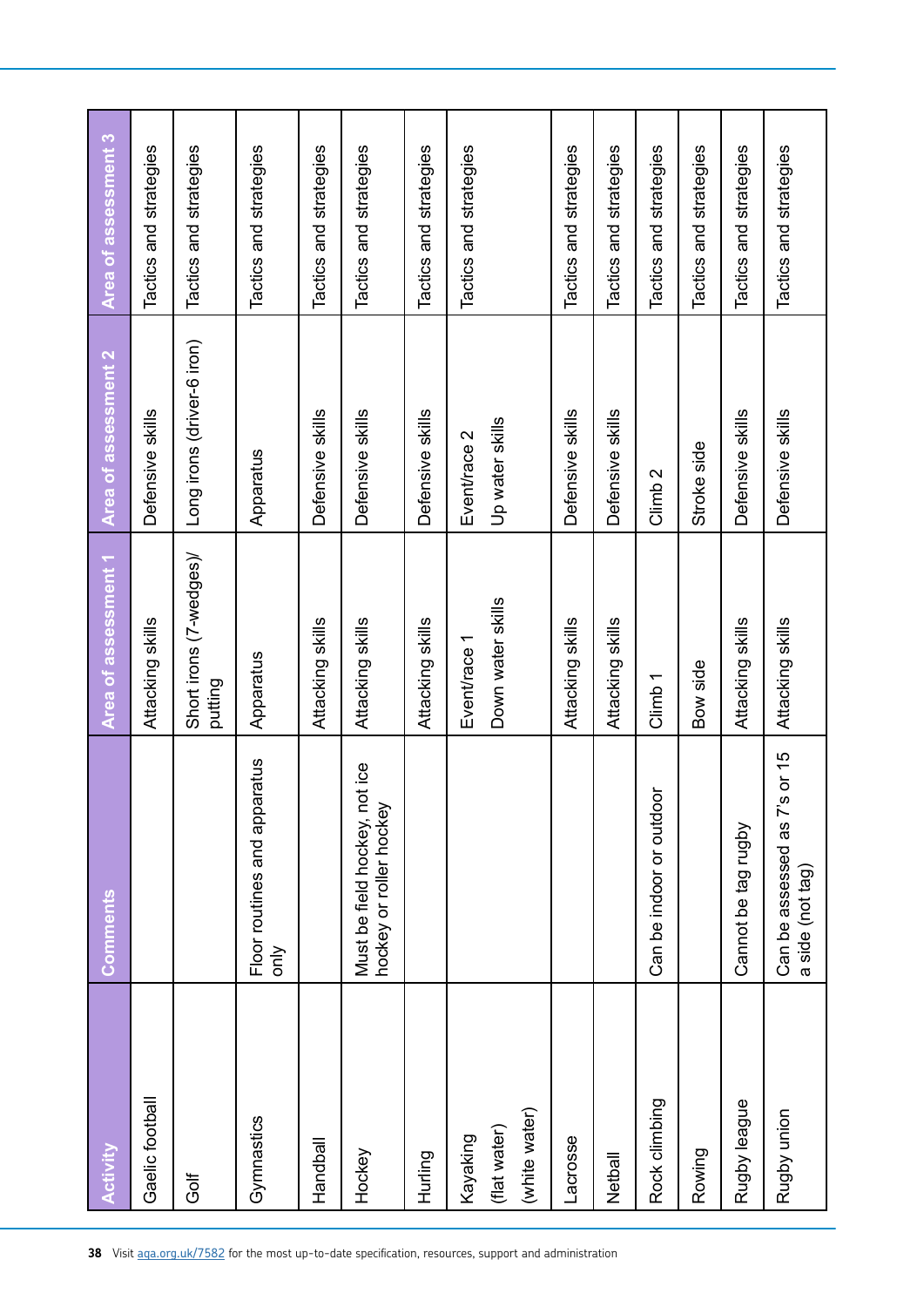| Activity | Comments | Area of assessment 1 | Area of assessment 2 | Area of assessment 3 |
|---|---|---|---|---|
| Gaelic football | | Attacking skills | Defensive skills | Tactics and strategies |
| Golf | | Short irons (7-wedges)/ putting | Long irons (driver-6 iron) | Tactics and strategies |
| Gymnastics | Floor routines and apparatus only | Apparatus | Apparatus | Tactics and strategies |
| Handball | | Attacking skills | Defensive skills | Tactics and strategies |
| Hockey | Must be field hockey, not ice hockey or roller hockey | Attacking skills | Defensive skills | Tactics and strategies |
| Hurling | | Attacking skills | Defensive skills | Tactics and strategies |
| Kayaking (flat water) (white water) | | Event/race 1 Down water skills | Event/race 2 Up water skills | Tactics and strategies |
| Lacrosse | | Attacking skills | Defensive skills | Tactics and strategies |
| Netball | | Attacking skills | Defensive skills | Tactics and strategies |
| Rock climbing | Can be indoor or outdoor | Climb 1 | Climb 2 | Tactics and strategies |
| Rowing | | Bow side | Stroke side | Tactics and strategies |
| Rugby league | Cannot be tag rugby | Attacking skills | Defensive skills | Tactics and strategies |
| Rugby union | Can be assessed as 7's or 15 a side (not tag) | Attacking skills | Defensive skills | Tactics and strategies |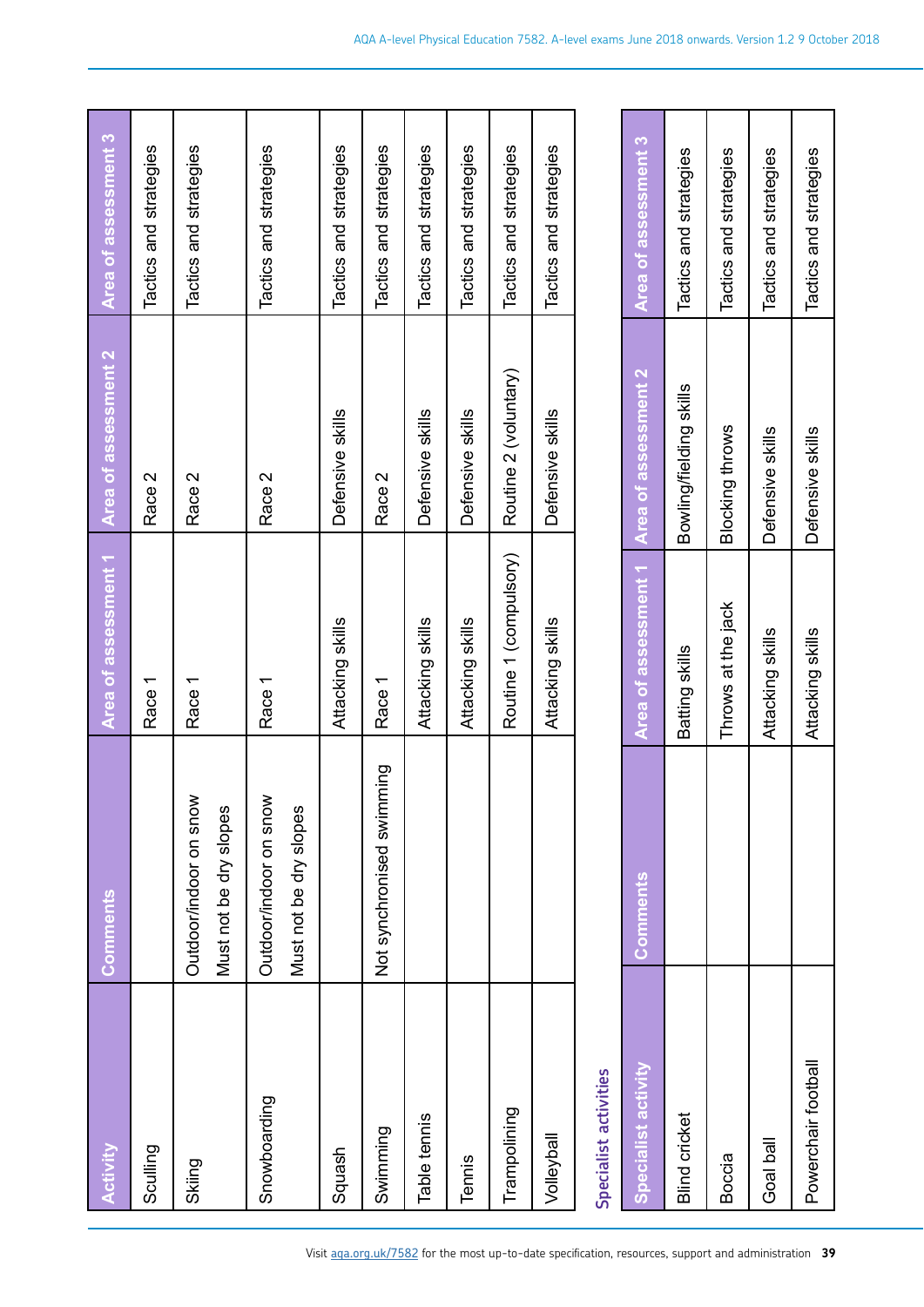| Activity | Comments | Area of assessment 1 | Area of assessment 2 | Area of assessment 3 |
|---|---|---|---|---|
| Sculling | | Race 1 | Race 2 | Tactics and strategies |
| Skiing | Outdoor/indoor on snow<br>Must not be dry slopes | Race 1 | Race 2 | Tactics and strategies |
| Snowboarding | Outdoor/indoor on snow<br>Must not be dry slopes | Race 1 | Race 2 | Tactics and strategies |
| Squash | | Attacking skills | Defensive skills | Tactics and strategies |
| Swimming | Not synchronised swimming | Race 1 | Race 2 | Tactics and strategies |
| Table tennis | | Attacking skills | Defensive skills | Tactics and strategies |
| Tennis | | Attacking skills | Defensive skills | Tactics and strategies |
| Trampolining | | Routine 1 (compulsory) | Routine 2 (voluntary) | Tactics and strategies |
| Volleyball | | Attacking skills | Defensive skills | Tactics and strategies |

## Specialist activities

| Specialist activity | Comments | Area of assessment 1 | Area of assessment 2 | Area of assessment 3 |
|---|---|---|---|---|
| Blind cricket | | Batting skills | Bowling/fielding skills | Tactics and strategies |
| Boccia | | Throws at the jack | Blocking throws | Tactics and strategies |
| Goal ball | | Attacking skills | Defensive skills | Tactics and strategies |
| Powerchair football | | Attacking skills | Defensive skills | Tactics and strategies |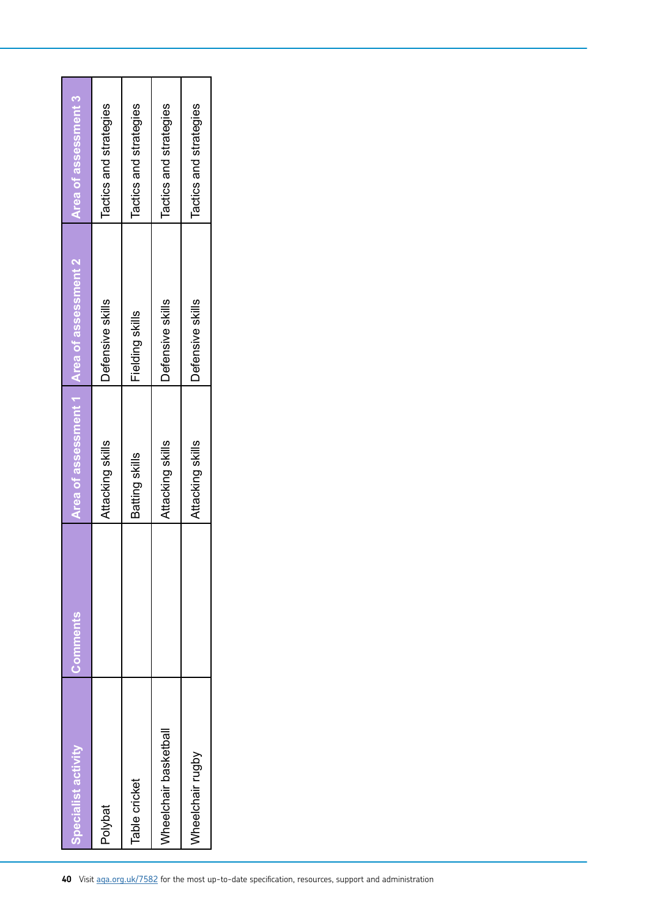| Specialist activity | Comments | Area of assessment 1 | Area of assessment 2 | Area of assessment 3 |
|---|---|---|---|---|
| Polybat | | Attacking skills | Defensive skills | Tactics and strategies |
| Table cricket | | Batting skills | Fielding skills | Tactics and strategies |
| Wheelchair basketball | | Attacking skills | Defensive skills | Tactics and strategies |
| Wheelchair rugby | | Attacking skills | Defensive skills | Tactics and strategies |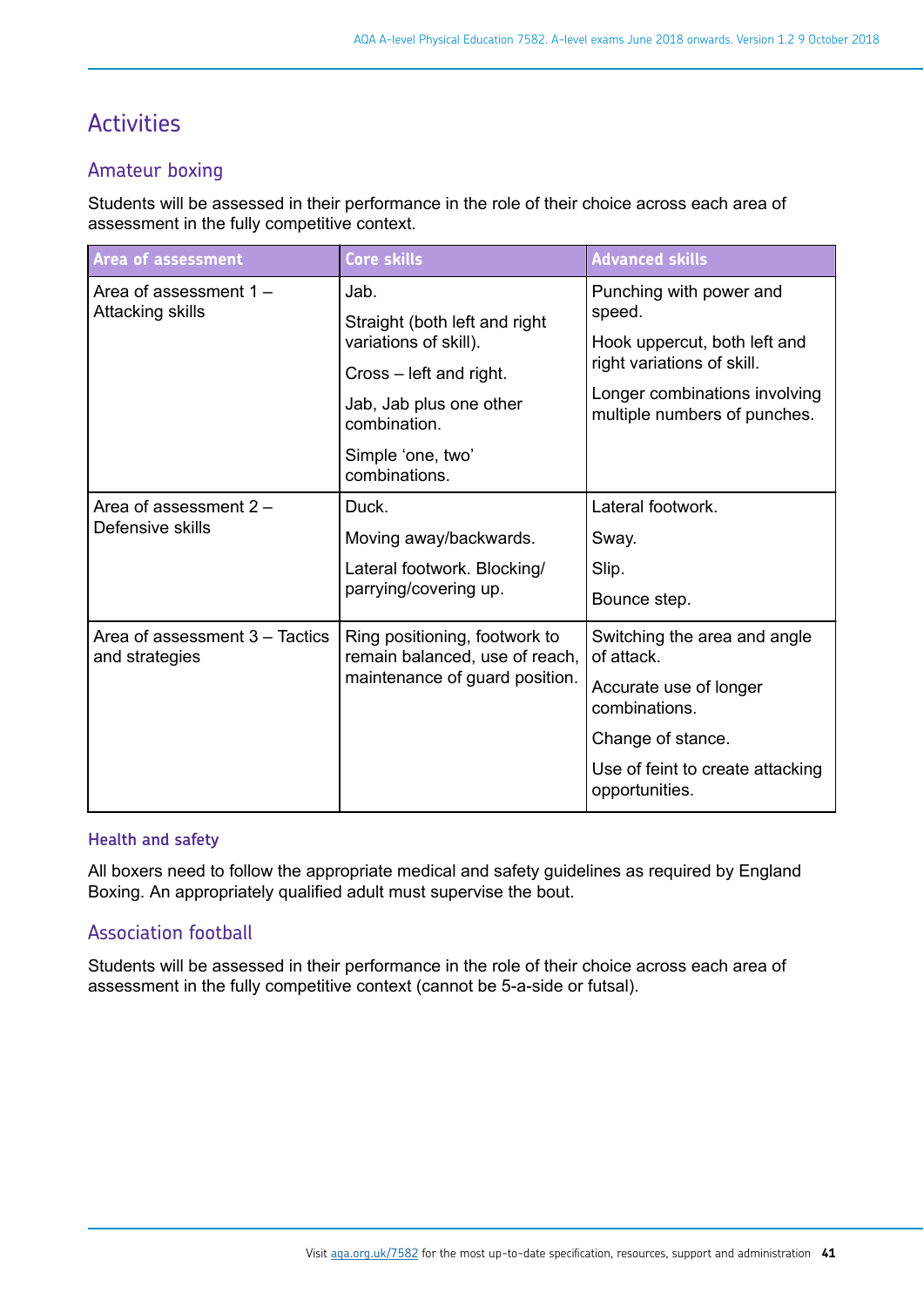## Activities

### Amateur boxing

Students will be assessed in their performance in the role of their choice across each area of assessment in the fully competitive context.

| Area of assessment | Core skills | Advanced skills |
|---|---|---|
| Area of assessment 1 – Attacking skills | Jab.<br><br>Straight (both left and right variations of skill).<br><br>Cross – left and right.<br><br>Jab, Jab plus one other combination.<br><br>Simple 'one, two' combinations. | Punching with power and speed.<br><br>Hook uppercut, both left and right variations of skill.<br><br>Longer combinations involving multiple numbers of punches. |
| Area of assessment 2 – Defensive skills | Duck.<br><br>Moving away/backwards.<br><br>Lateral footwork. Blocking/ parrying/covering up. | Lateral footwork.<br><br>Sway.<br><br>Slip.<br><br>Bounce step. |
| Area of assessment 3 – Tactics and strategies | Ring positioning, footwork to remain balanced, use of reach, maintenance of guard position. | Switching the area and angle of attack.<br><br>Accurate use of longer combinations.<br><br>Change of stance.<br><br>Use of feint to create attacking opportunities. |

#### Health and safety

All boxers need to follow the appropriate medical and safety guidelines as required by England Boxing. An appropriately qualified adult must supervise the bout.

### Association football

Students will be assessed in their performance in the role of their choice across each area of assessment in the fully competitive context (cannot be 5-a-side or futsal).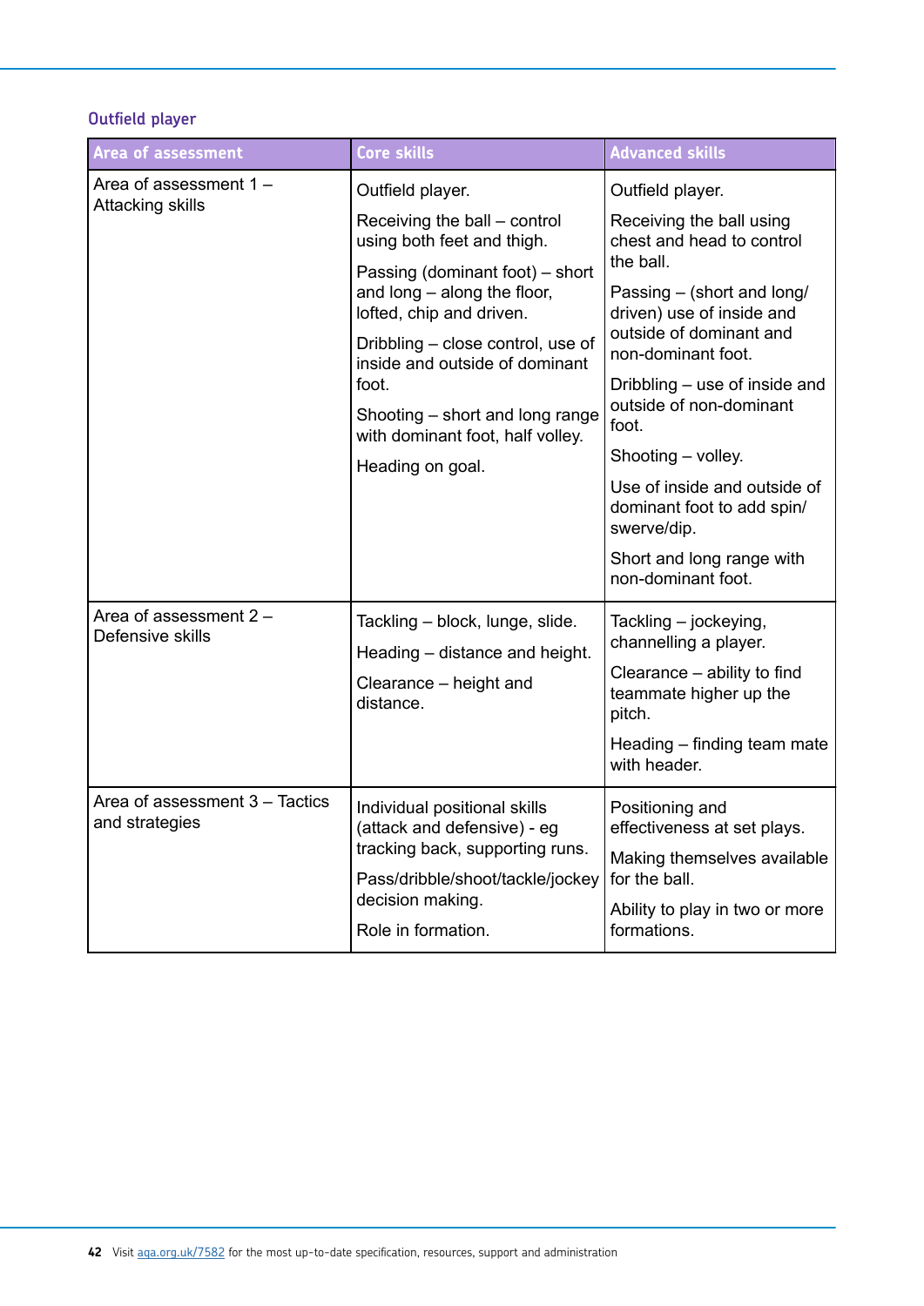### Outfield player

| Area of assessment | Core skills | Advanced skills |
|---|---|---|
| Area of assessment 1 – Attacking skills | Outfield player.<br><br>Receiving the ball – control using both feet and thigh.<br><br>Passing (dominant foot) – short and long – along the floor, lofted, chip and driven.<br><br>Dribbling – close control, use of inside and outside of dominant foot.<br><br>Shooting – short and long range with dominant foot, half volley.<br><br>Heading on goal. | Outfield player.<br><br>Receiving the ball using chest and head to control the ball.<br><br>Passing – (short and long/driven) use of inside and outside of dominant and non-dominant foot.<br><br>Dribbling – use of inside and outside of non-dominant foot.<br><br>Shooting – volley.<br><br>Use of inside and outside of dominant foot to add spin/swerve/dip.<br><br>Short and long range with non-dominant foot. |
| Area of assessment 2 – Defensive skills | Tackling – block, lunge, slide.<br><br>Heading – distance and height.<br><br>Clearance – height and distance. | Tackling – jockeying, channelling a player.<br><br>Clearance – ability to find teammate higher up the pitch.<br><br>Heading – finding team mate with header. |
| Area of assessment 3 – Tactics and strategies | Individual positional skills (attack and defensive) - eg tracking back, supporting runs.<br><br>Pass/dribble/shoot/tackle/jockey decision making.<br><br>Role in formation. | Positioning and effectiveness at set plays.<br><br>Making themselves available for the ball.<br><br>Ability to play in two or more formations. |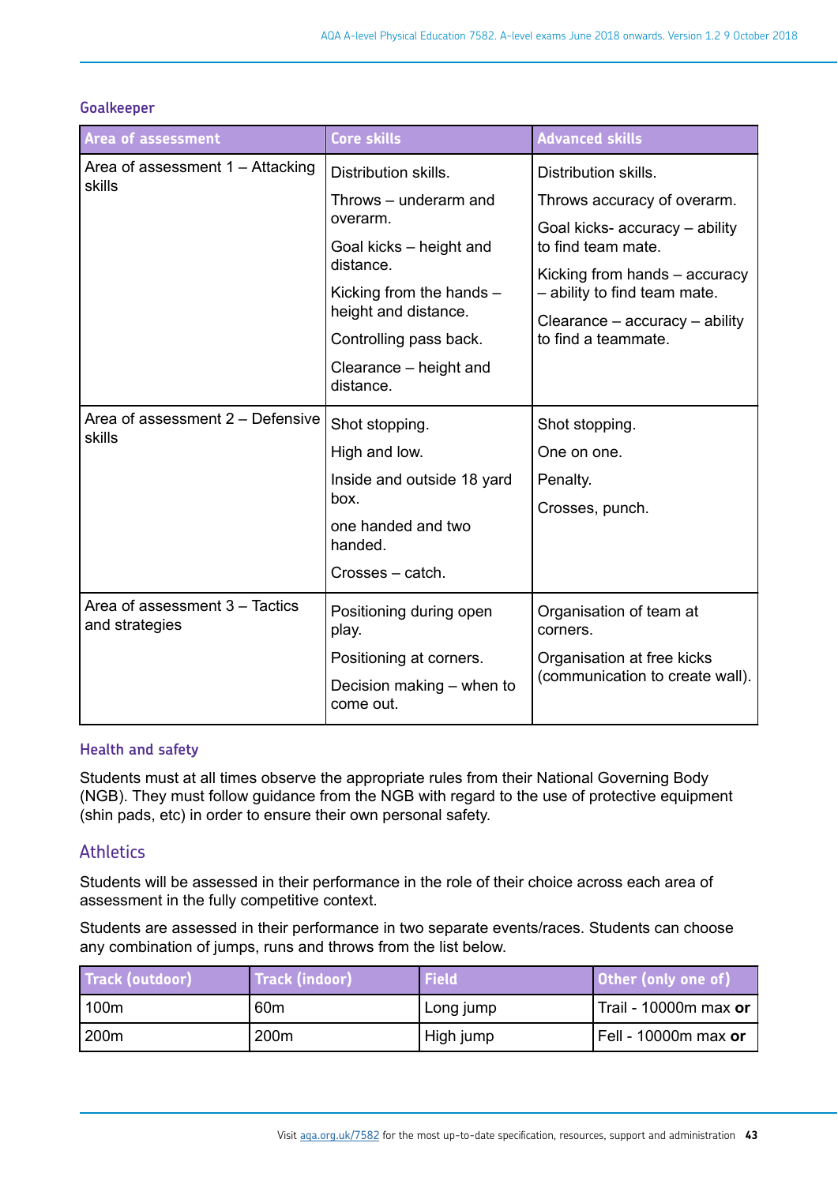### Goalkeeper

| Area of assessment | Core skills | Advanced skills |
|---|---|---|
| Area of assessment 1 – Attacking skills | Distribution skills.<br>Throws – underarm and overarm.<br>Goal kicks – height and distance.<br>Kicking from the hands – height and distance.<br>Controlling pass back.<br>Clearance – height and distance. | Distribution skills.<br>Throws accuracy of overarm.<br>Goal kicks- accuracy – ability to find team mate.<br>Kicking from hands – accuracy – ability to find team mate.<br>Clearance – accuracy – ability to find a teammate. |
| Area of assessment 2 – Defensive skills | Shot stopping.<br>High and low.<br>Inside and outside 18 yard box.<br>one handed and two handed.<br>Crosses – catch. | Shot stopping.<br>One on one.<br>Penalty.<br>Crosses, punch. |
| Area of assessment 3 – Tactics and strategies | Positioning during open play.<br>Positioning at corners.<br>Decision making – when to come out. | Organisation of team at corners.<br>Organisation at free kicks (communication to create wall). |

### Health and safety

Students must at all times observe the appropriate rules from their National Governing Body (NGB). They must follow guidance from the NGB with regard to the use of protective equipment (shin pads, etc) in order to ensure their own personal safety.

## Athletics

Students will be assessed in their performance in the role of their choice across each area of assessment in the fully competitive context.

Students are assessed in their performance in two separate events/races. Students can choose any combination of jumps, runs and throws from the list below.

| Track (outdoor) | Track (indoor) | Field | Other (only one of) |
|---|---|---|---|
| 100m | 60m | Long jump | Trail - 10000m max **or** |
| 200m | 200m | High jump | Fell - 10000m max **or** |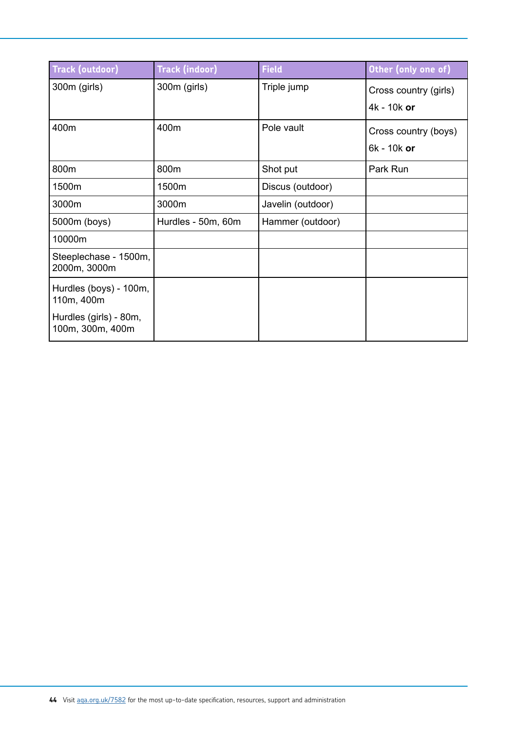| Track (outdoor) | Track (indoor) | Field | Other (only one of) |
| --- | --- | --- | --- |
| 300m (girls) | 300m (girls) | Triple jump | Cross country (girls) 4k - 10k **or** |
| 400m | 400m | Pole vault | Cross country (boys) 6k - 10k **or** |
| 800m | 800m | Shot put | Park Run |
| 1500m | 1500m | Discus (outdoor) | |
| 3000m | 3000m | Javelin (outdoor) | |
| 5000m (boys) | Hurdles - 50m, 60m | Hammer (outdoor) | |
| 10000m | | | |
| Steeplechase - 1500m, 2000m, 3000m | | | |
| Hurdles (boys) - 100m, 110m, 400m<br>Hurdles (girls) - 80m, 100m, 300m, 400m | | | |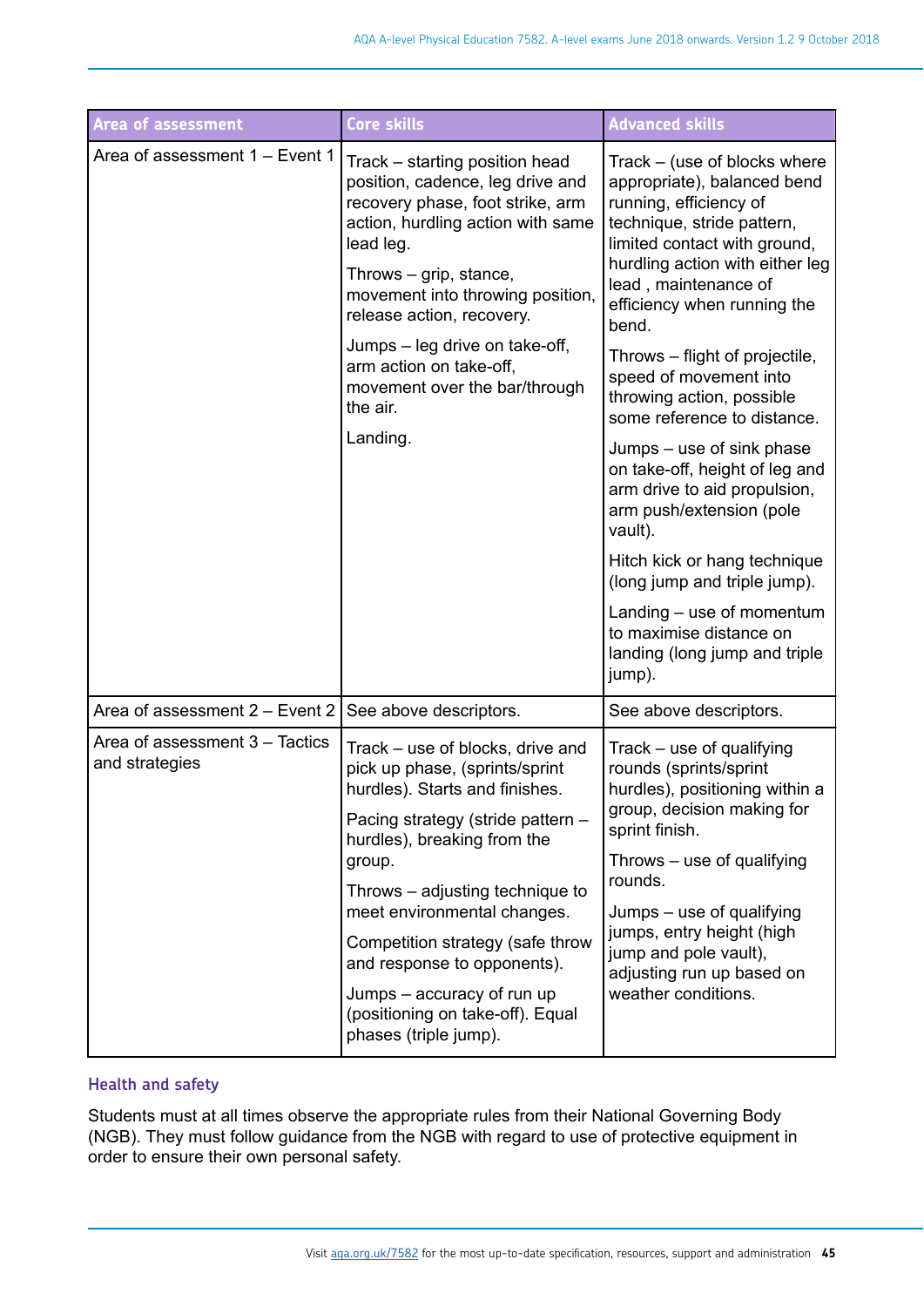| Area of assessment | Core skills | Advanced skills |
|---|---|---|
| Area of assessment 1 – Event 1 | Track – starting position head position, cadence, leg drive and recovery phase, foot strike, arm action, hurdling action with same lead leg.<br><br>Throws – grip, stance, movement into throwing position, release action, recovery.<br><br>Jumps – leg drive on take-off, arm action on take-off, movement over the bar/through the air.<br><br>Landing. | Track – (use of blocks where appropriate), balanced bend running, efficiency of technique, stride pattern, limited contact with ground, hurdling action with either leg lead , maintenance of efficiency when running the bend.<br><br>Throws – flight of projectile, speed of movement into throwing action, possible some reference to distance.<br><br>Jumps – use of sink phase on take-off, height of leg and arm drive to aid propulsion, arm push/extension (pole vault).<br><br>Hitch kick or hang technique (long jump and triple jump).<br><br>Landing – use of momentum to maximise distance on landing (long jump and triple jump). |
| Area of assessment 2 – Event 2 | See above descriptors. | See above descriptors. |
| Area of assessment 3 – Tactics and strategies | Track – use of blocks, drive and pick up phase, (sprints/sprint hurdles). Starts and finishes.<br><br>Pacing strategy (stride pattern – hurdles), breaking from the group.<br><br>Throws – adjusting technique to meet environmental changes.<br><br>Competition strategy (safe throw and response to opponents).<br><br>Jumps – accuracy of run up (positioning on take-off). Equal phases (triple jump). | Track – use of qualifying rounds (sprints/sprint hurdles), positioning within a group, decision making for sprint finish.<br><br>Throws – use of qualifying rounds.<br><br>Jumps – use of qualifying jumps, entry height (high jump and pole vault), adjusting run up based on weather conditions. |

### Health and safety

Students must at all times observe the appropriate rules from their National Governing Body (NGB). They must follow guidance from the NGB with regard to use of protective equipment in order to ensure their own personal safety.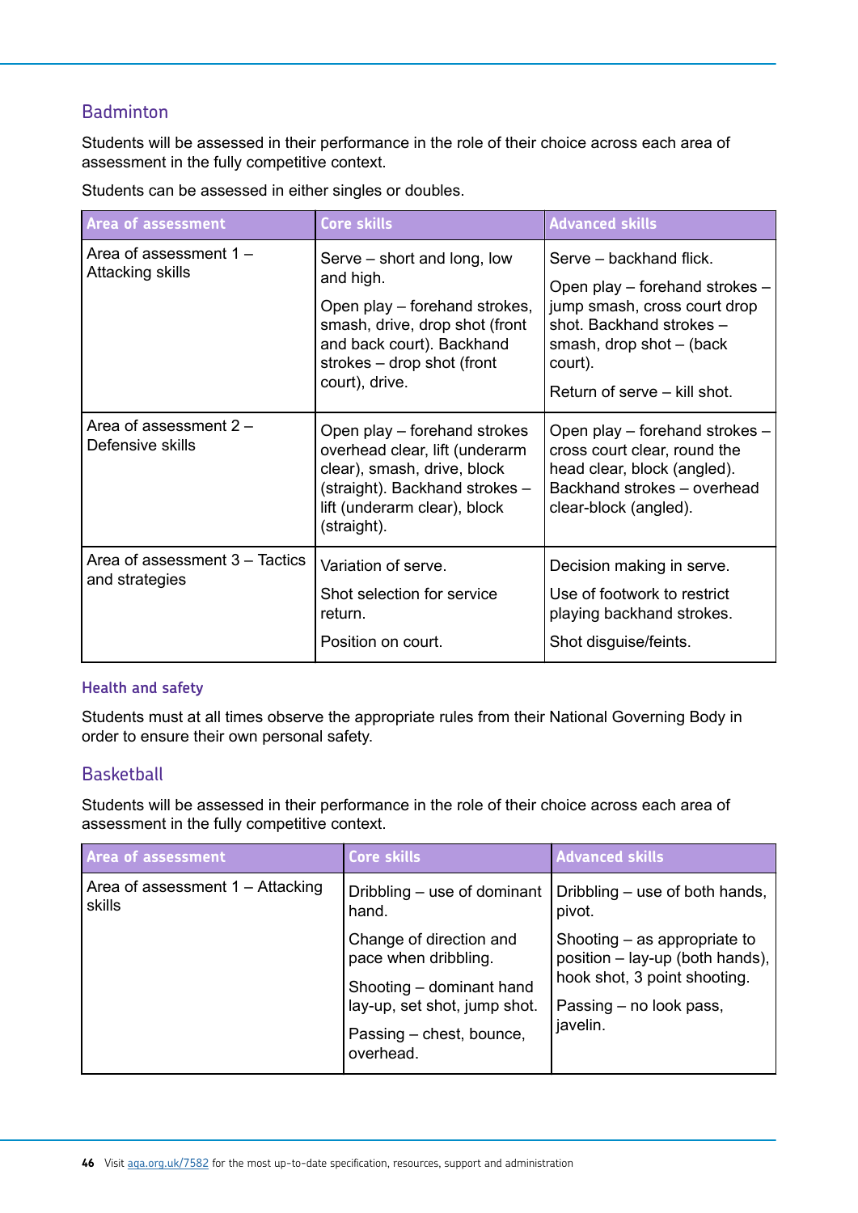## Badminton

Students will be assessed in their performance in the role of their choice across each area of assessment in the fully competitive context.

Students can be assessed in either singles or doubles.

| Area of assessment | Core skills | Advanced skills |
|---|---|---|
| Area of assessment 1 – Attacking skills | Serve – short and long, low and high.<br><br>Open play – forehand strokes, smash, drive, drop shot (front and back court). Backhand strokes – drop shot (front court), drive. | Serve – backhand flick.<br><br>Open play – forehand strokes – jump smash, cross court drop shot. Backhand strokes – smash, drop shot – (back court).<br><br>Return of serve – kill shot. |
| Area of assessment 2 – Defensive skills | Open play – forehand strokes overhead clear, lift (underarm clear), smash, drive, block (straight). Backhand strokes – lift (underarm clear), block (straight). | Open play – forehand strokes – cross court clear, round the head clear, block (angled). Backhand strokes – overhead clear-block (angled). |
| Area of assessment 3 – Tactics and strategies | Variation of serve.<br><br>Shot selection for service return.<br><br>Position on court. | Decision making in serve.<br><br>Use of footwork to restrict playing backhand strokes.<br><br>Shot disguise/feints. |

### Health and safety

Students must at all times observe the appropriate rules from their National Governing Body in order to ensure their own personal safety.

## Basketball

Students will be assessed in their performance in the role of their choice across each area of assessment in the fully competitive context.

| Area of assessment | Core skills | Advanced skills |
|---|---|---|
| Area of assessment 1 – Attacking skills | Dribbling – use of dominant hand.<br><br>Change of direction and pace when dribbling.<br><br>Shooting – dominant hand lay-up, set shot, jump shot.<br><br>Passing – chest, bounce, overhead. | Dribbling – use of both hands, pivot.<br><br>Shooting – as appropriate to position – lay-up (both hands), hook shot, 3 point shooting.<br><br>Passing – no look pass, javelin. |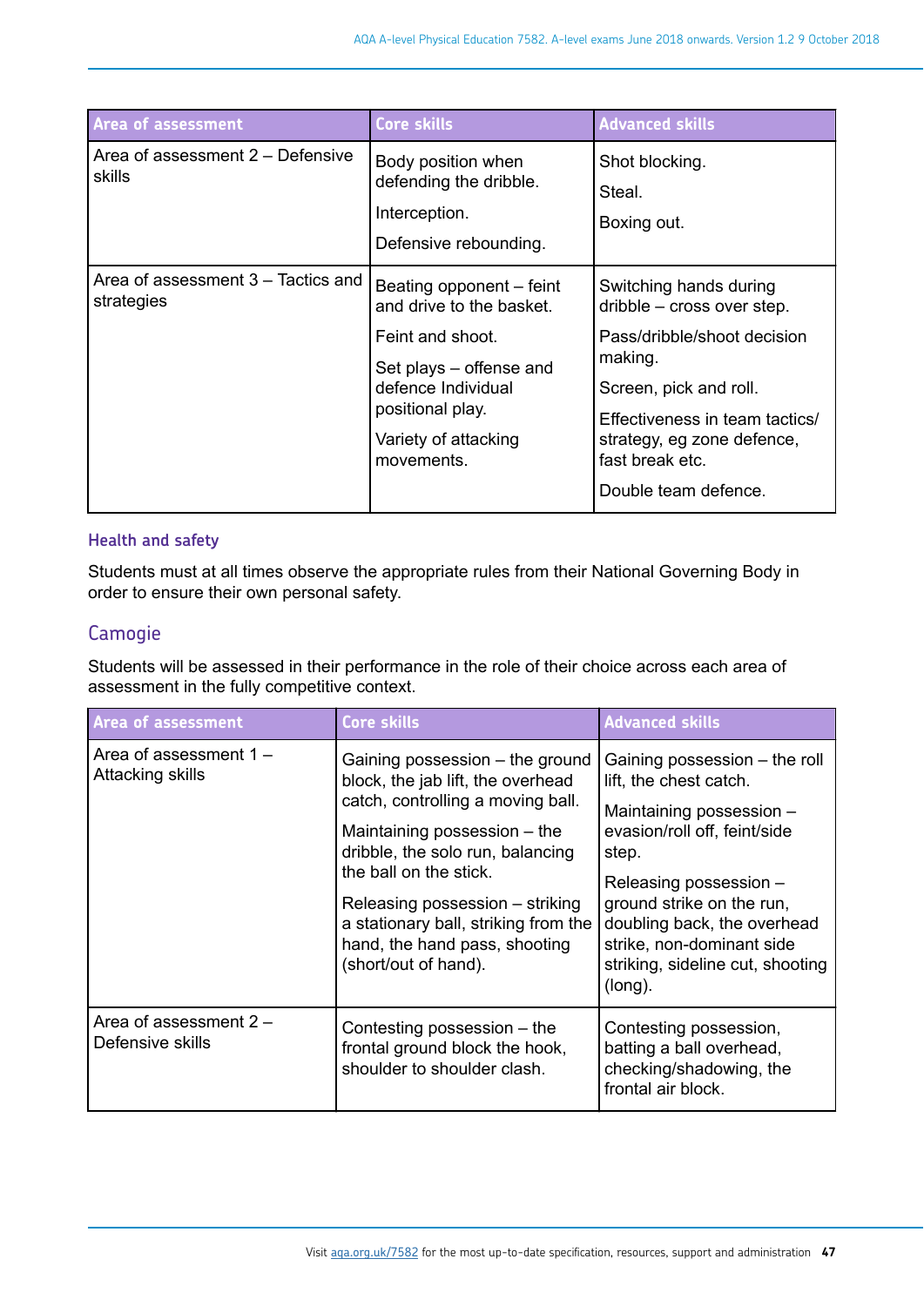| Area of assessment | Core skills | Advanced skills |
|---|---|---|
| Area of assessment 2 – Defensive skills | Body position when defending the dribble. Interception. Defensive rebounding. | Shot blocking. Steal. Boxing out. |
| Area of assessment 3 – Tactics and strategies | Beating opponent – feint and drive to the basket. Feint and shoot. Set plays – offense and defence Individual positional play. Variety of attacking movements. | Switching hands during dribble – cross over step. Pass/dribble/shoot decision making. Screen, pick and roll. Effectiveness in team tactics/ strategy, eg zone defence, fast break etc. Double team defence. |

### Health and safety

Students must at all times observe the appropriate rules from their National Governing Body in order to ensure their own personal safety.

## Camogie

Students will be assessed in their performance in the role of their choice across each area of assessment in the fully competitive context.

| Area of assessment | Core skills | Advanced skills |
|---|---|---|
| Area of assessment 1 – Attacking skills | Gaining possession – the ground block, the jab lift, the overhead catch, controlling a moving ball. Maintaining possession – the dribble, the solo run, balancing the ball on the stick. Releasing possession – striking a stationary ball, striking from the hand, the hand pass, shooting (short/out of hand). | Gaining possession – the roll lift, the chest catch. Maintaining possession – evasion/roll off, feint/side step. Releasing possession – ground strike on the run, doubling back, the overhead strike, non-dominant side striking, sideline cut, shooting (long). |
| Area of assessment 2 – Defensive skills | Contesting possession – the frontal ground block the hook, shoulder to shoulder clash. | Contesting possession, batting a ball overhead, checking/shadowing, the frontal air block. |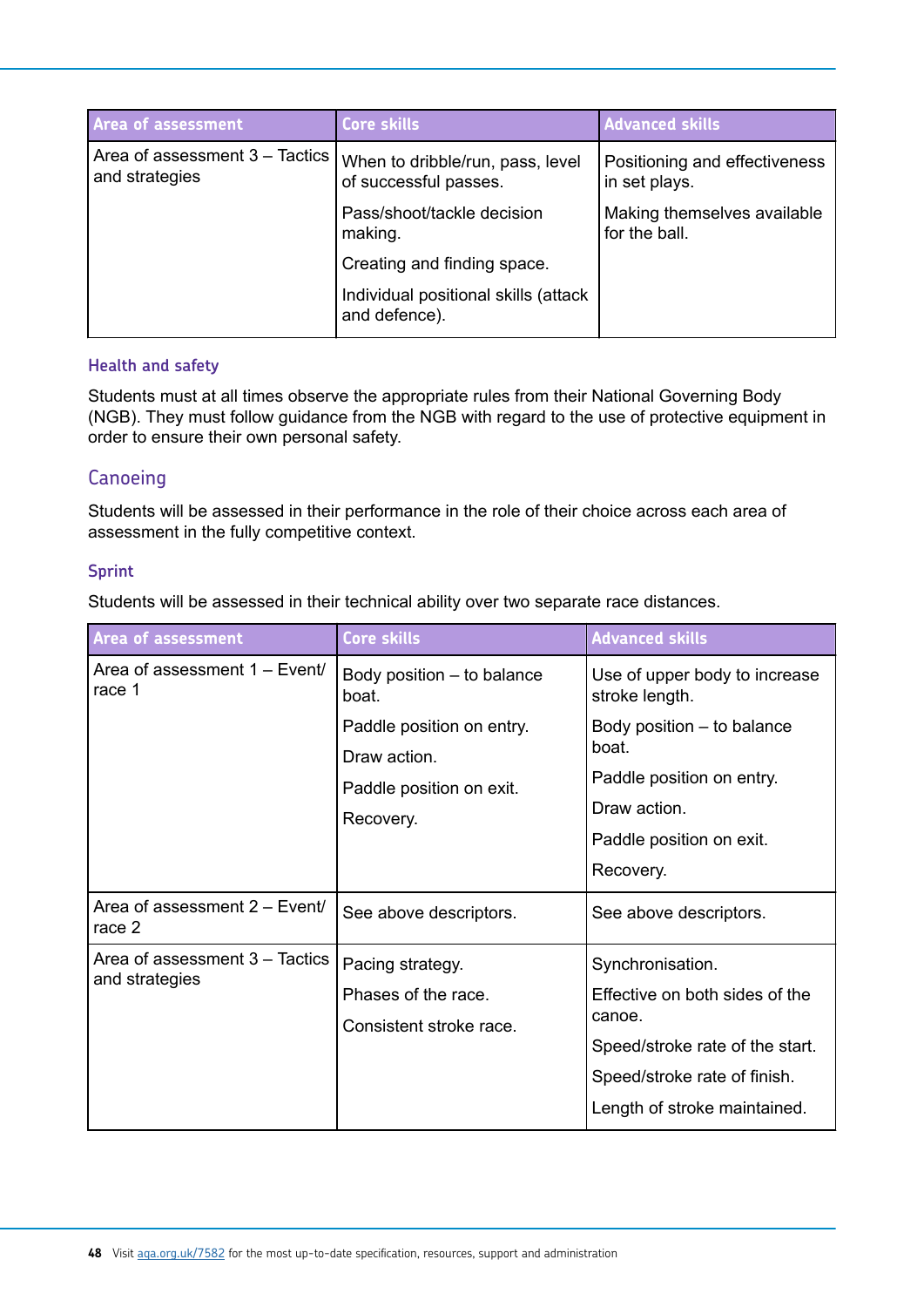| Area of assessment | Core skills | Advanced skills |
|---|---|---|
| Area of assessment 3 – Tactics and strategies | When to dribble/run, pass, level of successful passes.<br>Pass/shoot/tackle decision making.<br>Creating and finding space.<br>Individual positional skills (attack and defence). | Positioning and effectiveness in set plays.<br>Making themselves available for the ball. |

#### Health and safety

Students must at all times observe the appropriate rules from their National Governing Body (NGB). They must follow guidance from the NGB with regard to the use of protective equipment in order to ensure their own personal safety.

### Canoeing

Students will be assessed in their performance in the role of their choice across each area of assessment in the fully competitive context.

#### Sprint

Students will be assessed in their technical ability over two separate race distances.

| Area of assessment | Core skills | Advanced skills |
|---|---|---|
| Area of assessment 1 – Event/race 1 | Body position – to balance boat.<br>Paddle position on entry.<br>Draw action.<br>Paddle position on exit.<br>Recovery. | Use of upper body to increase stroke length.<br>Body position – to balance boat.<br>Paddle position on entry.<br>Draw action.<br>Paddle position on exit.<br>Recovery. |
| Area of assessment 2 – Event/race 2 | See above descriptors. | See above descriptors. |
| Area of assessment 3 – Tactics and strategies | Pacing strategy.<br>Phases of the race.<br>Consistent stroke race. | Synchronisation.<br>Effective on both sides of the canoe.<br>Speed/stroke rate of the start.<br>Speed/stroke rate of finish.<br>Length of stroke maintained. |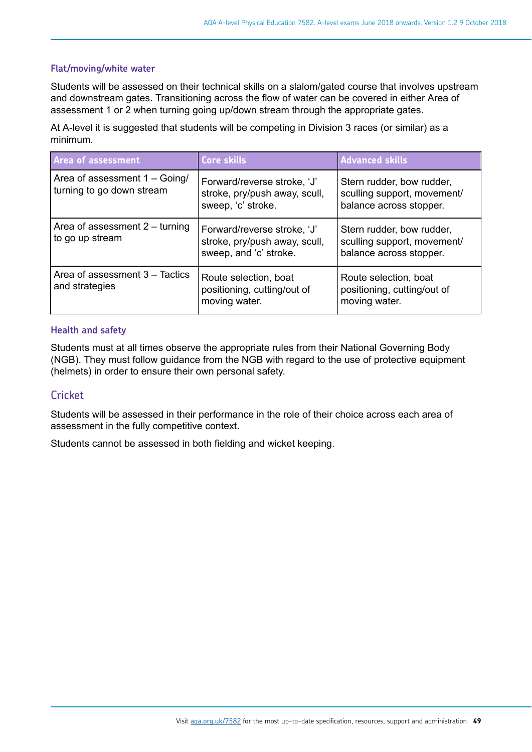### Flat/moving/white water

Students will be assessed on their technical skills on a slalom/gated course that involves upstream and downstream gates. Transitioning across the flow of water can be covered in either Area of assessment 1 or 2 when turning going up/down stream through the appropriate gates.

At A-level it is suggested that students will be competing in Division 3 races (or similar) as a minimum.

| Area of assessment | Core skills | Advanced skills |
|---|---|---|
| Area of assessment 1 – Going/ turning to go down stream | Forward/reverse stroke, 'J' stroke, pry/push away, scull, sweep, 'c' stroke. | Stern rudder, bow rudder, sculling support, movement/ balance across stopper. |
| Area of assessment 2 – turning to go up stream | Forward/reverse stroke, 'J' stroke, pry/push away, scull, sweep, and 'c' stroke. | Stern rudder, bow rudder, sculling support, movement/ balance across stopper. |
| Area of assessment 3 – Tactics and strategies | Route selection, boat positioning, cutting/out of moving water. | Route selection, boat positioning, cutting/out of moving water. |

### Health and safety

Students must at all times observe the appropriate rules from their National Governing Body (NGB). They must follow guidance from the NGB with regard to the use of protective equipment (helmets) in order to ensure their own personal safety.

## Cricket

Students will be assessed in their performance in the role of their choice across each area of assessment in the fully competitive context.

Students cannot be assessed in both fielding and wicket keeping.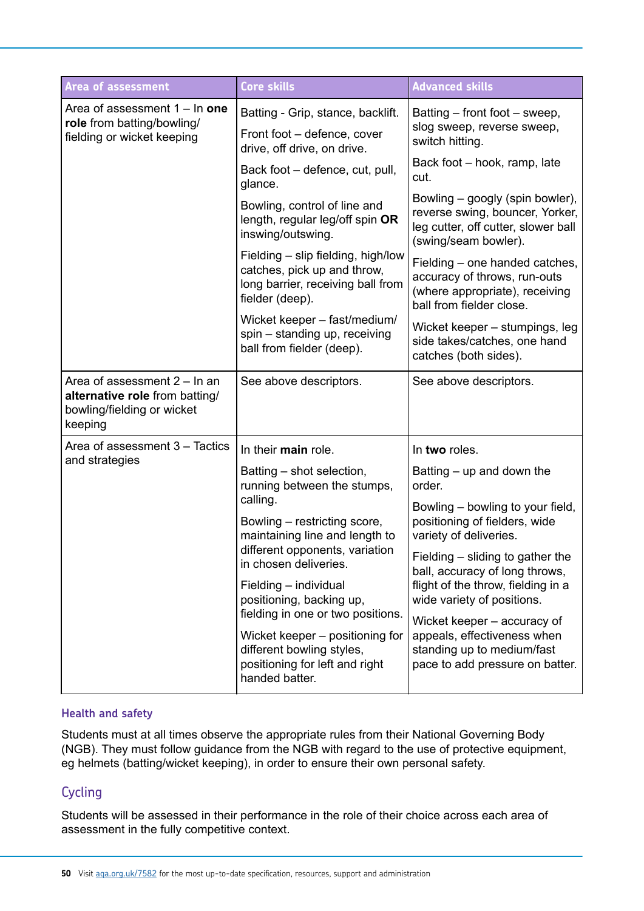| Area of assessment | Core skills | Advanced skills |
|---|---|---|
| Area of assessment 1 – In **one role** from batting/bowling/ fielding or wicket keeping | Batting - Grip, stance, backlift.<br><br>Front foot – defence, cover drive, off drive, on drive.<br><br>Back foot – defence, cut, pull, glance.<br><br>Bowling, control of line and length, regular leg/off spin **OR** inswing/outswing.<br><br>Fielding – slip fielding, high/low catches, pick up and throw, long barrier, receiving ball from fielder (deep).<br><br>Wicket keeper – fast/medium/ spin – standing up, receiving ball from fielder (deep). | Batting – front foot – sweep, slog sweep, reverse sweep, switch hitting.<br><br>Back foot – hook, ramp, late cut.<br><br>Bowling – googly (spin bowler), reverse swing, bouncer, Yorker, leg cutter, off cutter, slower ball (swing/seam bowler).<br><br>Fielding – one handed catches, accuracy of throws, run-outs (where appropriate), receiving ball from fielder close.<br><br>Wicket keeper – stumpings, leg side takes/catches, one hand catches (both sides). |
| Area of assessment 2 – In an **alternative role** from batting/ bowling/fielding or wicket keeping | See above descriptors. | See above descriptors. |
| Area of assessment 3 – Tactics and strategies | In their **main** role.<br><br>Batting – shot selection, running between the stumps, calling.<br><br>Bowling – restricting score, maintaining line and length to different opponents, variation in chosen deliveries.<br><br>Fielding – individual positioning, backing up, fielding in one or two positions.<br><br>Wicket keeper – positioning for different bowling styles, positioning for left and right handed batter. | In **two** roles.<br><br>Batting – up and down the order.<br><br>Bowling – bowling to your field, positioning of fielders, wide variety of deliveries.<br><br>Fielding – sliding to gather the ball, accuracy of long throws, flight of the throw, fielding in a wide variety of positions.<br><br>Wicket keeper – accuracy of appeals, effectiveness when standing up to medium/fast pace to add pressure on batter. |

#### Health and safety

Students must at all times observe the appropriate rules from their National Governing Body (NGB). They must follow guidance from the NGB with regard to the use of protective equipment, eg helmets (batting/wicket keeping), in order to ensure their own personal safety.

### Cycling

Students will be assessed in their performance in the role of their choice across each area of assessment in the fully competitive context.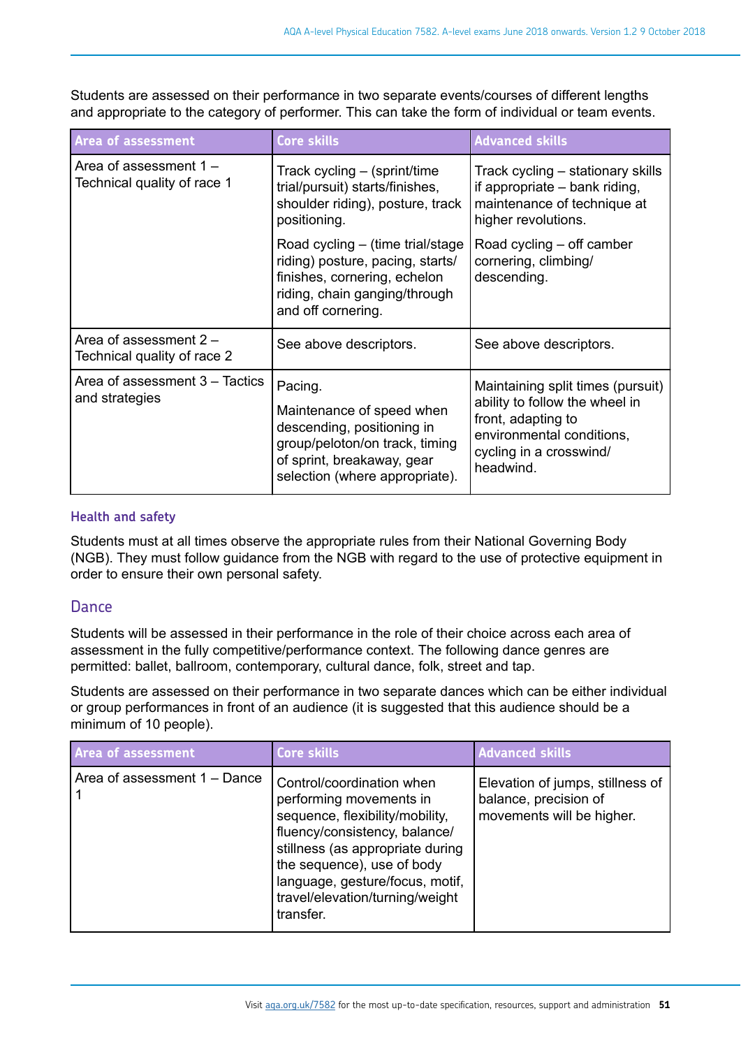Students are assessed on their performance in two separate events/courses of different lengths and appropriate to the category of performer. This can take the form of individual or team events.

| Area of assessment | Core skills | Advanced skills |
| --- | --- | --- |
| Area of assessment 1 – Technical quality of race 1 | Track cycling – (sprint/time trial/pursuit) starts/finishes, shoulder riding), posture, track positioning.<br><br>Road cycling – (time trial/stage riding) posture, pacing, starts/finishes, cornering, echelon riding, chain ganging/through and off cornering. | Track cycling – stationary skills if appropriate – bank riding, maintenance of technique at higher revolutions.<br><br>Road cycling – off camber cornering, climbing/descending. |
| Area of assessment 2 – Technical quality of race 2 | See above descriptors. | See above descriptors. |
| Area of assessment 3 – Tactics and strategies | Pacing.<br><br>Maintenance of speed when descending, positioning in group/peloton/on track, timing of sprint, breakaway, gear selection (where appropriate). | Maintaining split times (pursuit) ability to follow the wheel in front, adapting to environmental conditions, cycling in a crosswind/headwind. |

### Health and safety

Students must at all times observe the appropriate rules from their National Governing Body (NGB). They must follow guidance from the NGB with regard to the use of protective equipment in order to ensure their own personal safety.

## Dance

Students will be assessed in their performance in the role of their choice across each area of assessment in the fully competitive/performance context. The following dance genres are permitted: ballet, ballroom, contemporary, cultural dance, folk, street and tap.

Students are assessed on their performance in two separate dances which can be either individual or group performances in front of an audience (it is suggested that this audience should be a minimum of 10 people).

| Area of assessment | Core skills | Advanced skills |
| --- | --- | --- |
| Area of assessment 1 – Dance 1 | Control/coordination when performing movements in sequence, flexibility/mobility, fluency/consistency, balance/stillness (as appropriate during the sequence), use of body language, gesture/focus, motif, travel/elevation/turning/weight transfer. | Elevation of jumps, stillness of balance, precision of movements will be higher. |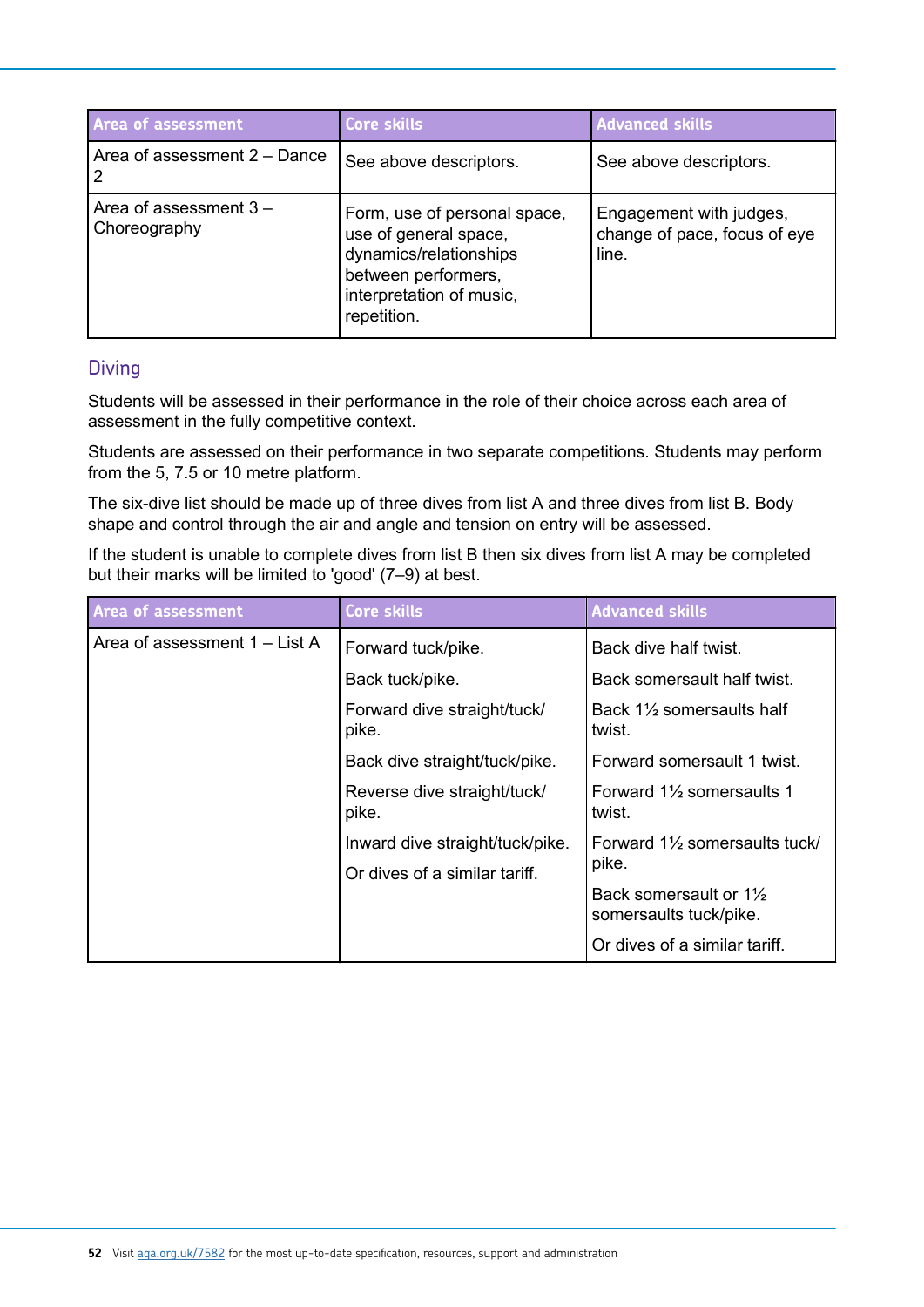| Area of assessment | Core skills | Advanced skills |
|---|---|---|
| Area of assessment 2 – Dance 2 | See above descriptors. | See above descriptors. |
| Area of assessment 3 – Choreography | Form, use of personal space, use of general space, dynamics/relationships between performers, interpretation of music, repetition. | Engagement with judges, change of pace, focus of eye line. |

### Diving

Students will be assessed in their performance in the role of their choice across each area of assessment in the fully competitive context.

Students are assessed on their performance in two separate competitions. Students may perform from the 5, 7.5 or 10 metre platform.

The six-dive list should be made up of three dives from list A and three dives from list B. Body shape and control through the air and angle and tension on entry will be assessed.

If the student is unable to complete dives from list B then six dives from list A may be completed but their marks will be limited to 'good' (7–9) at best.

| Area of assessment | Core skills | Advanced skills |
|---|---|---|
| Area of assessment 1 – List A | Forward tuck/pike.<br>Back tuck/pike.<br>Forward dive straight/tuck/pike.<br>Back dive straight/tuck/pike.<br>Reverse dive straight/tuck/pike.<br>Inward dive straight/tuck/pike.<br>Or dives of a similar tariff. | Back dive half twist.<br>Back somersault half twist.<br>Back 1½ somersaults half twist.<br>Forward somersault 1 twist.<br>Forward 1½ somersaults 1 twist.<br>Forward 1½ somersaults tuck/pike.<br>Back somersault or 1½ somersaults tuck/pike.<br>Or dives of a similar tariff. |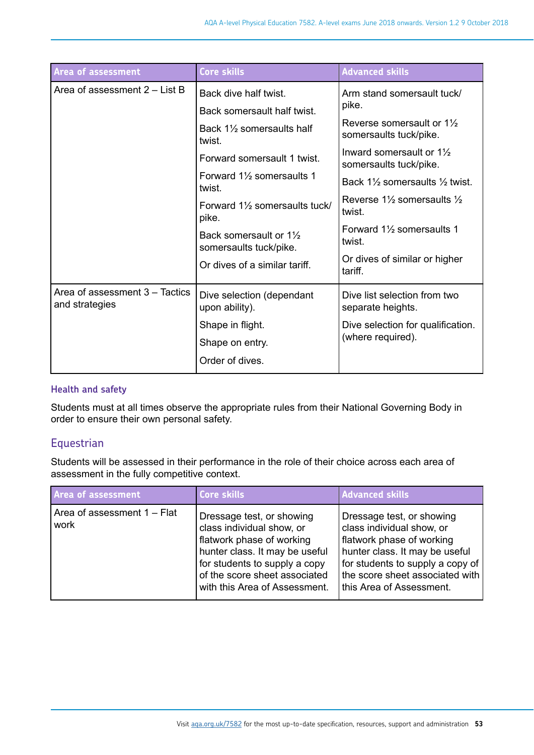| Area of assessment | Core skills | Advanced skills |
|---|---|---|
| Area of assessment 2 – List B | Back dive half twist.<br>Back somersault half twist.<br>Back 1½ somersaults half twist.<br>Forward somersault 1 twist.<br>Forward 1½ somersaults 1 twist.<br>Forward 1½ somersaults tuck/pike.<br>Back somersault or 1½ somersaults tuck/pike.<br>Or dives of a similar tariff. | Arm stand somersault tuck/pike.<br>Reverse somersault or 1½ somersaults tuck/pike.<br>Inward somersault or 1½ somersaults tuck/pike.<br>Back 1½ somersaults ½ twist.<br>Reverse 1½ somersaults ½ twist.<br>Forward 1½ somersaults 1 twist.<br>Or dives of similar or higher tariff. |
| Area of assessment 3 – Tactics and strategies | Dive selection (dependant upon ability).<br>Shape in flight.<br>Shape on entry.<br>Order of dives. | Dive list selection from two separate heights.<br>Dive selection for qualification. (where required). |

### Health and safety

Students must at all times observe the appropriate rules from their National Governing Body in order to ensure their own personal safety.

## Equestrian

Students will be assessed in their performance in the role of their choice across each area of assessment in the fully competitive context.

| Area of assessment | Core skills | Advanced skills |
|---|---|---|
| Area of assessment 1 – Flat work | Dressage test, or showing class individual show, or flatwork phase of working hunter class. It may be useful for students to supply a copy of the score sheet associated with this Area of Assessment. | Dressage test, or showing class individual show, or flatwork phase of working hunter class. It may be useful for students to supply a copy of the score sheet associated with this Area of Assessment. |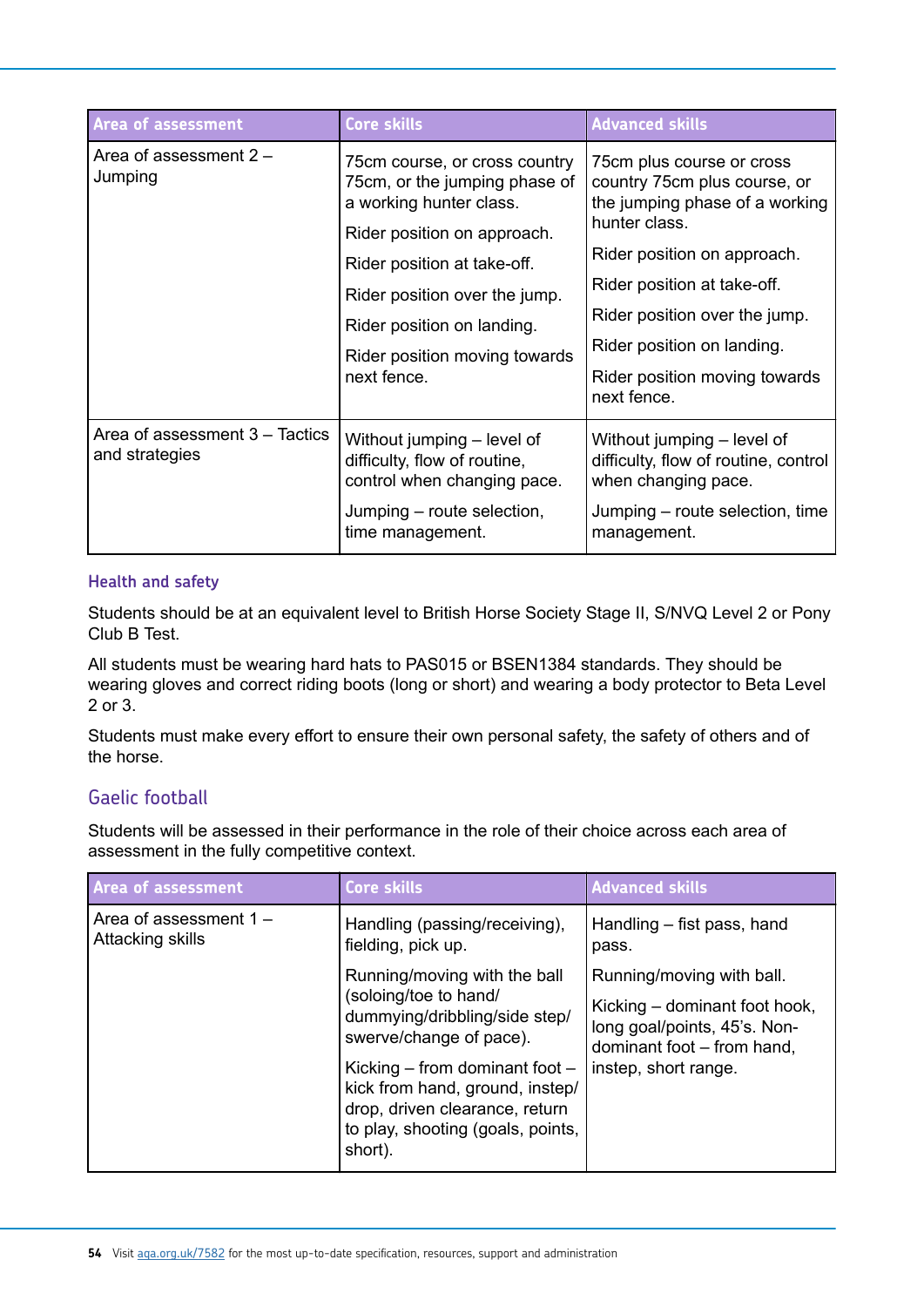| Area of assessment | Core skills | Advanced skills |
| --- | --- | --- |
| Area of assessment 2 – Jumping | 75cm course, or cross country 75cm, or the jumping phase of a working hunter class.<br><br>Rider position on approach.<br><br>Rider position at take-off.<br><br>Rider position over the jump.<br><br>Rider position on landing.<br><br>Rider position moving towards next fence. | 75cm plus course or cross country 75cm plus course, or the jumping phase of a working hunter class.<br><br>Rider position on approach.<br><br>Rider position at take-off.<br><br>Rider position over the jump.<br><br>Rider position on landing.<br><br>Rider position moving towards next fence. |
| Area of assessment 3 – Tactics and strategies | Without jumping – level of difficulty, flow of routine, control when changing pace.<br><br>Jumping – route selection, time management. | Without jumping – level of difficulty, flow of routine, control when changing pace.<br><br>Jumping – route selection, time management. |

### Health and safety

Students should be at an equivalent level to British Horse Society Stage II, S/NVQ Level 2 or Pony Club B Test.

All students must be wearing hard hats to PAS015 or BSEN1384 standards. They should be wearing gloves and correct riding boots (long or short) and wearing a body protector to Beta Level 2 or 3.

Students must make every effort to ensure their own personal safety, the safety of others and of the horse.

## Gaelic football

Students will be assessed in their performance in the role of their choice across each area of assessment in the fully competitive context.

| Area of assessment | Core skills | Advanced skills |
| --- | --- | --- |
| Area of assessment 1 – Attacking skills | Handling (passing/receiving), fielding, pick up.<br><br>Running/moving with the ball (soloing/toe to hand/ dummying/dribbling/side step/ swerve/change of pace).<br><br>Kicking – from dominant foot – kick from hand, ground, instep/ drop, driven clearance, return to play, shooting (goals, points, short). | Handling – fist pass, hand pass.<br><br>Running/moving with ball.<br><br>Kicking – dominant foot hook, long goal/points, 45's. Non-dominant foot – from hand, instep, short range. |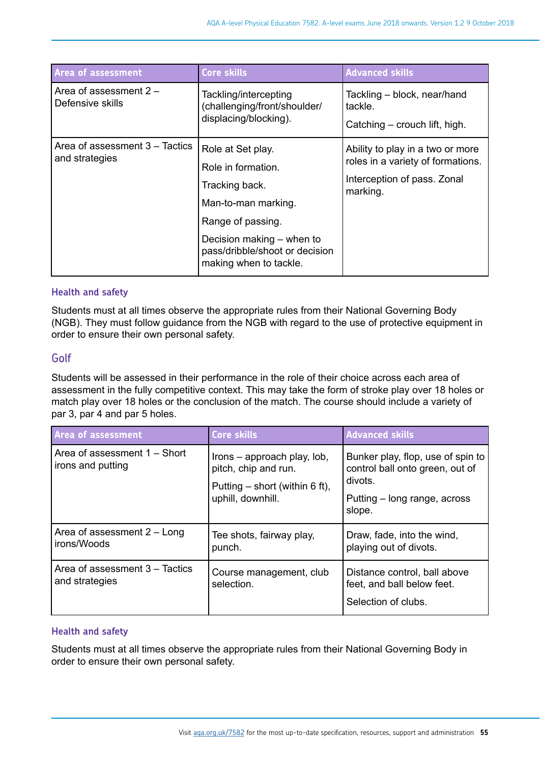| Area of assessment | Core skills | Advanced skills |
| --- | --- | --- |
| Area of assessment 2 – Defensive skills | Tackling/intercepting (challenging/front/shoulder/ displacing/blocking). | Tackling – block, near/hand tackle.<br><br>Catching – crouch lift, high. |
| Area of assessment 3 – Tactics and strategies | Role at Set play.<br><br>Role in formation.<br><br>Tracking back.<br><br>Man-to-man marking.<br><br>Range of passing.<br><br>Decision making – when to pass/dribble/shoot or decision making when to tackle. | Ability to play in a two or more roles in a variety of formations.<br><br>Interception of pass. Zonal marking. |

### Health and safety

Students must at all times observe the appropriate rules from their National Governing Body (NGB). They must follow guidance from the NGB with regard to the use of protective equipment in order to ensure their own personal safety.

## Golf

Students will be assessed in their performance in the role of their choice across each area of assessment in the fully competitive context. This may take the form of stroke play over 18 holes or match play over 18 holes or the conclusion of the match. The course should include a variety of par 3, par 4 and par 5 holes.

| Area of assessment | Core skills | Advanced skills |
| --- | --- | --- |
| Area of assessment 1 – Short irons and putting | Irons – approach play, lob, pitch, chip and run.<br><br>Putting – short (within 6 ft), uphill, downhill. | Bunker play, flop, use of spin to control ball onto green, out of divots.<br><br>Putting – long range, across slope. |
| Area of assessment 2 – Long irons/Woods | Tee shots, fairway play, punch. | Draw, fade, into the wind, playing out of divots. |
| Area of assessment 3 – Tactics and strategies | Course management, club selection. | Distance control, ball above feet, and ball below feet.<br><br>Selection of clubs. |

### Health and safety

Students must at all times observe the appropriate rules from their National Governing Body in order to ensure their own personal safety.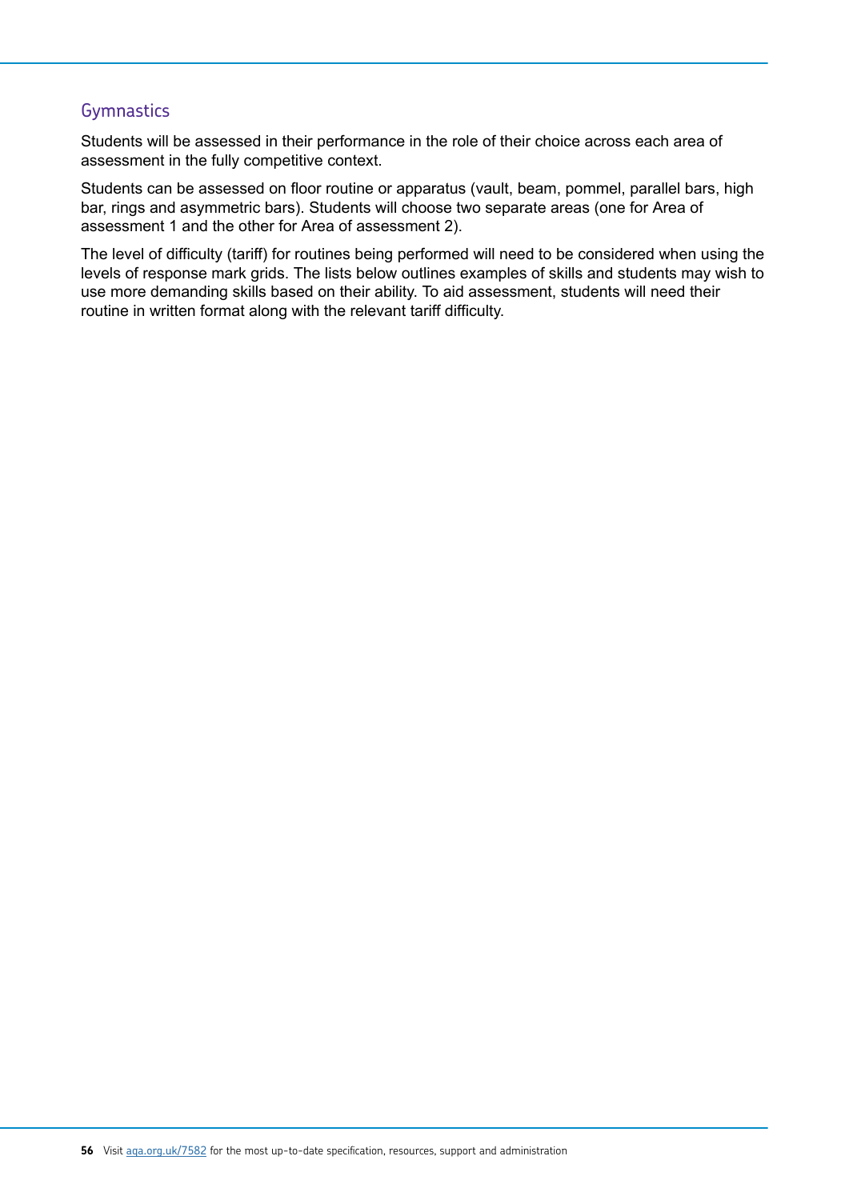## Gymnastics

Students will be assessed in their performance in the role of their choice across each area of assessment in the fully competitive context.

Students can be assessed on floor routine or apparatus (vault, beam, pommel, parallel bars, high bar, rings and asymmetric bars). Students will choose two separate areas (one for Area of assessment 1 and the other for Area of assessment 2).

The level of difficulty (tariff) for routines being performed will need to be considered when using the levels of response mark grids. The lists below outlines examples of skills and students may wish to use more demanding skills based on their ability. To aid assessment, students will need their routine in written format along with the relevant tariff difficulty.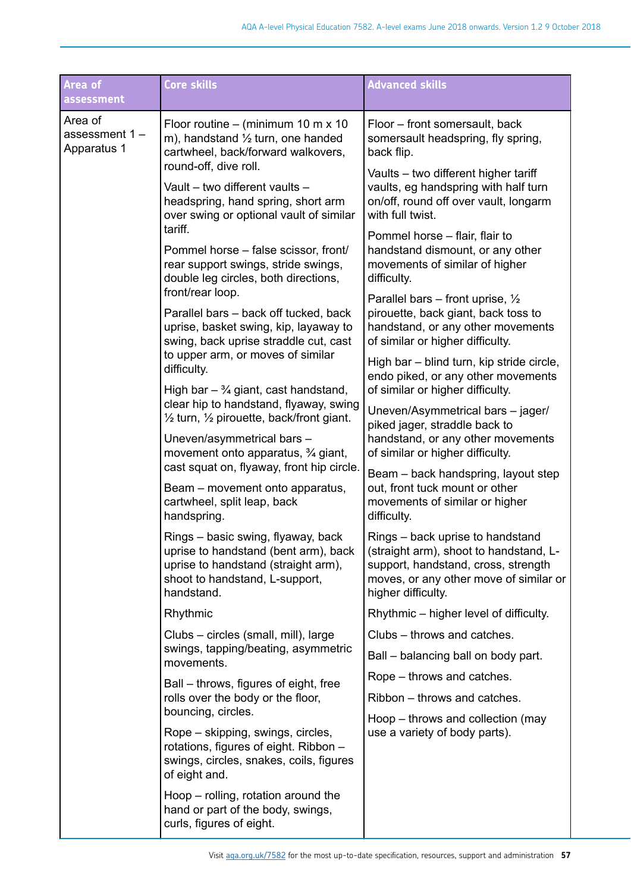| Area of assessment | Core skills | Advanced skills |
|---|---|---|
| Area of assessment 1 – Apparatus 1 | Floor routine – (minimum 10 m x 10 m), handstand ½ turn, one handed cartwheel, back/forward walkovers, round-off, dive roll.<br><br>Vault – two different vaults – headspring, hand spring, short arm over swing or optional vault of similar tariff.<br><br>Pommel horse – false scissor, front/rear support swings, stride swings, double leg circles, both directions, front/rear loop.<br><br>Parallel bars – back off tucked, back uprise, basket swing, kip, layaway to swing, back uprise straddle cut, cast to upper arm, or moves of similar difficulty.<br><br>High bar – ¾ giant, cast handstand, clear hip to handstand, flyaway, swing ½ turn, ½ pirouette, back/front giant.<br><br>Uneven/asymmetrical bars – movement onto apparatus, ¾ giant, cast squat on, flyaway, front hip circle.<br><br>Beam – movement onto apparatus, cartwheel, split leap, back handspring.<br><br>Rings – basic swing, flyaway, back uprise to handstand (bent arm), back uprise to handstand (straight arm), shoot to handstand, L-support, handstand.<br><br>Rhythmic<br><br>Clubs – circles (small, mill), large swings, tapping/beating, asymmetric movements.<br><br>Ball – throws, figures of eight, free rolls over the body or the floor, bouncing, circles.<br><br>Rope – skipping, swings, circles, rotations, figures of eight. Ribbon – swings, circles, snakes, coils, figures of eight and.<br><br>Hoop – rolling, rotation around the hand or part of the body, swings, curls, figures of eight. | Floor – front somersault, back somersault headspring, fly spring, back flip.<br><br>Vaults – two different higher tariff vaults, eg handspring with half turn on/off, round off over vault, longarm with full twist.<br><br>Pommel horse – flair, flair to handstand dismount, or any other movements of similar of higher difficulty.<br><br>Parallel bars – front uprise, ½ pirouette, back giant, back toss to handstand, or any other movements of similar or higher difficulty.<br><br>High bar – blind turn, kip stride circle, endo piked, or any other movements of similar or higher difficulty.<br><br>Uneven/Asymmetrical bars – jager/piked jager, straddle back to handstand, or any other movements of similar or higher difficulty.<br><br>Beam – back handspring, layout step out, front tuck mount or other movements of similar or higher difficulty.<br><br>Rings – back uprise to handstand (straight arm), shoot to handstand, L-support, handstand, cross, strength moves, or any other move of similar or higher difficulty.<br><br>Rhythmic – higher level of difficulty.<br><br>Clubs – throws and catches.<br><br>Ball – balancing ball on body part.<br><br>Rope – throws and catches.<br><br>Ribbon – throws and catches.<br><br>Hoop – throws and collection (may use a variety of body parts). |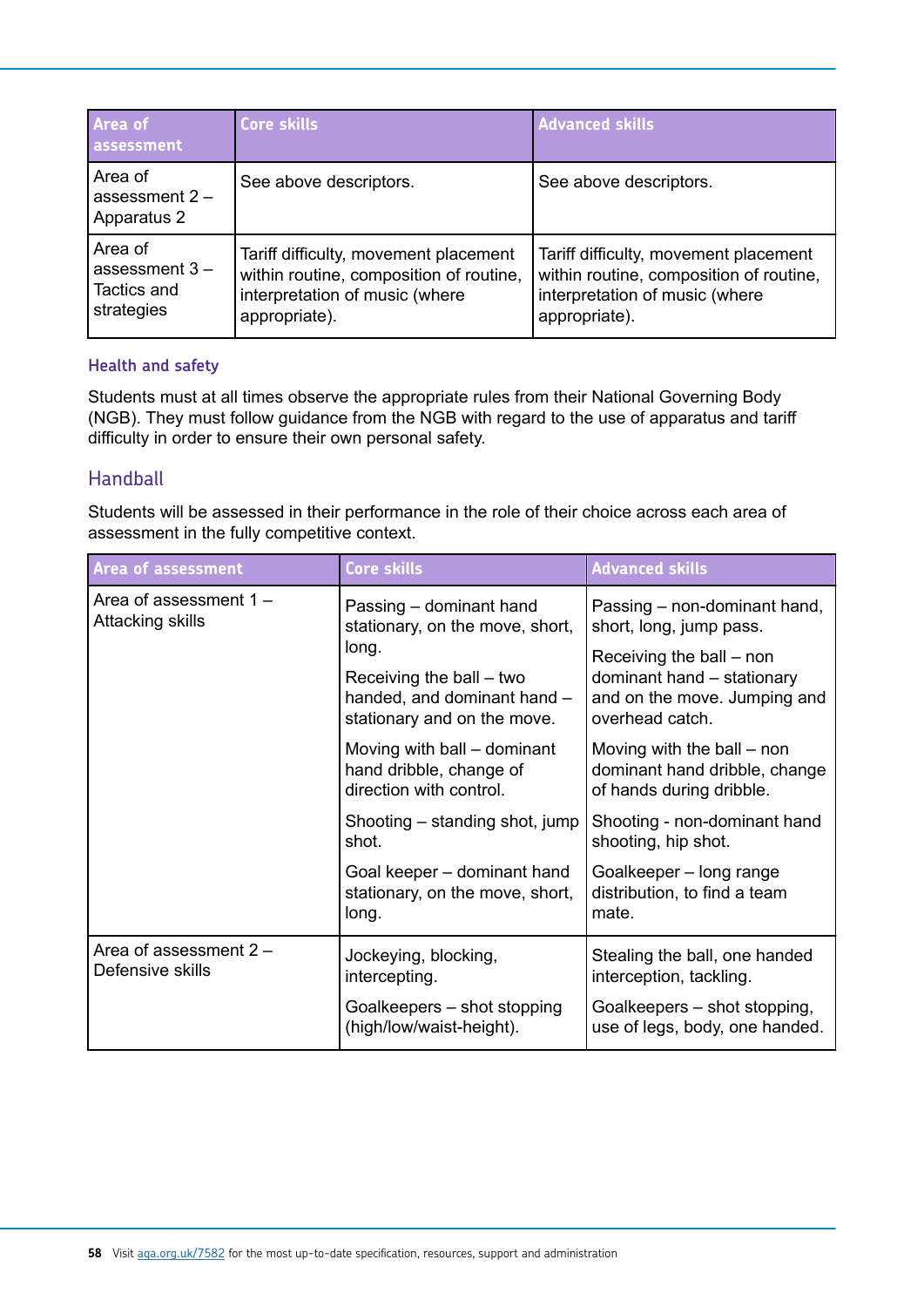| Area of assessment | Core skills | Advanced skills |
| --- | --- | --- |
| Area of assessment 2 – Apparatus 2 | See above descriptors. | See above descriptors. |
| Area of assessment 3 – Tactics and strategies | Tariff difficulty, movement placement within routine, composition of routine, interpretation of music (where appropriate). | Tariff difficulty, movement placement within routine, composition of routine, interpretation of music (where appropriate). |

#### Health and safety

Students must at all times observe the appropriate rules from their National Governing Body (NGB). They must follow guidance from the NGB with regard to the use of apparatus and tariff difficulty in order to ensure their own personal safety.

### Handball

Students will be assessed in their performance in the role of their choice across each area of assessment in the fully competitive context.

| Area of assessment | Core skills | Advanced skills |
| --- | --- | --- |
| Area of assessment 1 – Attacking skills | Passing – dominant hand stationary, on the move, short, long.<br><br>Receiving the ball – two handed, and dominant hand – stationary and on the move.<br><br>Moving with ball – dominant hand dribble, change of direction with control.<br><br>Shooting – standing shot, jump shot.<br><br>Goal keeper – dominant hand stationary, on the move, short, long. | Passing – non-dominant hand, short, long, jump pass.<br><br>Receiving the ball – non dominant hand – stationary and on the move. Jumping and overhead catch.<br><br>Moving with the ball – non dominant hand dribble, change of hands during dribble.<br><br>Shooting - non-dominant hand shooting, hip shot.<br><br>Goalkeeper – long range distribution, to find a team mate. |
| Area of assessment 2 – Defensive skills | Jockeying, blocking, intercepting.<br><br>Goalkeepers – shot stopping (high/low/waist-height). | Stealing the ball, one handed interception, tackling.<br><br>Goalkeepers – shot stopping, use of legs, body, one handed. |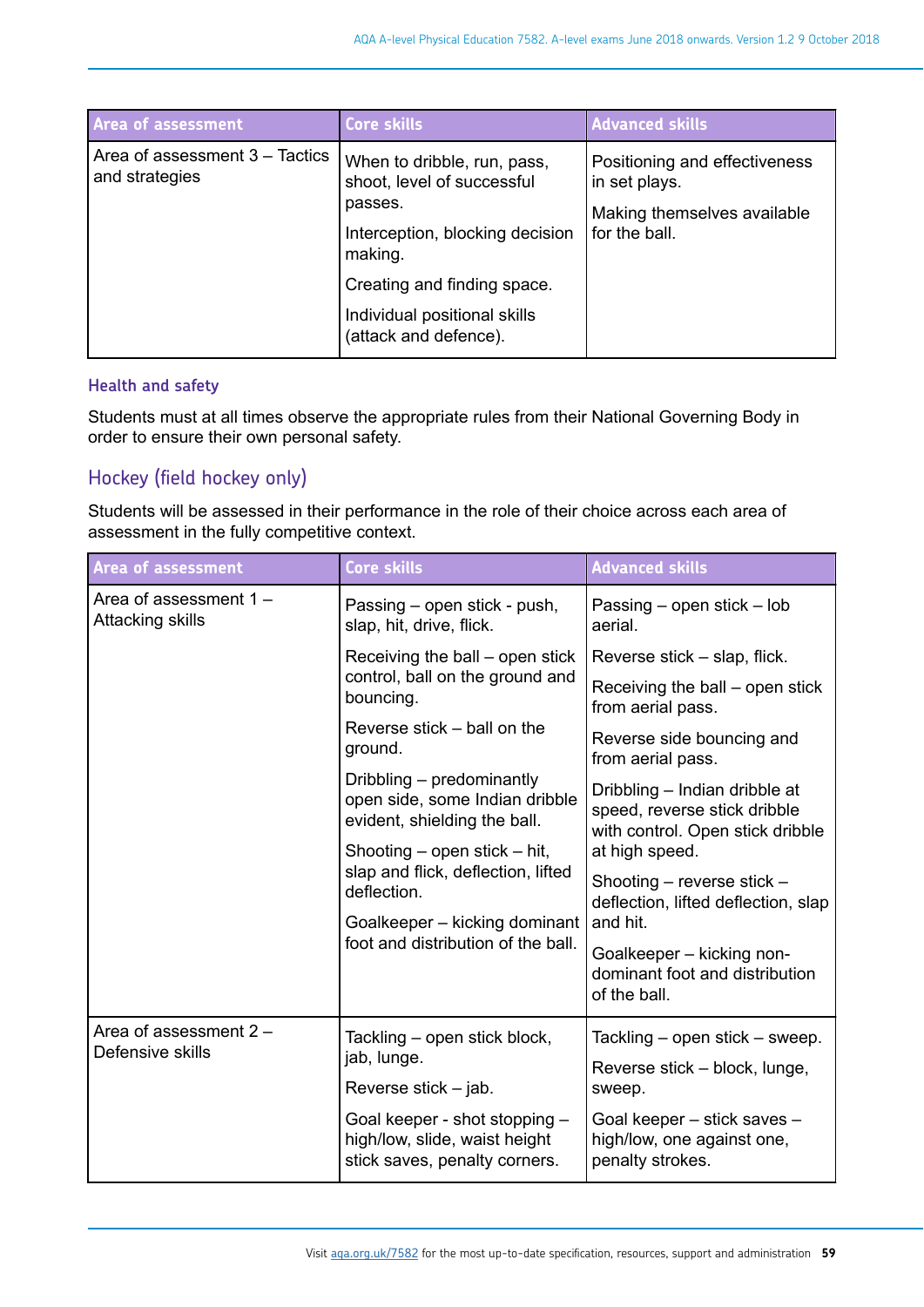| Area of assessment | Core skills | Advanced skills |
|---|---|---|
| Area of assessment 3 – Tactics and strategies | When to dribble, run, pass, shoot, level of successful passes.<br>Interception, blocking decision making.<br>Creating and finding space.<br>Individual positional skills (attack and defence). | Positioning and effectiveness in set plays.<br>Making themselves available for the ball. |

### Health and safety

Students must at all times observe the appropriate rules from their National Governing Body in order to ensure their own personal safety.

## Hockey (field hockey only)

Students will be assessed in their performance in the role of their choice across each area of assessment in the fully competitive context.

| Area of assessment | Core skills | Advanced skills |
|---|---|---|
| Area of assessment 1 – Attacking skills | Passing – open stick - push, slap, hit, drive, flick.<br>Receiving the ball – open stick control, ball on the ground and bouncing.<br>Reverse stick – ball on the ground.<br>Dribbling – predominantly open side, some Indian dribble evident, shielding the ball.<br>Shooting – open stick – hit, slap and flick, deflection, lifted deflection.<br>Goalkeeper – kicking dominant foot and distribution of the ball. | Passing – open stick – lob aerial.<br>Reverse stick – slap, flick.<br>Receiving the ball – open stick from aerial pass.<br>Reverse side bouncing and from aerial pass.<br>Dribbling – Indian dribble at speed, reverse stick dribble with control. Open stick dribble at high speed.<br>Shooting – reverse stick – deflection, lifted deflection, slap and hit.<br>Goalkeeper – kicking non-dominant foot and distribution of the ball. |
| Area of assessment 2 – Defensive skills | Tackling – open stick block, jab, lunge.<br>Reverse stick – jab.<br>Goal keeper - shot stopping – high/low, slide, waist height stick saves, penalty corners. | Tackling – open stick – sweep.<br>Reverse stick – block, lunge, sweep.<br>Goal keeper – stick saves – high/low, one against one, penalty strokes. |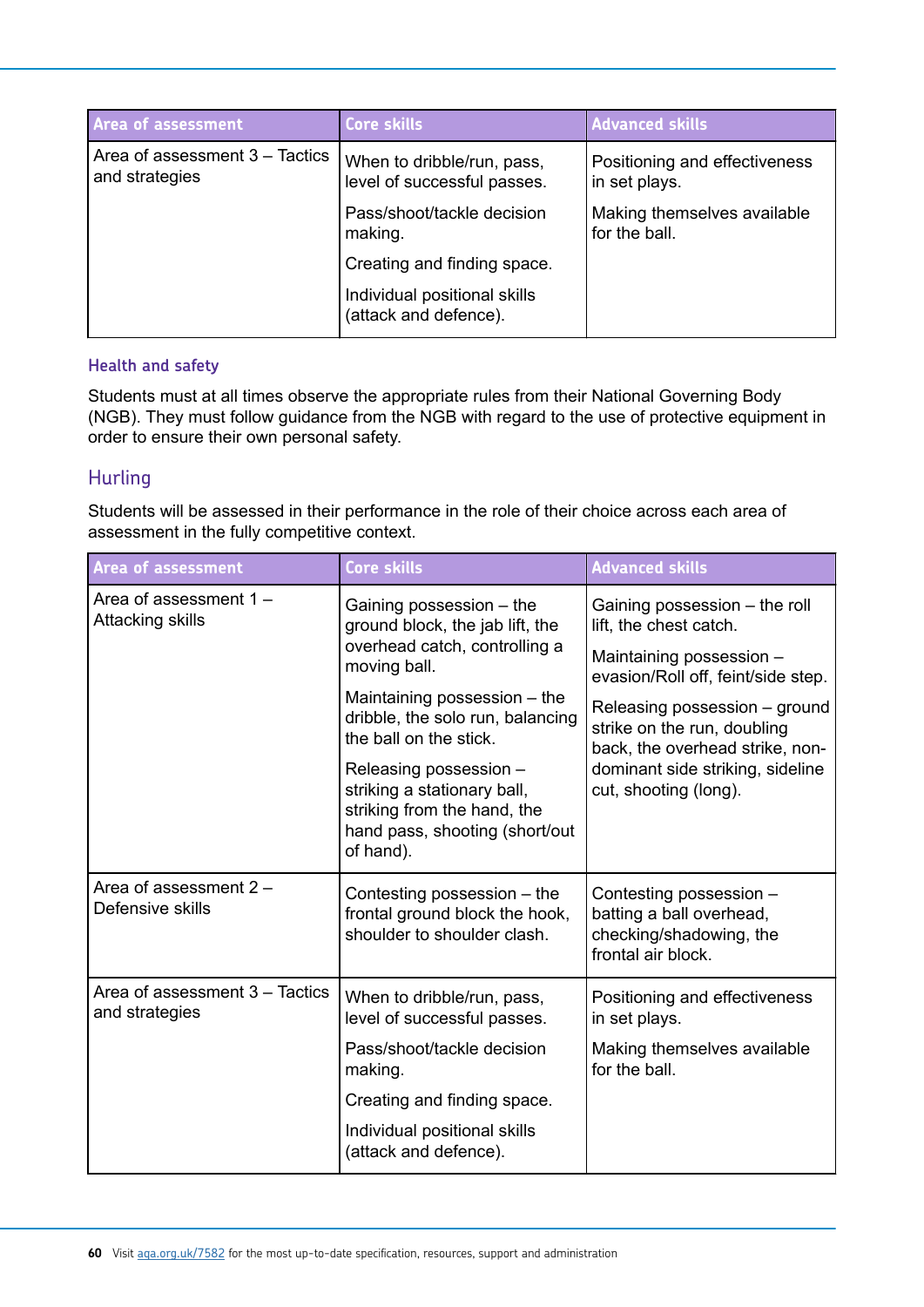| Area of assessment | Core skills | Advanced skills |
| --- | --- | --- |
| Area of assessment 3 – Tactics and strategies | When to dribble/run, pass, level of successful passes.<br><br>Pass/shoot/tackle decision making.<br><br>Creating and finding space.<br><br>Individual positional skills (attack and defence). | Positioning and effectiveness in set plays.<br><br>Making themselves available for the ball. |

### Health and safety

Students must at all times observe the appropriate rules from their National Governing Body (NGB). They must follow guidance from the NGB with regard to the use of protective equipment in order to ensure their own personal safety.

## Hurling

Students will be assessed in their performance in the role of their choice across each area of assessment in the fully competitive context.

| Area of assessment | Core skills | Advanced skills |
| --- | --- | --- |
| Area of assessment 1 – Attacking skills | Gaining possession – the ground block, the jab lift, the overhead catch, controlling a moving ball.<br><br>Maintaining possession – the dribble, the solo run, balancing the ball on the stick.<br><br>Releasing possession – striking a stationary ball, striking from the hand, the hand pass, shooting (short/out of hand). | Gaining possession – the roll lift, the chest catch.<br><br>Maintaining possession – evasion/Roll off, feint/side step.<br><br>Releasing possession – ground strike on the run, doubling back, the overhead strike, non-dominant side striking, sideline cut, shooting (long). |
| Area of assessment 2 – Defensive skills | Contesting possession – the frontal ground block the hook, shoulder to shoulder clash. | Contesting possession – batting a ball overhead, checking/shadowing, the frontal air block. |
| Area of assessment 3 – Tactics and strategies | When to dribble/run, pass, level of successful passes.<br><br>Pass/shoot/tackle decision making.<br><br>Creating and finding space.<br><br>Individual positional skills (attack and defence). | Positioning and effectiveness in set plays.<br><br>Making themselves available for the ball. |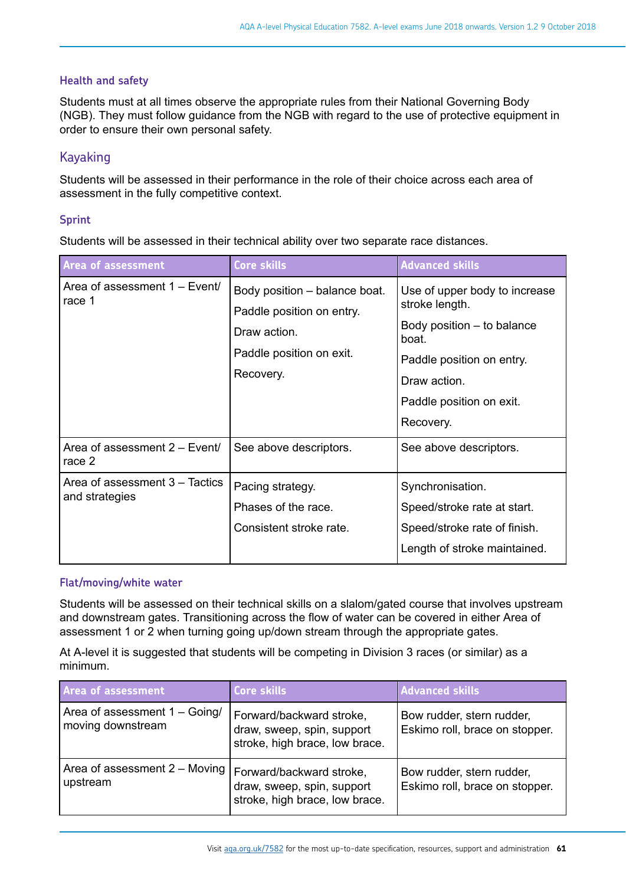### Health and safety

Students must at all times observe the appropriate rules from their National Governing Body (NGB). They must follow guidance from the NGB with regard to the use of protective equipment in order to ensure their own personal safety.

## Kayaking

Students will be assessed in their performance in the role of their choice across each area of assessment in the fully competitive context.

### Sprint

Students will be assessed in their technical ability over two separate race distances.

| Area of assessment | Core skills | Advanced skills |
|---|---|---|
| Area of assessment 1 – Event/ race 1 | Body position – balance boat.<br>Paddle position on entry.<br>Draw action.<br>Paddle position on exit.<br>Recovery. | Use of upper body to increase stroke length.<br>Body position – to balance boat.<br>Paddle position on entry.<br>Draw action.<br>Paddle position on exit.<br>Recovery. |
| Area of assessment 2 – Event/ race 2 | See above descriptors. | See above descriptors. |
| Area of assessment 3 – Tactics and strategies | Pacing strategy.<br>Phases of the race.<br>Consistent stroke rate. | Synchronisation.<br>Speed/stroke rate at start.<br>Speed/stroke rate of finish.<br>Length of stroke maintained. |

### Flat/moving/white water

Students will be assessed on their technical skills on a slalom/gated course that involves upstream and downstream gates. Transitioning across the flow of water can be covered in either Area of assessment 1 or 2 when turning going up/down stream through the appropriate gates.

At A-level it is suggested that students will be competing in Division 3 races (or similar) as a minimum.

| Area of assessment | Core skills | Advanced skills |
|---|---|---|
| Area of assessment 1 – Going/ moving downstream | Forward/backward stroke, draw, sweep, spin, support stroke, high brace, low brace. | Bow rudder, stern rudder, Eskimo roll, brace on stopper. |
| Area of assessment 2 – Moving upstream | Forward/backward stroke, draw, sweep, spin, support stroke, high brace, low brace. | Bow rudder, stern rudder, Eskimo roll, brace on stopper. |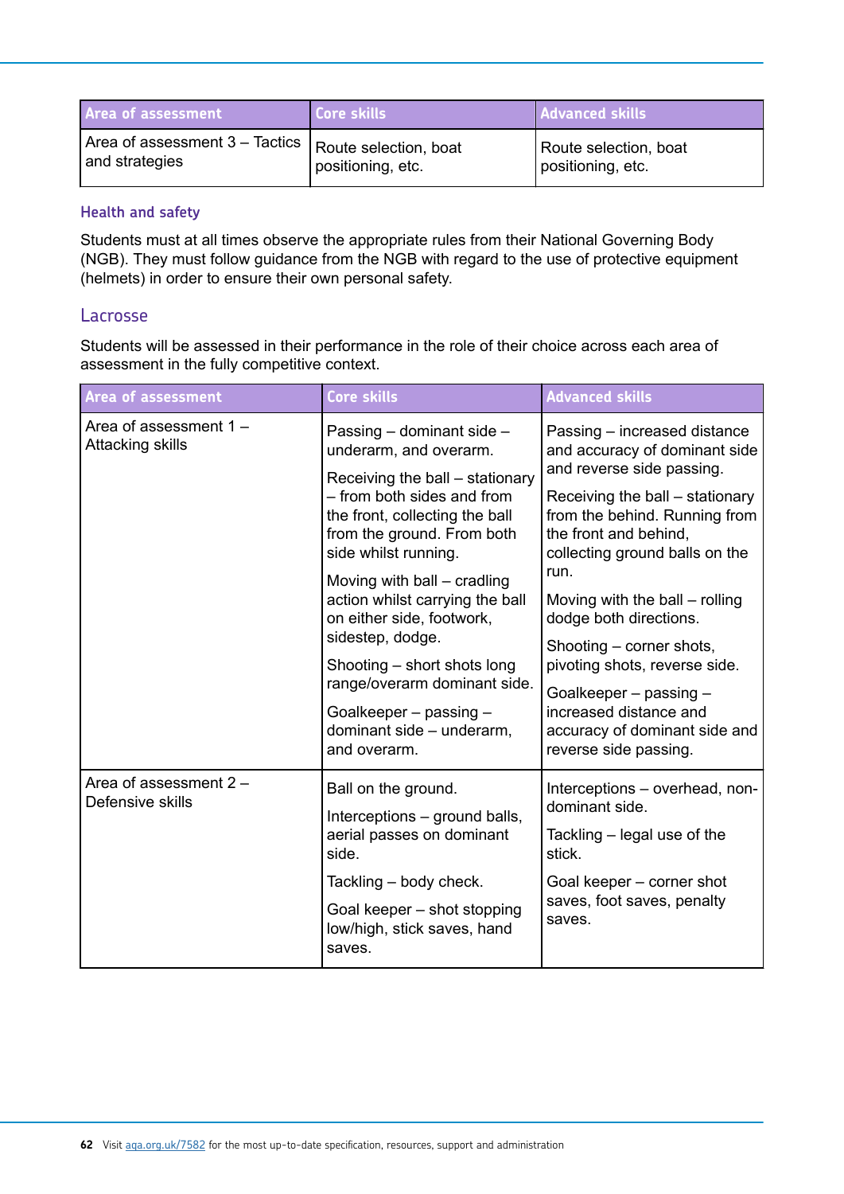| Area of assessment | Core skills | Advanced skills |
|---|---|---|
| Area of assessment 3 – Tactics and strategies | Route selection, boat positioning, etc. | Route selection, boat positioning, etc. |

### Health and safety

Students must at all times observe the appropriate rules from their National Governing Body (NGB). They must follow guidance from the NGB with regard to the use of protective equipment (helmets) in order to ensure their own personal safety.

## Lacrosse

Students will be assessed in their performance in the role of their choice across each area of assessment in the fully competitive context.

| Area of assessment | Core skills | Advanced skills |
|---|---|---|
| Area of assessment 1 – Attacking skills | Passing – dominant side – underarm, and overarm.<br><br>Receiving the ball – stationary – from both sides and from the front, collecting the ball from the ground. From both side whilst running.<br><br>Moving with ball – cradling action whilst carrying the ball on either side, footwork, sidestep, dodge.<br><br>Shooting – short shots long range/overarm dominant side.<br><br>Goalkeeper – passing – dominant side – underarm, and overarm. | Passing – increased distance and accuracy of dominant side and reverse side passing.<br><br>Receiving the ball – stationary from the behind. Running from the front and behind, collecting ground balls on the run.<br><br>Moving with the ball – rolling dodge both directions.<br><br>Shooting – corner shots, pivoting shots, reverse side.<br><br>Goalkeeper – passing – increased distance and accuracy of dominant side and reverse side passing. |
| Area of assessment 2 – Defensive skills | Ball on the ground.<br><br>Interceptions – ground balls, aerial passes on dominant side.<br><br>Tackling – body check.<br><br>Goal keeper – shot stopping low/high, stick saves, hand saves. | Interceptions – overhead, non-dominant side.<br><br>Tackling – legal use of the stick.<br><br>Goal keeper – corner shot saves, foot saves, penalty saves. |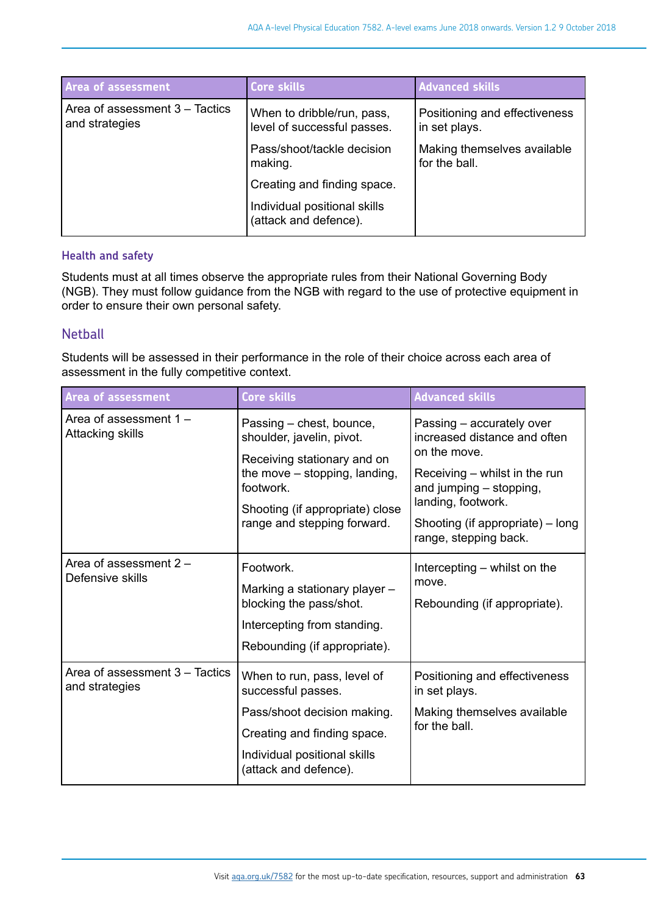| Area of assessment | Core skills | Advanced skills |
|---|---|---|
| Area of assessment 3 – Tactics and strategies | When to dribble/run, pass, level of successful passes.<br>Pass/shoot/tackle decision making.<br>Creating and finding space.<br>Individual positional skills (attack and defence). | Positioning and effectiveness in set plays.<br>Making themselves available for the ball. |

#### Health and safety

Students must at all times observe the appropriate rules from their National Governing Body (NGB). They must follow guidance from the NGB with regard to the use of protective equipment in order to ensure their own personal safety.

### Netball

Students will be assessed in their performance in the role of their choice across each area of assessment in the fully competitive context.

| Area of assessment | Core skills | Advanced skills |
|---|---|---|
| Area of assessment 1 – Attacking skills | Passing – chest, bounce, shoulder, javelin, pivot.<br>Receiving stationary and on the move – stopping, landing, footwork.<br>Shooting (if appropriate) close range and stepping forward. | Passing – accurately over increased distance and often on the move.<br>Receiving – whilst in the run and jumping – stopping, landing, footwork.<br>Shooting (if appropriate) – long range, stepping back. |
| Area of assessment 2 – Defensive skills | Footwork.<br>Marking a stationary player – blocking the pass/shot.<br>Intercepting from standing.<br>Rebounding (if appropriate). | Intercepting – whilst on the move.<br>Rebounding (if appropriate). |
| Area of assessment 3 – Tactics and strategies | When to run, pass, level of successful passes.<br>Pass/shoot decision making.<br>Creating and finding space.<br>Individual positional skills (attack and defence). | Positioning and effectiveness in set plays.<br>Making themselves available for the ball. |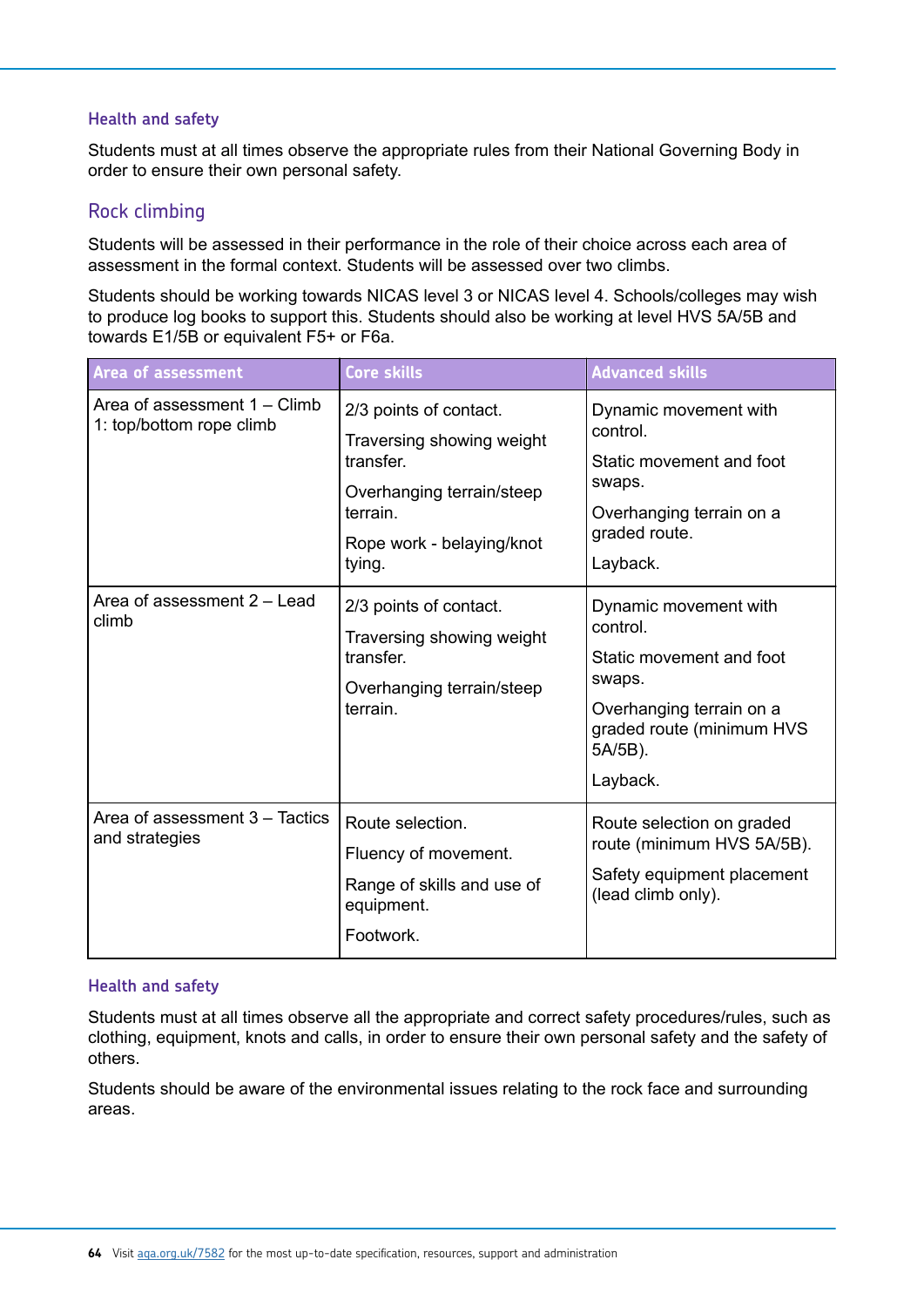### Health and safety

Students must at all times observe the appropriate rules from their National Governing Body in order to ensure their own personal safety.

## Rock climbing

Students will be assessed in their performance in the role of their choice across each area of assessment in the formal context. Students will be assessed over two climbs.

Students should be working towards NICAS level 3 or NICAS level 4. Schools/colleges may wish to produce log books to support this. Students should also be working at level HVS 5A/5B and towards E1/5B or equivalent F5+ or F6a.

| Area of assessment | Core skills | Advanced skills |
|---|---|---|
| Area of assessment 1 – Climb 1: top/bottom rope climb | 2/3 points of contact.<br>Traversing showing weight transfer.<br>Overhanging terrain/steep terrain.<br>Rope work - belaying/knot tying. | Dynamic movement with control.<br>Static movement and foot swaps.<br>Overhanging terrain on a graded route.<br>Layback. |
| Area of assessment 2 – Lead climb | 2/3 points of contact.<br>Traversing showing weight transfer.<br>Overhanging terrain/steep terrain. | Dynamic movement with control.<br>Static movement and foot swaps.<br>Overhanging terrain on a graded route (minimum HVS 5A/5B).<br>Layback. |
| Area of assessment 3 – Tactics and strategies | Route selection.<br>Fluency of movement.<br>Range of skills and use of equipment.<br>Footwork. | Route selection on graded route (minimum HVS 5A/5B).<br>Safety equipment placement (lead climb only). |

### Health and safety

Students must at all times observe all the appropriate and correct safety procedures/rules, such as clothing, equipment, knots and calls, in order to ensure their own personal safety and the safety of others.

Students should be aware of the environmental issues relating to the rock face and surrounding areas.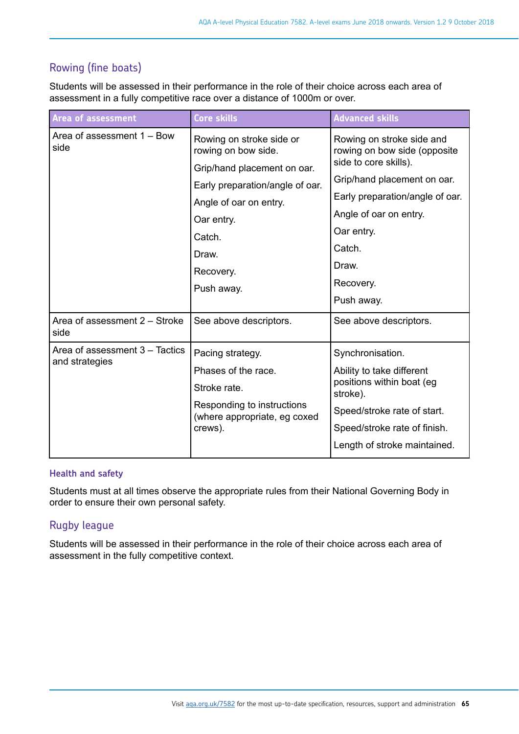## Rowing (fine boats)

Students will be assessed in their performance in the role of their choice across each area of assessment in a fully competitive race over a distance of 1000m or over.

| Area of assessment | Core skills | Advanced skills |
|---|---|---|
| Area of assessment 1 – Bow side | Rowing on stroke side or rowing on bow side.<br>Grip/hand placement on oar.<br>Early preparation/angle of oar.<br>Angle of oar on entry.<br>Oar entry.<br>Catch.<br>Draw.<br>Recovery.<br>Push away. | Rowing on stroke side and rowing on bow side (opposite side to core skills).<br>Grip/hand placement on oar.<br>Early preparation/angle of oar.<br>Angle of oar on entry.<br>Oar entry.<br>Catch.<br>Draw.<br>Recovery.<br>Push away. |
| Area of assessment 2 – Stroke side | See above descriptors. | See above descriptors. |
| Area of assessment 3 – Tactics and strategies | Pacing strategy.<br>Phases of the race.<br>Stroke rate.<br>Responding to instructions (where appropriate, eg coxed crews). | Synchronisation.<br>Ability to take different positions within boat (eg stroke).<br>Speed/stroke rate of start.<br>Speed/stroke rate of finish.<br>Length of stroke maintained. |

### Health and safety

Students must at all times observe the appropriate rules from their National Governing Body in order to ensure their own personal safety.

## Rugby league

Students will be assessed in their performance in the role of their choice across each area of assessment in the fully competitive context.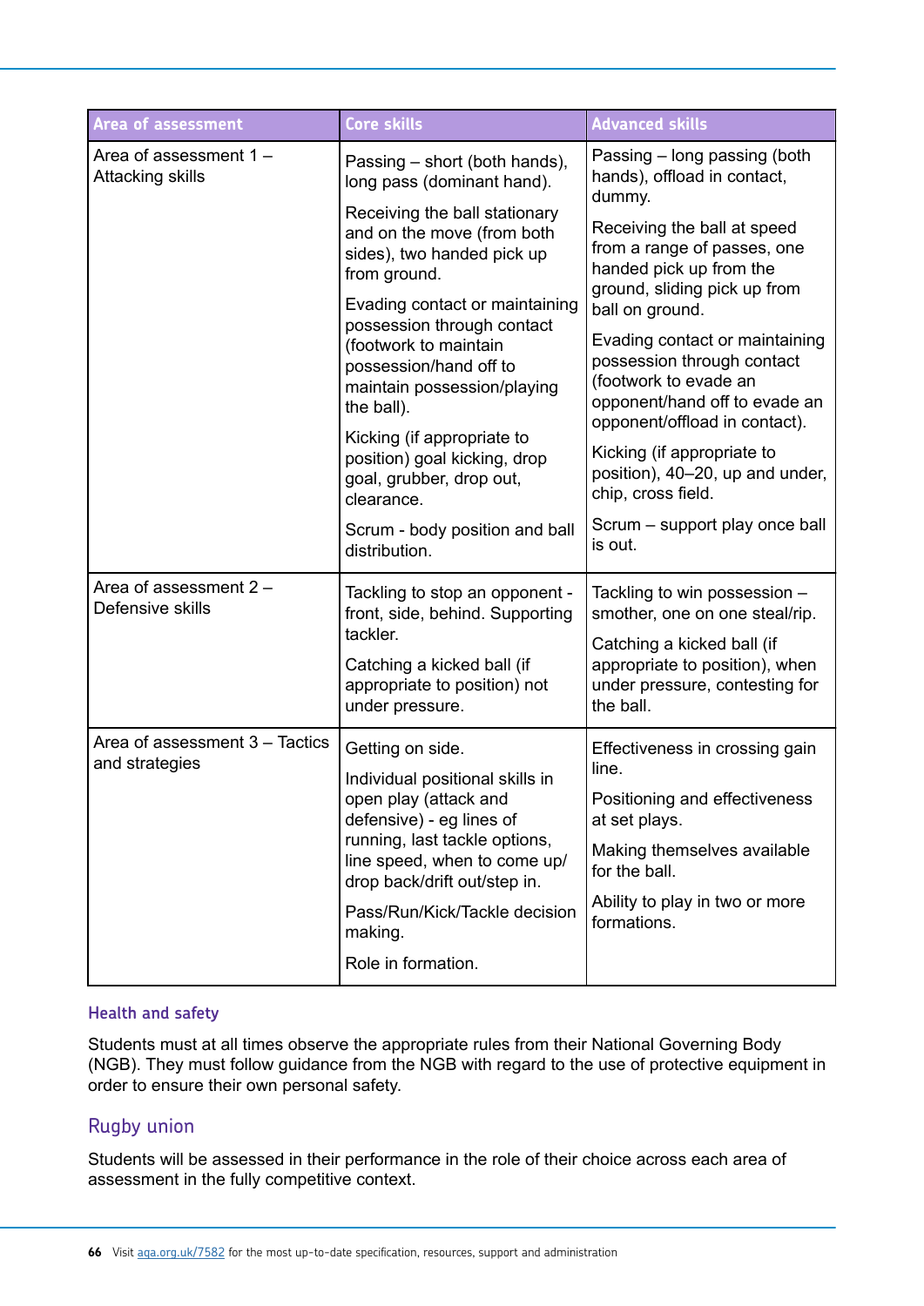| Area of assessment | Core skills | Advanced skills |
|---|---|---|
| Area of assessment 1 – Attacking skills | Passing – short (both hands), long pass (dominant hand).<br><br>Receiving the ball stationary and on the move (from both sides), two handed pick up from ground.<br><br>Evading contact or maintaining possession through contact (footwork to maintain possession/hand off to maintain possession/playing the ball).<br><br>Kicking (if appropriate to position) goal kicking, drop goal, grubber, drop out, clearance.<br><br>Scrum - body position and ball distribution. | Passing – long passing (both hands), offload in contact, dummy.<br><br>Receiving the ball at speed from a range of passes, one handed pick up from the ground, sliding pick up from ball on ground.<br><br>Evading contact or maintaining possession through contact (footwork to evade an opponent/hand off to evade an opponent/offload in contact).<br><br>Kicking (if appropriate to position), 40–20, up and under, chip, cross field.<br><br>Scrum – support play once ball is out. |
| Area of assessment 2 – Defensive skills | Tackling to stop an opponent - front, side, behind. Supporting tackler.<br><br>Catching a kicked ball (if appropriate to position) not under pressure. | Tackling to win possession – smother, one on one steal/rip.<br><br>Catching a kicked ball (if appropriate to position), when under pressure, contesting for the ball. |
| Area of assessment 3 – Tactics and strategies | Getting on side.<br><br>Individual positional skills in open play (attack and defensive) - eg lines of running, last tackle options, line speed, when to come up/ drop back/drift out/step in.<br><br>Pass/Run/Kick/Tackle decision making.<br><br>Role in formation. | Effectiveness in crossing gain line.<br><br>Positioning and effectiveness at set plays.<br><br>Making themselves available for the ball.<br><br>Ability to play in two or more formations. |

#### Health and safety

Students must at all times observe the appropriate rules from their National Governing Body (NGB). They must follow guidance from the NGB with regard to the use of protective equipment in order to ensure their own personal safety.

### Rugby union

Students will be assessed in their performance in the role of their choice across each area of assessment in the fully competitive context.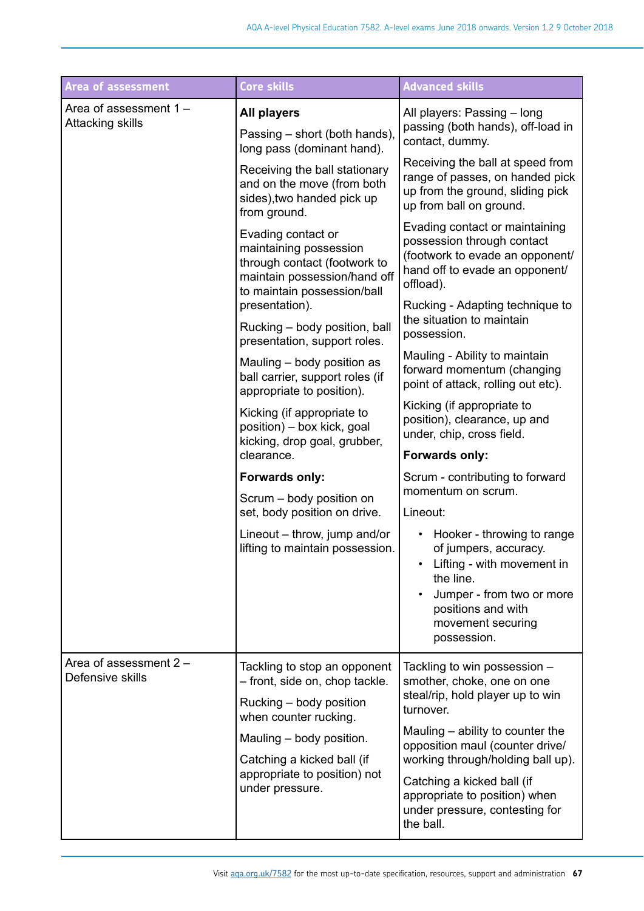| Area of assessment | Core skills | Advanced skills |
|---|---|---|
| Area of assessment 1 – Attacking skills | **All players**<br><br>Passing – short (both hands), long pass (dominant hand).<br><br>Receiving the ball stationary and on the move (from both sides),two handed pick up from ground.<br><br>Evading contact or maintaining possession through contact (footwork to maintain possession/hand off to maintain possession/ball presentation).<br><br>Rucking – body position, ball presentation, support roles.<br><br>Mauling – body position as ball carrier, support roles (if appropriate to position).<br><br>Kicking (if appropriate to position) – box kick, goal kicking, drop goal, grubber, clearance.<br><br>**Forwards only:**<br><br>Scrum – body position on set, body position on drive.<br><br>Lineout – throw, jump and/or lifting to maintain possession. | All players: Passing – long passing (both hands), off-load in contact, dummy.<br><br>Receiving the ball at speed from range of passes, on handed pick up from the ground, sliding pick up from ball on ground.<br><br>Evading contact or maintaining possession through contact (footwork to evade an opponent/ hand off to evade an opponent/ offload).<br><br>Rucking - Adapting technique to the situation to maintain possession.<br><br>Mauling - Ability to maintain forward momentum (changing point of attack, rolling out etc).<br><br>Kicking (if appropriate to position), clearance, up and under, chip, cross field.<br><br>**Forwards only:**<br><br>Scrum - contributing to forward momentum on scrum.<br><br>Lineout:<br>• Hooker - throwing to range of jumpers, accuracy.<br>• Lifting - with movement in the line.<br>• Jumper - from two or more positions and with movement securing possession. |
| Area of assessment 2 – Defensive skills | Tackling to stop an opponent – front, side on, chop tackle.<br><br>Rucking – body position when counter rucking.<br><br>Mauling – body position.<br><br>Catching a kicked ball (if appropriate to position) not under pressure. | Tackling to win possession – smother, choke, one on one steal/rip, hold player up to win turnover.<br><br>Mauling – ability to counter the opposition maul (counter drive/ working through/holding ball up).<br><br>Catching a kicked ball (if appropriate to position) when under pressure, contesting for the ball. |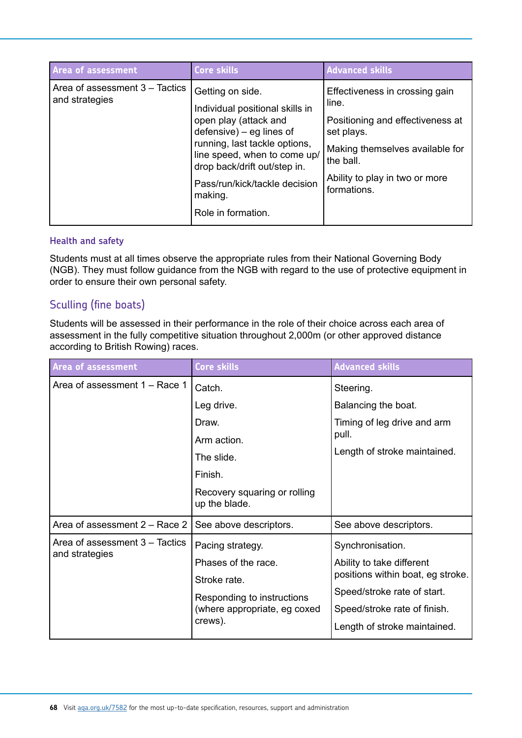| Area of assessment | Core skills | Advanced skills |
| --- | --- | --- |
| Area of assessment 3 – Tactics and strategies | Getting on side.<br><br>Individual positional skills in open play (attack and defensive) – eg lines of running, last tackle options, line speed, when to come up/ drop back/drift out/step in.<br><br>Pass/run/kick/tackle decision making.<br><br>Role in formation. | Effectiveness in crossing gain line.<br><br>Positioning and effectiveness at set plays.<br><br>Making themselves available for the ball.<br><br>Ability to play in two or more formations. |

### Health and safety

Students must at all times observe the appropriate rules from their National Governing Body (NGB). They must follow guidance from the NGB with regard to the use of protective equipment in order to ensure their own personal safety.

## Sculling (fine boats)

Students will be assessed in their performance in the role of their choice across each area of assessment in the fully competitive situation throughout 2,000m (or other approved distance according to British Rowing) races.

| Area of assessment | Core skills | Advanced skills |
| --- | --- | --- |
| Area of assessment 1 – Race 1 | Catch.<br><br>Leg drive.<br><br>Draw.<br><br>Arm action.<br><br>The slide.<br><br>Finish.<br><br>Recovery squaring or rolling up the blade. | Steering.<br><br>Balancing the boat.<br><br>Timing of leg drive and arm pull.<br><br>Length of stroke maintained. |
| Area of assessment 2 – Race 2 | See above descriptors. | See above descriptors. |
| Area of assessment 3 – Tactics and strategies | Pacing strategy.<br><br>Phases of the race.<br><br>Stroke rate.<br><br>Responding to instructions (where appropriate, eg coxed crews). | Synchronisation.<br><br>Ability to take different positions within boat, eg stroke.<br><br>Speed/stroke rate of start.<br><br>Speed/stroke rate of finish.<br><br>Length of stroke maintained. |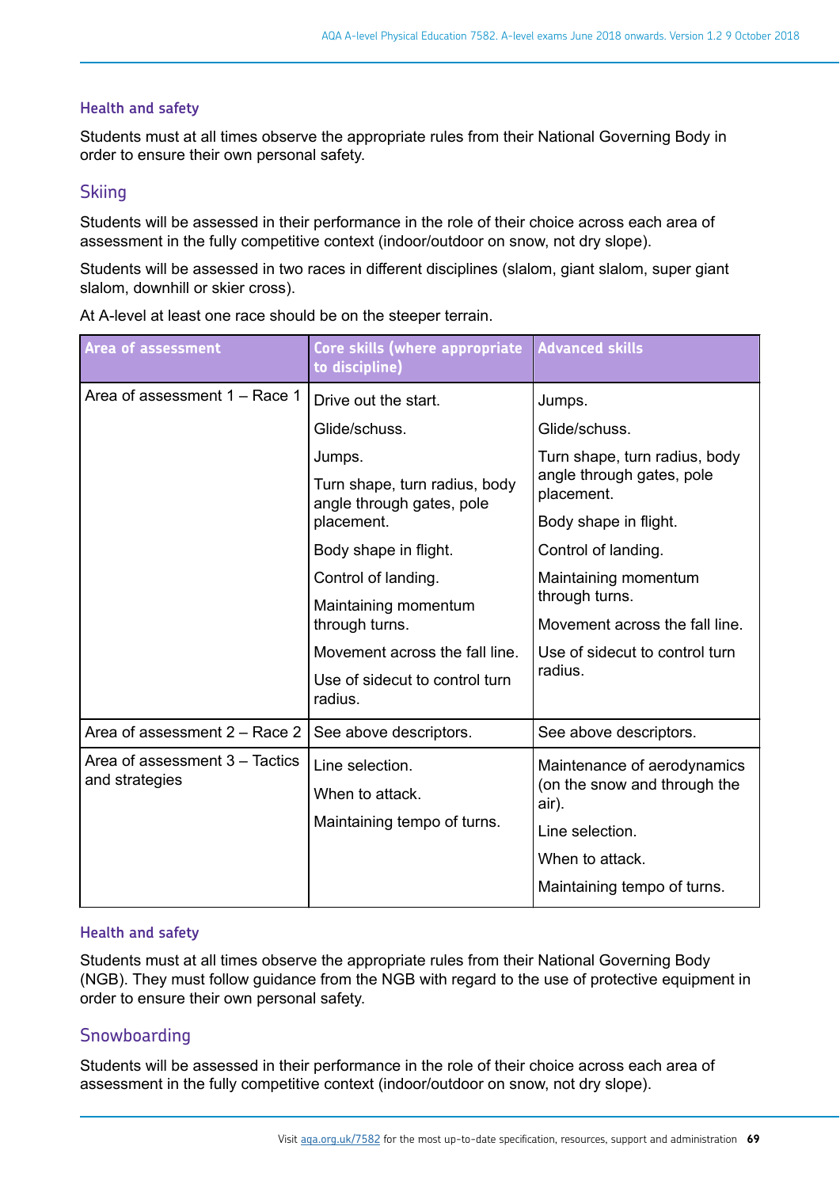### Health and safety

Students must at all times observe the appropriate rules from their National Governing Body in order to ensure their own personal safety.

## Skiing

Students will be assessed in their performance in the role of their choice across each area of assessment in the fully competitive context (indoor/outdoor on snow, not dry slope).

Students will be assessed in two races in different disciplines (slalom, giant slalom, super giant slalom, downhill or skier cross).

At A-level at least one race should be on the steeper terrain.

| Area of assessment | Core skills (where appropriate to discipline) | Advanced skills |
|---|---|---|
| Area of assessment 1 – Race 1 | Drive out the start.<br>Glide/schuss.<br>Jumps.<br>Turn shape, turn radius, body angle through gates, pole placement.<br>Body shape in flight.<br>Control of landing.<br>Maintaining momentum through turns.<br>Movement across the fall line.<br>Use of sidecut to control turn radius. | Jumps.<br>Glide/schuss.<br>Turn shape, turn radius, body angle through gates, pole placement.<br>Body shape in flight.<br>Control of landing.<br>Maintaining momentum through turns.<br>Movement across the fall line.<br>Use of sidecut to control turn radius. |
| Area of assessment 2 – Race 2 | See above descriptors. | See above descriptors. |
| Area of assessment 3 – Tactics and strategies | Line selection.<br>When to attack.<br>Maintaining tempo of turns. | Maintenance of aerodynamics (on the snow and through the air).<br>Line selection.<br>When to attack.<br>Maintaining tempo of turns. |

### Health and safety

Students must at all times observe the appropriate rules from their National Governing Body (NGB). They must follow guidance from the NGB with regard to the use of protective equipment in order to ensure their own personal safety.

## Snowboarding

Students will be assessed in their performance in the role of their choice across each area of assessment in the fully competitive context (indoor/outdoor on snow, not dry slope).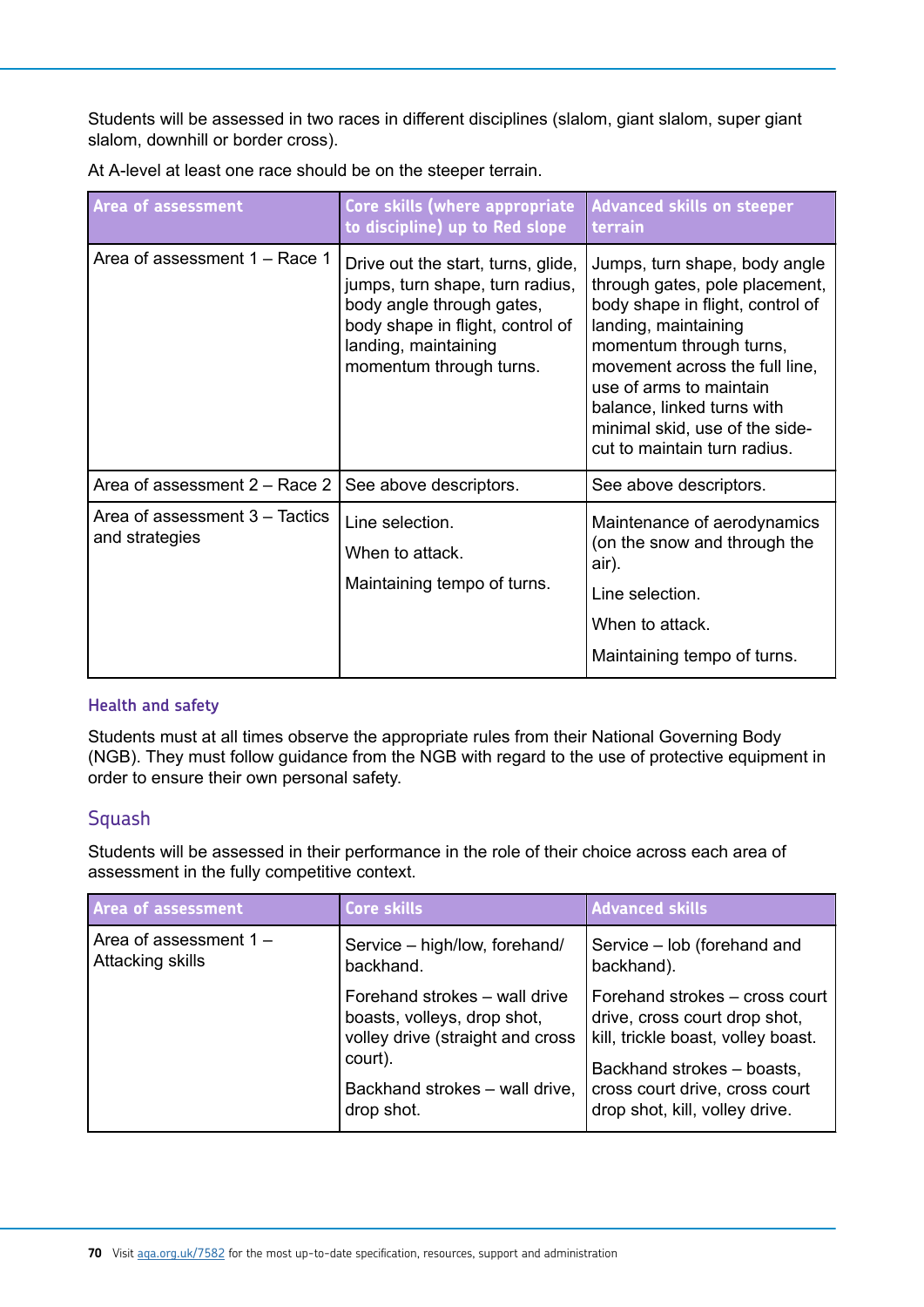Students will be assessed in two races in different disciplines (slalom, giant slalom, super giant slalom, downhill or border cross).

At A-level at least one race should be on the steeper terrain.

| Area of assessment | Core skills (where appropriate to discipline) up to Red slope | Advanced skills on steeper terrain |
|---|---|---|
| Area of assessment 1 – Race 1 | Drive out the start, turns, glide, jumps, turn shape, turn radius, body angle through gates, body shape in flight, control of landing, maintaining momentum through turns. | Jumps, turn shape, body angle through gates, pole placement, body shape in flight, control of landing, maintaining momentum through turns, movement across the full line, use of arms to maintain balance, linked turns with minimal skid, use of the side-cut to maintain turn radius. |
| Area of assessment 2 – Race 2 | See above descriptors. | See above descriptors. |
| Area of assessment 3 – Tactics and strategies | Line selection.<br>When to attack.<br>Maintaining tempo of turns. | Maintenance of aerodynamics (on the snow and through the air).<br>Line selection.<br>When to attack.<br>Maintaining tempo of turns. |

### Health and safety

Students must at all times observe the appropriate rules from their National Governing Body (NGB). They must follow guidance from the NGB with regard to the use of protective equipment in order to ensure their own personal safety.

## Squash

Students will be assessed in their performance in the role of their choice across each area of assessment in the fully competitive context.

| Area of assessment | Core skills | Advanced skills |
|---|---|---|
| Area of assessment 1 – Attacking skills | Service – high/low, forehand/backhand.<br>Forehand strokes – wall drive boasts, volleys, drop shot, volley drive (straight and cross court).<br>Backhand strokes – wall drive, drop shot. | Service – lob (forehand and backhand).<br>Forehand strokes – cross court drive, cross court drop shot, kill, trickle boast, volley boast.<br>Backhand strokes – boasts, cross court drive, cross court drop shot, kill, volley drive. |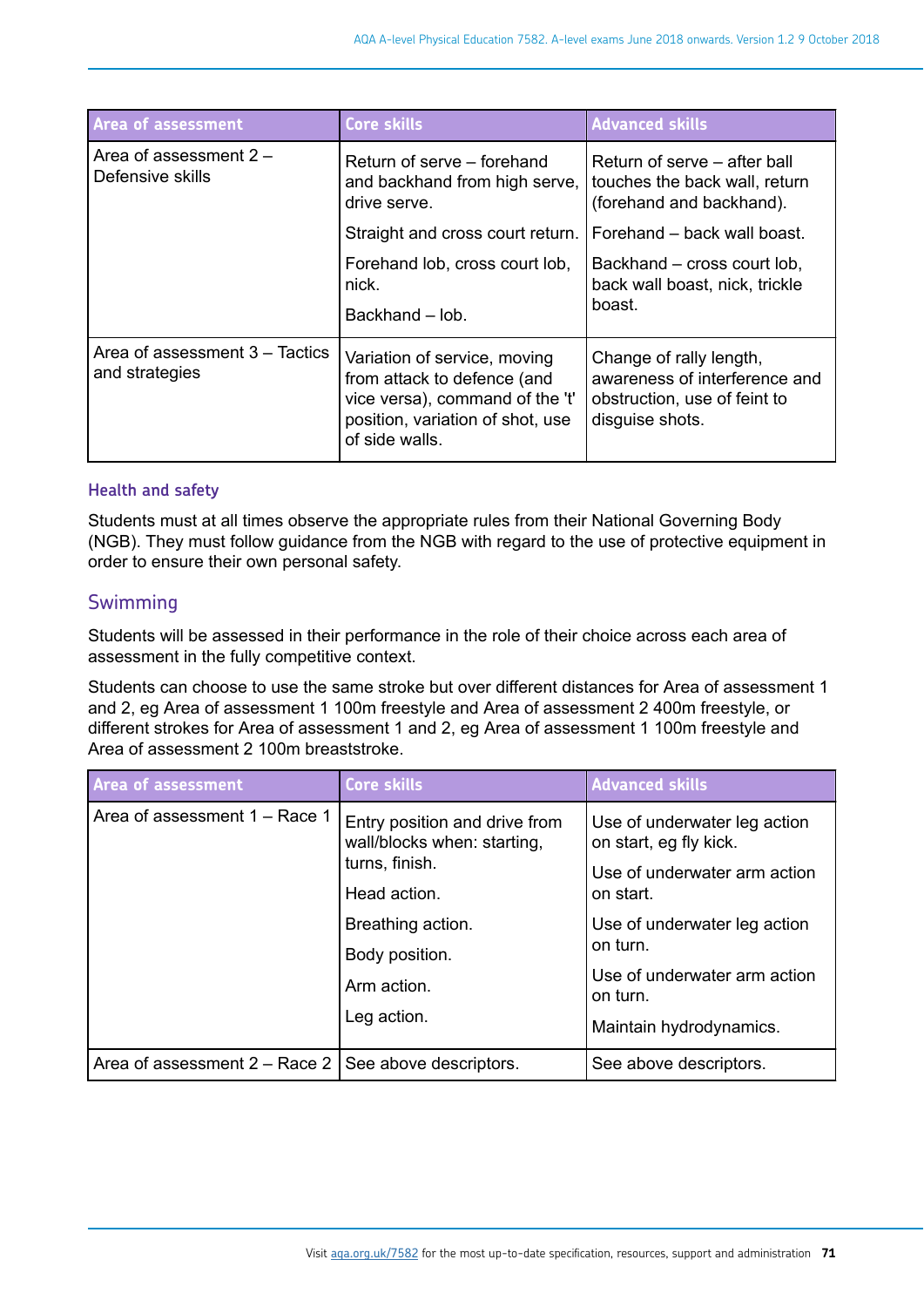| Area of assessment | Core skills | Advanced skills |
|---|---|---|
| Area of assessment 2 – Defensive skills | Return of serve – forehand and backhand from high serve, drive serve.<br><br>Straight and cross court return.<br><br>Forehand lob, cross court lob, nick.<br><br>Backhand – lob. | Return of serve – after ball touches the back wall, return (forehand and backhand).<br><br>Forehand – back wall boast.<br><br>Backhand – cross court lob, back wall boast, nick, trickle boast. |
| Area of assessment 3 – Tactics and strategies | Variation of service, moving from attack to defence (and vice versa), command of the 't' position, variation of shot, use of side walls. | Change of rally length, awareness of interference and obstruction, use of feint to disguise shots. |

#### Health and safety

Students must at all times observe the appropriate rules from their National Governing Body (NGB). They must follow guidance from the NGB with regard to the use of protective equipment in order to ensure their own personal safety.

### Swimming

Students will be assessed in their performance in the role of their choice across each area of assessment in the fully competitive context.

Students can choose to use the same stroke but over different distances for Area of assessment 1 and 2, eg Area of assessment 1 100m freestyle and Area of assessment 2 400m freestyle, or different strokes for Area of assessment 1 and 2, eg Area of assessment 1 100m freestyle and Area of assessment 2 100m breaststroke.

| Area of assessment | Core skills | Advanced skills |
|---|---|---|
| Area of assessment 1 – Race 1 | Entry position and drive from wall/blocks when: starting, turns, finish.<br><br>Head action.<br><br>Breathing action.<br><br>Body position.<br><br>Arm action.<br><br>Leg action. | Use of underwater leg action on start, eg fly kick.<br><br>Use of underwater arm action on start.<br><br>Use of underwater leg action on turn.<br><br>Use of underwater arm action on turn.<br><br>Maintain hydrodynamics. |
| Area of assessment 2 – Race 2 | See above descriptors. | See above descriptors. |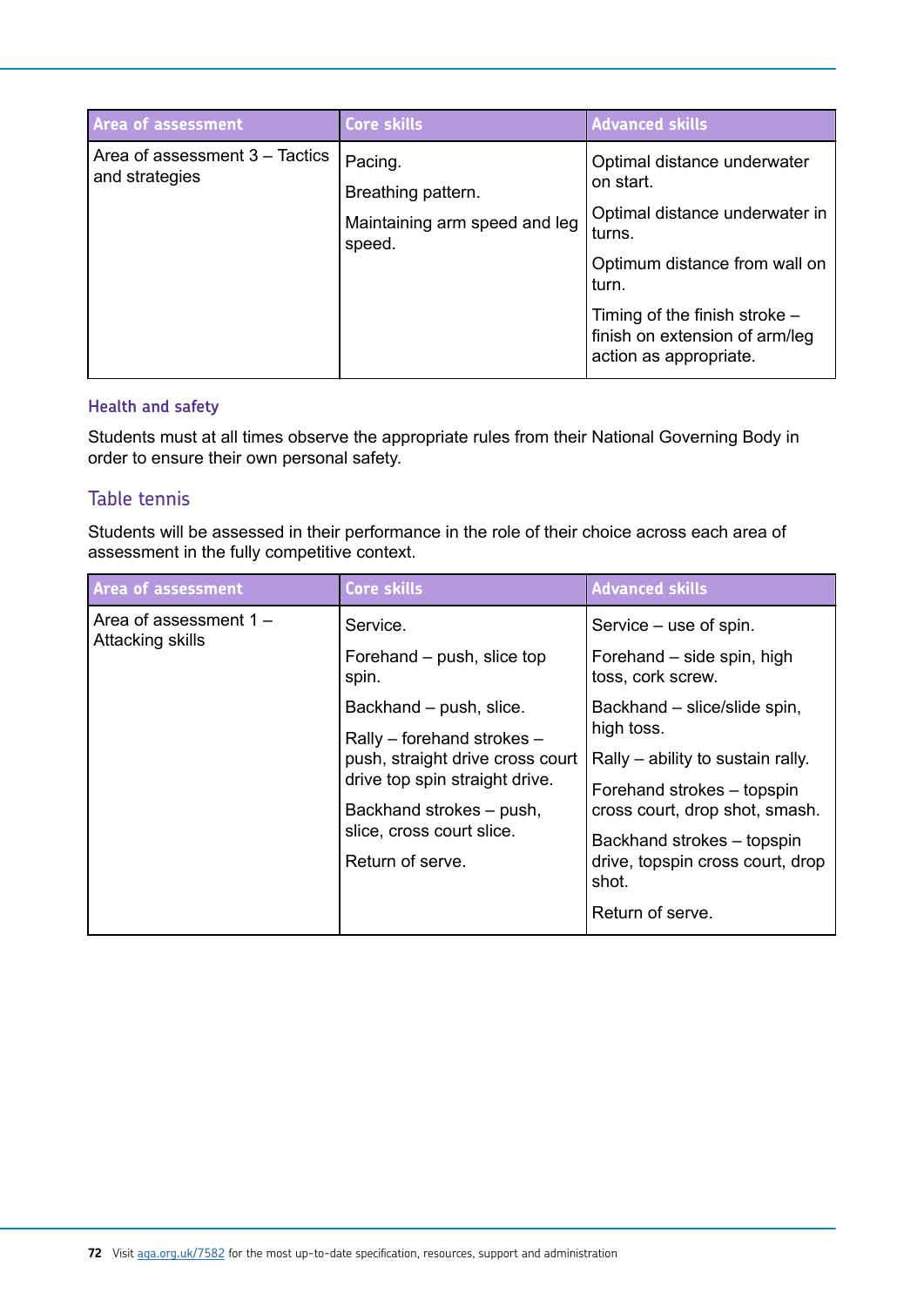| Area of assessment | Core skills | Advanced skills |
| --- | --- | --- |
| Area of assessment 3 – Tactics and strategies | Pacing.<br><br>Breathing pattern.<br><br>Maintaining arm speed and leg speed. | Optimal distance underwater on start.<br><br>Optimal distance underwater in turns.<br><br>Optimum distance from wall on turn.<br><br>Timing of the finish stroke – finish on extension of arm/leg action as appropriate. |

#### Health and safety

Students must at all times observe the appropriate rules from their National Governing Body in order to ensure their own personal safety.

### Table tennis

Students will be assessed in their performance in the role of their choice across each area of assessment in the fully competitive context.

| Area of assessment | Core skills | Advanced skills |
| --- | --- | --- |
| Area of assessment 1 – Attacking skills | Service.<br><br>Forehand – push, slice top spin.<br><br>Backhand – push, slice.<br><br>Rally – forehand strokes – push, straight drive cross court drive top spin straight drive.<br><br>Backhand strokes – push, slice, cross court slice.<br><br>Return of serve. | Service – use of spin.<br><br>Forehand – side spin, high toss, cork screw.<br><br>Backhand – slice/slide spin, high toss.<br><br>Rally – ability to sustain rally.<br><br>Forehand strokes – topspin cross court, drop shot, smash.<br><br>Backhand strokes – topspin drive, topspin cross court, drop shot.<br><br>Return of serve. |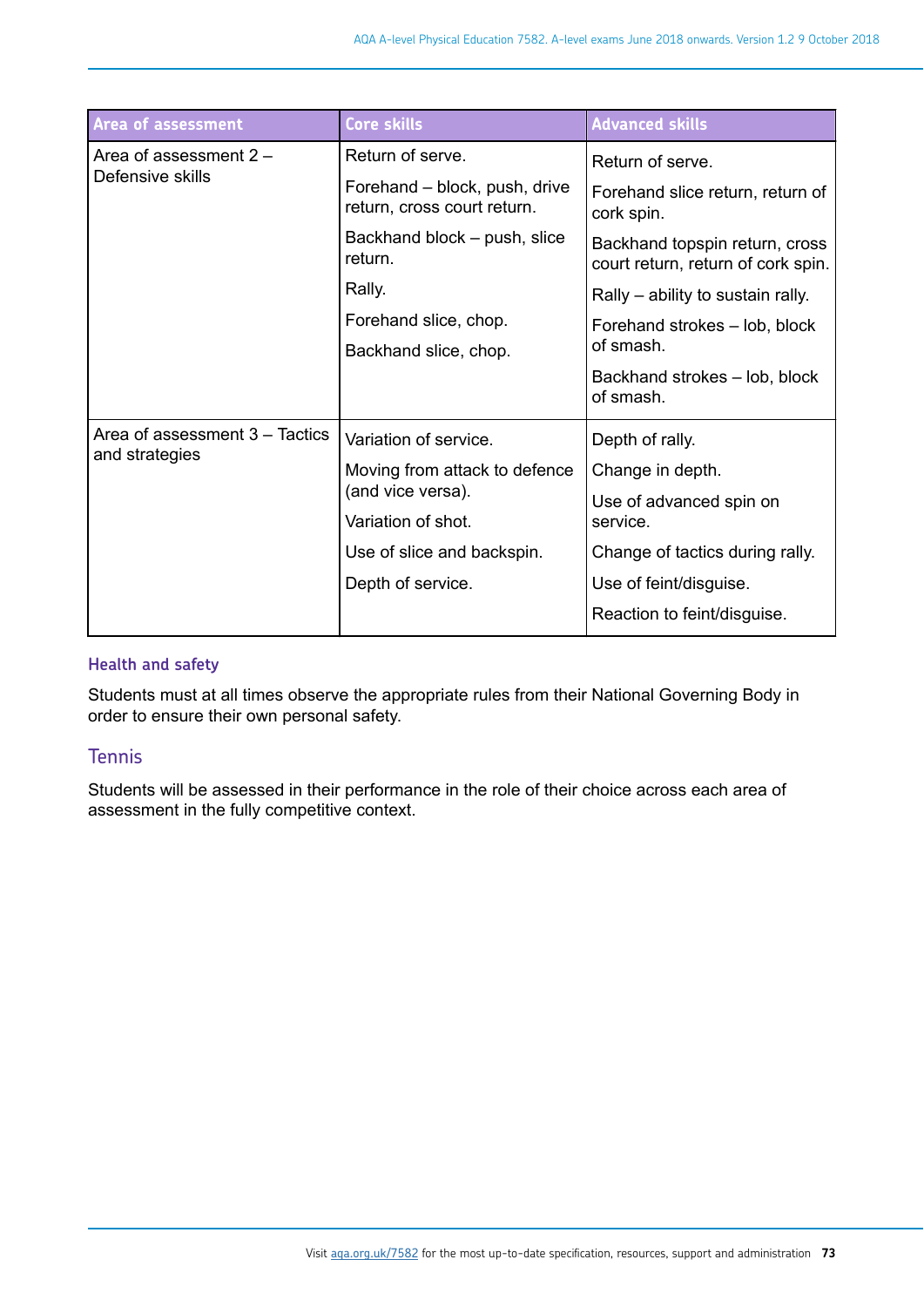| Area of assessment | Core skills | Advanced skills |
| --- | --- | --- |
| Area of assessment 2 – Defensive skills | Return of serve.<br>Forehand – block, push, drive return, cross court return.<br>Backhand block – push, slice return.<br>Rally.<br>Forehand slice, chop.<br>Backhand slice, chop. | Return of serve.<br>Forehand slice return, return of cork spin.<br>Backhand topspin return, cross court return, return of cork spin.<br>Rally – ability to sustain rally.<br>Forehand strokes – lob, block of smash.<br>Backhand strokes – lob, block of smash. |
| Area of assessment 3 – Tactics and strategies | Variation of service.<br>Moving from attack to defence (and vice versa).<br>Variation of shot.<br>Use of slice and backspin.<br>Depth of service. | Depth of rally.<br>Change in depth.<br>Use of advanced spin on service.<br>Change of tactics during rally.<br>Use of feint/disguise.<br>Reaction to feint/disguise. |

### Health and safety

Students must at all times observe the appropriate rules from their National Governing Body in order to ensure their own personal safety.

## Tennis

Students will be assessed in their performance in the role of their choice across each area of assessment in the fully competitive context.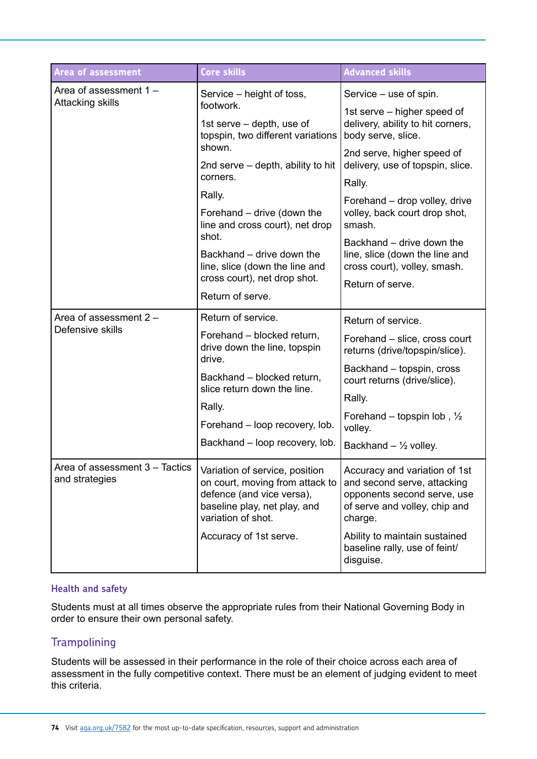| Area of assessment | Core skills | Advanced skills |
|---|---|---|
| Area of assessment 1 – Attacking skills | Service – height of toss, footwork.<br><br>1st serve – depth, use of topspin, two different variations shown.<br><br>2nd serve – depth, ability to hit corners.<br><br>Rally.<br><br>Forehand – drive (down the line and cross court), net drop shot.<br><br>Backhand – drive down the line, slice (down the line and cross court), net drop shot.<br><br>Return of serve. | Service – use of spin.<br><br>1st serve – higher speed of delivery, ability to hit corners, body serve, slice.<br><br>2nd serve, higher speed of delivery, use of topspin, slice.<br><br>Rally.<br><br>Forehand – drop volley, drive volley, back court drop shot, smash.<br><br>Backhand – drive down the line, slice (down the line and cross court), volley, smash.<br><br>Return of serve. |
| Area of assessment 2 – Defensive skills | Return of service.<br><br>Forehand – blocked return, drive down the line, topspin drive.<br><br>Backhand – blocked return, slice return down the line.<br><br>Rally.<br><br>Forehand – loop recovery, lob.<br><br>Backhand – loop recovery, lob. | Return of service.<br><br>Forehand – slice, cross court returns (drive/topspin/slice).<br><br>Backhand – topspin, cross court returns (drive/slice).<br><br>Rally.<br><br>Forehand – topspin lob , ½ volley.<br><br>Backhand – ½ volley. |
| Area of assessment 3 – Tactics and strategies | Variation of service, position on court, moving from attack to defence (and vice versa), baseline play, net play, and variation of shot.<br><br>Accuracy of 1st serve. | Accuracy and variation of 1st and second serve, attacking opponents second serve, use of serve and volley, chip and charge.<br><br>Ability to maintain sustained baseline rally, use of feint/ disguise. |

#### Health and safety

Students must at all times observe the appropriate rules from their National Governing Body in order to ensure their own personal safety.

### Trampolining

Students will be assessed in their performance in the role of their choice across each area of assessment in the fully competitive context. There must be an element of judging evident to meet this criteria.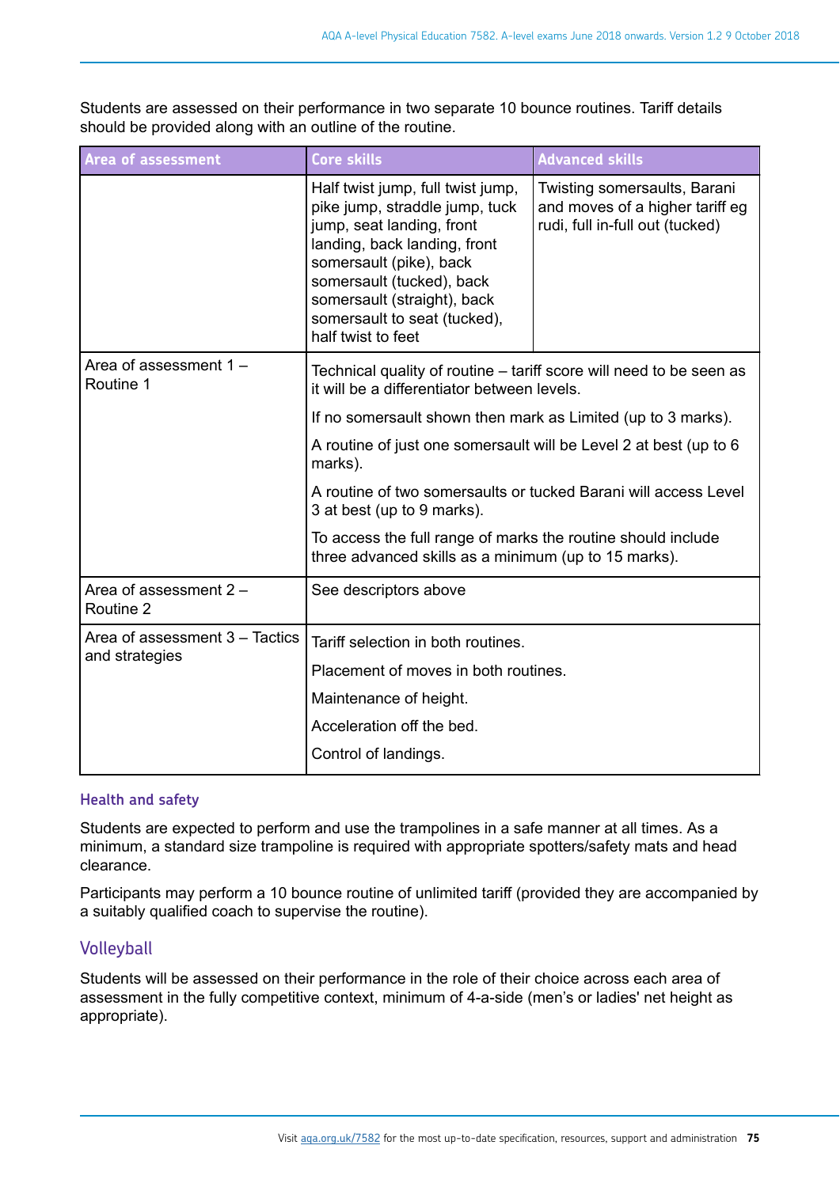Students are assessed on their performance in two separate 10 bounce routines. Tariff details should be provided along with an outline of the routine.

| Area of assessment | Core skills | Advanced skills |
|---|---|---|
| | Half twist jump, full twist jump, pike jump, straddle jump, tuck jump, seat landing, front landing, back landing, front somersault (pike), back somersault (tucked), back somersault (straight), back somersault to seat (tucked), half twist to feet | Twisting somersaults, Barani and moves of a higher tariff eg rudi, full in-full out (tucked) |
| Area of assessment 1 – Routine 1 | Technical quality of routine – tariff score will need to be seen as it will be a differentiator between levels.<br><br>If no somersault shown then mark as Limited (up to 3 marks).<br><br>A routine of just one somersault will be Level 2 at best (up to 6 marks).<br><br>A routine of two somersaults or tucked Barani will access Level 3 at best (up to 9 marks).<br><br>To access the full range of marks the routine should include three advanced skills as a minimum (up to 15 marks). | |
| Area of assessment 2 – Routine 2 | See descriptors above | |
| Area of assessment 3 – Tactics and strategies | Tariff selection in both routines.<br><br>Placement of moves in both routines.<br><br>Maintenance of height.<br><br>Acceleration off the bed.<br><br>Control of landings. | |

### Health and safety

Students are expected to perform and use the trampolines in a safe manner at all times. As a minimum, a standard size trampoline is required with appropriate spotters/safety mats and head clearance.

Participants may perform a 10 bounce routine of unlimited tariff (provided they are accompanied by a suitably qualified coach to supervise the routine).

## Volleyball

Students will be assessed on their performance in the role of their choice across each area of assessment in the fully competitive context, minimum of 4-a-side (men's or ladies' net height as appropriate).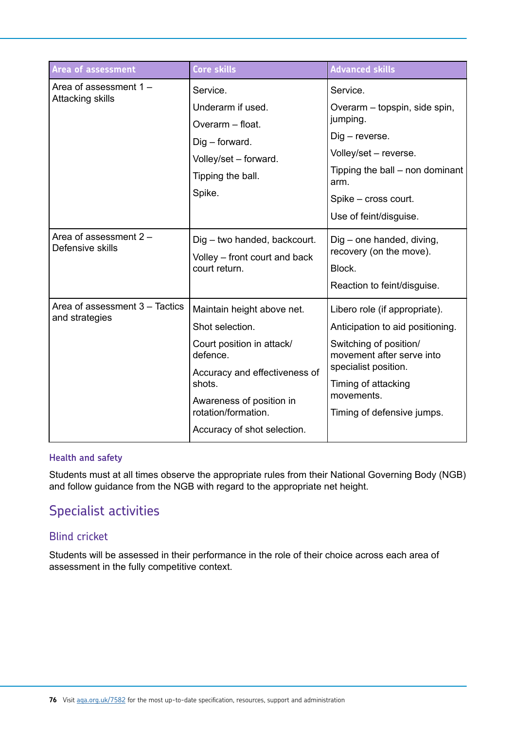| Area of assessment | Core skills | Advanced skills |
| --- | --- | --- |
| Area of assessment 1 – Attacking skills | Service.<br>Underarm if used.<br>Overarm – float.<br>Dig – forward.<br>Volley/set – forward.<br>Tipping the ball.<br>Spike. | Service.<br>Overarm – topspin, side spin, jumping.<br>Dig – reverse.<br>Volley/set – reverse.<br>Tipping the ball – non dominant arm.<br>Spike – cross court.<br>Use of feint/disguise. |
| Area of assessment 2 – Defensive skills | Dig – two handed, backcourt.<br>Volley – front court and back court return. | Dig – one handed, diving, recovery (on the move).<br>Block.<br>Reaction to feint/disguise. |
| Area of assessment 3 – Tactics and strategies | Maintain height above net.<br>Shot selection.<br>Court position in attack/ defence.<br>Accuracy and effectiveness of shots.<br>Awareness of position in rotation/formation.<br>Accuracy of shot selection. | Libero role (if appropriate).<br>Anticipation to aid positioning.<br>Switching of position/ movement after serve into specialist position.<br>Timing of attacking movements.<br>Timing of defensive jumps. |

### Health and safety

Students must at all times observe the appropriate rules from their National Governing Body (NGB) and follow guidance from the NGB with regard to the appropriate net height.

## Specialist activities

### Blind cricket

Students will be assessed in their performance in the role of their choice across each area of assessment in the fully competitive context.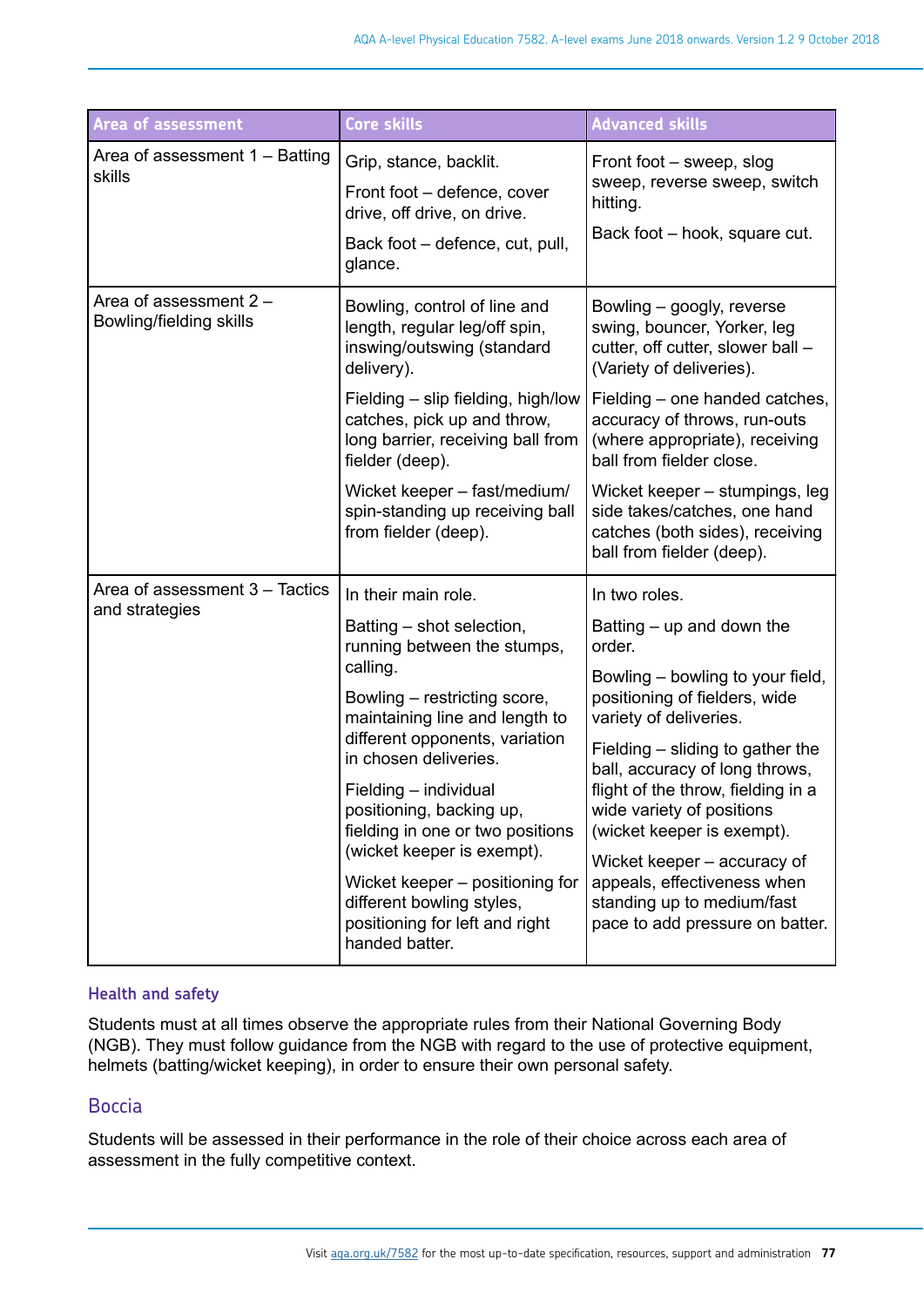| Area of assessment | Core skills | Advanced skills |
|---|---|---|
| Area of assessment 1 – Batting skills | Grip, stance, backlit.<br><br>Front foot – defence, cover drive, off drive, on drive.<br><br>Back foot – defence, cut, pull, glance. | Front foot – sweep, slog sweep, reverse sweep, switch hitting.<br><br>Back foot – hook, square cut. |
| Area of assessment 2 – Bowling/fielding skills | Bowling, control of line and length, regular leg/off spin, inswing/outswing (standard delivery).<br><br>Fielding – slip fielding, high/low catches, pick up and throw, long barrier, receiving ball from fielder (deep).<br><br>Wicket keeper – fast/medium/ spin-standing up receiving ball from fielder (deep). | Bowling – googly, reverse swing, bouncer, Yorker, leg cutter, off cutter, slower ball – (Variety of deliveries).<br><br>Fielding – one handed catches, accuracy of throws, run-outs (where appropriate), receiving ball from fielder close.<br><br>Wicket keeper – stumpings, leg side takes/catches, one hand catches (both sides), receiving ball from fielder (deep). |
| Area of assessment 3 – Tactics and strategies | In their main role.<br><br>Batting – shot selection, running between the stumps, calling.<br><br>Bowling – restricting score, maintaining line and length to different opponents, variation in chosen deliveries.<br><br>Fielding – individual positioning, backing up, fielding in one or two positions (wicket keeper is exempt).<br><br>Wicket keeper – positioning for different bowling styles, positioning for left and right handed batter. | In two roles.<br><br>Batting – up and down the order.<br><br>Bowling – bowling to your field, positioning of fielders, wide variety of deliveries.<br><br>Fielding – sliding to gather the ball, accuracy of long throws, flight of the throw, fielding in a wide variety of positions (wicket keeper is exempt).<br><br>Wicket keeper – accuracy of appeals, effectiveness when standing up to medium/fast pace to add pressure on batter. |

#### Health and safety

Students must at all times observe the appropriate rules from their National Governing Body (NGB). They must follow guidance from the NGB with regard to the use of protective equipment, helmets (batting/wicket keeping), in order to ensure their own personal safety.

### Boccia

Students will be assessed in their performance in the role of their choice across each area of assessment in the fully competitive context.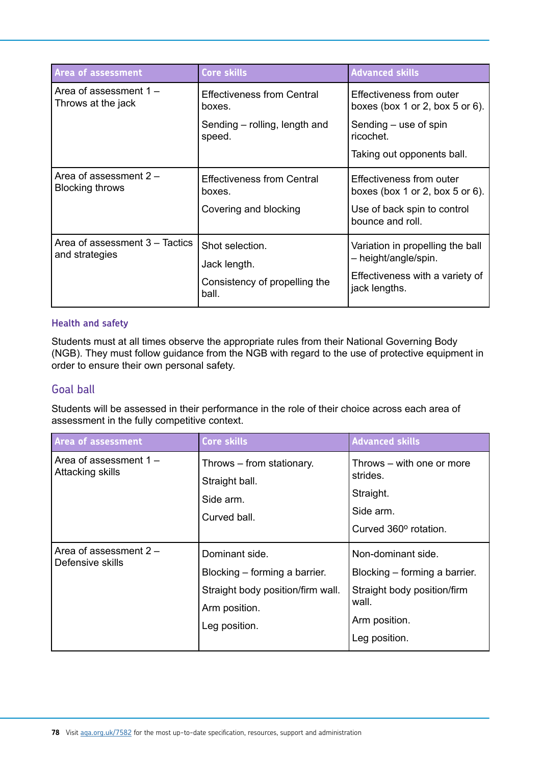| Area of assessment | Core skills | Advanced skills |
|---|---|---|
| Area of assessment 1 – Throws at the jack | Effectiveness from Central boxes.<br><br>Sending – rolling, length and speed. | Effectiveness from outer boxes (box 1 or 2, box 5 or 6).<br><br>Sending – use of spin ricochet.<br><br>Taking out opponents ball. |
| Area of assessment 2 – Blocking throws | Effectiveness from Central boxes.<br><br>Covering and blocking | Effectiveness from outer boxes (box 1 or 2, box 5 or 6).<br><br>Use of back spin to control bounce and roll. |
| Area of assessment 3 – Tactics and strategies | Shot selection.<br><br>Jack length.<br><br>Consistency of propelling the ball. | Variation in propelling the ball – height/angle/spin.<br><br>Effectiveness with a variety of jack lengths. |

### Health and safety

Students must at all times observe the appropriate rules from their National Governing Body (NGB). They must follow guidance from the NGB with regard to the use of protective equipment in order to ensure their own personal safety.

## Goal ball

Students will be assessed in their performance in the role of their choice across each area of assessment in the fully competitive context.

| Area of assessment | Core skills | Advanced skills |
|---|---|---|
| Area of assessment 1 – Attacking skills | Throws – from stationary.<br><br>Straight ball.<br><br>Side arm.<br><br>Curved ball. | Throws – with one or more strides.<br><br>Straight.<br><br>Side arm.<br><br>Curved 360º rotation. |
| Area of assessment 2 – Defensive skills | Dominant side.<br><br>Blocking – forming a barrier.<br><br>Straight body position/firm wall.<br><br>Arm position.<br><br>Leg position. | Non-dominant side.<br><br>Blocking – forming a barrier.<br><br>Straight body position/firm wall.<br><br>Arm position.<br><br>Leg position. |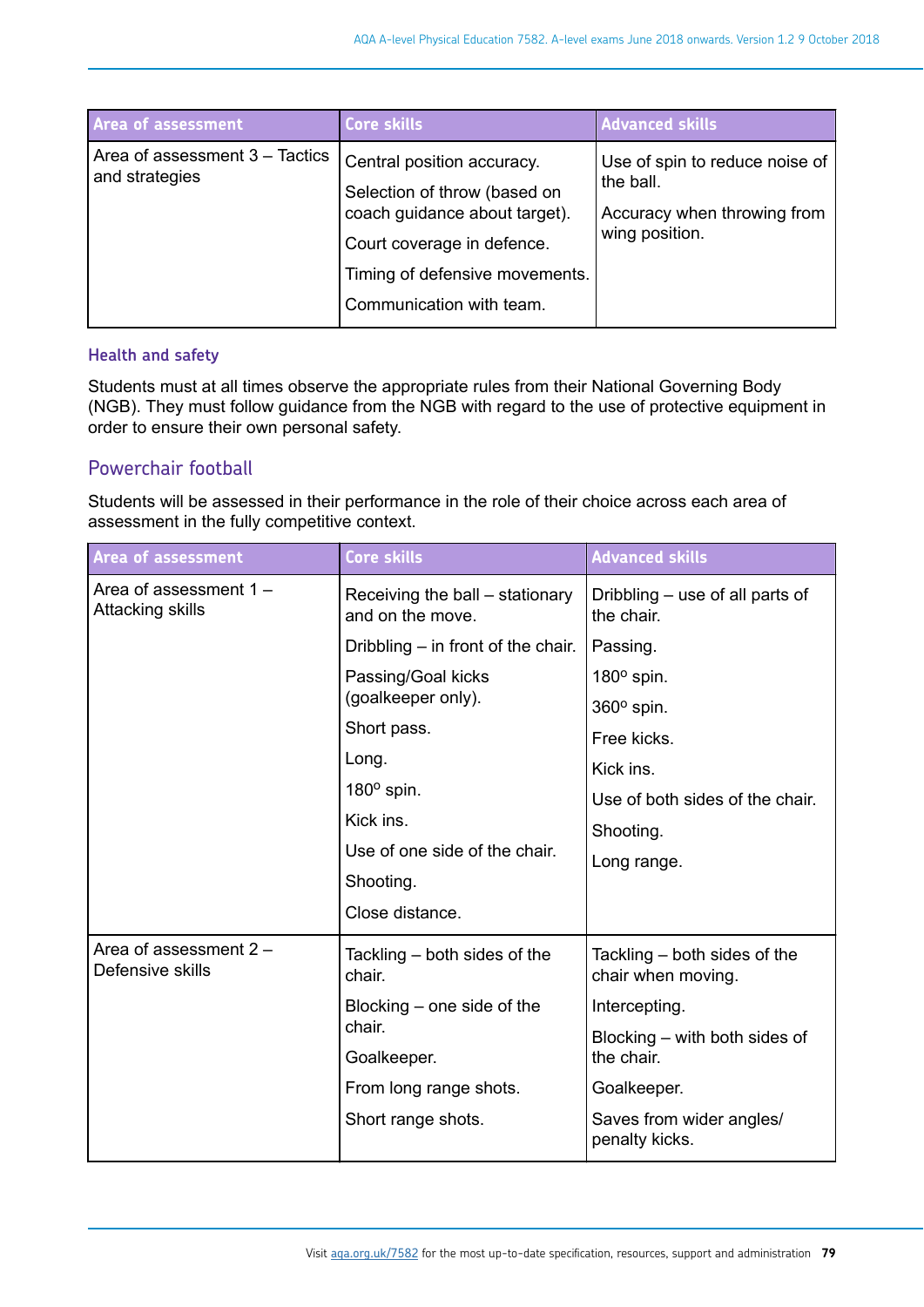| Area of assessment | Core skills | Advanced skills |
| --- | --- | --- |
| Area of assessment 3 – Tactics and strategies | Central position accuracy.<br>Selection of throw (based on coach guidance about target).<br>Court coverage in defence.<br>Timing of defensive movements.<br>Communication with team. | Use of spin to reduce noise of the ball.<br>Accuracy when throwing from wing position. |

### Health and safety

Students must at all times observe the appropriate rules from their National Governing Body (NGB). They must follow guidance from the NGB with regard to the use of protective equipment in order to ensure their own personal safety.

## Powerchair football

Students will be assessed in their performance in the role of their choice across each area of assessment in the fully competitive context.

| Area of assessment | Core skills | Advanced skills |
| --- | --- | --- |
| Area of assessment 1 – Attacking skills | Receiving the ball – stationary and on the move.<br>Dribbling – in front of the chair.<br>Passing/Goal kicks (goalkeeper only).<br>Short pass.<br>Long.<br>180º spin.<br>Kick ins.<br>Use of one side of the chair.<br>Shooting.<br>Close distance. | Dribbling – use of all parts of the chair.<br>Passing.<br>180º spin.<br>360º spin.<br>Free kicks.<br>Kick ins.<br>Use of both sides of the chair.<br>Shooting.<br>Long range. |
| Area of assessment 2 – Defensive skills | Tackling – both sides of the chair.<br>Blocking – one side of the chair.<br>Goalkeeper.<br>From long range shots.<br>Short range shots. | Tackling – both sides of the chair when moving.<br>Intercepting.<br>Blocking – with both sides of the chair.<br>Goalkeeper.<br>Saves from wider angles/ penalty kicks. |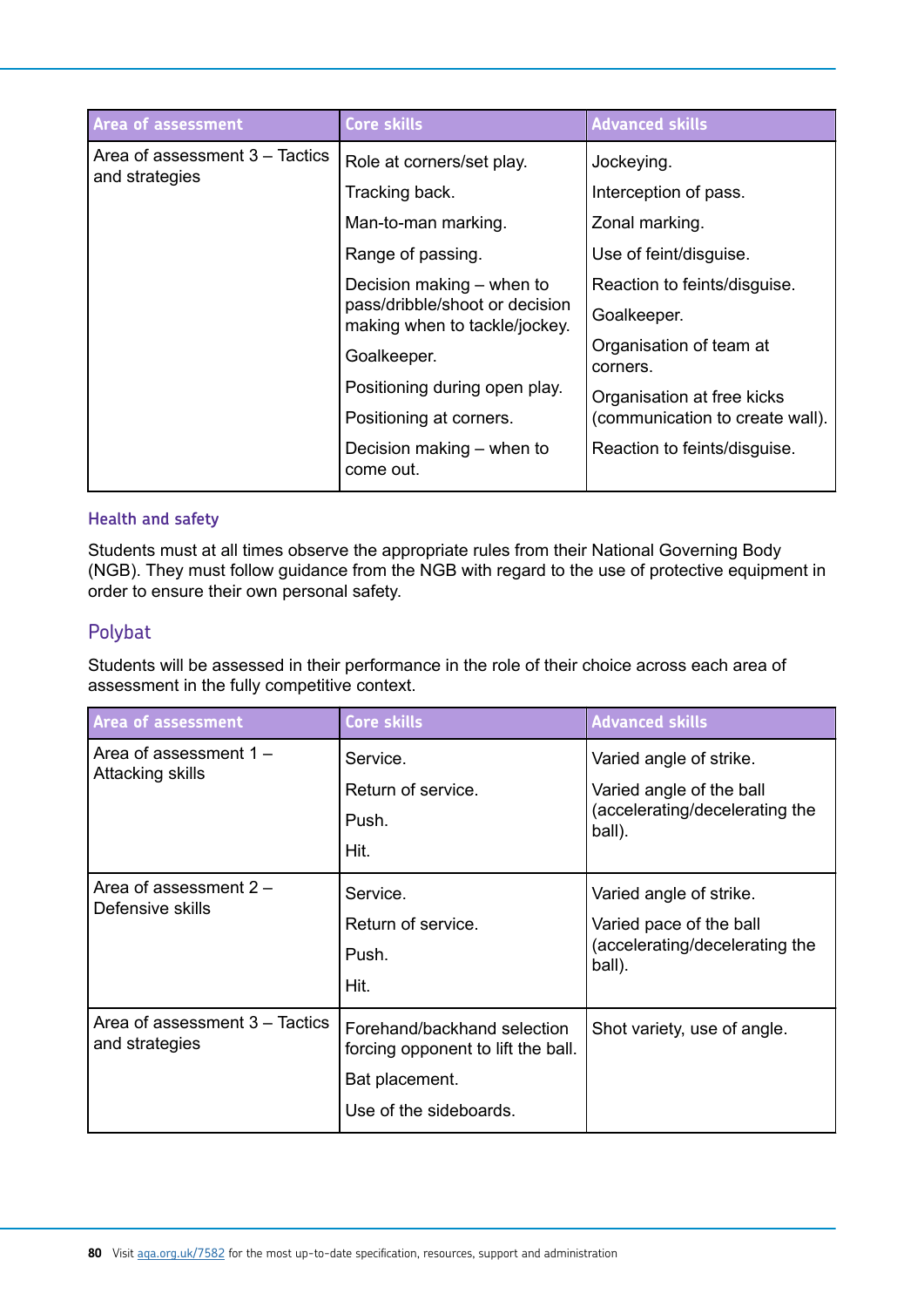| Area of assessment | Core skills | Advanced skills |
|---|---|---|
| Area of assessment 3 – Tactics and strategies | Role at corners/set play.<br>Tracking back.<br>Man-to-man marking.<br>Range of passing.<br>Decision making – when to pass/dribble/shoot or decision making when to tackle/jockey.<br>Goalkeeper.<br>Positioning during open play.<br>Positioning at corners.<br>Decision making – when to come out. | Jockeying.<br>Interception of pass.<br>Zonal marking.<br>Use of feint/disguise.<br>Reaction to feints/disguise.<br>Goalkeeper.<br>Organisation of team at corners.<br>Organisation at free kicks (communication to create wall).<br>Reaction to feints/disguise. |

### Health and safety

Students must at all times observe the appropriate rules from their National Governing Body (NGB). They must follow guidance from the NGB with regard to the use of protective equipment in order to ensure their own personal safety.

## Polybat

Students will be assessed in their performance in the role of their choice across each area of assessment in the fully competitive context.

| Area of assessment | Core skills | Advanced skills |
|---|---|---|
| Area of assessment 1 – Attacking skills | Service.<br>Return of service.<br>Push.<br>Hit. | Varied angle of strike.<br>Varied angle of the ball (accelerating/decelerating the ball). |
| Area of assessment 2 – Defensive skills | Service.<br>Return of service.<br>Push.<br>Hit. | Varied angle of strike.<br>Varied pace of the ball (accelerating/decelerating the ball). |
| Area of assessment 3 – Tactics and strategies | Forehand/backhand selection forcing opponent to lift the ball.<br>Bat placement.<br>Use of the sideboards. | Shot variety, use of angle. |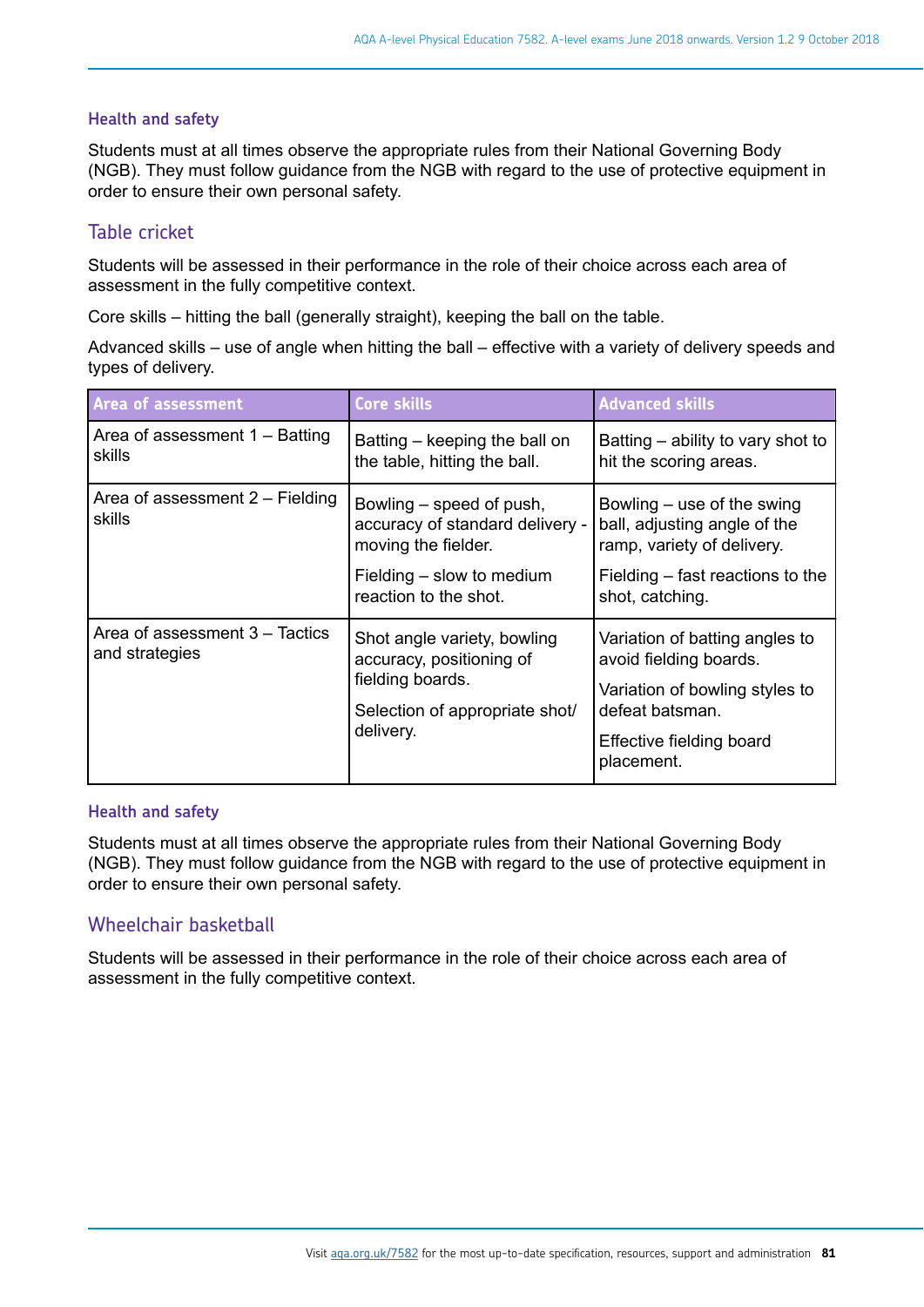### Health and safety

Students must at all times observe the appropriate rules from their National Governing Body (NGB). They must follow guidance from the NGB with regard to the use of protective equipment in order to ensure their own personal safety.

## Table cricket

Students will be assessed in their performance in the role of their choice across each area of assessment in the fully competitive context.

Core skills – hitting the ball (generally straight), keeping the ball on the table.

Advanced skills – use of angle when hitting the ball – effective with a variety of delivery speeds and types of delivery.

| Area of assessment | Core skills | Advanced skills |
|---|---|---|
| Area of assessment 1 – Batting skills | Batting – keeping the ball on the table, hitting the ball. | Batting – ability to vary shot to hit the scoring areas. |
| Area of assessment 2 – Fielding skills | Bowling – speed of push, accuracy of standard delivery - moving the fielder.<br><br>Fielding – slow to medium reaction to the shot. | Bowling – use of the swing ball, adjusting angle of the ramp, variety of delivery.<br><br>Fielding – fast reactions to the shot, catching. |
| Area of assessment 3 – Tactics and strategies | Shot angle variety, bowling accuracy, positioning of fielding boards.<br><br>Selection of appropriate shot/ delivery. | Variation of batting angles to avoid fielding boards.<br><br>Variation of bowling styles to defeat batsman.<br><br>Effective fielding board placement. |

### Health and safety

Students must at all times observe the appropriate rules from their National Governing Body (NGB). They must follow guidance from the NGB with regard to the use of protective equipment in order to ensure their own personal safety.

## Wheelchair basketball

Students will be assessed in their performance in the role of their choice across each area of assessment in the fully competitive context.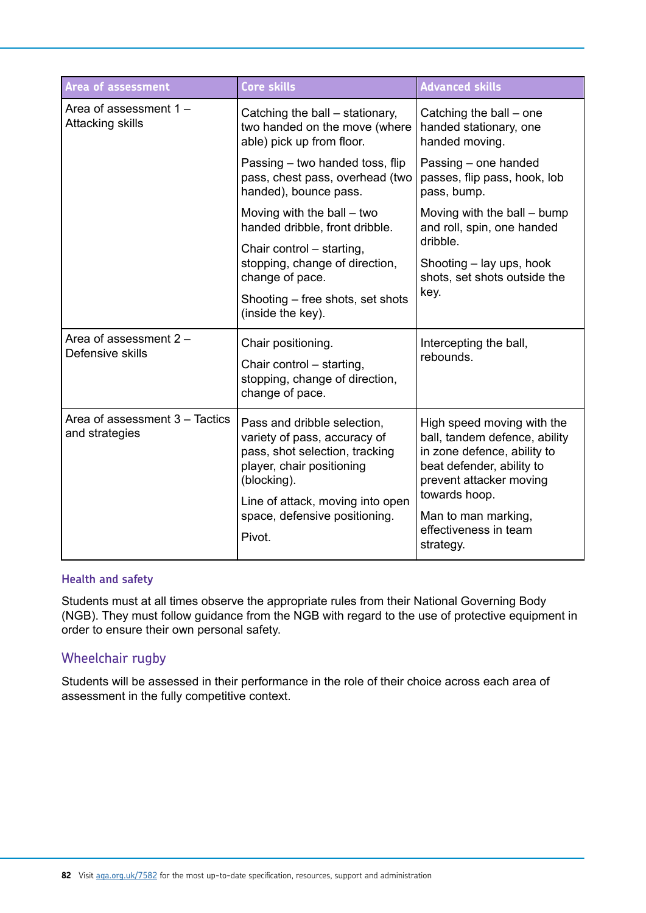| Area of assessment | Core skills | Advanced skills |
|---|---|---|
| Area of assessment 1 – Attacking skills | Catching the ball – stationary, two handed on the move (where able) pick up from floor.<br><br>Passing – two handed toss, flip pass, chest pass, overhead (two handed), bounce pass.<br><br>Moving with the ball – two handed dribble, front dribble.<br><br>Chair control – starting, stopping, change of direction, change of pace.<br><br>Shooting – free shots, set shots (inside the key). | Catching the ball – one handed stationary, one handed moving.<br><br>Passing – one handed passes, flip pass, hook, lob pass, bump.<br><br>Moving with the ball – bump and roll, spin, one handed dribble.<br><br>Shooting – lay ups, hook shots, set shots outside the key. |
| Area of assessment 2 – Defensive skills | Chair positioning.<br><br>Chair control – starting, stopping, change of direction, change of pace. | Intercepting the ball, rebounds. |
| Area of assessment 3 – Tactics and strategies | Pass and dribble selection, variety of pass, accuracy of pass, shot selection, tracking player, chair positioning (blocking).<br><br>Line of attack, moving into open space, defensive positioning.<br><br>Pivot. | High speed moving with the ball, tandem defence, ability in zone defence, ability to beat defender, ability to prevent attacker moving towards hoop.<br><br>Man to man marking, effectiveness in team strategy. |

### Health and safety

Students must at all times observe the appropriate rules from their National Governing Body (NGB). They must follow guidance from the NGB with regard to the use of protective equipment in order to ensure their own personal safety.

## Wheelchair rugby

Students will be assessed in their performance in the role of their choice across each area of assessment in the fully competitive context.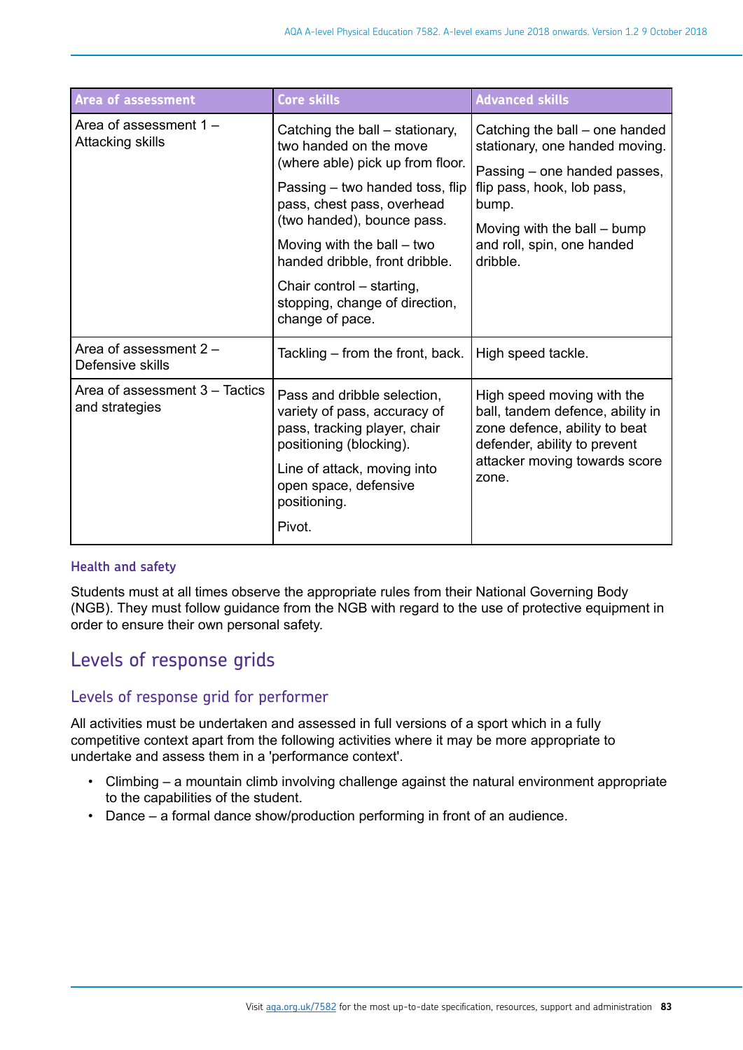| Area of assessment | Core skills | Advanced skills |
|---|---|---|
| Area of assessment 1 – Attacking skills | Catching the ball – stationary, two handed on the move (where able) pick up from floor.<br><br>Passing – two handed toss, flip pass, chest pass, overhead (two handed), bounce pass.<br><br>Moving with the ball – two handed dribble, front dribble.<br><br>Chair control – starting, stopping, change of direction, change of pace. | Catching the ball – one handed stationary, one handed moving.<br><br>Passing – one handed passes, flip pass, hook, lob pass, bump.<br><br>Moving with the ball – bump and roll, spin, one handed dribble. |
| Area of assessment 2 – Defensive skills | Tackling – from the front, back. | High speed tackle. |
| Area of assessment 3 – Tactics and strategies | Pass and dribble selection, variety of pass, accuracy of pass, tracking player, chair positioning (blocking).<br><br>Line of attack, moving into open space, defensive positioning.<br><br>Pivot. | High speed moving with the ball, tandem defence, ability in zone defence, ability to beat defender, ability to prevent attacker moving towards score zone. |

### Health and safety

Students must at all times observe the appropriate rules from their National Governing Body (NGB). They must follow guidance from the NGB with regard to the use of protective equipment in order to ensure their own personal safety.

## Levels of response grids

### Levels of response grid for performer

All activities must be undertaken and assessed in full versions of a sport which in a fully competitive context apart from the following activities where it may be more appropriate to undertake and assess them in a 'performance context'.

- Climbing – a mountain climb involving challenge against the natural environment appropriate to the capabilities of the student.
- Dance – a formal dance show/production performing in front of an audience.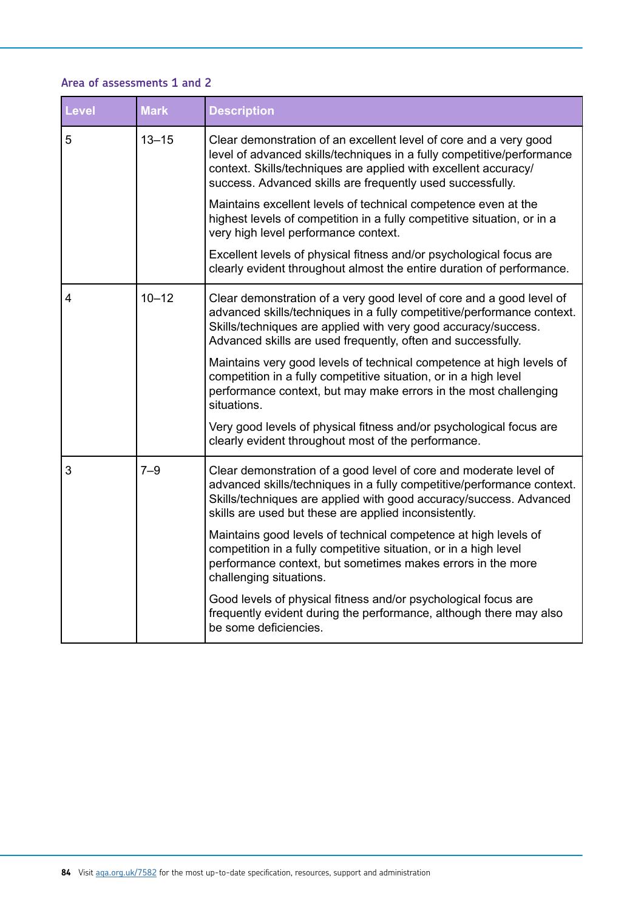### Area of assessments 1 and 2

| Level | Mark | Description |
|---|---|---|
| 5 | 13–15 | Clear demonstration of an excellent level of core and a very good level of advanced skills/techniques in a fully competitive/performance context. Skills/techniques are applied with excellent accuracy/ success. Advanced skills are frequently used successfully.<br><br>Maintains excellent levels of technical competence even at the highest levels of competition in a fully competitive situation, or in a very high level performance context.<br><br>Excellent levels of physical fitness and/or psychological focus are clearly evident throughout almost the entire duration of performance. |
| 4 | 10–12 | Clear demonstration of a very good level of core and a good level of advanced skills/techniques in a fully competitive/performance context. Skills/techniques are applied with very good accuracy/success. Advanced skills are used frequently, often and successfully.<br><br>Maintains very good levels of technical competence at high levels of competition in a fully competitive situation, or in a high level performance context, but may make errors in the most challenging situations.<br><br>Very good levels of physical fitness and/or psychological focus are clearly evident throughout most of the performance. |
| 3 | 7–9 | Clear demonstration of a good level of core and moderate level of advanced skills/techniques in a fully competitive/performance context. Skills/techniques are applied with good accuracy/success. Advanced skills are used but these are applied inconsistently.<br><br>Maintains good levels of technical competence at high levels of competition in a fully competitive situation, or in a high level performance context, but sometimes makes errors in the more challenging situations.<br><br>Good levels of physical fitness and/or psychological focus are frequently evident during the performance, although there may also be some deficiencies. |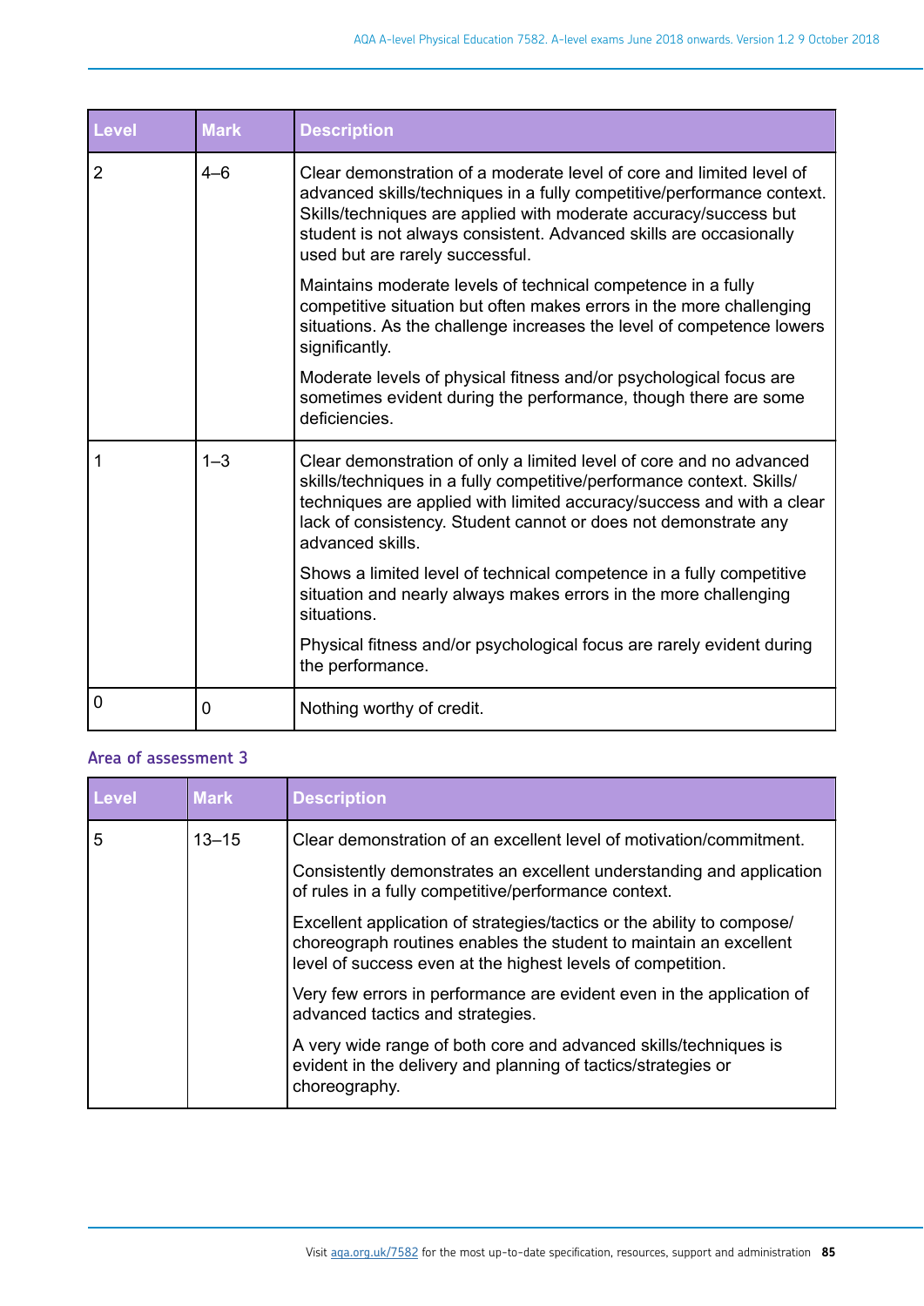| Level | Mark | Description |
| --- | --- | --- |
| 2 | 4–6 | Clear demonstration of a moderate level of core and limited level of advanced skills/techniques in a fully competitive/performance context. Skills/techniques are applied with moderate accuracy/success but student is not always consistent. Advanced skills are occasionally used but are rarely successful.<br><br>Maintains moderate levels of technical competence in a fully competitive situation but often makes errors in the more challenging situations. As the challenge increases the level of competence lowers significantly.<br><br>Moderate levels of physical fitness and/or psychological focus are sometimes evident during the performance, though there are some deficiencies. |
| 1 | 1–3 | Clear demonstration of only a limited level of core and no advanced skills/techniques in a fully competitive/performance context. Skills/techniques are applied with limited accuracy/success and with a clear lack of consistency. Student cannot or does not demonstrate any advanced skills.<br><br>Shows a limited level of technical competence in a fully competitive situation and nearly always makes errors in the more challenging situations.<br><br>Physical fitness and/or psychological focus are rarely evident during the performance. |
| 0 | 0 | Nothing worthy of credit. |

### Area of assessment 3

| Level | Mark | Description |
| --- | --- | --- |
| 5 | 13–15 | Clear demonstration of an excellent level of motivation/commitment.<br><br>Consistently demonstrates an excellent understanding and application of rules in a fully competitive/performance context.<br><br>Excellent application of strategies/tactics or the ability to compose/choreograph routines enables the student to maintain an excellent level of success even at the highest levels of competition.<br><br>Very few errors in performance are evident even in the application of advanced tactics and strategies.<br><br>A very wide range of both core and advanced skills/techniques is evident in the delivery and planning of tactics/strategies or choreography. |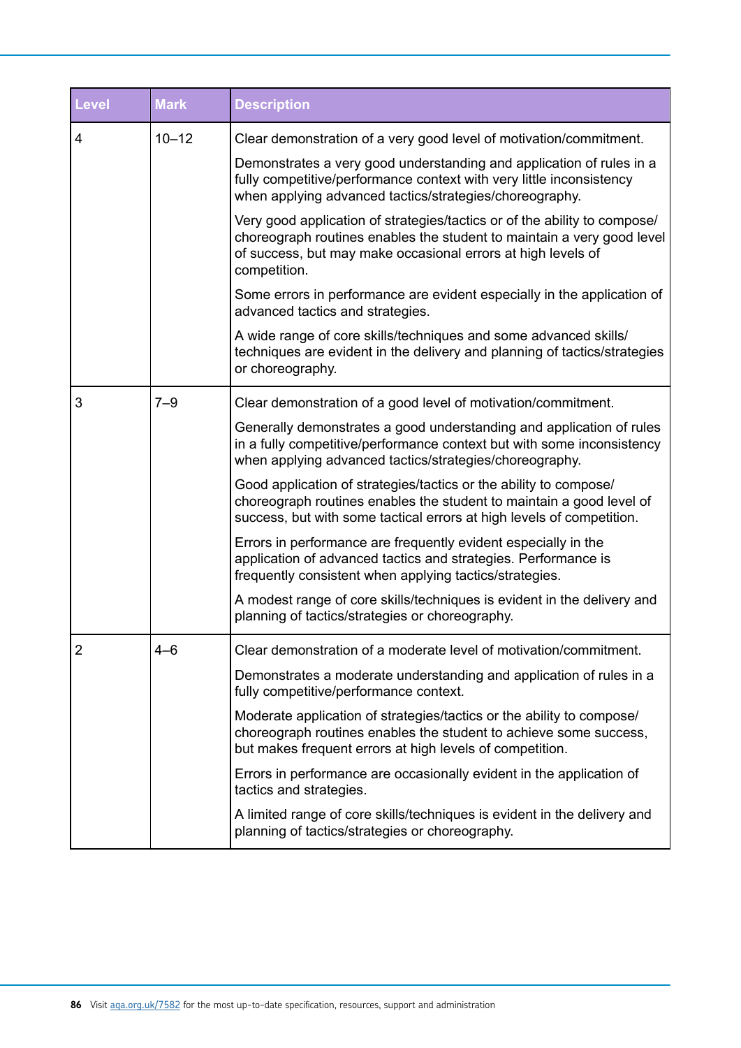| Level | Mark | Description |
|---|---|---|
| 4 | 10–12 | Clear demonstration of a very good level of motivation/commitment.<br><br>Demonstrates a very good understanding and application of rules in a fully competitive/performance context with very little inconsistency when applying advanced tactics/strategies/choreography.<br><br>Very good application of strategies/tactics or of the ability to compose/choreograph routines enables the student to maintain a very good level of success, but may make occasional errors at high levels of competition.<br><br>Some errors in performance are evident especially in the application of advanced tactics and strategies.<br><br>A wide range of core skills/techniques and some advanced skills/techniques are evident in the delivery and planning of tactics/strategies or choreography. |
| 3 | 7–9 | Clear demonstration of a good level of motivation/commitment.<br><br>Generally demonstrates a good understanding and application of rules in a fully competitive/performance context but with some inconsistency when applying advanced tactics/strategies/choreography.<br><br>Good application of strategies/tactics or the ability to compose/choreograph routines enables the student to maintain a good level of success, but with some tactical errors at high levels of competition.<br><br>Errors in performance are frequently evident especially in the application of advanced tactics and strategies. Performance is frequently consistent when applying tactics/strategies.<br><br>A modest range of core skills/techniques is evident in the delivery and planning of tactics/strategies or choreography. |
| 2 | 4–6 | Clear demonstration of a moderate level of motivation/commitment.<br><br>Demonstrates a moderate understanding and application of rules in a fully competitive/performance context.<br><br>Moderate application of strategies/tactics or the ability to compose/choreograph routines enables the student to achieve some success, but makes frequent errors at high levels of competition.<br><br>Errors in performance are occasionally evident in the application of tactics and strategies.<br><br>A limited range of core skills/techniques is evident in the delivery and planning of tactics/strategies or choreography. |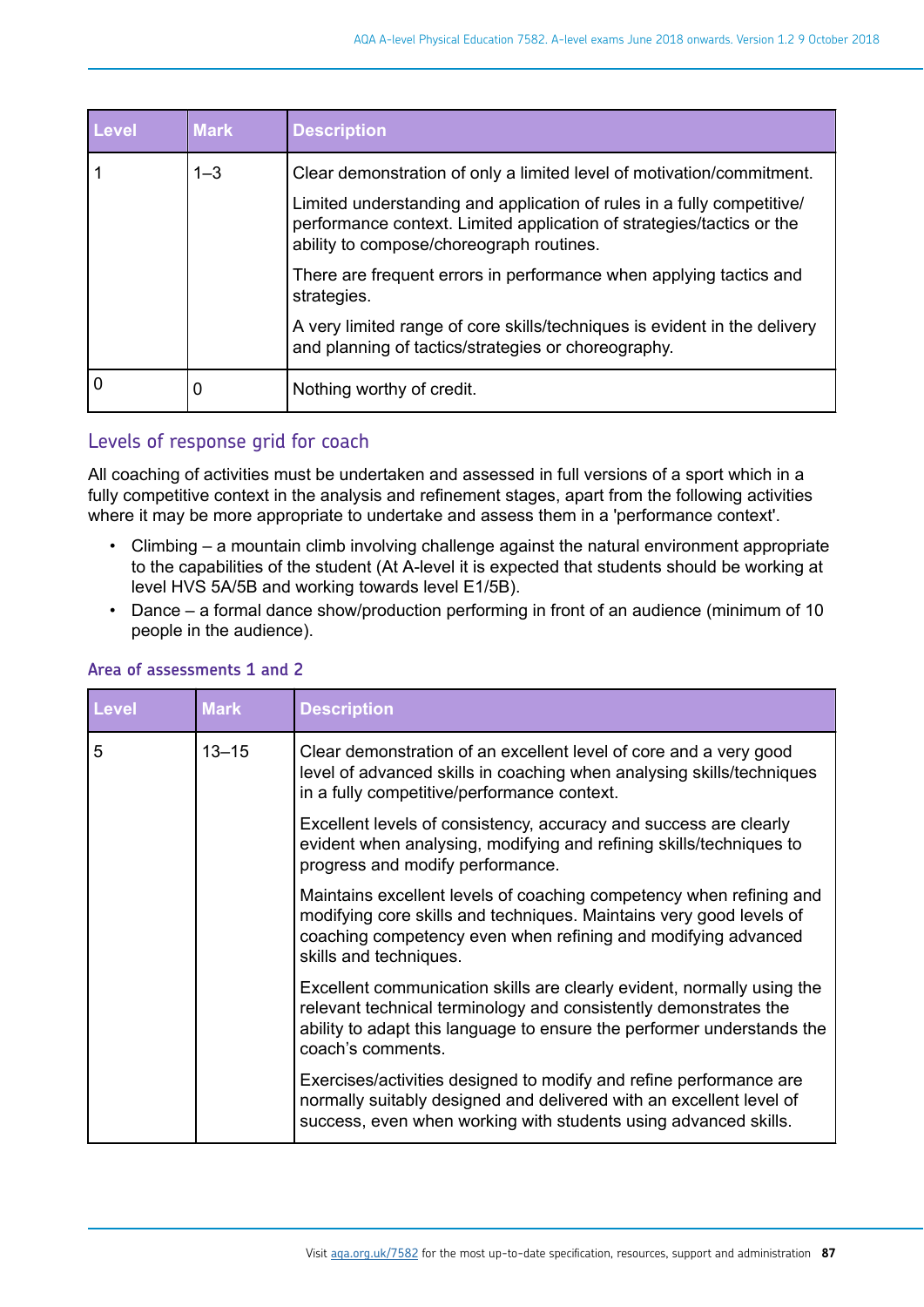| Level | Mark | Description |
| --- | --- | --- |
| 1 | 1–3 | Clear demonstration of only a limited level of motivation/commitment.<br><br>Limited understanding and application of rules in a fully competitive/ performance context. Limited application of strategies/tactics or the ability to compose/choreograph routines.<br><br>There are frequent errors in performance when applying tactics and strategies.<br><br>A very limited range of core skills/techniques is evident in the delivery and planning of tactics/strategies or choreography. |
| 0 | 0 | Nothing worthy of credit. |

## Levels of response grid for coach

All coaching of activities must be undertaken and assessed in full versions of a sport which in a fully competitive context in the analysis and refinement stages, apart from the following activities where it may be more appropriate to undertake and assess them in a 'performance context'.

- Climbing – a mountain climb involving challenge against the natural environment appropriate to the capabilities of the student (At A-level it is expected that students should be working at level HVS 5A/5B and working towards level E1/5B).
- Dance – a formal dance show/production performing in front of an audience (minimum of 10 people in the audience).

### Area of assessments 1 and 2

| Level | Mark | Description |
| --- | --- | --- |
| 5 | 13–15 | Clear demonstration of an excellent level of core and a very good level of advanced skills in coaching when analysing skills/techniques in a fully competitive/performance context.<br><br>Excellent levels of consistency, accuracy and success are clearly evident when analysing, modifying and refining skills/techniques to progress and modify performance.<br><br>Maintains excellent levels of coaching competency when refining and modifying core skills and techniques. Maintains very good levels of coaching competency even when refining and modifying advanced skills and techniques.<br><br>Excellent communication skills are clearly evident, normally using the relevant technical terminology and consistently demonstrates the ability to adapt this language to ensure the performer understands the coach's comments.<br><br>Exercises/activities designed to modify and refine performance are normally suitably designed and delivered with an excellent level of success, even when working with students using advanced skills. |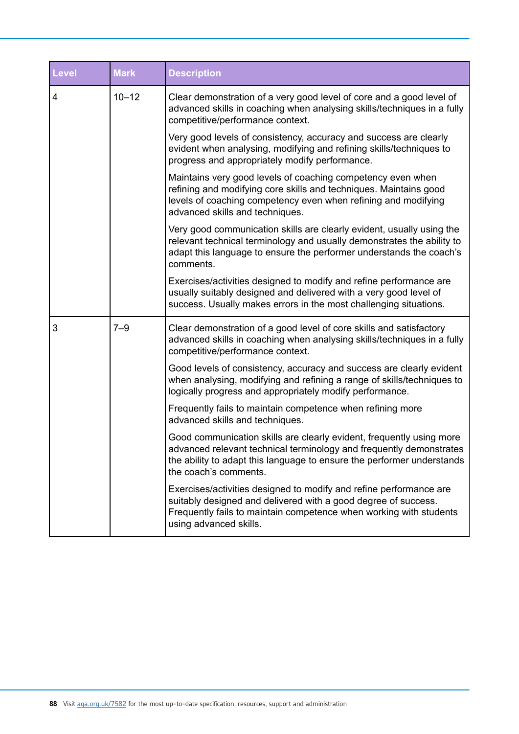| Level | Mark | Description |
|---|---|---|
| 4 | 10–12 | Clear demonstration of a very good level of core and a good level of advanced skills in coaching when analysing skills/techniques in a fully competitive/performance context.<br><br>Very good levels of consistency, accuracy and success are clearly evident when analysing, modifying and refining skills/techniques to progress and appropriately modify performance.<br><br>Maintains very good levels of coaching competency even when refining and modifying core skills and techniques. Maintains good levels of coaching competency even when refining and modifying advanced skills and techniques.<br><br>Very good communication skills are clearly evident, usually using the relevant technical terminology and usually demonstrates the ability to adapt this language to ensure the performer understands the coach's comments.<br><br>Exercises/activities designed to modify and refine performance are usually suitably designed and delivered with a very good level of success. Usually makes errors in the most challenging situations. |
| 3 | 7–9 | Clear demonstration of a good level of core skills and satisfactory advanced skills in coaching when analysing skills/techniques in a fully competitive/performance context.<br><br>Good levels of consistency, accuracy and success are clearly evident when analysing, modifying and refining a range of skills/techniques to logically progress and appropriately modify performance.<br><br>Frequently fails to maintain competence when refining more advanced skills and techniques.<br><br>Good communication skills are clearly evident, frequently using more advanced relevant technical terminology and frequently demonstrates the ability to adapt this language to ensure the performer understands the coach's comments.<br><br>Exercises/activities designed to modify and refine performance are suitably designed and delivered with a good degree of success. Frequently fails to maintain competence when working with students using advanced skills. |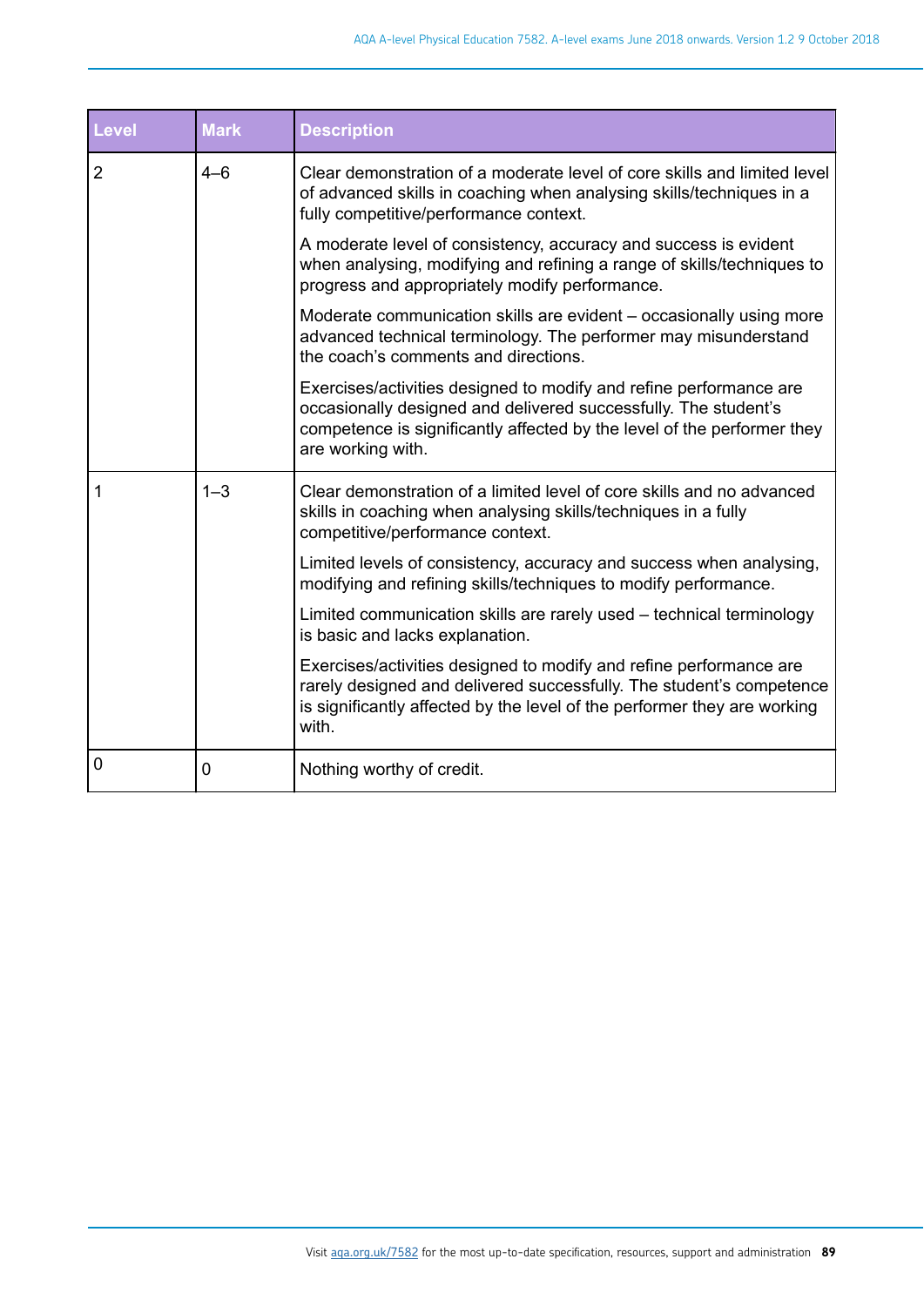| Level | Mark | Description |
|---|---|---|
| 2 | 4–6 | Clear demonstration of a moderate level of core skills and limited level of advanced skills in coaching when analysing skills/techniques in a fully competitive/performance context.<br><br>A moderate level of consistency, accuracy and success is evident when analysing, modifying and refining a range of skills/techniques to progress and appropriately modify performance.<br><br>Moderate communication skills are evident – occasionally using more advanced technical terminology. The performer may misunderstand the coach's comments and directions.<br><br>Exercises/activities designed to modify and refine performance are occasionally designed and delivered successfully. The student's competence is significantly affected by the level of the performer they are working with. |
| 1 | 1–3 | Clear demonstration of a limited level of core skills and no advanced skills in coaching when analysing skills/techniques in a fully competitive/performance context.<br><br>Limited levels of consistency, accuracy and success when analysing, modifying and refining skills/techniques to modify performance.<br><br>Limited communication skills are rarely used – technical terminology is basic and lacks explanation.<br><br>Exercises/activities designed to modify and refine performance are rarely designed and delivered successfully. The student's competence is significantly affected by the level of the performer they are working with. |
| 0 | 0 | Nothing worthy of credit. |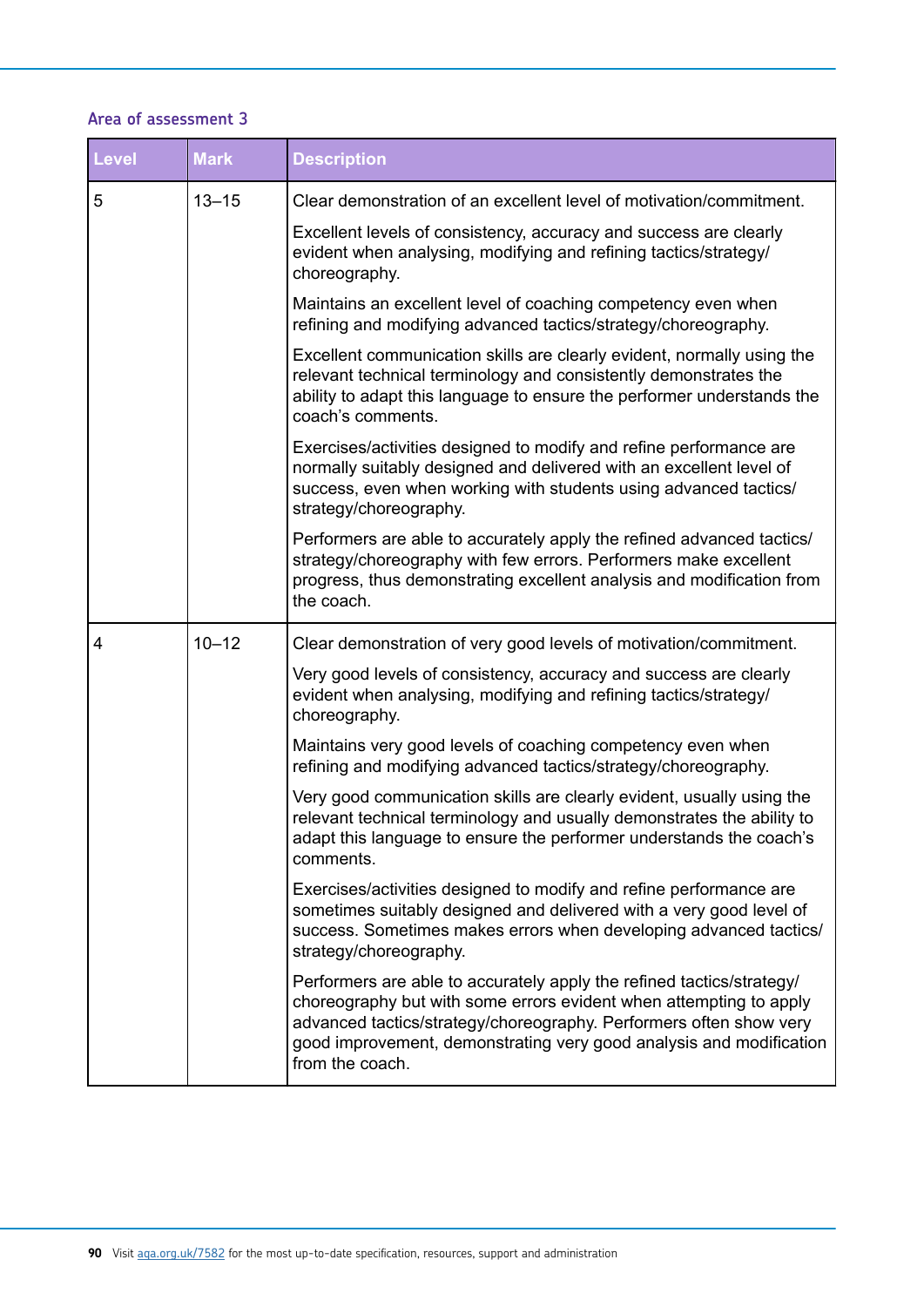### Area of assessment 3

| Level | Mark | Description |
|---|---|---|
| 5 | 13–15 | Clear demonstration of an excellent level of motivation/commitment.<br><br>Excellent levels of consistency, accuracy and success are clearly evident when analysing, modifying and refining tactics/strategy/choreography.<br><br>Maintains an excellent level of coaching competency even when refining and modifying advanced tactics/strategy/choreography.<br><br>Excellent communication skills are clearly evident, normally using the relevant technical terminology and consistently demonstrates the ability to adapt this language to ensure the performer understands the coach's comments.<br><br>Exercises/activities designed to modify and refine performance are normally suitably designed and delivered with an excellent level of success, even when working with students using advanced tactics/strategy/choreography.<br><br>Performers are able to accurately apply the refined advanced tactics/strategy/choreography with few errors. Performers make excellent progress, thus demonstrating excellent analysis and modification from the coach. |
| 4 | 10–12 | Clear demonstration of very good levels of motivation/commitment.<br><br>Very good levels of consistency, accuracy and success are clearly evident when analysing, modifying and refining tactics/strategy/choreography.<br><br>Maintains very good levels of coaching competency even when refining and modifying advanced tactics/strategy/choreography.<br><br>Very good communication skills are clearly evident, usually using the relevant technical terminology and usually demonstrates the ability to adapt this language to ensure the performer understands the coach's comments.<br><br>Exercises/activities designed to modify and refine performance are sometimes suitably designed and delivered with a very good level of success. Sometimes makes errors when developing advanced tactics/strategy/choreography.<br><br>Performers are able to accurately apply the refined tactics/strategy/choreography but with some errors evident when attempting to apply advanced tactics/strategy/choreography. Performers often show very good improvement, demonstrating very good analysis and modification from the coach. |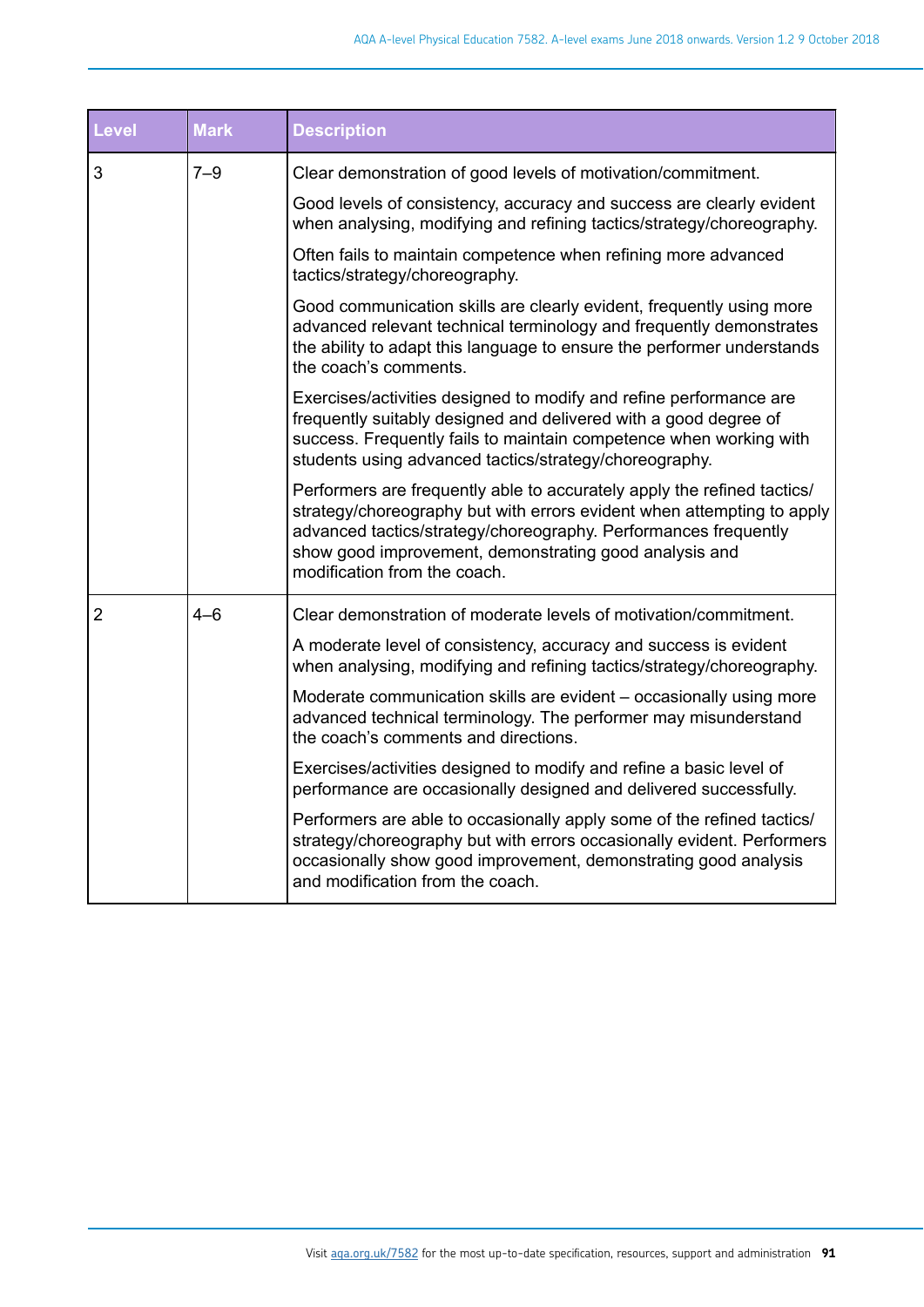| Level | Mark | Description |
|---|---|---|
| 3 | 7–9 | Clear demonstration of good levels of motivation/commitment.<br><br>Good levels of consistency, accuracy and success are clearly evident when analysing, modifying and refining tactics/strategy/choreography.<br><br>Often fails to maintain competence when refining more advanced tactics/strategy/choreography.<br><br>Good communication skills are clearly evident, frequently using more advanced relevant technical terminology and frequently demonstrates the ability to adapt this language to ensure the performer understands the coach's comments.<br><br>Exercises/activities designed to modify and refine performance are frequently suitably designed and delivered with a good degree of success. Frequently fails to maintain competence when working with students using advanced tactics/strategy/choreography.<br><br>Performers are frequently able to accurately apply the refined tactics/strategy/choreography but with errors evident when attempting to apply advanced tactics/strategy/choreography. Performances frequently show good improvement, demonstrating good analysis and modification from the coach. |
| 2 | 4–6 | Clear demonstration of moderate levels of motivation/commitment.<br><br>A moderate level of consistency, accuracy and success is evident when analysing, modifying and refining tactics/strategy/choreography.<br><br>Moderate communication skills are evident – occasionally using more advanced technical terminology. The performer may misunderstand the coach's comments and directions.<br><br>Exercises/activities designed to modify and refine a basic level of performance are occasionally designed and delivered successfully.<br><br>Performers are able to occasionally apply some of the refined tactics/strategy/choreography but with errors occasionally evident. Performers occasionally show good improvement, demonstrating good analysis and modification from the coach. |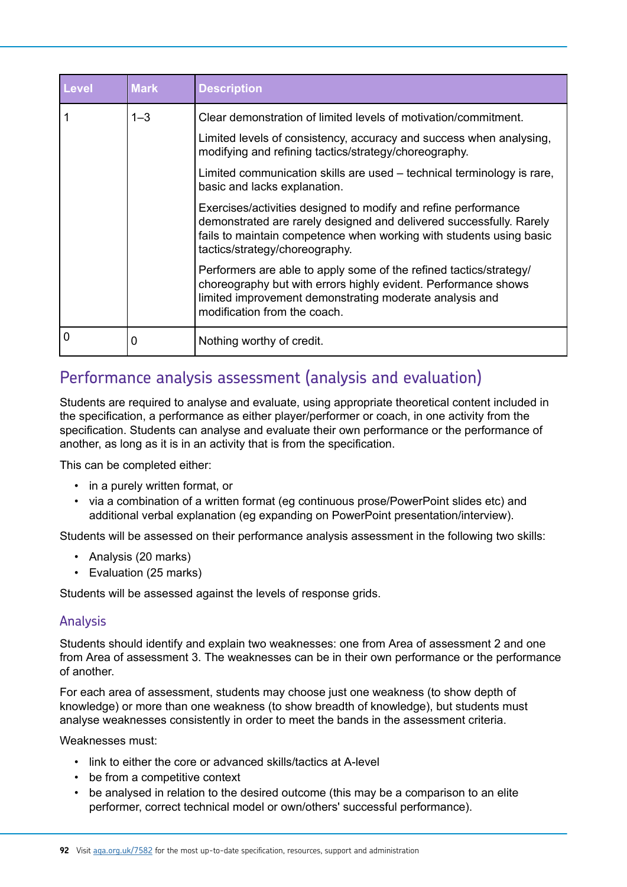| Level | Mark | Description |
|---|---|---|
| 1 | 1–3 | Clear demonstration of limited levels of motivation/commitment.<br><br>Limited levels of consistency, accuracy and success when analysing, modifying and refining tactics/strategy/choreography.<br><br>Limited communication skills are used – technical terminology is rare, basic and lacks explanation.<br><br>Exercises/activities designed to modify and refine performance demonstrated are rarely designed and delivered successfully. Rarely fails to maintain competence when working with students using basic tactics/strategy/choreography.<br><br>Performers are able to apply some of the refined tactics/strategy/choreography but with errors highly evident. Performance shows limited improvement demonstrating moderate analysis and modification from the coach. |
| 0 | 0 | Nothing worthy of credit. |

## Performance analysis assessment (analysis and evaluation)

Students are required to analyse and evaluate, using appropriate theoretical content included in the specification, a performance as either player/performer or coach, in one activity from the specification. Students can analyse and evaluate their own performance or the performance of another, as long as it is in an activity that is from the specification.

This can be completed either:

- in a purely written format, or
- via a combination of a written format (eg continuous prose/PowerPoint slides etc) and additional verbal explanation (eg expanding on PowerPoint presentation/interview).

Students will be assessed on their performance analysis assessment in the following two skills:

- Analysis (20 marks)
- Evaluation (25 marks)

Students will be assessed against the levels of response grids.

### Analysis

Students should identify and explain two weaknesses: one from Area of assessment 2 and one from Area of assessment 3. The weaknesses can be in their own performance or the performance of another.

For each area of assessment, students may choose just one weakness (to show depth of knowledge) or more than one weakness (to show breadth of knowledge), but students must analyse weaknesses consistently in order to meet the bands in the assessment criteria.

Weaknesses must:

- link to either the core or advanced skills/tactics at A-level
- be from a competitive context
- be analysed in relation to the desired outcome (this may be a comparison to an elite performer, correct technical model or own/others' successful performance).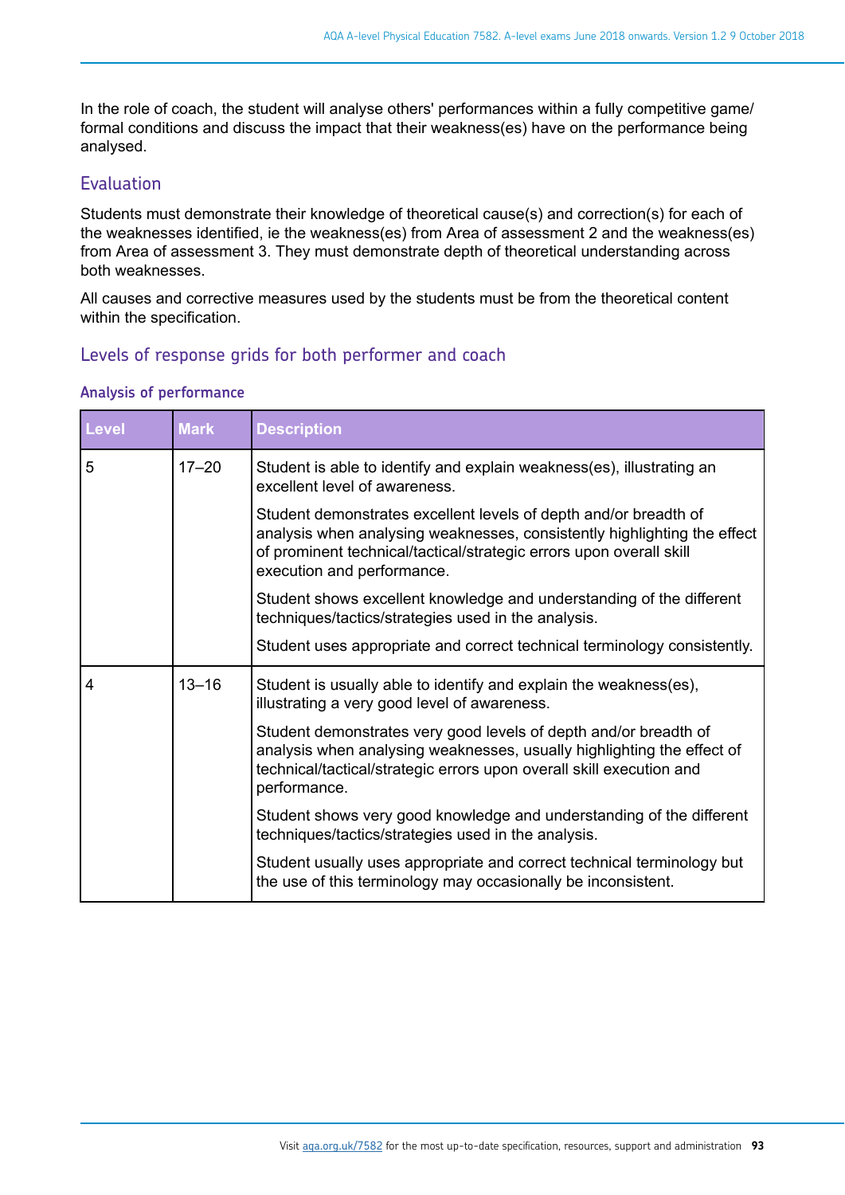In the role of coach, the student will analyse others' performances within a fully competitive game/ formal conditions and discuss the impact that their weakness(es) have on the performance being analysed.

## Evaluation

Students must demonstrate their knowledge of theoretical cause(s) and correction(s) for each of the weaknesses identified, ie the weakness(es) from Area of assessment 2 and the weakness(es) from Area of assessment 3. They must demonstrate depth of theoretical understanding across both weaknesses.

All causes and corrective measures used by the students must be from the theoretical content within the specification.

## Levels of response grids for both performer and coach

### Analysis of performance

| Level | Mark | Description |
|---|---|---|
| 5 | 17–20 | Student is able to identify and explain weakness(es), illustrating an excellent level of awareness.<br><br>Student demonstrates excellent levels of depth and/or breadth of analysis when analysing weaknesses, consistently highlighting the effect of prominent technical/tactical/strategic errors upon overall skill execution and performance.<br><br>Student shows excellent knowledge and understanding of the different techniques/tactics/strategies used in the analysis.<br><br>Student uses appropriate and correct technical terminology consistently. |
| 4 | 13–16 | Student is usually able to identify and explain the weakness(es), illustrating a very good level of awareness.<br><br>Student demonstrates very good levels of depth and/or breadth of analysis when analysing weaknesses, usually highlighting the effect of technical/tactical/strategic errors upon overall skill execution and performance.<br><br>Student shows very good knowledge and understanding of the different techniques/tactics/strategies used in the analysis.<br><br>Student usually uses appropriate and correct technical terminology but the use of this terminology may occasionally be inconsistent. |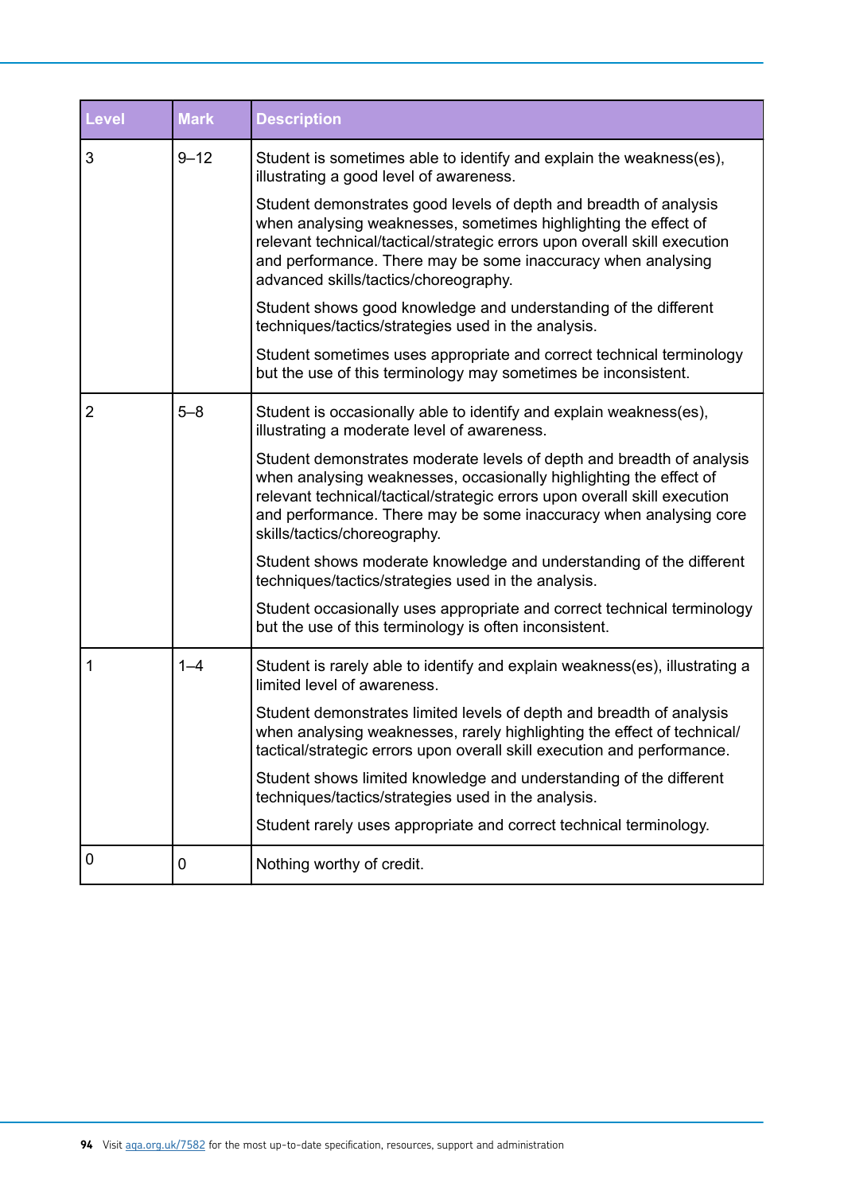| Level | Mark | Description |
|---|---|---|
| 3 | 9–12 | Student is sometimes able to identify and explain the weakness(es), illustrating a good level of awareness.<br><br>Student demonstrates good levels of depth and breadth of analysis when analysing weaknesses, sometimes highlighting the effect of relevant technical/tactical/strategic errors upon overall skill execution and performance. There may be some inaccuracy when analysing advanced skills/tactics/choreography.<br><br>Student shows good knowledge and understanding of the different techniques/tactics/strategies used in the analysis.<br><br>Student sometimes uses appropriate and correct technical terminology but the use of this terminology may sometimes be inconsistent. |
| 2 | 5–8 | Student is occasionally able to identify and explain weakness(es), illustrating a moderate level of awareness.<br><br>Student demonstrates moderate levels of depth and breadth of analysis when analysing weaknesses, occasionally highlighting the effect of relevant technical/tactical/strategic errors upon overall skill execution and performance. There may be some inaccuracy when analysing core skills/tactics/choreography.<br><br>Student shows moderate knowledge and understanding of the different techniques/tactics/strategies used in the analysis.<br><br>Student occasionally uses appropriate and correct technical terminology but the use of this terminology is often inconsistent. |
| 1 | 1–4 | Student is rarely able to identify and explain weakness(es), illustrating a limited level of awareness.<br><br>Student demonstrates limited levels of depth and breadth of analysis when analysing weaknesses, rarely highlighting the effect of technical/tactical/strategic errors upon overall skill execution and performance.<br><br>Student shows limited knowledge and understanding of the different techniques/tactics/strategies used in the analysis.<br><br>Student rarely uses appropriate and correct technical terminology. |
| 0 | 0 | Nothing worthy of credit. |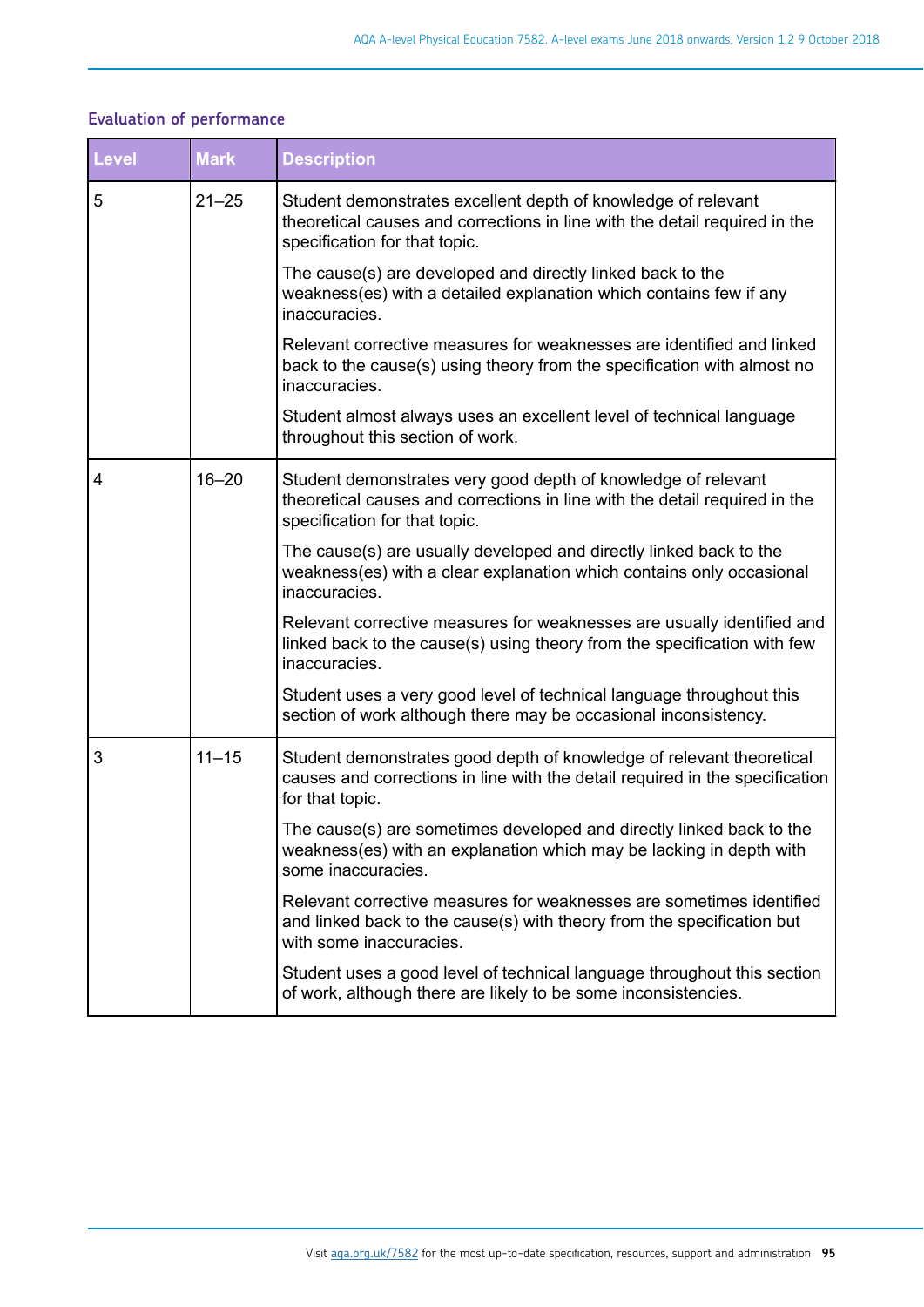## Evaluation of performance

| Level | Mark | Description |
|---|---|---|
| 5 | 21–25 | Student demonstrates excellent depth of knowledge of relevant theoretical causes and corrections in line with the detail required in the specification for that topic.<br><br>The cause(s) are developed and directly linked back to the weakness(es) with a detailed explanation which contains few if any inaccuracies.<br><br>Relevant corrective measures for weaknesses are identified and linked back to the cause(s) using theory from the specification with almost no inaccuracies.<br><br>Student almost always uses an excellent level of technical language throughout this section of work. |
| 4 | 16–20 | Student demonstrates very good depth of knowledge of relevant theoretical causes and corrections in line with the detail required in the specification for that topic.<br><br>The cause(s) are usually developed and directly linked back to the weakness(es) with a clear explanation which contains only occasional inaccuracies.<br><br>Relevant corrective measures for weaknesses are usually identified and linked back to the cause(s) using theory from the specification with few inaccuracies.<br><br>Student uses a very good level of technical language throughout this section of work although there may be occasional inconsistency. |
| 3 | 11–15 | Student demonstrates good depth of knowledge of relevant theoretical causes and corrections in line with the detail required in the specification for that topic.<br><br>The cause(s) are sometimes developed and directly linked back to the weakness(es) with an explanation which may be lacking in depth with some inaccuracies.<br><br>Relevant corrective measures for weaknesses are sometimes identified and linked back to the cause(s) with theory from the specification but with some inaccuracies.<br><br>Student uses a good level of technical language throughout this section of work, although there are likely to be some inconsistencies. |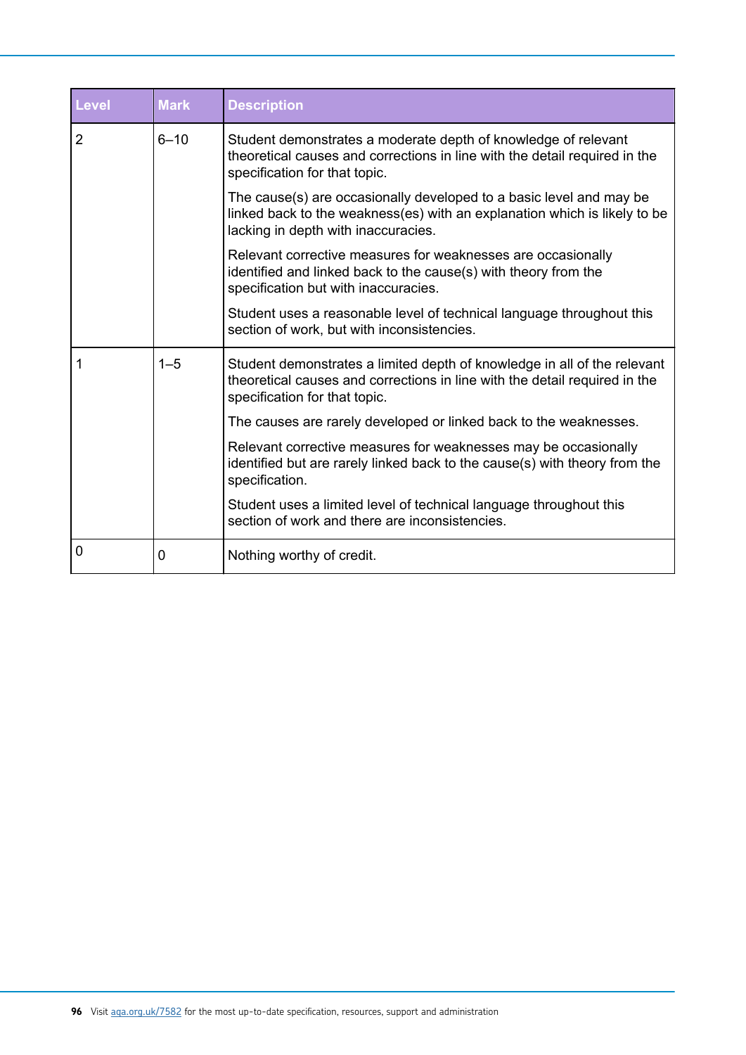| Level | Mark | Description |
|---|---|---|
| 2 | 6–10 | Student demonstrates a moderate depth of knowledge of relevant theoretical causes and corrections in line with the detail required in the specification for that topic.<br><br>The cause(s) are occasionally developed to a basic level and may be linked back to the weakness(es) with an explanation which is likely to be lacking in depth with inaccuracies.<br><br>Relevant corrective measures for weaknesses are occasionally identified and linked back to the cause(s) with theory from the specification but with inaccuracies.<br><br>Student uses a reasonable level of technical language throughout this section of work, but with inconsistencies. |
| 1 | 1–5 | Student demonstrates a limited depth of knowledge in all of the relevant theoretical causes and corrections in line with the detail required in the specification for that topic.<br><br>The causes are rarely developed or linked back to the weaknesses.<br><br>Relevant corrective measures for weaknesses may be occasionally identified but are rarely linked back to the cause(s) with theory from the specification.<br><br>Student uses a limited level of technical language throughout this section of work and there are inconsistencies. |
| 0 | 0 | Nothing worthy of credit. |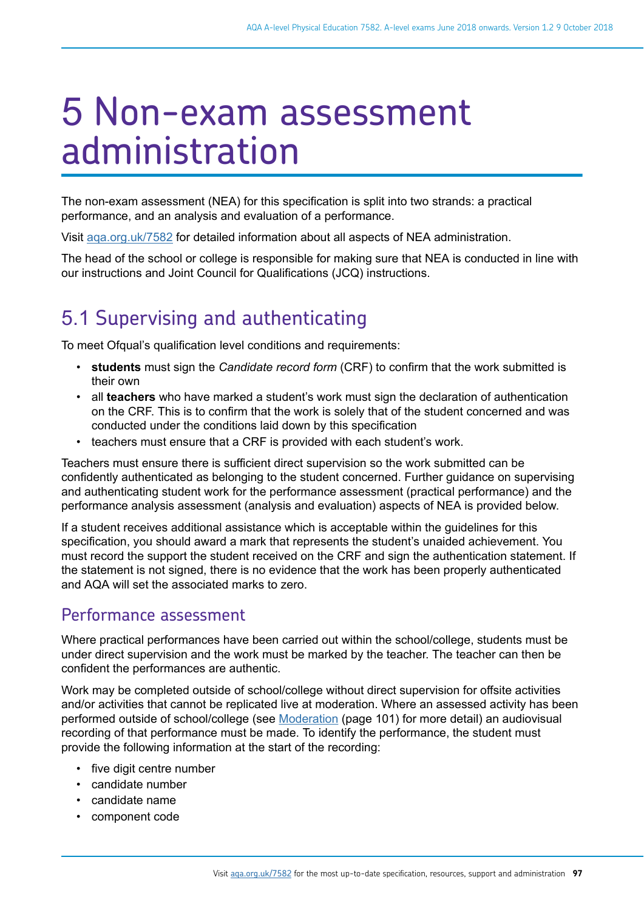# 5 Non-exam assessment administration

The non-exam assessment (NEA) for this specification is split into two strands: a practical performance, and an analysis and evaluation of a performance.

Visit aqa.org.uk/7582 for detailed information about all aspects of NEA administration.

The head of the school or college is responsible for making sure that NEA is conducted in line with our instructions and Joint Council for Qualifications (JCQ) instructions.

## 5.1 Supervising and authenticating

To meet Ofqual's qualification level conditions and requirements:

- **students** must sign the *Candidate record form* (CRF) to confirm that the work submitted is their own
- all **teachers** who have marked a student's work must sign the declaration of authentication on the CRF. This is to confirm that the work is solely that of the student concerned and was conducted under the conditions laid down by this specification
- teachers must ensure that a CRF is provided with each student's work.

Teachers must ensure there is sufficient direct supervision so the work submitted can be confidently authenticated as belonging to the student concerned. Further guidance on supervising and authenticating student work for the performance assessment (practical performance) and the performance analysis assessment (analysis and evaluation) aspects of NEA is provided below.

If a student receives additional assistance which is acceptable within the guidelines for this specification, you should award a mark that represents the student's unaided achievement. You must record the support the student received on the CRF and sign the authentication statement. If the statement is not signed, there is no evidence that the work has been properly authenticated and AQA will set the associated marks to zero.

### Performance assessment

Where practical performances have been carried out within the school/college, students must be under direct supervision and the work must be marked by the teacher. The teacher can then be confident the performances are authentic.

Work may be completed outside of school/college without direct supervision for offsite activities and/or activities that cannot be replicated live at moderation. Where an assessed activity has been performed outside of school/college (see Moderation (page 101) for more detail) an audiovisual recording of that performance must be made. To identify the performance, the student must provide the following information at the start of the recording:

- five digit centre number
- candidate number
- candidate name
- component code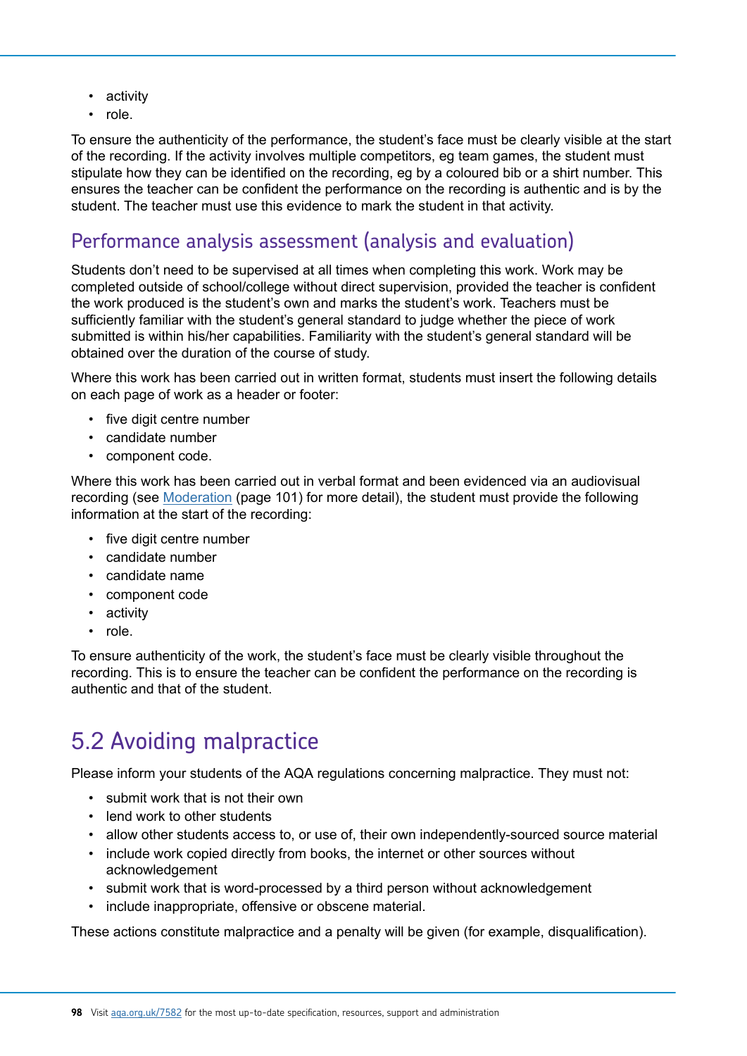- activity
- role.

To ensure the authenticity of the performance, the student's face must be clearly visible at the start of the recording. If the activity involves multiple competitors, eg team games, the student must stipulate how they can be identified on the recording, eg by a coloured bib or a shirt number. This ensures the teacher can be confident the performance on the recording is authentic and is by the student. The teacher must use this evidence to mark the student in that activity.

### Performance analysis assessment (analysis and evaluation)

Students don't need to be supervised at all times when completing this work. Work may be completed outside of school/college without direct supervision, provided the teacher is confident the work produced is the student's own and marks the student's work. Teachers must be sufficiently familiar with the student's general standard to judge whether the piece of work submitted is within his/her capabilities. Familiarity with the student's general standard will be obtained over the duration of the course of study.

Where this work has been carried out in written format, students must insert the following details on each page of work as a header or footer:

- five digit centre number
- candidate number
- component code.

Where this work has been carried out in verbal format and been evidenced via an audiovisual recording (see Moderation (page 101) for more detail), the student must provide the following information at the start of the recording:

- five digit centre number
- candidate number
- candidate name
- component code
- activity
- role.

To ensure authenticity of the work, the student's face must be clearly visible throughout the recording. This is to ensure the teacher can be confident the performance on the recording is authentic and that of the student.

## 5.2 Avoiding malpractice

Please inform your students of the AQA regulations concerning malpractice. They must not:

- submit work that is not their own
- lend work to other students
- allow other students access to, or use of, their own independently-sourced source material
- include work copied directly from books, the internet or other sources without acknowledgement
- submit work that is word-processed by a third person without acknowledgement
- include inappropriate, offensive or obscene material.

These actions constitute malpractice and a penalty will be given (for example, disqualification).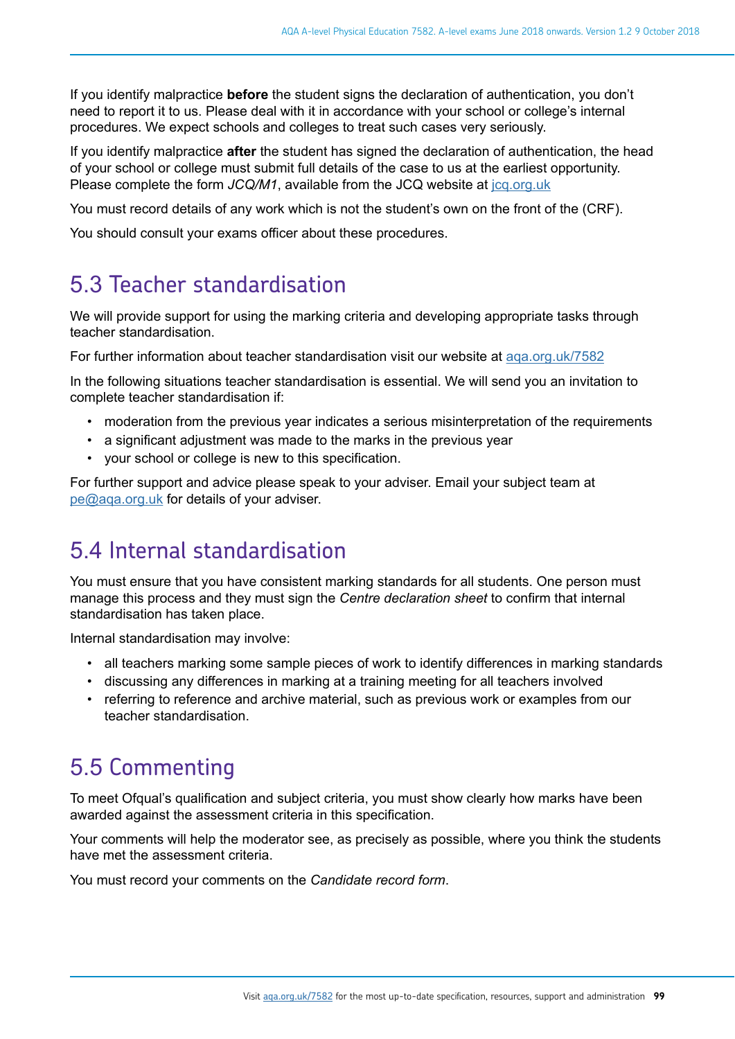If you identify malpractice **before** the student signs the declaration of authentication, you don't need to report it to us. Please deal with it in accordance with your school or college's internal procedures. We expect schools and colleges to treat such cases very seriously.

If you identify malpractice **after** the student has signed the declaration of authentication, the head of your school or college must submit full details of the case to us at the earliest opportunity. Please complete the form *JCQ/M1*, available from the JCQ website at jcq.org.uk

You must record details of any work which is not the student's own on the front of the (CRF).

You should consult your exams officer about these procedures.

## 5.3 Teacher standardisation

We will provide support for using the marking criteria and developing appropriate tasks through teacher standardisation.

For further information about teacher standardisation visit our website at aqa.org.uk/7582

In the following situations teacher standardisation is essential. We will send you an invitation to complete teacher standardisation if:

- moderation from the previous year indicates a serious misinterpretation of the requirements
- a significant adjustment was made to the marks in the previous year
- your school or college is new to this specification.

For further support and advice please speak to your adviser. Email your subject team at pe@aqa.org.uk for details of your adviser.

## 5.4 Internal standardisation

You must ensure that you have consistent marking standards for all students. One person must manage this process and they must sign the *Centre declaration sheet* to confirm that internal standardisation has taken place.

Internal standardisation may involve:

- all teachers marking some sample pieces of work to identify differences in marking standards
- discussing any differences in marking at a training meeting for all teachers involved
- referring to reference and archive material, such as previous work or examples from our teacher standardisation.

## 5.5 Commenting

To meet Ofqual's qualification and subject criteria, you must show clearly how marks have been awarded against the assessment criteria in this specification.

Your comments will help the moderator see, as precisely as possible, where you think the students have met the assessment criteria.

You must record your comments on the *Candidate record form*.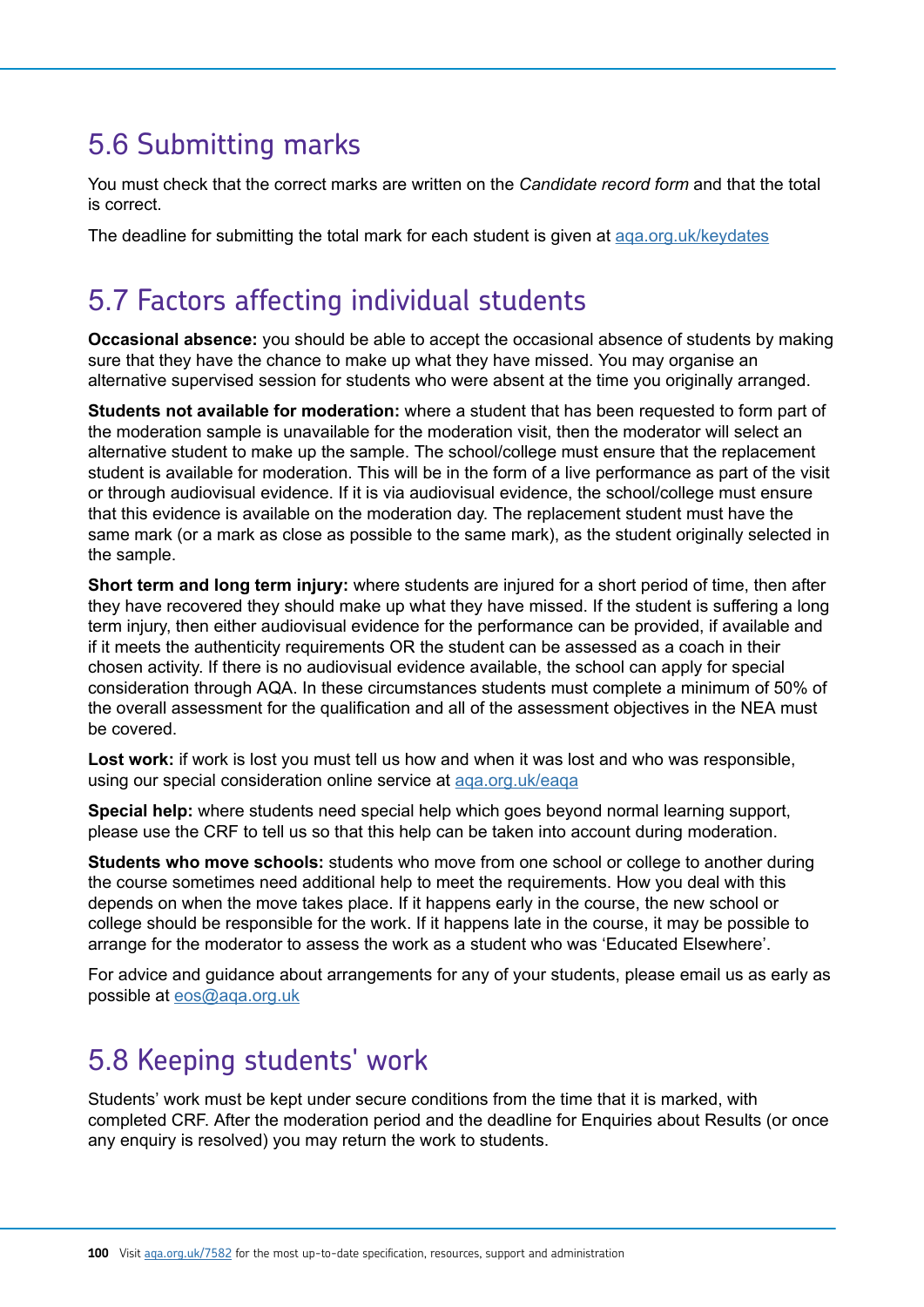## 5.6 Submitting marks

You must check that the correct marks are written on the *Candidate record form* and that the total is correct.

The deadline for submitting the total mark for each student is given at aqa.org.uk/keydates

## 5.7 Factors affecting individual students

**Occasional absence:** you should be able to accept the occasional absence of students by making sure that they have the chance to make up what they have missed. You may organise an alternative supervised session for students who were absent at the time you originally arranged.

**Students not available for moderation:** where a student that has been requested to form part of the moderation sample is unavailable for the moderation visit, then the moderator will select an alternative student to make up the sample. The school/college must ensure that the replacement student is available for moderation. This will be in the form of a live performance as part of the visit or through audiovisual evidence. If it is via audiovisual evidence, the school/college must ensure that this evidence is available on the moderation day. The replacement student must have the same mark (or a mark as close as possible to the same mark), as the student originally selected in the sample.

**Short term and long term injury:** where students are injured for a short period of time, then after they have recovered they should make up what they have missed. If the student is suffering a long term injury, then either audiovisual evidence for the performance can be provided, if available and if it meets the authenticity requirements OR the student can be assessed as a coach in their chosen activity. If there is no audiovisual evidence available, the school can apply for special consideration through AQA. In these circumstances students must complete a minimum of 50% of the overall assessment for the qualification and all of the assessment objectives in the NEA must be covered.

**Lost work:** if work is lost you must tell us how and when it was lost and who was responsible, using our special consideration online service at aqa.org.uk/eaqa

**Special help:** where students need special help which goes beyond normal learning support, please use the CRF to tell us so that this help can be taken into account during moderation.

**Students who move schools:** students who move from one school or college to another during the course sometimes need additional help to meet the requirements. How you deal with this depends on when the move takes place. If it happens early in the course, the new school or college should be responsible for the work. If it happens late in the course, it may be possible to arrange for the moderator to assess the work as a student who was 'Educated Elsewhere'.

For advice and guidance about arrangements for any of your students, please email us as early as possible at eos@aqa.org.uk

## 5.8 Keeping students' work

Students' work must be kept under secure conditions from the time that it is marked, with completed CRF. After the moderation period and the deadline for Enquiries about Results (or once any enquiry is resolved) you may return the work to students.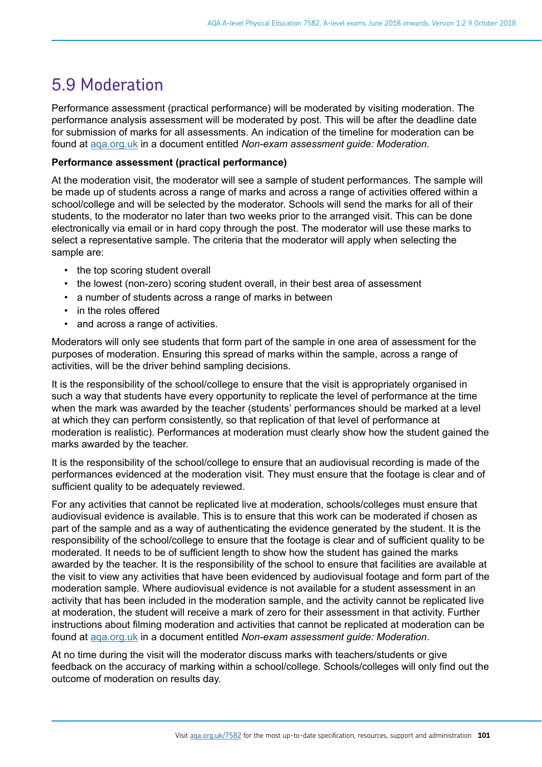## 5.9 Moderation

Performance assessment (practical performance) will be moderated by visiting moderation. The performance analysis assessment will be moderated by post. This will be after the deadline date for submission of marks for all assessments. An indication of the timeline for moderation can be found at [aqa.org.uk](aqa.org.uk) in a document entitled *Non-exam assessment guide: Moderation*.

**Performance assessment (practical performance)**

At the moderation visit, the moderator will see a sample of student performances. The sample will be made up of students across a range of marks and across a range of activities offered within a school/college and will be selected by the moderator. Schools will send the marks for all of their students, to the moderator no later than two weeks prior to the arranged visit. This can be done electronically via email or in hard copy through the post. The moderator will use these marks to select a representative sample. The criteria that the moderator will apply when selecting the sample are:

- the top scoring student overall
- the lowest (non-zero) scoring student overall, in their best area of assessment
- a number of students across a range of marks in between
- in the roles offered
- and across a range of activities.

Moderators will only see students that form part of the sample in one area of assessment for the purposes of moderation. Ensuring this spread of marks within the sample, across a range of activities, will be the driver behind sampling decisions.

It is the responsibility of the school/college to ensure that the visit is appropriately organised in such a way that students have every opportunity to replicate the level of performance at the time when the mark was awarded by the teacher (students' performances should be marked at a level at which they can perform consistently, so that replication of that level of performance at moderation is realistic). Performances at moderation must clearly show how the student gained the marks awarded by the teacher.

It is the responsibility of the school/college to ensure that an audiovisual recording is made of the performances evidenced at the moderation visit. They must ensure that the footage is clear and of sufficient quality to be adequately reviewed.

For any activities that cannot be replicated live at moderation, schools/colleges must ensure that audiovisual evidence is available. This is to ensure that this work can be moderated if chosen as part of the sample and as a way of authenticating the evidence generated by the student. It is the responsibility of the school/college to ensure that the footage is clear and of sufficient quality to be moderated. It needs to be of sufficient length to show how the student has gained the marks awarded by the teacher. It is the responsibility of the school to ensure that facilities are available at the visit to view any activities that have been evidenced by audiovisual footage and form part of the moderation sample. Where audiovisual evidence is not available for a student assessment in an activity that has been included in the moderation sample, and the activity cannot be replicated live at moderation, the student will receive a mark of zero for their assessment in that activity. Further instructions about filming moderation and activities that cannot be replicated at moderation can be found at [aqa.org.uk](aqa.org.uk) in a document entitled *Non-exam assessment guide: Moderation*.

At no time during the visit will the moderator discuss marks with teachers/students or give feedback on the accuracy of marking within a school/college. Schools/colleges will only find out the outcome of moderation on results day.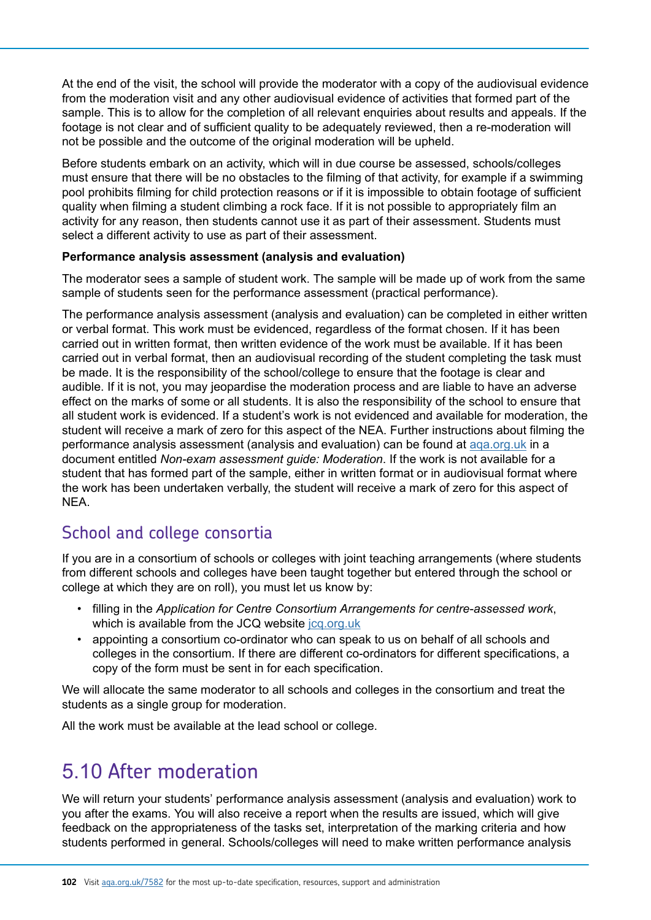At the end of the visit, the school will provide the moderator with a copy of the audiovisual evidence from the moderation visit and any other audiovisual evidence of activities that formed part of the sample. This is to allow for the completion of all relevant enquiries about results and appeals. If the footage is not clear and of sufficient quality to be adequately reviewed, then a re-moderation will not be possible and the outcome of the original moderation will be upheld.

Before students embark on an activity, which will in due course be assessed, schools/colleges must ensure that there will be no obstacles to the filming of that activity, for example if a swimming pool prohibits filming for child protection reasons or if it is impossible to obtain footage of sufficient quality when filming a student climbing a rock face. If it is not possible to appropriately film an activity for any reason, then students cannot use it as part of their assessment. Students must select a different activity to use as part of their assessment.

**Performance analysis assessment (analysis and evaluation)**

The moderator sees a sample of student work. The sample will be made up of work from the same sample of students seen for the performance assessment (practical performance).

The performance analysis assessment (analysis and evaluation) can be completed in either written or verbal format. This work must be evidenced, regardless of the format chosen. If it has been carried out in written format, then written evidence of the work must be available. If it has been carried out in verbal format, then an audiovisual recording of the student completing the task must be made. It is the responsibility of the school/college to ensure that the footage is clear and audible. If it is not, you may jeopardise the moderation process and are liable to have an adverse effect on the marks of some or all students. It is also the responsibility of the school to ensure that all student work is evidenced. If a student's work is not evidenced and available for moderation, the student will receive a mark of zero for this aspect of the NEA. Further instructions about filming the performance analysis assessment (analysis and evaluation) can be found at aqa.org.uk in a document entitled *Non-exam assessment guide: Moderation*. If the work is not available for a student that has formed part of the sample, either in written format or in audiovisual format where the work has been undertaken verbally, the student will receive a mark of zero for this aspect of NEA.

## School and college consortia

If you are in a consortium of schools or colleges with joint teaching arrangements (where students from different schools and colleges have been taught together but entered through the school or college at which they are on roll), you must let us know by:

- filling in the *Application for Centre Consortium Arrangements for centre-assessed work*, which is available from the JCQ website jcq.org.uk
- appointing a consortium co-ordinator who can speak to us on behalf of all schools and colleges in the consortium. If there are different co-ordinators for different specifications, a copy of the form must be sent in for each specification.

We will allocate the same moderator to all schools and colleges in the consortium and treat the students as a single group for moderation.

All the work must be available at the lead school or college.

# 5.10 After moderation

We will return your students' performance analysis assessment (analysis and evaluation) work to you after the exams. You will also receive a report when the results are issued, which will give feedback on the appropriateness of the tasks set, interpretation of the marking criteria and how students performed in general. Schools/colleges will need to make written performance analysis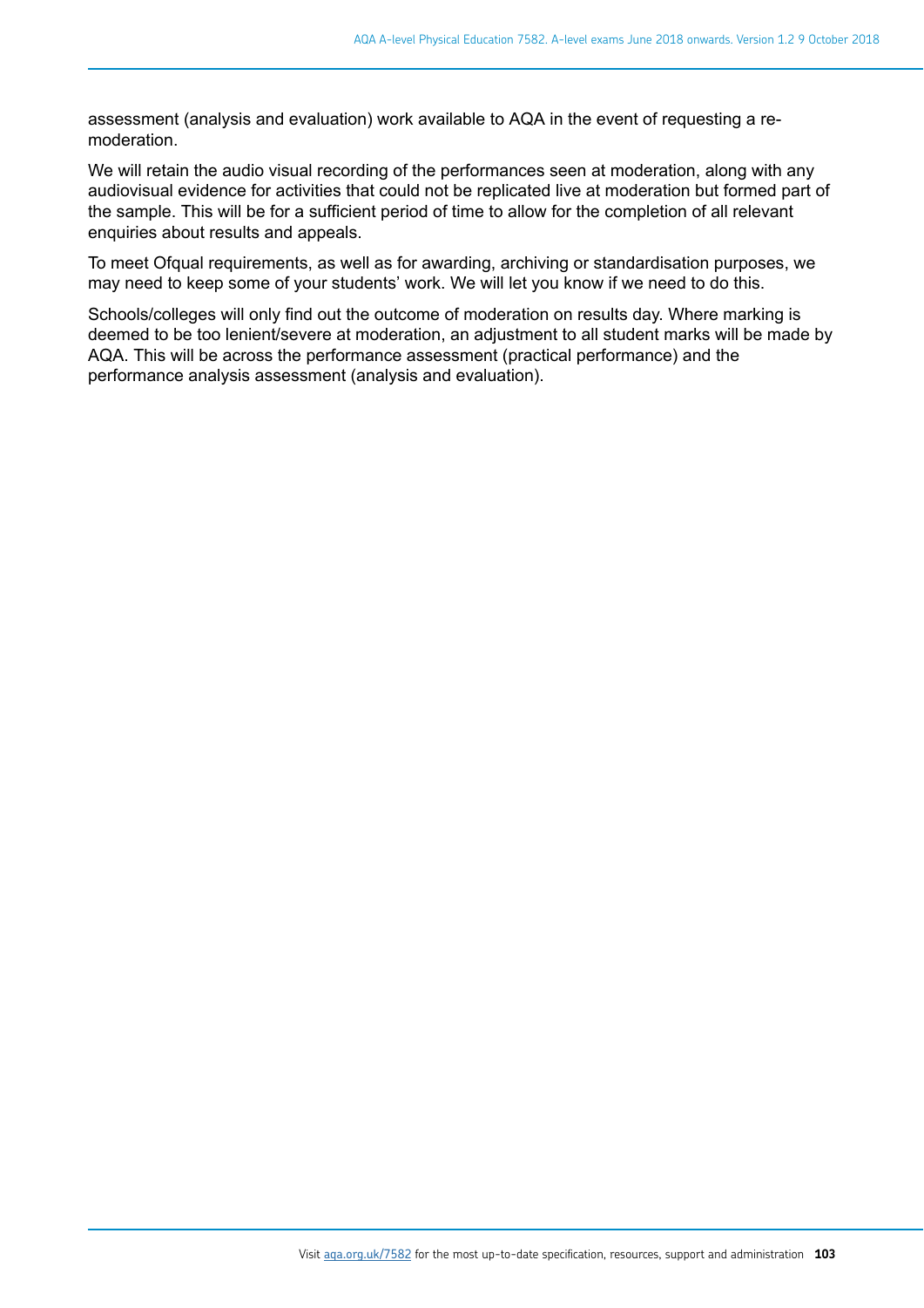assessment (analysis and evaluation) work available to AQA in the event of requesting a re-moderation.

We will retain the audio visual recording of the performances seen at moderation, along with any audiovisual evidence for activities that could not be replicated live at moderation but formed part of the sample. This will be for a sufficient period of time to allow for the completion of all relevant enquiries about results and appeals.

To meet Ofqual requirements, as well as for awarding, archiving or standardisation purposes, we may need to keep some of your students' work. We will let you know if we need to do this.

Schools/colleges will only find out the outcome of moderation on results day. Where marking is deemed to be too lenient/severe at moderation, an adjustment to all student marks will be made by AQA. This will be across the performance assessment (practical performance) and the performance analysis assessment (analysis and evaluation).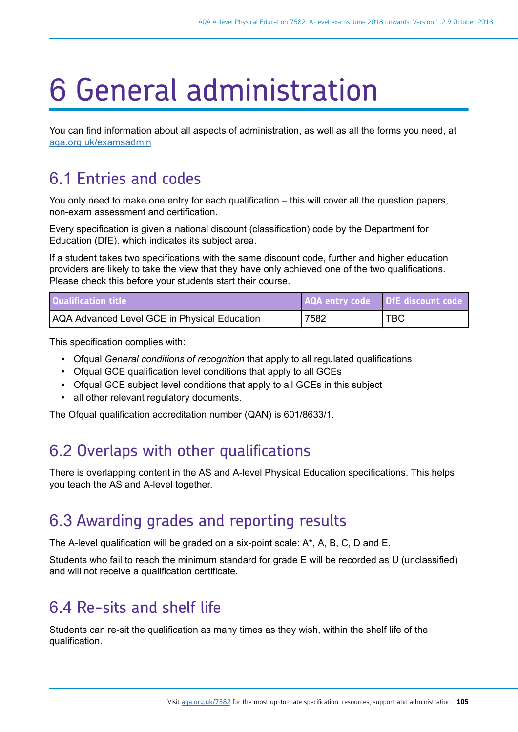# 6 General administration

You can find information about all aspects of administration, as well as all the forms you need, at [aqa.org.uk/examsadmin](aqa.org.uk/examsadmin)

## 6.1 Entries and codes

You only need to make one entry for each qualification – this will cover all the question papers, non-exam assessment and certification.

Every specification is given a national discount (classification) code by the Department for Education (DfE), which indicates its subject area.

If a student takes two specifications with the same discount code, further and higher education providers are likely to take the view that they have only achieved one of the two qualifications. Please check this before your students start their course.

| Qualification title | AQA entry code | DfE discount code |
|---|---|---|
| AQA Advanced Level GCE in Physical Education | 7582 | TBC |

This specification complies with:

- Ofqual *General conditions of recognition* that apply to all regulated qualifications
- Ofqual GCE qualification level conditions that apply to all GCEs
- Ofqual GCE subject level conditions that apply to all GCEs in this subject
- all other relevant regulatory documents.

The Ofqual qualification accreditation number (QAN) is 601/8633/1.

## 6.2 Overlaps with other qualifications

There is overlapping content in the AS and A-level Physical Education specifications. This helps you teach the AS and A-level together.

## 6.3 Awarding grades and reporting results

The A-level qualification will be graded on a six-point scale: A*, A, B, C, D and E.

Students who fail to reach the minimum standard for grade E will be recorded as U (unclassified) and will not receive a qualification certificate.

## 6.4 Re-sits and shelf life

Students can re-sit the qualification as many times as they wish, within the shelf life of the qualification.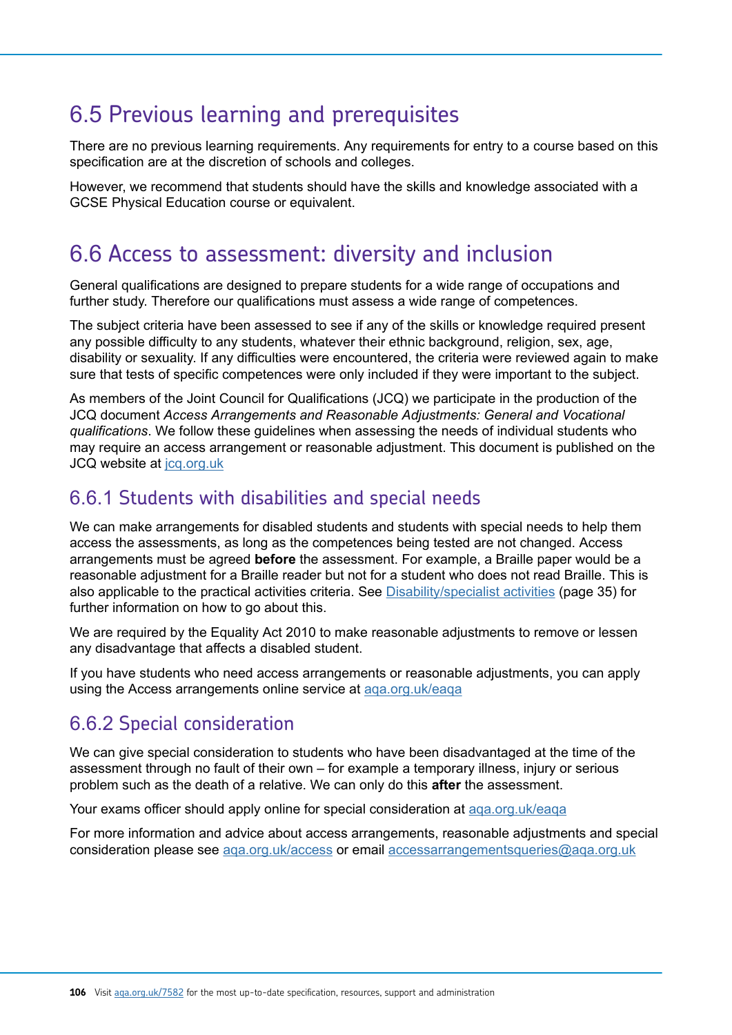## 6.5 Previous learning and prerequisites

There are no previous learning requirements. Any requirements for entry to a course based on this specification are at the discretion of schools and colleges.

However, we recommend that students should have the skills and knowledge associated with a GCSE Physical Education course or equivalent.

## 6.6 Access to assessment: diversity and inclusion

General qualifications are designed to prepare students for a wide range of occupations and further study. Therefore our qualifications must assess a wide range of competences.

The subject criteria have been assessed to see if any of the skills or knowledge required present any possible difficulty to any students, whatever their ethnic background, religion, sex, age, disability or sexuality. If any difficulties were encountered, the criteria were reviewed again to make sure that tests of specific competences were only included if they were important to the subject.

As members of the Joint Council for Qualifications (JCQ) we participate in the production of the JCQ document *Access Arrangements and Reasonable Adjustments: General and Vocational qualifications*. We follow these guidelines when assessing the needs of individual students who may require an access arrangement or reasonable adjustment. This document is published on the JCQ website at jcq.org.uk

### 6.6.1 Students with disabilities and special needs

We can make arrangements for disabled students and students with special needs to help them access the assessments, as long as the competences being tested are not changed. Access arrangements must be agreed **before** the assessment. For example, a Braille paper would be a reasonable adjustment for a Braille reader but not for a student who does not read Braille. This is also applicable to the practical activities criteria. See Disability/specialist activities (page 35) for further information on how to go about this.

We are required by the Equality Act 2010 to make reasonable adjustments to remove or lessen any disadvantage that affects a disabled student.

If you have students who need access arrangements or reasonable adjustments, you can apply using the Access arrangements online service at aqa.org.uk/eaqa

### 6.6.2 Special consideration

We can give special consideration to students who have been disadvantaged at the time of the assessment through no fault of their own – for example a temporary illness, injury or serious problem such as the death of a relative. We can only do this **after** the assessment.

Your exams officer should apply online for special consideration at aqa.org.uk/eaqa

For more information and advice about access arrangements, reasonable adjustments and special consideration please see aqa.org.uk/access or email accessarrangementsqueries@aqa.org.uk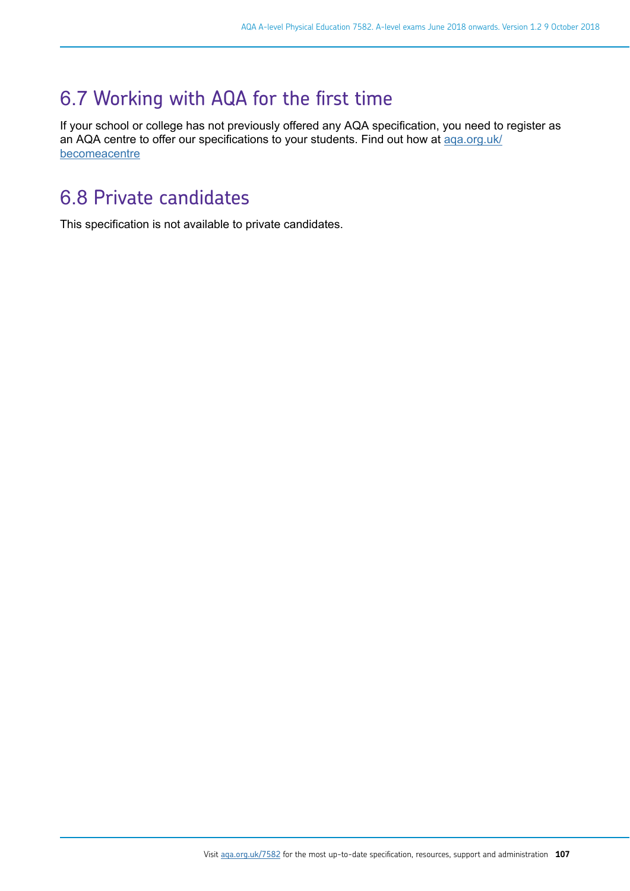## 6.7 Working with AQA for the first time

If your school or college has not previously offered any AQA specification, you need to register as an AQA centre to offer our specifications to your students. Find out how at [aqa.org.uk/becomeacentre](aqa.org.uk/becomeacentre)

## 6.8 Private candidates

This specification is not available to private candidates.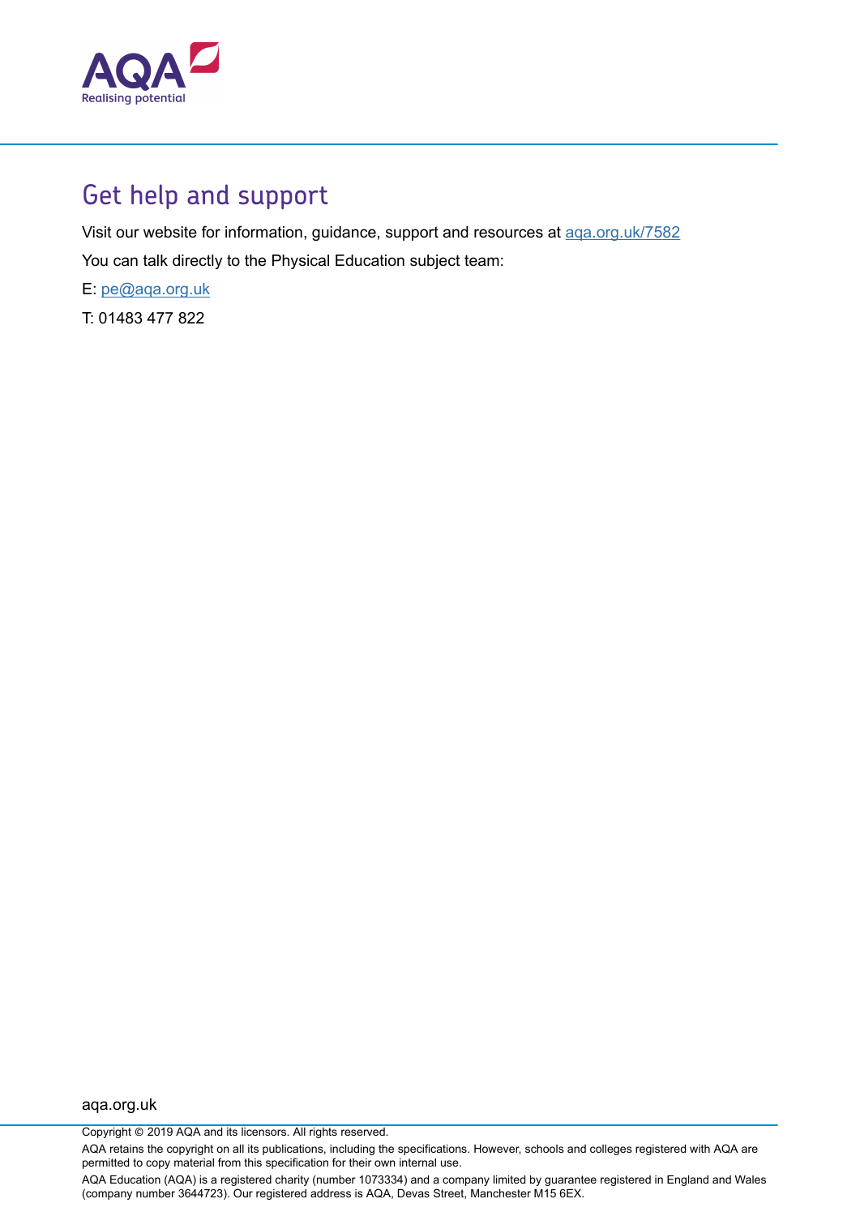## Get help and support

Visit our website for information, guidance, support and resources at [aqa.org.uk/7582](aqa.org.uk/7582)

You can talk directly to the Physical Education subject team:

E: [pe@aqa.org.uk](mailto:pe@aqa.org.uk)

T: 01483 477 822

aqa.org.uk

Copyright © 2019 AQA and its licensors. All rights reserved.

AQA retains the copyright on all its publications, including the specifications. However, schools and colleges registered with AQA are permitted to copy material from this specification for their own internal use.

AQA Education (AQA) is a registered charity (number 1073334) and a company limited by guarantee registered in England and Wales (company number 3644723). Our registered address is AQA, Devas Street, Manchester M15 6EX.